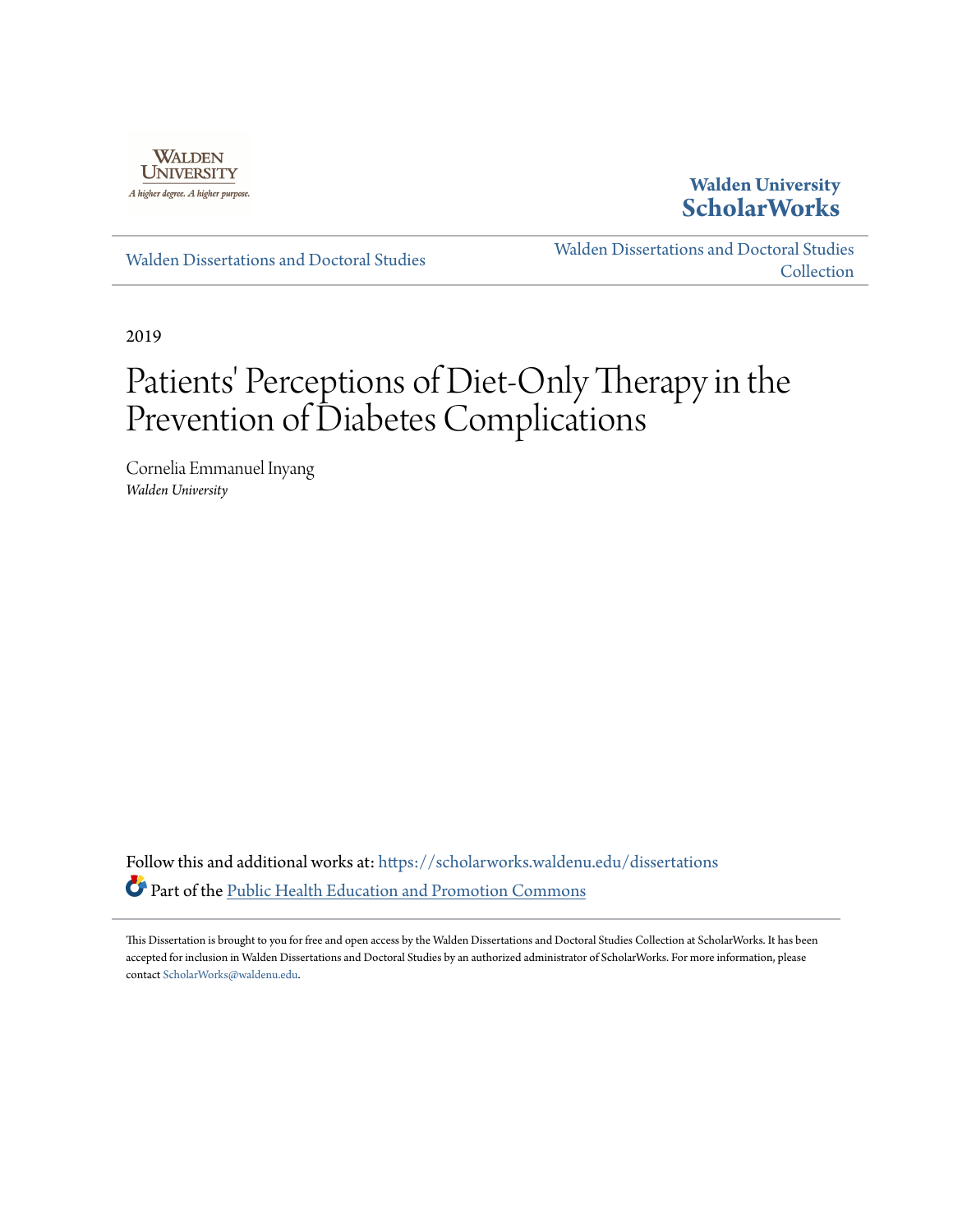Walden University

A higher degree. A higher purpose.

**Walden University ScholarWorks**

Walden Dissertations and Doctoral Studies

Walden Dissertations and Doctoral Studies Collection

2019

# Patients' Perceptions of Diet-Only Therapy in the Prevention of Diabetes Complications

Cornelia Emmanuel Inyang
*Walden University*

Follow this and additional works at: https://scholarworks.waldenu.edu/dissertations

Part of the Public Health Education and Promotion Commons

This Dissertation is brought to you for free and open access by the Walden Dissertations and Doctoral Studies Collection at ScholarWorks. It has been accepted for inclusion in Walden Dissertations and Doctoral Studies by an authorized administrator of ScholarWorks. For more information, please contact ScholarWorks@waldenu.edu.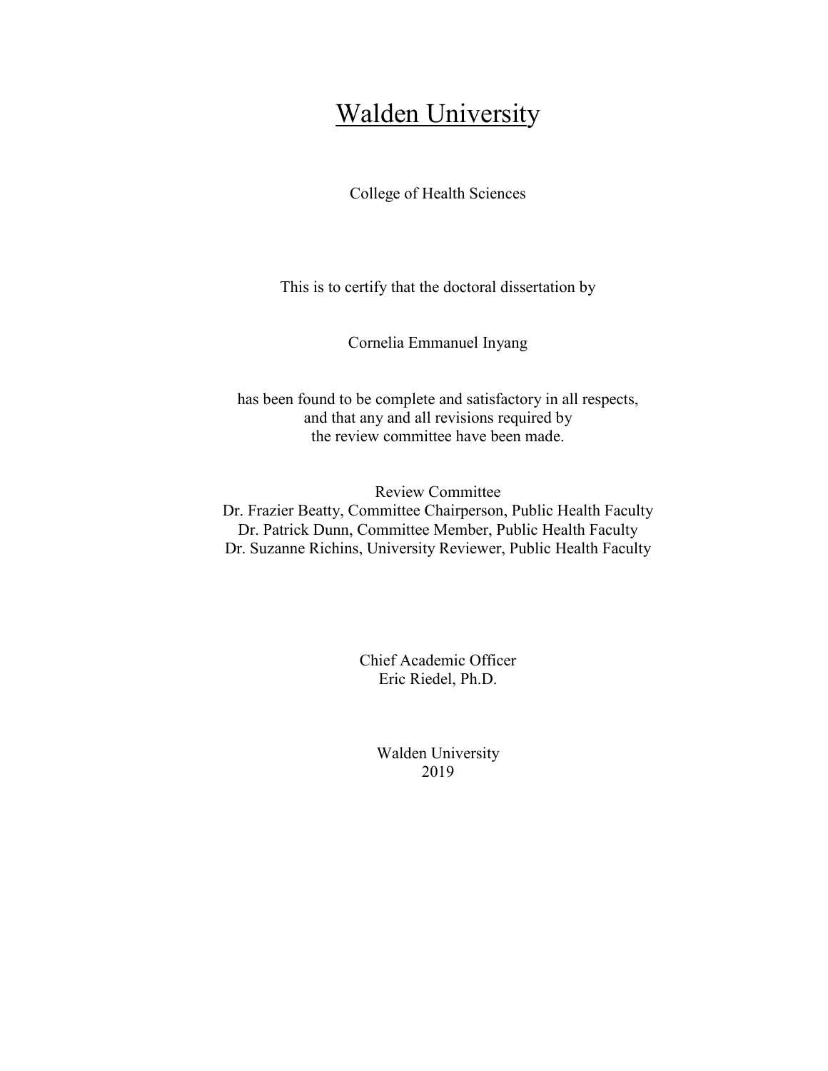# Walden University

College of Health Sciences

This is to certify that the doctoral dissertation by

Cornelia Emmanuel Inyang

has been found to be complete and satisfactory in all respects,
and that any and all revisions required by
the review committee have been made.

Review Committee
Dr. Frazier Beatty, Committee Chairperson, Public Health Faculty
Dr. Patrick Dunn, Committee Member, Public Health Faculty
Dr. Suzanne Richins, University Reviewer, Public Health Faculty

Chief Academic Officer
Eric Riedel, Ph.D.

Walden University
2019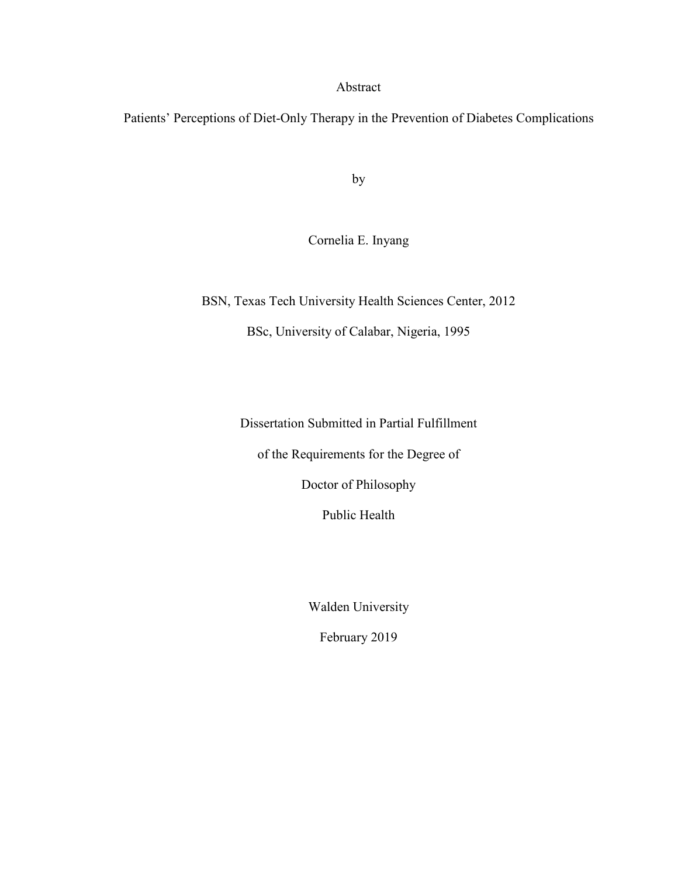Abstract

Patients' Perceptions of Diet-Only Therapy in the Prevention of Diabetes Complications

by

Cornelia E. Inyang

BSN, Texas Tech University Health Sciences Center, 2012

BSc, University of Calabar, Nigeria, 1995

Dissertation Submitted in Partial Fulfillment

of the Requirements for the Degree of

Doctor of Philosophy

Public Health

Walden University

February 2019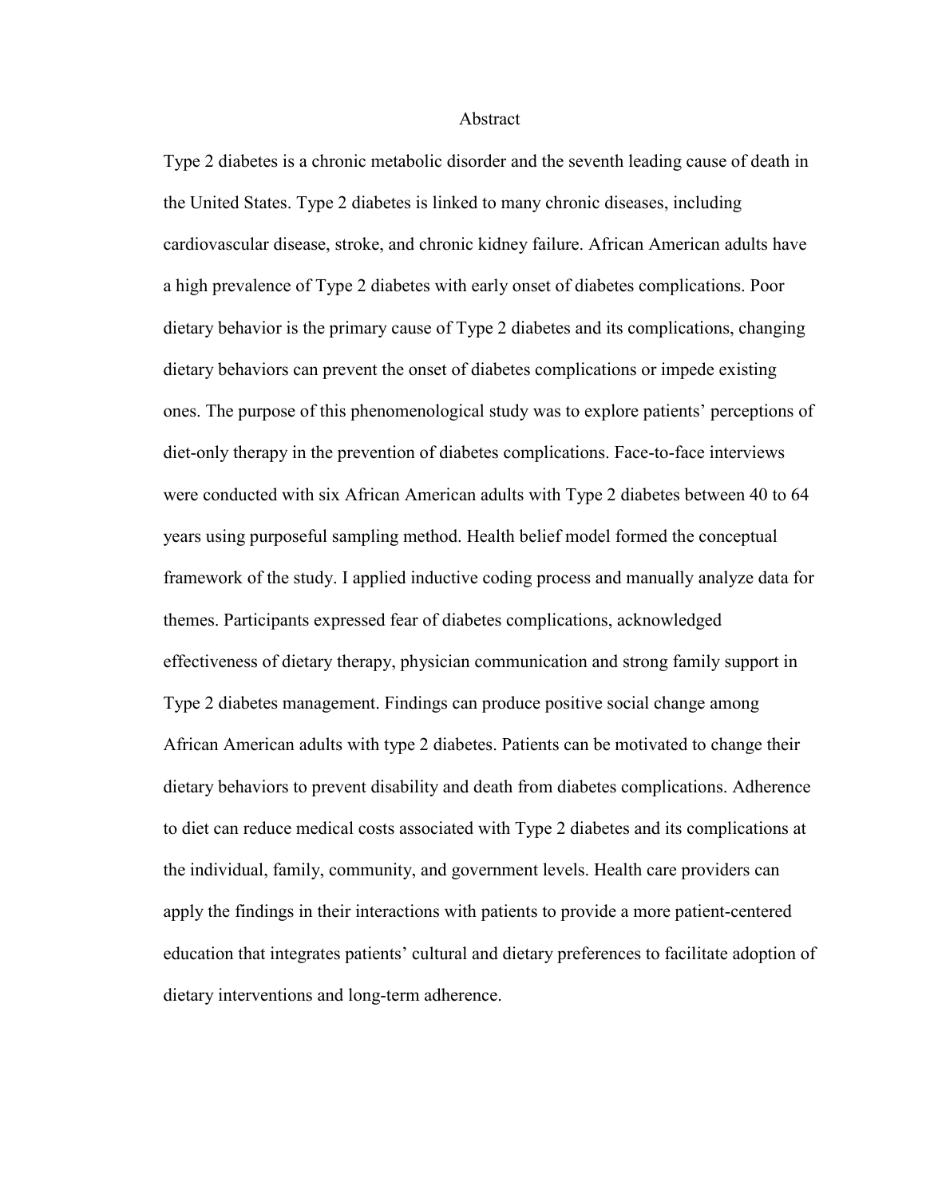# Abstract

Type 2 diabetes is a chronic metabolic disorder and the seventh leading cause of death in the United States. Type 2 diabetes is linked to many chronic diseases, including cardiovascular disease, stroke, and chronic kidney failure. African American adults have a high prevalence of Type 2 diabetes with early onset of diabetes complications. Poor dietary behavior is the primary cause of Type 2 diabetes and its complications, changing dietary behaviors can prevent the onset of diabetes complications or impede existing ones. The purpose of this phenomenological study was to explore patients' perceptions of diet-only therapy in the prevention of diabetes complications. Face-to-face interviews were conducted with six African American adults with Type 2 diabetes between 40 to 64 years using purposeful sampling method. Health belief model formed the conceptual framework of the study. I applied inductive coding process and manually analyze data for themes. Participants expressed fear of diabetes complications, acknowledged effectiveness of dietary therapy, physician communication and strong family support in Type 2 diabetes management. Findings can produce positive social change among African American adults with type 2 diabetes. Patients can be motivated to change their dietary behaviors to prevent disability and death from diabetes complications. Adherence to diet can reduce medical costs associated with Type 2 diabetes and its complications at the individual, family, community, and government levels. Health care providers can apply the findings in their interactions with patients to provide a more patient-centered education that integrates patients' cultural and dietary preferences to facilitate adoption of dietary interventions and long-term adherence.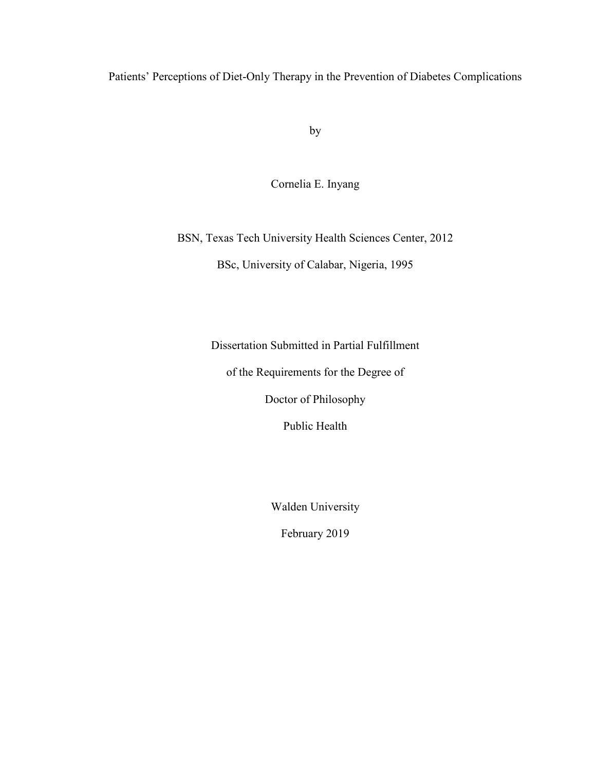# Patients' Perceptions of Diet-Only Therapy in the Prevention of Diabetes Complications

by

Cornelia E. Inyang

BSN, Texas Tech University Health Sciences Center, 2012

BSc, University of Calabar, Nigeria, 1995

Dissertation Submitted in Partial Fulfillment

of the Requirements for the Degree of

Doctor of Philosophy

Public Health

Walden University

February 2019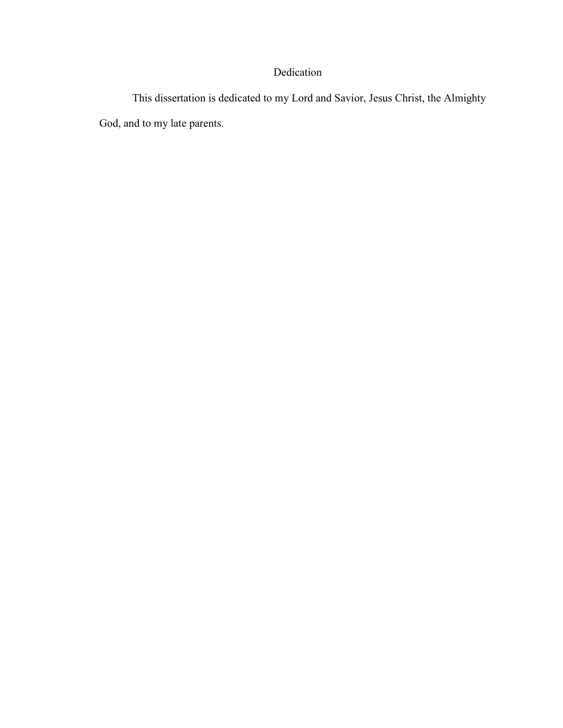# Dedication

This dissertation is dedicated to my Lord and Savior, Jesus Christ, the Almighty God, and to my late parents.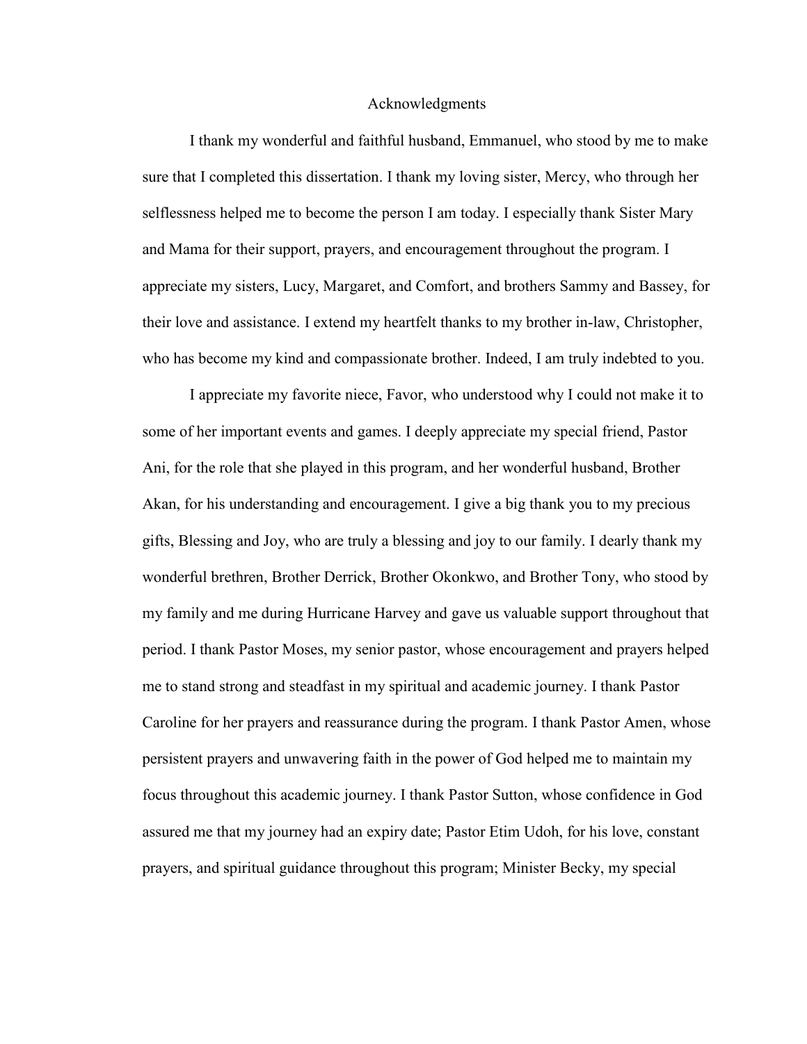# Acknowledgments

I thank my wonderful and faithful husband, Emmanuel, who stood by me to make sure that I completed this dissertation. I thank my loving sister, Mercy, who through her selflessness helped me to become the person I am today. I especially thank Sister Mary and Mama for their support, prayers, and encouragement throughout the program. I appreciate my sisters, Lucy, Margaret, and Comfort, and brothers Sammy and Bassey, for their love and assistance. I extend my heartfelt thanks to my brother in-law, Christopher, who has become my kind and compassionate brother. Indeed, I am truly indebted to you.

I appreciate my favorite niece, Favor, who understood why I could not make it to some of her important events and games. I deeply appreciate my special friend, Pastor Ani, for the role that she played in this program, and her wonderful husband, Brother Akan, for his understanding and encouragement. I give a big thank you to my precious gifts, Blessing and Joy, who are truly a blessing and joy to our family. I dearly thank my wonderful brethren, Brother Derrick, Brother Okonkwo, and Brother Tony, who stood by my family and me during Hurricane Harvey and gave us valuable support throughout that period. I thank Pastor Moses, my senior pastor, whose encouragement and prayers helped me to stand strong and steadfast in my spiritual and academic journey. I thank Pastor Caroline for her prayers and reassurance during the program. I thank Pastor Amen, whose persistent prayers and unwavering faith in the power of God helped me to maintain my focus throughout this academic journey. I thank Pastor Sutton, whose confidence in God assured me that my journey had an expiry date; Pastor Etim Udoh, for his love, constant prayers, and spiritual guidance throughout this program; Minister Becky, my special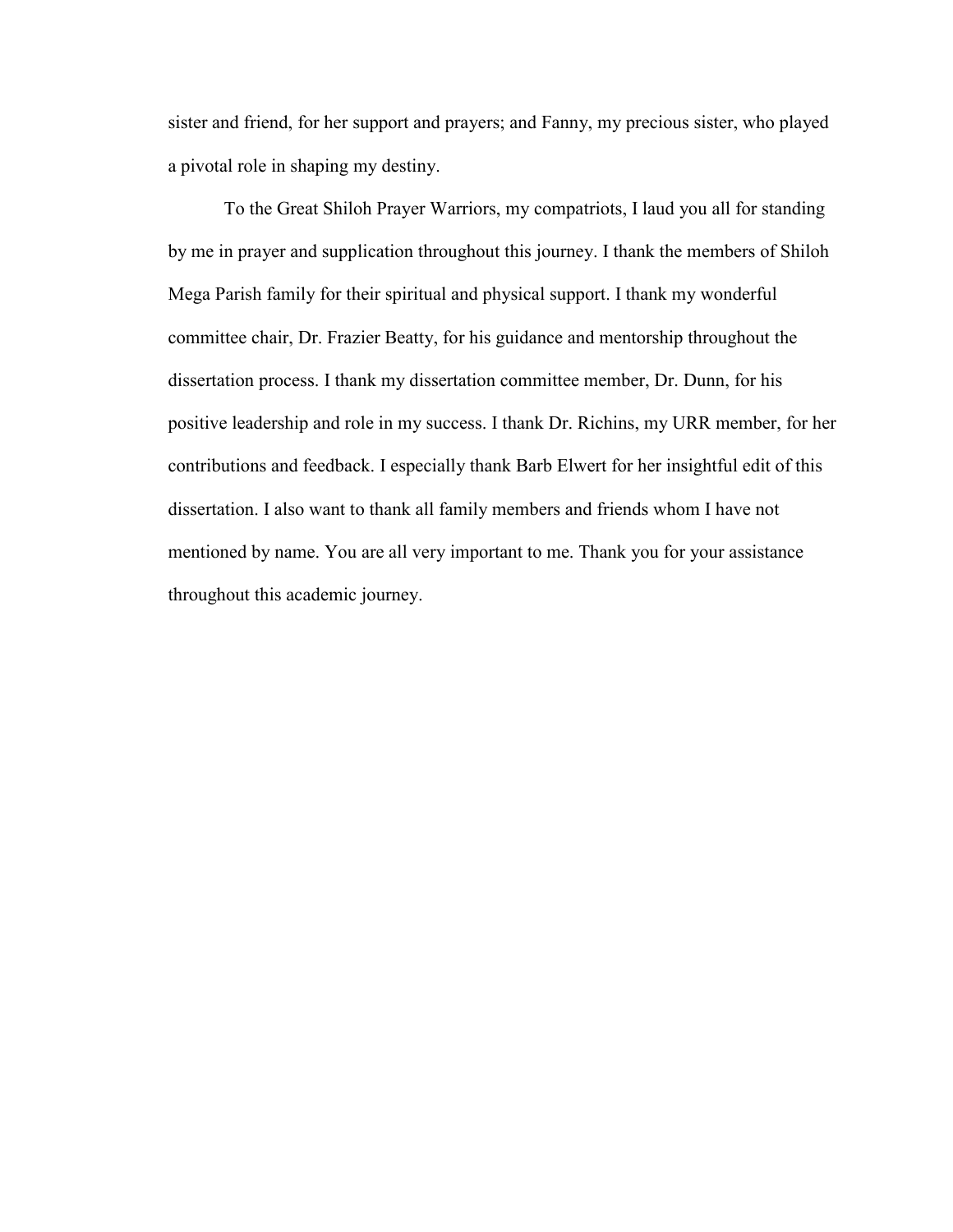sister and friend, for her support and prayers; and Fanny, my precious sister, who played a pivotal role in shaping my destiny.

To the Great Shiloh Prayer Warriors, my compatriots, I laud you all for standing by me in prayer and supplication throughout this journey. I thank the members of Shiloh Mega Parish family for their spiritual and physical support. I thank my wonderful committee chair, Dr. Frazier Beatty, for his guidance and mentorship throughout the dissertation process. I thank my dissertation committee member, Dr. Dunn, for his positive leadership and role in my success. I thank Dr. Richins, my URR member, for her contributions and feedback. I especially thank Barb Elwert for her insightful edit of this dissertation. I also want to thank all family members and friends whom I have not mentioned by name. You are all very important to me. Thank you for your assistance throughout this academic journey.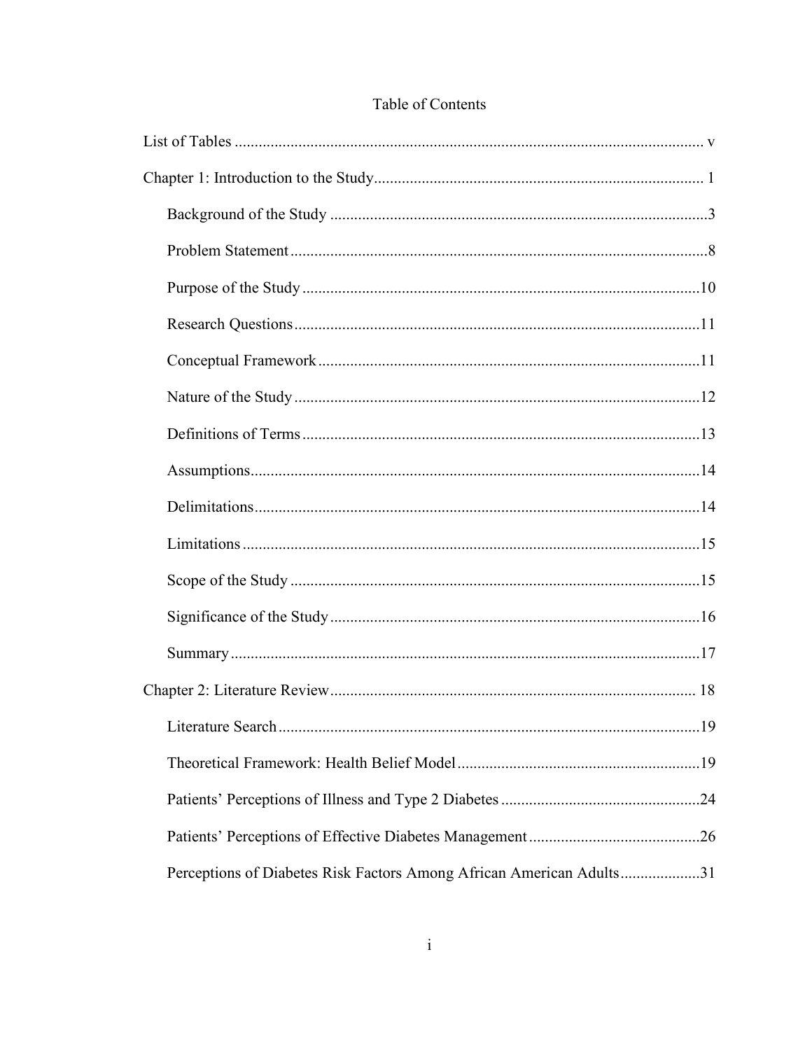# Table of Contents

List of Tables ..... v

Chapter 1: Introduction to the Study ..... 1

- Background of the Study ..... 3
- Problem Statement ..... 8
- Purpose of the Study ..... 10
- Research Questions ..... 11
- Conceptual Framework ..... 11
- Nature of the Study ..... 12
- Definitions of Terms ..... 13
- Assumptions ..... 14
- Delimitations ..... 14
- Limitations ..... 15
- Scope of the Study ..... 15
- Significance of the Study ..... 16
- Summary ..... 17

Chapter 2: Literature Review ..... 18

- Literature Search ..... 19
- Theoretical Framework: Health Belief Model ..... 19
- Patients' Perceptions of Illness and Type 2 Diabetes ..... 24
- Patients' Perceptions of Effective Diabetes Management ..... 26
- Perceptions of Diabetes Risk Factors Among African American Adults ..... 31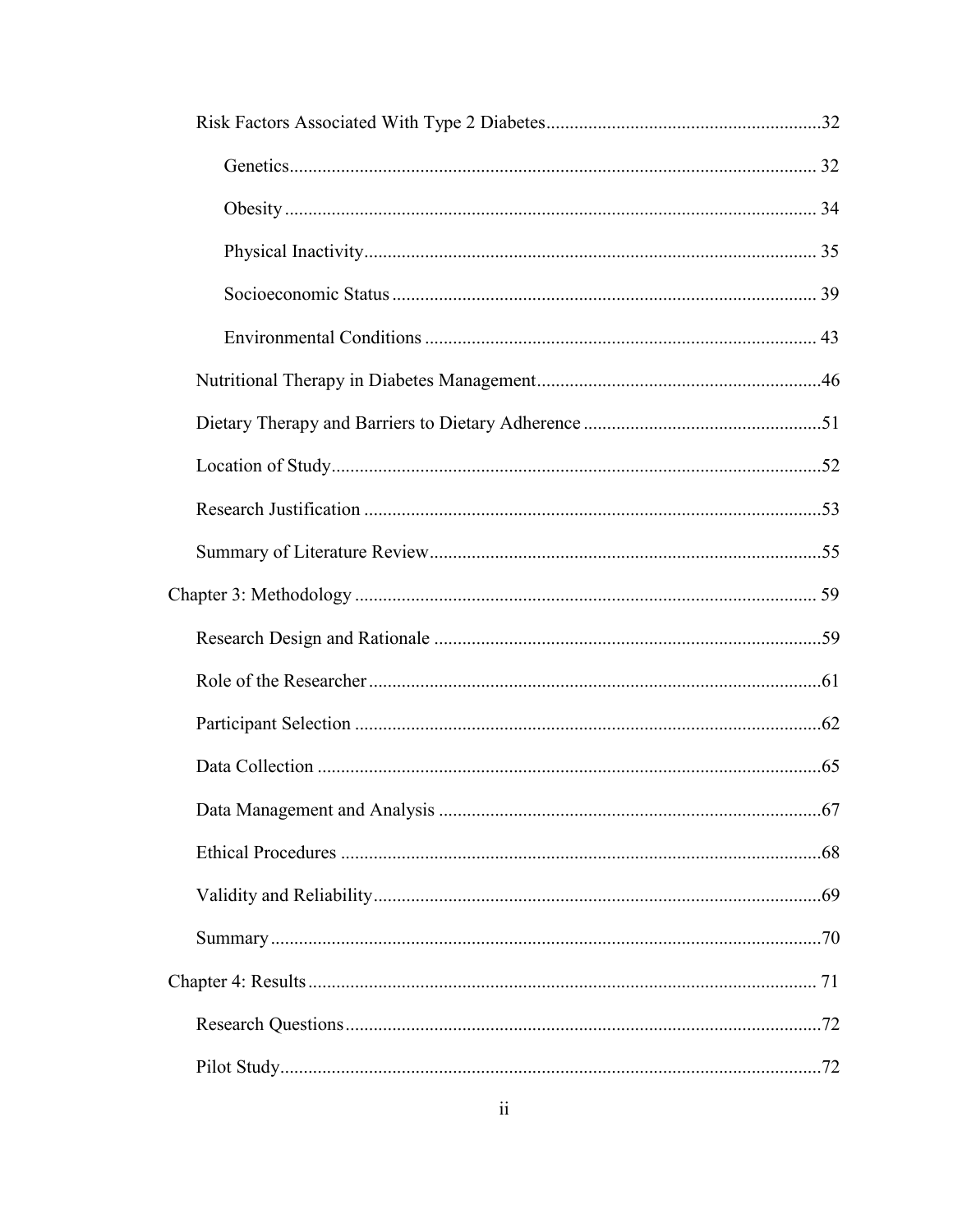Risk Factors Associated With Type 2 Diabetes ............................................................32

Genetics ................................................................................................................ 32

Obesity ................................................................................................................. 34

Physical Inactivity ................................................................................................ 35

Socioeconomic Status .......................................................................................... 39

Environmental Conditions ................................................................................... 43

Nutritional Therapy in Diabetes Management ............................................................46

Dietary Therapy and Barriers to Dietary Adherence ..................................................51

Location of Study .........................................................................................................52

Research Justification ..................................................................................................53

Summary of Literature Review ....................................................................................55

Chapter 3: Methodology .................................................................................................. 59

Research Design and Rationale ...................................................................................59

Role of the Researcher .................................................................................................61

Participant Selection ....................................................................................................62

Data Collection ............................................................................................................65

Data Management and Analysis ..................................................................................67

Ethical Procedures .......................................................................................................68

Validity and Reliability ................................................................................................69

Summary ......................................................................................................................70

Chapter 4: Results ............................................................................................................ 71

Research Questions .....................................................................................................72

Pilot Study ...................................................................................................................72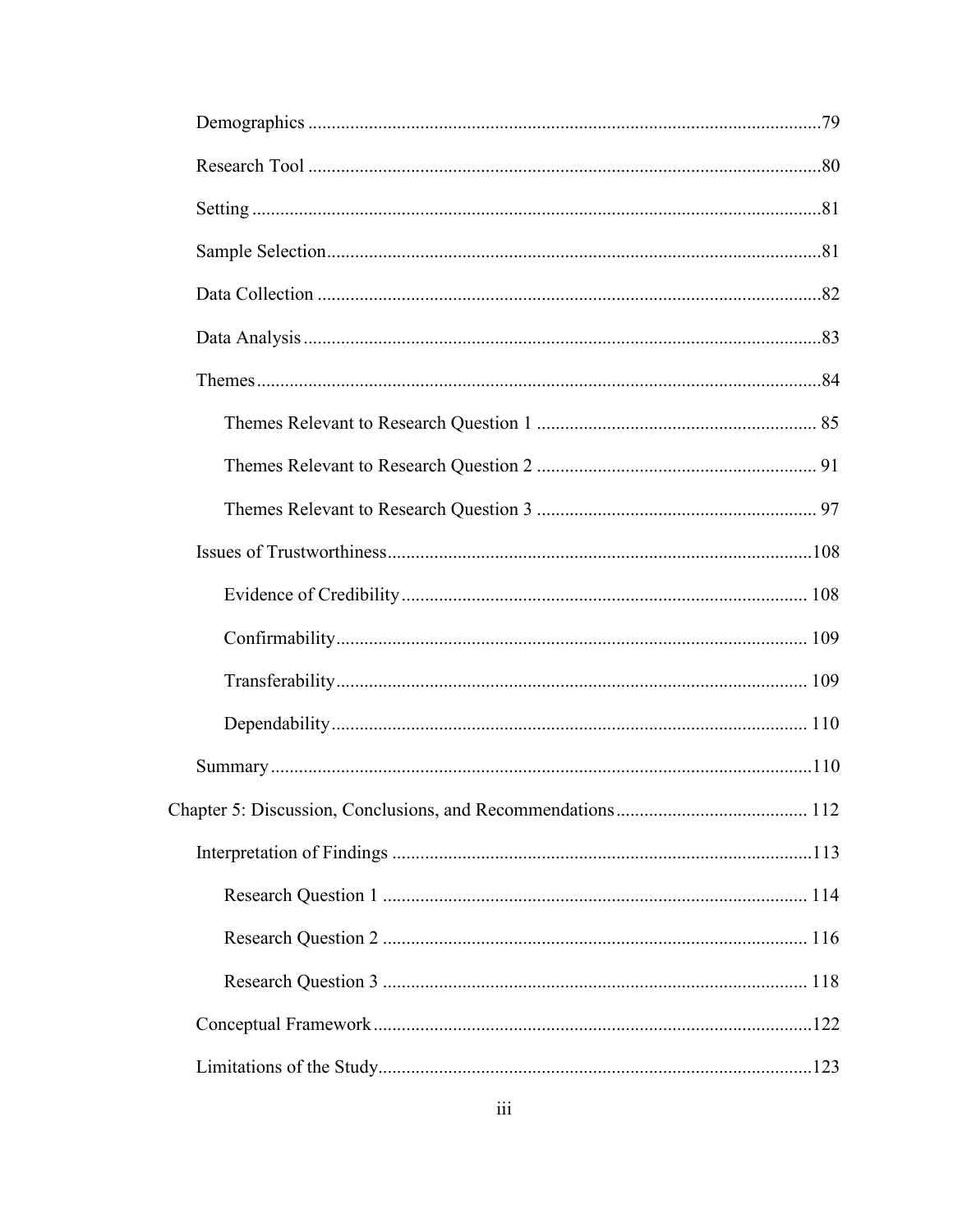Demographics ..........79

Research Tool ..........80

Setting ..........81

Sample Selection..........81

Data Collection ..........82

Data Analysis ..........83

Themes..........84

Themes Relevant to Research Question 1 .......... 85

Themes Relevant to Research Question 2 .......... 91

Themes Relevant to Research Question 3 .......... 97

Issues of Trustworthiness..........108

Evidence of Credibility.......... 108

Confirmability.......... 109

Transferability.......... 109

Dependability.......... 110

Summary..........110

Chapter 5: Discussion, Conclusions, and Recommendations.......... 112

Interpretation of Findings ..........113

Research Question 1 .......... 114

Research Question 2 .......... 116

Research Question 3 .......... 118

Conceptual Framework..........122

Limitations of the Study..........123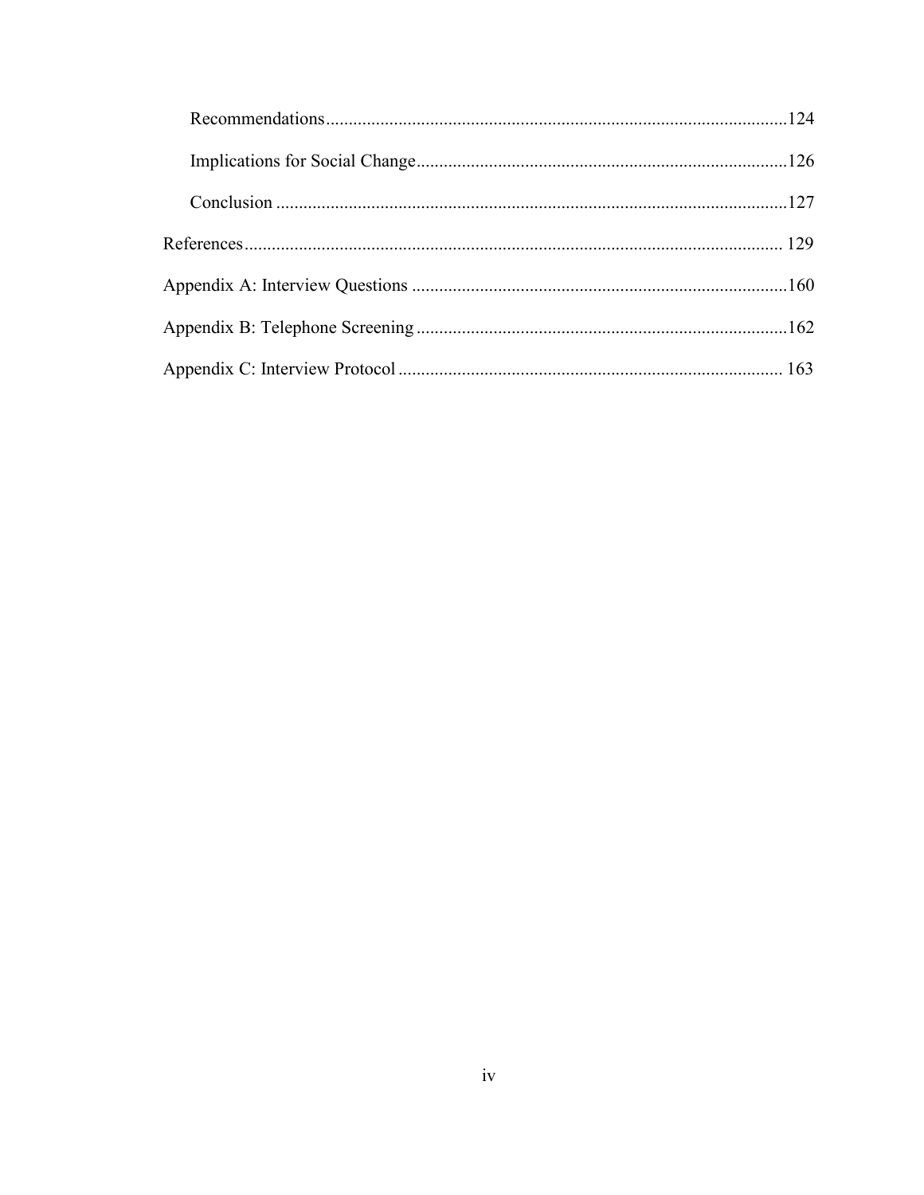Recommendations.....................................................................................................124

Implications for Social Change.................................................................................126

Conclusion ................................................................................................................127

References...................................................................................................................... 129

Appendix A: Interview Questions ...................................................................................160

Appendix B: Telephone Screening ..................................................................................162

Appendix C: Interview Protocol ..................................................................................... 163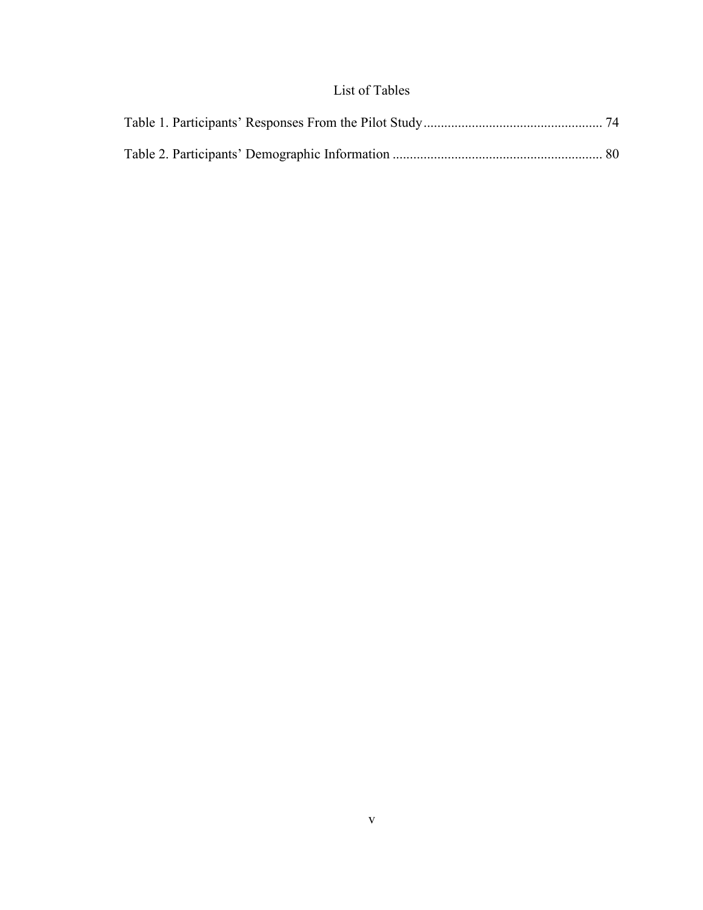# List of Tables

Table 1. Participants' Responses From the Pilot Study ................................................... 74

Table 2. Participants' Demographic Information ............................................................ 80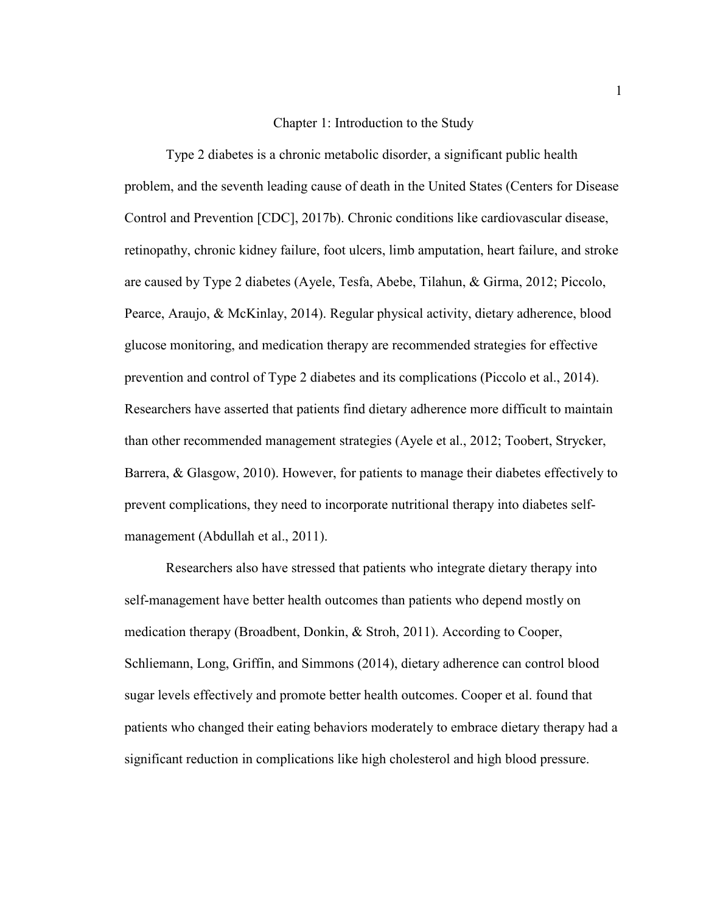# Chapter 1: Introduction to the Study

Type 2 diabetes is a chronic metabolic disorder, a significant public health problem, and the seventh leading cause of death in the United States (Centers for Disease Control and Prevention [CDC], 2017b). Chronic conditions like cardiovascular disease, retinopathy, chronic kidney failure, foot ulcers, limb amputation, heart failure, and stroke are caused by Type 2 diabetes (Ayele, Tesfa, Abebe, Tilahun, & Girma, 2012; Piccolo, Pearce, Araujo, & McKinlay, 2014). Regular physical activity, dietary adherence, blood glucose monitoring, and medication therapy are recommended strategies for effective prevention and control of Type 2 diabetes and its complications (Piccolo et al., 2014). Researchers have asserted that patients find dietary adherence more difficult to maintain than other recommended management strategies (Ayele et al., 2012; Toobert, Strycker, Barrera, & Glasgow, 2010). However, for patients to manage their diabetes effectively to prevent complications, they need to incorporate nutritional therapy into diabetes self-management (Abdullah et al., 2011).

Researchers also have stressed that patients who integrate dietary therapy into self-management have better health outcomes than patients who depend mostly on medication therapy (Broadbent, Donkin, & Stroh, 2011). According to Cooper, Schliemann, Long, Griffin, and Simmons (2014), dietary adherence can control blood sugar levels effectively and promote better health outcomes. Cooper et al. found that patients who changed their eating behaviors moderately to embrace dietary therapy had a significant reduction in complications like high cholesterol and high blood pressure.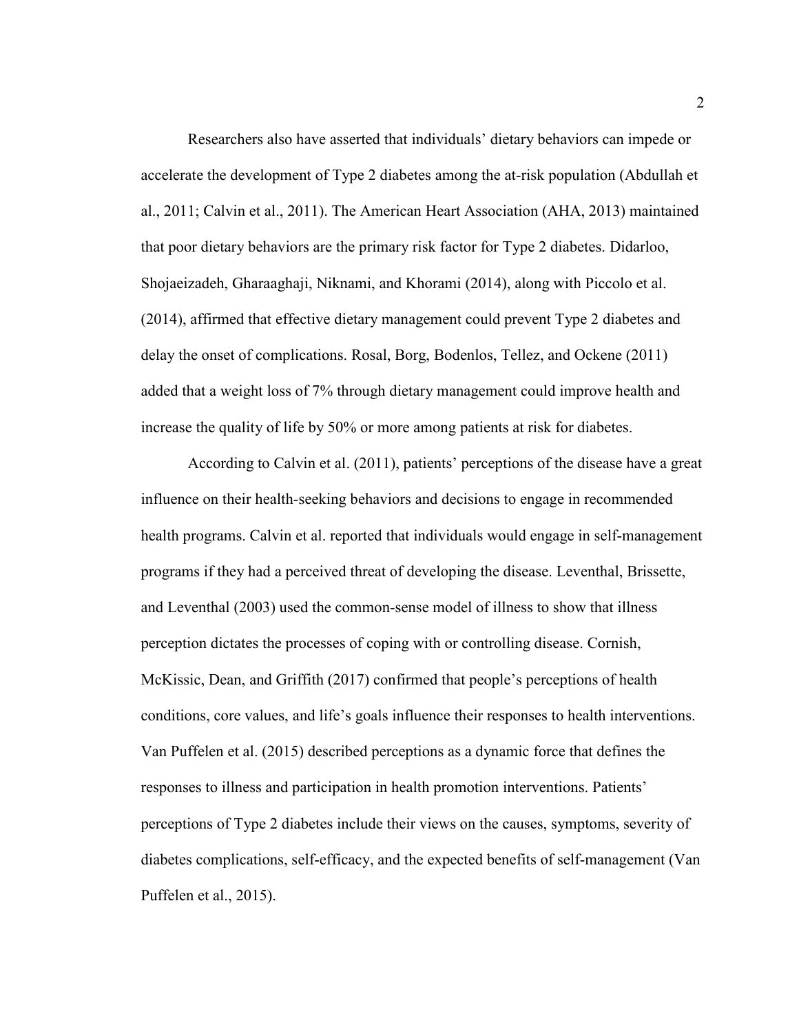Researchers also have asserted that individuals' dietary behaviors can impede or accelerate the development of Type 2 diabetes among the at-risk population (Abdullah et al., 2011; Calvin et al., 2011). The American Heart Association (AHA, 2013) maintained that poor dietary behaviors are the primary risk factor for Type 2 diabetes. Didarloo, Shojaeizadeh, Gharaaghaji, Niknami, and Khorami (2014), along with Piccolo et al. (2014), affirmed that effective dietary management could prevent Type 2 diabetes and delay the onset of complications. Rosal, Borg, Bodenlos, Tellez, and Ockene (2011) added that a weight loss of 7% through dietary management could improve health and increase the quality of life by 50% or more among patients at risk for diabetes.

According to Calvin et al. (2011), patients' perceptions of the disease have a great influence on their health-seeking behaviors and decisions to engage in recommended health programs. Calvin et al. reported that individuals would engage in self-management programs if they had a perceived threat of developing the disease. Leventhal, Brissette, and Leventhal (2003) used the common-sense model of illness to show that illness perception dictates the processes of coping with or controlling disease. Cornish, McKissic, Dean, and Griffith (2017) confirmed that people's perceptions of health conditions, core values, and life's goals influence their responses to health interventions. Van Puffelen et al. (2015) described perceptions as a dynamic force that defines the responses to illness and participation in health promotion interventions. Patients' perceptions of Type 2 diabetes include their views on the causes, symptoms, severity of diabetes complications, self-efficacy, and the expected benefits of self-management (Van Puffelen et al., 2015).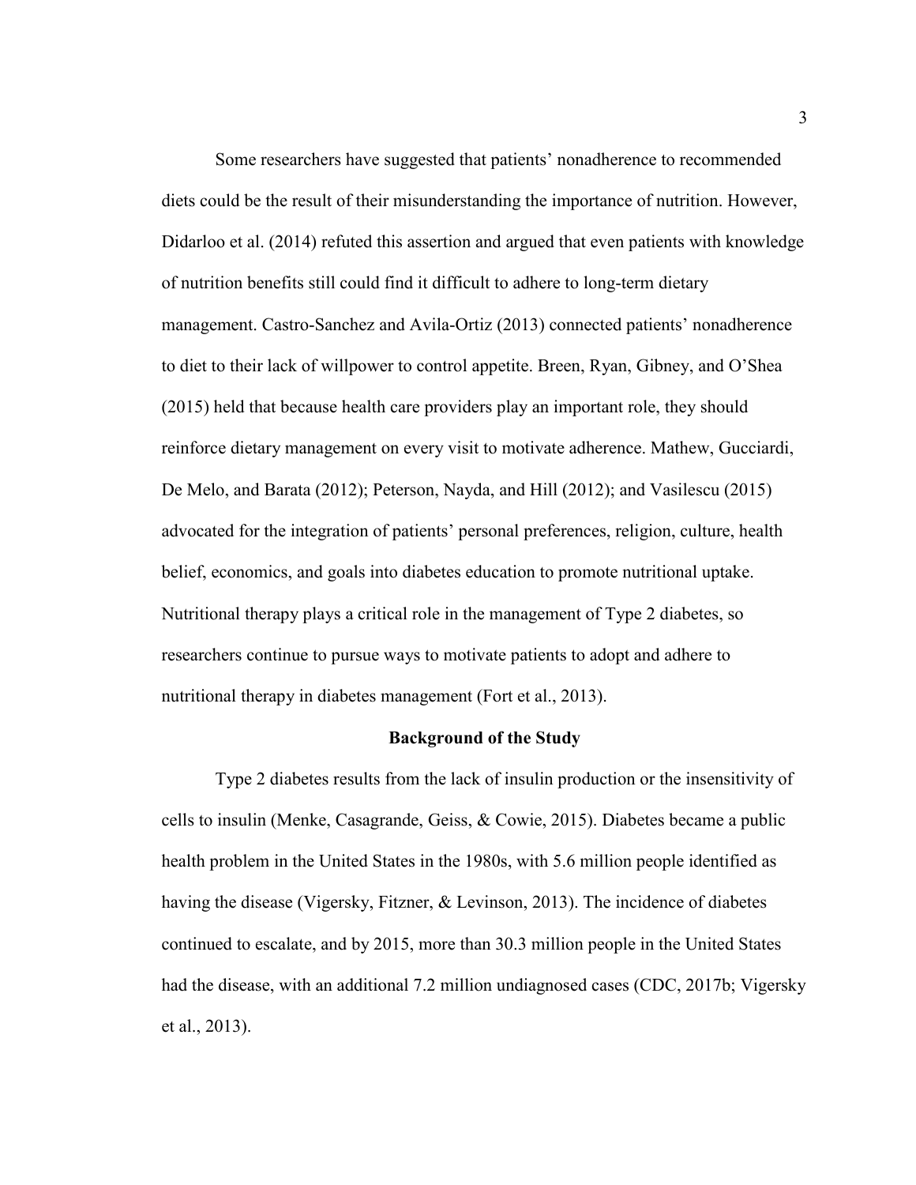Some researchers have suggested that patients' nonadherence to recommended diets could be the result of their misunderstanding the importance of nutrition. However, Didarloo et al. (2014) refuted this assertion and argued that even patients with knowledge of nutrition benefits still could find it difficult to adhere to long-term dietary management. Castro-Sanchez and Avila-Ortiz (2013) connected patients' nonadherence to diet to their lack of willpower to control appetite. Breen, Ryan, Gibney, and O'Shea (2015) held that because health care providers play an important role, they should reinforce dietary management on every visit to motivate adherence. Mathew, Gucciardi, De Melo, and Barata (2012); Peterson, Nayda, and Hill (2012); and Vasilescu (2015) advocated for the integration of patients' personal preferences, religion, culture, health belief, economics, and goals into diabetes education to promote nutritional uptake. Nutritional therapy plays a critical role in the management of Type 2 diabetes, so researchers continue to pursue ways to motivate patients to adopt and adhere to nutritional therapy in diabetes management (Fort et al., 2013).

## Background of the Study

Type 2 diabetes results from the lack of insulin production or the insensitivity of cells to insulin (Menke, Casagrande, Geiss, & Cowie, 2015). Diabetes became a public health problem in the United States in the 1980s, with 5.6 million people identified as having the disease (Vigersky, Fitzner, & Levinson, 2013). The incidence of diabetes continued to escalate, and by 2015, more than 30.3 million people in the United States had the disease, with an additional 7.2 million undiagnosed cases (CDC, 2017b; Vigersky et al., 2013).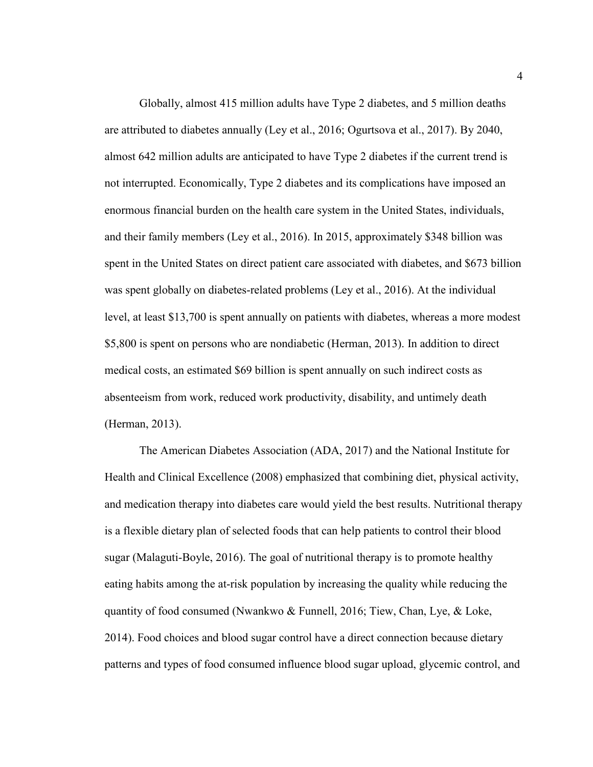Globally, almost 415 million adults have Type 2 diabetes, and 5 million deaths are attributed to diabetes annually (Ley et al., 2016; Ogurtsova et al., 2017). By 2040, almost 642 million adults are anticipated to have Type 2 diabetes if the current trend is not interrupted. Economically, Type 2 diabetes and its complications have imposed an enormous financial burden on the health care system in the United States, individuals, and their family members (Ley et al., 2016). In 2015, approximately $348 billion was spent in the United States on direct patient care associated with diabetes, and $673 billion was spent globally on diabetes-related problems (Ley et al., 2016). At the individual level, at least $13,700 is spent annually on patients with diabetes, whereas a more modest $5,800 is spent on persons who are nondiabetic (Herman, 2013). In addition to direct medical costs, an estimated $69 billion is spent annually on such indirect costs as absenteeism from work, reduced work productivity, disability, and untimely death (Herman, 2013).

The American Diabetes Association (ADA, 2017) and the National Institute for Health and Clinical Excellence (2008) emphasized that combining diet, physical activity, and medication therapy into diabetes care would yield the best results. Nutritional therapy is a flexible dietary plan of selected foods that can help patients to control their blood sugar (Malaguti-Boyle, 2016). The goal of nutritional therapy is to promote healthy eating habits among the at-risk population by increasing the quality while reducing the quantity of food consumed (Nwankwo & Funnell, 2016; Tiew, Chan, Lye, & Loke, 2014). Food choices and blood sugar control have a direct connection because dietary patterns and types of food consumed influence blood sugar upload, glycemic control, and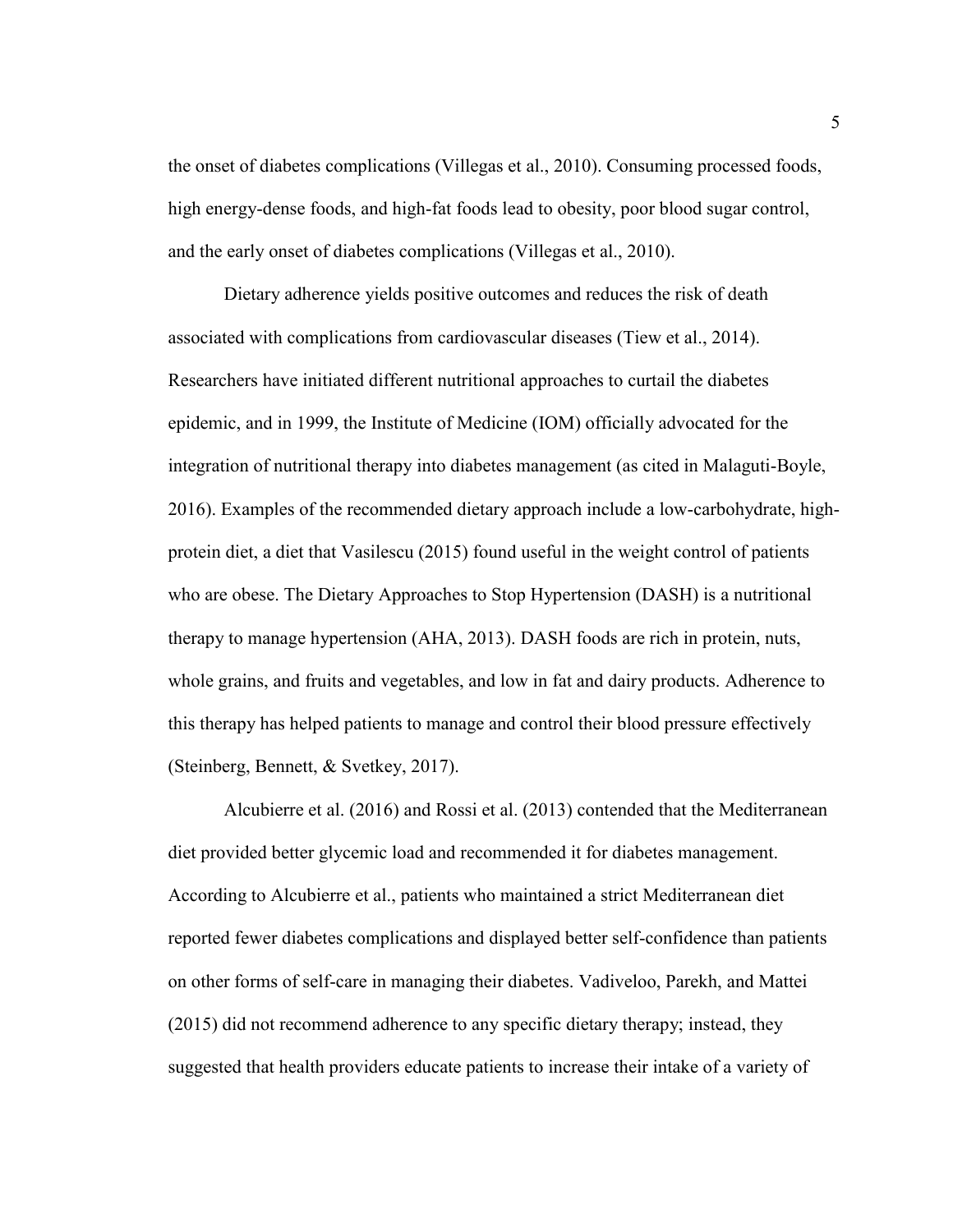the onset of diabetes complications (Villegas et al., 2010). Consuming processed foods, high energy-dense foods, and high-fat foods lead to obesity, poor blood sugar control, and the early onset of diabetes complications (Villegas et al., 2010).

Dietary adherence yields positive outcomes and reduces the risk of death associated with complications from cardiovascular diseases (Tiew et al., 2014). Researchers have initiated different nutritional approaches to curtail the diabetes epidemic, and in 1999, the Institute of Medicine (IOM) officially advocated for the integration of nutritional therapy into diabetes management (as cited in Malaguti-Boyle, 2016). Examples of the recommended dietary approach include a low-carbohydrate, high-protein diet, a diet that Vasilescu (2015) found useful in the weight control of patients who are obese. The Dietary Approaches to Stop Hypertension (DASH) is a nutritional therapy to manage hypertension (AHA, 2013). DASH foods are rich in protein, nuts, whole grains, and fruits and vegetables, and low in fat and dairy products. Adherence to this therapy has helped patients to manage and control their blood pressure effectively (Steinberg, Bennett, & Svetkey, 2017).

Alcubierre et al. (2016) and Rossi et al. (2013) contended that the Mediterranean diet provided better glycemic load and recommended it for diabetes management. According to Alcubierre et al., patients who maintained a strict Mediterranean diet reported fewer diabetes complications and displayed better self-confidence than patients on other forms of self-care in managing their diabetes. Vadiveloo, Parekh, and Mattei (2015) did not recommend adherence to any specific dietary therapy; instead, they suggested that health providers educate patients to increase their intake of a variety of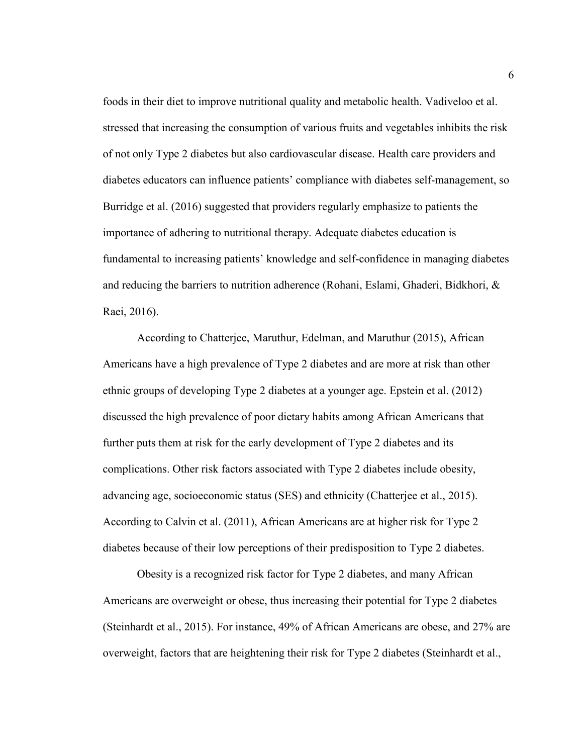foods in their diet to improve nutritional quality and metabolic health. Vadiveloo et al. stressed that increasing the consumption of various fruits and vegetables inhibits the risk of not only Type 2 diabetes but also cardiovascular disease. Health care providers and diabetes educators can influence patients' compliance with diabetes self-management, so Burridge et al. (2016) suggested that providers regularly emphasize to patients the importance of adhering to nutritional therapy. Adequate diabetes education is fundamental to increasing patients' knowledge and self-confidence in managing diabetes and reducing the barriers to nutrition adherence (Rohani, Eslami, Ghaderi, Bidkhori, & Raei, 2016).

According to Chatterjee, Maruthur, Edelman, and Maruthur (2015), African Americans have a high prevalence of Type 2 diabetes and are more at risk than other ethnic groups of developing Type 2 diabetes at a younger age. Epstein et al. (2012) discussed the high prevalence of poor dietary habits among African Americans that further puts them at risk for the early development of Type 2 diabetes and its complications. Other risk factors associated with Type 2 diabetes include obesity, advancing age, socioeconomic status (SES) and ethnicity (Chatterjee et al., 2015). According to Calvin et al. (2011), African Americans are at higher risk for Type 2 diabetes because of their low perceptions of their predisposition to Type 2 diabetes.

Obesity is a recognized risk factor for Type 2 diabetes, and many African Americans are overweight or obese, thus increasing their potential for Type 2 diabetes (Steinhardt et al., 2015). For instance, 49% of African Americans are obese, and 27% are overweight, factors that are heightening their risk for Type 2 diabetes (Steinhardt et al.,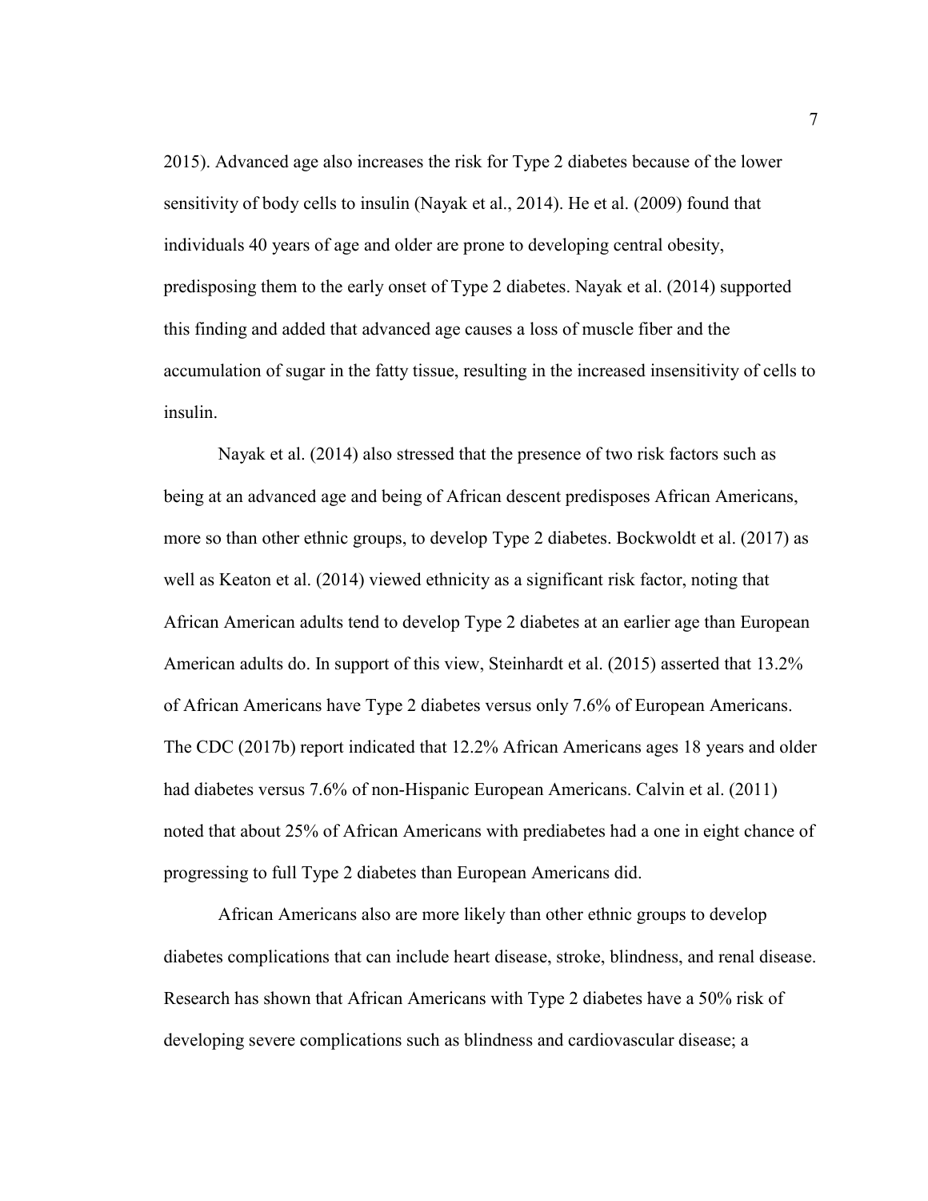2015). Advanced age also increases the risk for Type 2 diabetes because of the lower sensitivity of body cells to insulin (Nayak et al., 2014). He et al. (2009) found that individuals 40 years of age and older are prone to developing central obesity, predisposing them to the early onset of Type 2 diabetes. Nayak et al. (2014) supported this finding and added that advanced age causes a loss of muscle fiber and the accumulation of sugar in the fatty tissue, resulting in the increased insensitivity of cells to insulin.

Nayak et al. (2014) also stressed that the presence of two risk factors such as being at an advanced age and being of African descent predisposes African Americans, more so than other ethnic groups, to develop Type 2 diabetes. Bockwoldt et al. (2017) as well as Keaton et al. (2014) viewed ethnicity as a significant risk factor, noting that African American adults tend to develop Type 2 diabetes at an earlier age than European American adults do. In support of this view, Steinhardt et al. (2015) asserted that 13.2% of African Americans have Type 2 diabetes versus only 7.6% of European Americans. The CDC (2017b) report indicated that 12.2% African Americans ages 18 years and older had diabetes versus 7.6% of non-Hispanic European Americans. Calvin et al. (2011) noted that about 25% of African Americans with prediabetes had a one in eight chance of progressing to full Type 2 diabetes than European Americans did.

African Americans also are more likely than other ethnic groups to develop diabetes complications that can include heart disease, stroke, blindness, and renal disease. Research has shown that African Americans with Type 2 diabetes have a 50% risk of developing severe complications such as blindness and cardiovascular disease; a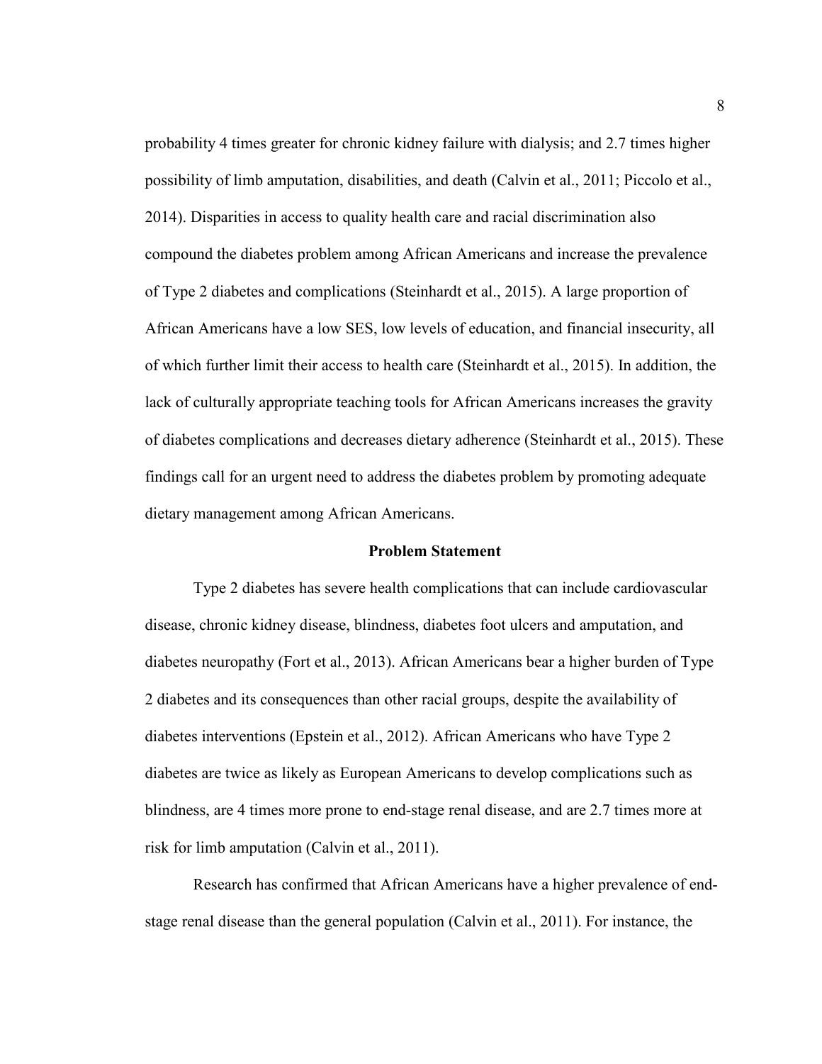probability 4 times greater for chronic kidney failure with dialysis; and 2.7 times higher possibility of limb amputation, disabilities, and death (Calvin et al., 2011; Piccolo et al., 2014). Disparities in access to quality health care and racial discrimination also compound the diabetes problem among African Americans and increase the prevalence of Type 2 diabetes and complications (Steinhardt et al., 2015). A large proportion of African Americans have a low SES, low levels of education, and financial insecurity, all of which further limit their access to health care (Steinhardt et al., 2015). In addition, the lack of culturally appropriate teaching tools for African Americans increases the gravity of diabetes complications and decreases dietary adherence (Steinhardt et al., 2015). These findings call for an urgent need to address the diabetes problem by promoting adequate dietary management among African Americans.

## Problem Statement

Type 2 diabetes has severe health complications that can include cardiovascular disease, chronic kidney disease, blindness, diabetes foot ulcers and amputation, and diabetes neuropathy (Fort et al., 2013). African Americans bear a higher burden of Type 2 diabetes and its consequences than other racial groups, despite the availability of diabetes interventions (Epstein et al., 2012). African Americans who have Type 2 diabetes are twice as likely as European Americans to develop complications such as blindness, are 4 times more prone to end-stage renal disease, and are 2.7 times more at risk for limb amputation (Calvin et al., 2011).

Research has confirmed that African Americans have a higher prevalence of end-stage renal disease than the general population (Calvin et al., 2011). For instance, the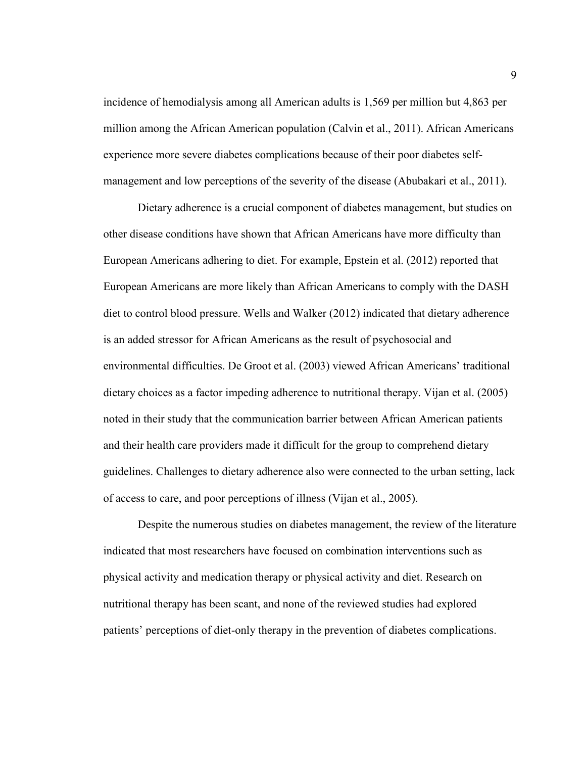incidence of hemodialysis among all American adults is 1,569 per million but 4,863 per million among the African American population (Calvin et al., 2011). African Americans experience more severe diabetes complications because of their poor diabetes self-management and low perceptions of the severity of the disease (Abubakari et al., 2011).

Dietary adherence is a crucial component of diabetes management, but studies on other disease conditions have shown that African Americans have more difficulty than European Americans adhering to diet. For example, Epstein et al. (2012) reported that European Americans are more likely than African Americans to comply with the DASH diet to control blood pressure. Wells and Walker (2012) indicated that dietary adherence is an added stressor for African Americans as the result of psychosocial and environmental difficulties. De Groot et al. (2003) viewed African Americans' traditional dietary choices as a factor impeding adherence to nutritional therapy. Vijan et al. (2005) noted in their study that the communication barrier between African American patients and their health care providers made it difficult for the group to comprehend dietary guidelines. Challenges to dietary adherence also were connected to the urban setting, lack of access to care, and poor perceptions of illness (Vijan et al., 2005).

Despite the numerous studies on diabetes management, the review of the literature indicated that most researchers have focused on combination interventions such as physical activity and medication therapy or physical activity and diet. Research on nutritional therapy has been scant, and none of the reviewed studies had explored patients' perceptions of diet-only therapy in the prevention of diabetes complications.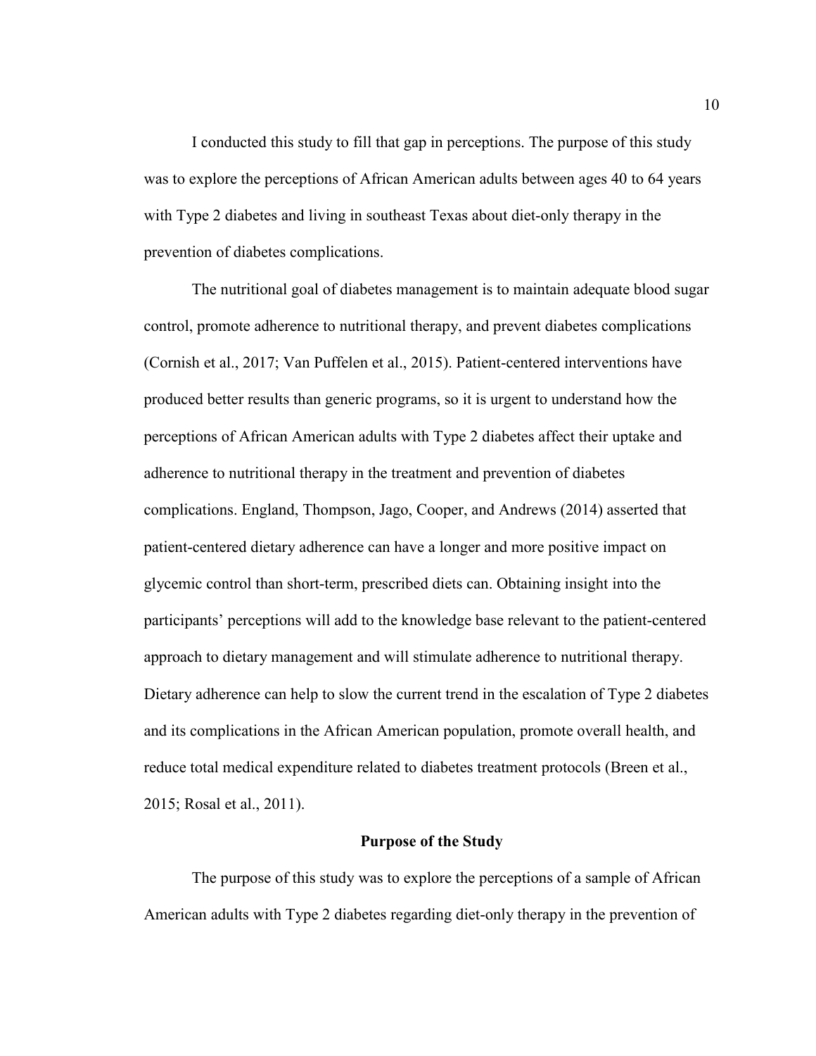I conducted this study to fill that gap in perceptions. The purpose of this study was to explore the perceptions of African American adults between ages 40 to 64 years with Type 2 diabetes and living in southeast Texas about diet-only therapy in the prevention of diabetes complications.

The nutritional goal of diabetes management is to maintain adequate blood sugar control, promote adherence to nutritional therapy, and prevent diabetes complications (Cornish et al., 2017; Van Puffelen et al., 2015). Patient-centered interventions have produced better results than generic programs, so it is urgent to understand how the perceptions of African American adults with Type 2 diabetes affect their uptake and adherence to nutritional therapy in the treatment and prevention of diabetes complications. England, Thompson, Jago, Cooper, and Andrews (2014) asserted that patient-centered dietary adherence can have a longer and more positive impact on glycemic control than short-term, prescribed diets can. Obtaining insight into the participants' perceptions will add to the knowledge base relevant to the patient-centered approach to dietary management and will stimulate adherence to nutritional therapy. Dietary adherence can help to slow the current trend in the escalation of Type 2 diabetes and its complications in the African American population, promote overall health, and reduce total medical expenditure related to diabetes treatment protocols (Breen et al., 2015; Rosal et al., 2011).

## Purpose of the Study

The purpose of this study was to explore the perceptions of a sample of African American adults with Type 2 diabetes regarding diet-only therapy in the prevention of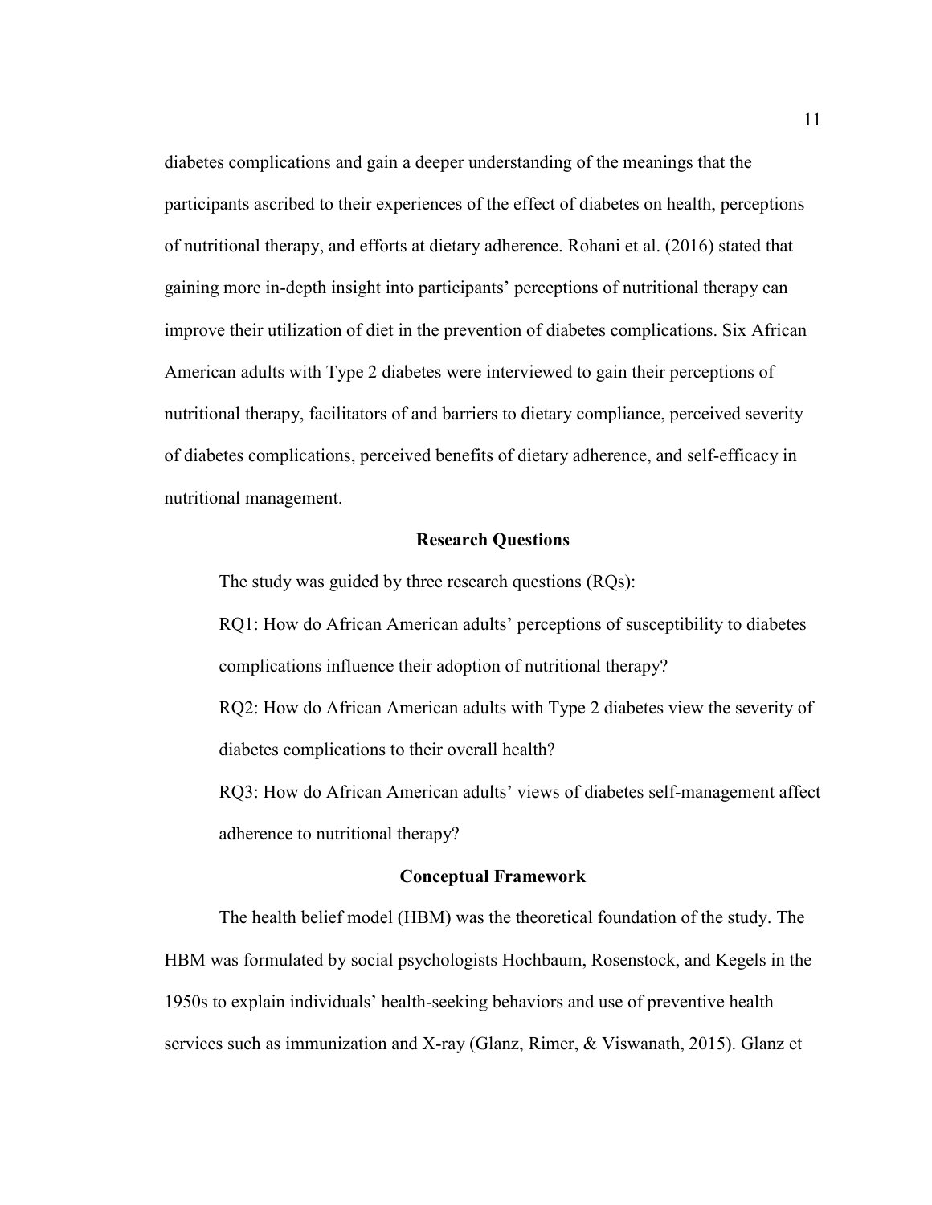diabetes complications and gain a deeper understanding of the meanings that the participants ascribed to their experiences of the effect of diabetes on health, perceptions of nutritional therapy, and efforts at dietary adherence. Rohani et al. (2016) stated that gaining more in-depth insight into participants' perceptions of nutritional therapy can improve their utilization of diet in the prevention of diabetes complications. Six African American adults with Type 2 diabetes were interviewed to gain their perceptions of nutritional therapy, facilitators of and barriers to dietary compliance, perceived severity of diabetes complications, perceived benefits of dietary adherence, and self-efficacy in nutritional management.

## Research Questions

The study was guided by three research questions (RQs):

RQ1: How do African American adults' perceptions of susceptibility to diabetes complications influence their adoption of nutritional therapy?

RQ2: How do African American adults with Type 2 diabetes view the severity of diabetes complications to their overall health?

RQ3: How do African American adults' views of diabetes self-management affect adherence to nutritional therapy?

## Conceptual Framework

The health belief model (HBM) was the theoretical foundation of the study. The HBM was formulated by social psychologists Hochbaum, Rosenstock, and Kegels in the 1950s to explain individuals' health-seeking behaviors and use of preventive health services such as immunization and X-ray (Glanz, Rimer, & Viswanath, 2015). Glanz et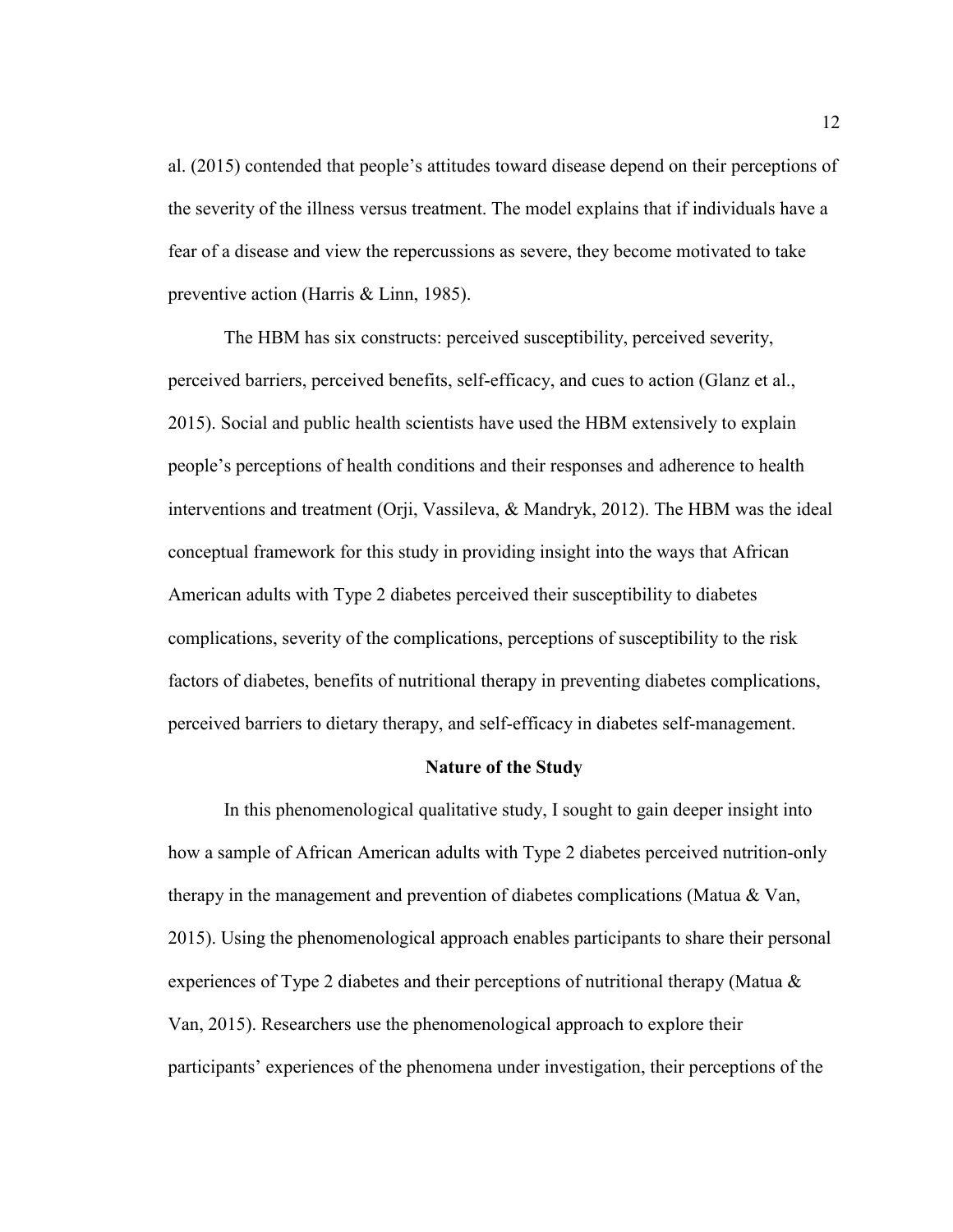al. (2015) contended that people's attitudes toward disease depend on their perceptions of the severity of the illness versus treatment. The model explains that if individuals have a fear of a disease and view the repercussions as severe, they become motivated to take preventive action (Harris & Linn, 1985).

The HBM has six constructs: perceived susceptibility, perceived severity, perceived barriers, perceived benefits, self-efficacy, and cues to action (Glanz et al., 2015). Social and public health scientists have used the HBM extensively to explain people's perceptions of health conditions and their responses and adherence to health interventions and treatment (Orji, Vassileva, & Mandryk, 2012). The HBM was the ideal conceptual framework for this study in providing insight into the ways that African American adults with Type 2 diabetes perceived their susceptibility to diabetes complications, severity of the complications, perceptions of susceptibility to the risk factors of diabetes, benefits of nutritional therapy in preventing diabetes complications, perceived barriers to dietary therapy, and self-efficacy in diabetes self-management.

## Nature of the Study

In this phenomenological qualitative study, I sought to gain deeper insight into how a sample of African American adults with Type 2 diabetes perceived nutrition-only therapy in the management and prevention of diabetes complications (Matua & Van, 2015). Using the phenomenological approach enables participants to share their personal experiences of Type 2 diabetes and their perceptions of nutritional therapy (Matua & Van, 2015). Researchers use the phenomenological approach to explore their participants' experiences of the phenomena under investigation, their perceptions of the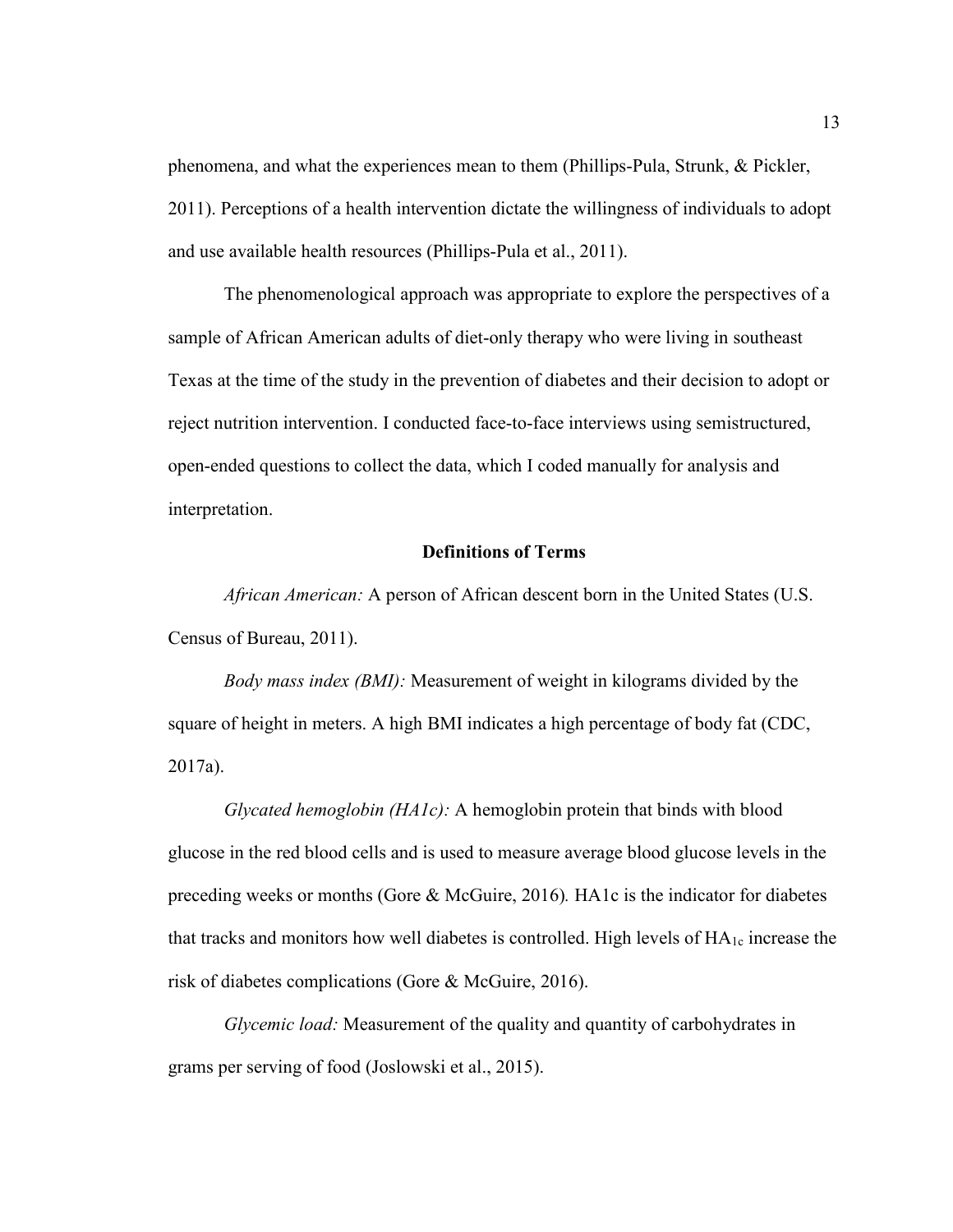phenomena, and what the experiences mean to them (Phillips-Pula, Strunk, & Pickler, 2011). Perceptions of a health intervention dictate the willingness of individuals to adopt and use available health resources (Phillips-Pula et al., 2011).

The phenomenological approach was appropriate to explore the perspectives of a sample of African American adults of diet-only therapy who were living in southeast Texas at the time of the study in the prevention of diabetes and their decision to adopt or reject nutrition intervention. I conducted face-to-face interviews using semistructured, open-ended questions to collect the data, which I coded manually for analysis and interpretation.

## Definitions of Terms

*African American:* A person of African descent born in the United States (U.S. Census of Bureau, 2011).

*Body mass index (BMI):* Measurement of weight in kilograms divided by the square of height in meters. A high BMI indicates a high percentage of body fat (CDC, 2017a).

*Glycated hemoglobin (HA1c):* A hemoglobin protein that binds with blood glucose in the red blood cells and is used to measure average blood glucose levels in the preceding weeks or months (Gore & McGuire, 2016). HA1c is the indicator for diabetes that tracks and monitors how well diabetes is controlled. High levels of $HA_{1c}$ increase the risk of diabetes complications (Gore & McGuire, 2016).

*Glycemic load:* Measurement of the quality and quantity of carbohydrates in grams per serving of food (Joslowski et al., 2015).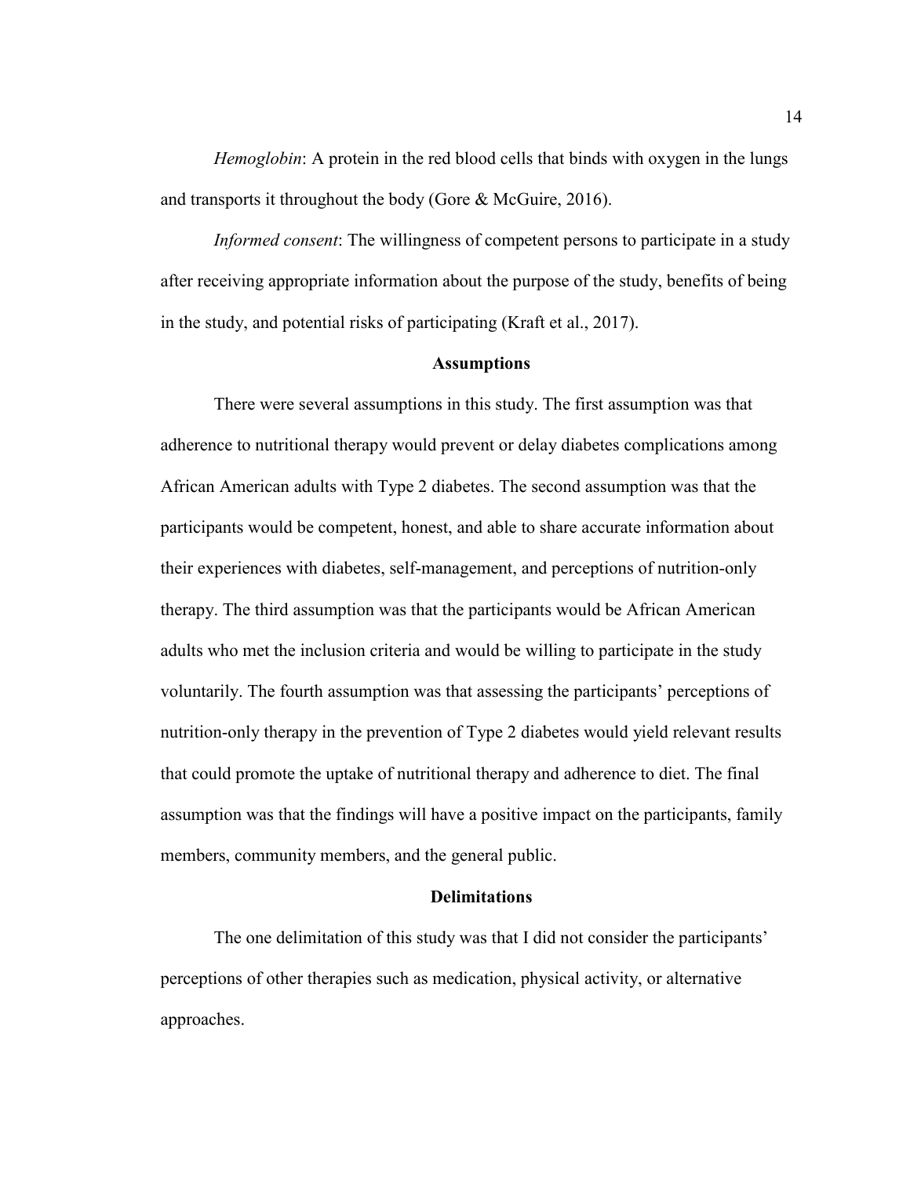*Hemoglobin*: A protein in the red blood cells that binds with oxygen in the lungs and transports it throughout the body (Gore & McGuire, 2016).

*Informed consent*: The willingness of competent persons to participate in a study after receiving appropriate information about the purpose of the study, benefits of being in the study, and potential risks of participating (Kraft et al., 2017).

## Assumptions

There were several assumptions in this study. The first assumption was that adherence to nutritional therapy would prevent or delay diabetes complications among African American adults with Type 2 diabetes. The second assumption was that the participants would be competent, honest, and able to share accurate information about their experiences with diabetes, self-management, and perceptions of nutrition-only therapy. The third assumption was that the participants would be African American adults who met the inclusion criteria and would be willing to participate in the study voluntarily. The fourth assumption was that assessing the participants' perceptions of nutrition-only therapy in the prevention of Type 2 diabetes would yield relevant results that could promote the uptake of nutritional therapy and adherence to diet. The final assumption was that the findings will have a positive impact on the participants, family members, community members, and the general public.

## Delimitations

The one delimitation of this study was that I did not consider the participants' perceptions of other therapies such as medication, physical activity, or alternative approaches.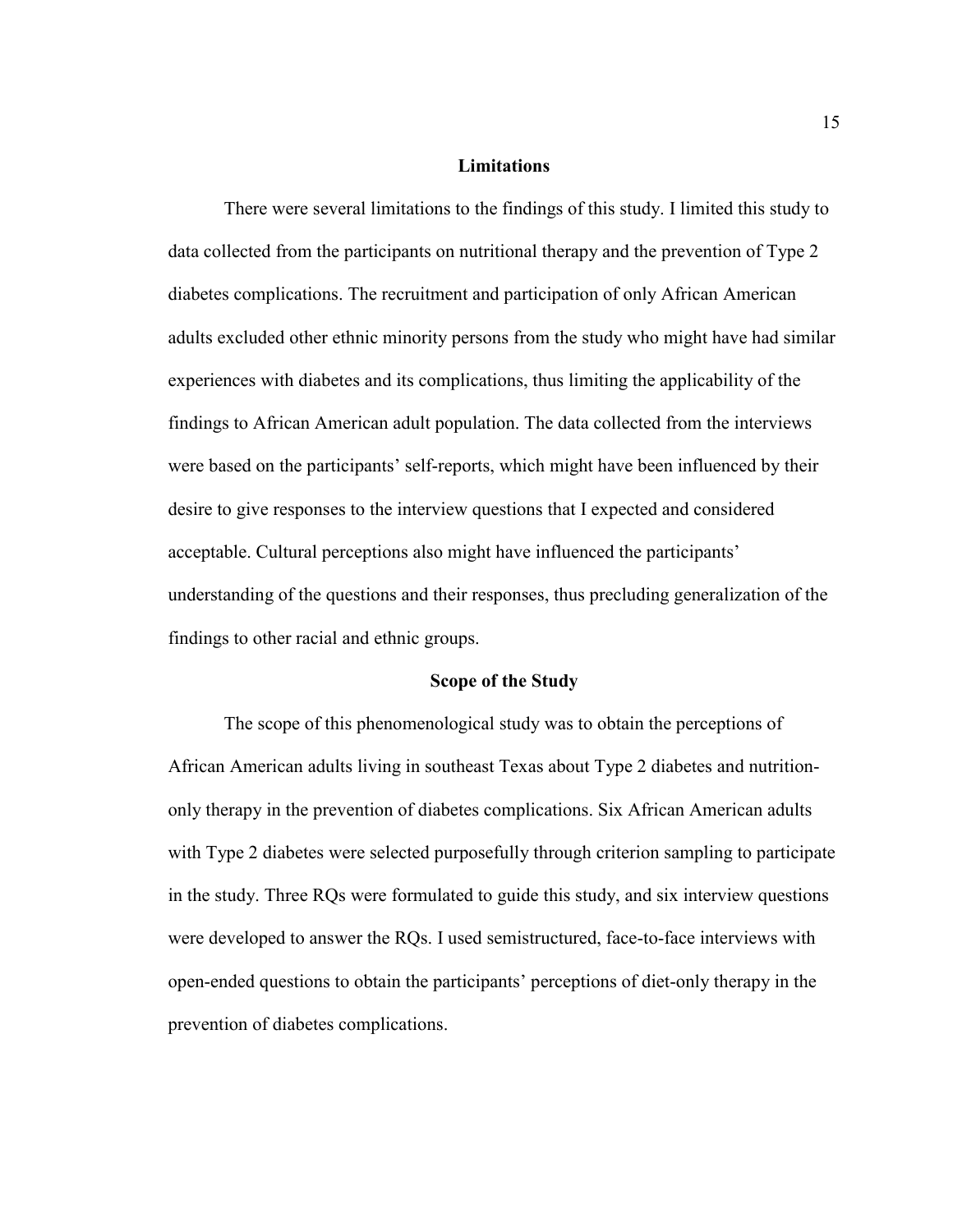## Limitations

There were several limitations to the findings of this study. I limited this study to data collected from the participants on nutritional therapy and the prevention of Type 2 diabetes complications. The recruitment and participation of only African American adults excluded other ethnic minority persons from the study who might have had similar experiences with diabetes and its complications, thus limiting the applicability of the findings to African American adult population. The data collected from the interviews were based on the participants' self-reports, which might have been influenced by their desire to give responses to the interview questions that I expected and considered acceptable. Cultural perceptions also might have influenced the participants' understanding of the questions and their responses, thus precluding generalization of the findings to other racial and ethnic groups.

## Scope of the Study

The scope of this phenomenological study was to obtain the perceptions of African American adults living in southeast Texas about Type 2 diabetes and nutrition-only therapy in the prevention of diabetes complications. Six African American adults with Type 2 diabetes were selected purposefully through criterion sampling to participate in the study. Three RQs were formulated to guide this study, and six interview questions were developed to answer the RQs. I used semistructured, face-to-face interviews with open-ended questions to obtain the participants' perceptions of diet-only therapy in the prevention of diabetes complications.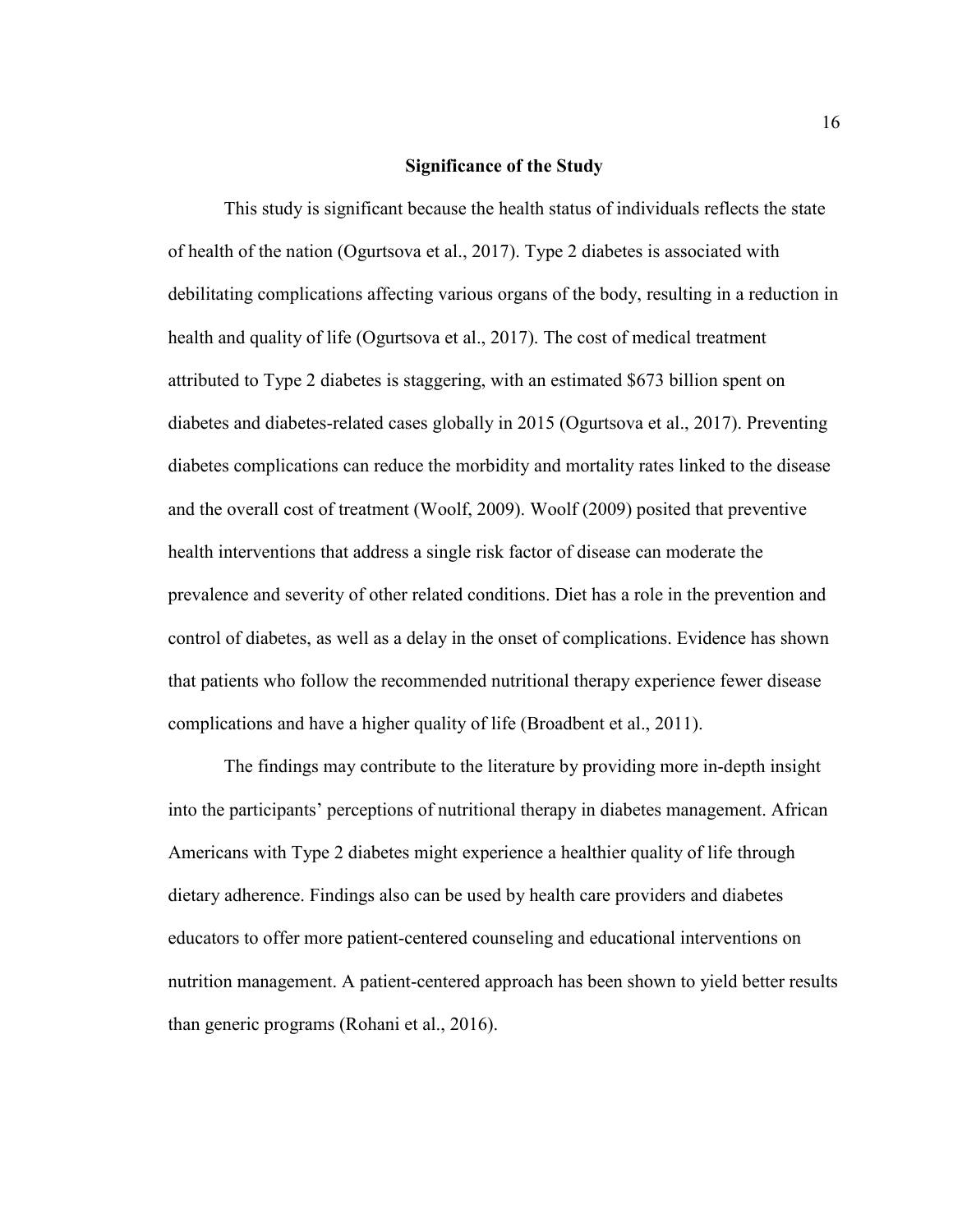## Significance of the Study

This study is significant because the health status of individuals reflects the state of health of the nation (Ogurtsova et al., 2017). Type 2 diabetes is associated with debilitating complications affecting various organs of the body, resulting in a reduction in health and quality of life (Ogurtsova et al., 2017). The cost of medical treatment attributed to Type 2 diabetes is staggering, with an estimated $673 billion spent on diabetes and diabetes-related cases globally in 2015 (Ogurtsova et al., 2017). Preventing diabetes complications can reduce the morbidity and mortality rates linked to the disease and the overall cost of treatment (Woolf, 2009). Woolf (2009) posited that preventive health interventions that address a single risk factor of disease can moderate the prevalence and severity of other related conditions. Diet has a role in the prevention and control of diabetes, as well as a delay in the onset of complications. Evidence has shown that patients who follow the recommended nutritional therapy experience fewer disease complications and have a higher quality of life (Broadbent et al., 2011).

The findings may contribute to the literature by providing more in-depth insight into the participants' perceptions of nutritional therapy in diabetes management. African Americans with Type 2 diabetes might experience a healthier quality of life through dietary adherence. Findings also can be used by health care providers and diabetes educators to offer more patient-centered counseling and educational interventions on nutrition management. A patient-centered approach has been shown to yield better results than generic programs (Rohani et al., 2016).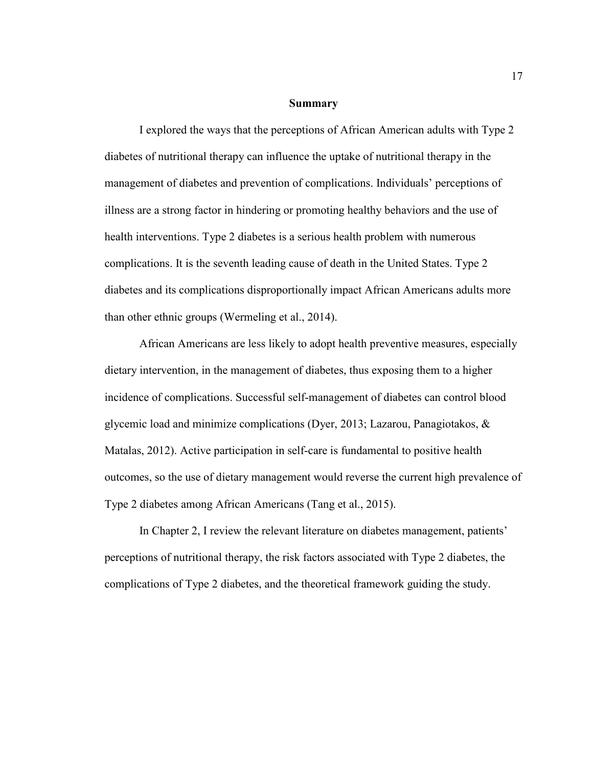## Summary

I explored the ways that the perceptions of African American adults with Type 2 diabetes of nutritional therapy can influence the uptake of nutritional therapy in the management of diabetes and prevention of complications. Individuals' perceptions of illness are a strong factor in hindering or promoting healthy behaviors and the use of health interventions. Type 2 diabetes is a serious health problem with numerous complications. It is the seventh leading cause of death in the United States. Type 2 diabetes and its complications disproportionally impact African Americans adults more than other ethnic groups (Wermeling et al., 2014).

African Americans are less likely to adopt health preventive measures, especially dietary intervention, in the management of diabetes, thus exposing them to a higher incidence of complications. Successful self-management of diabetes can control blood glycemic load and minimize complications (Dyer, 2013; Lazarou, Panagiotakos, & Matalas, 2012). Active participation in self-care is fundamental to positive health outcomes, so the use of dietary management would reverse the current high prevalence of Type 2 diabetes among African Americans (Tang et al., 2015).

In Chapter 2, I review the relevant literature on diabetes management, patients' perceptions of nutritional therapy, the risk factors associated with Type 2 diabetes, the complications of Type 2 diabetes, and the theoretical framework guiding the study.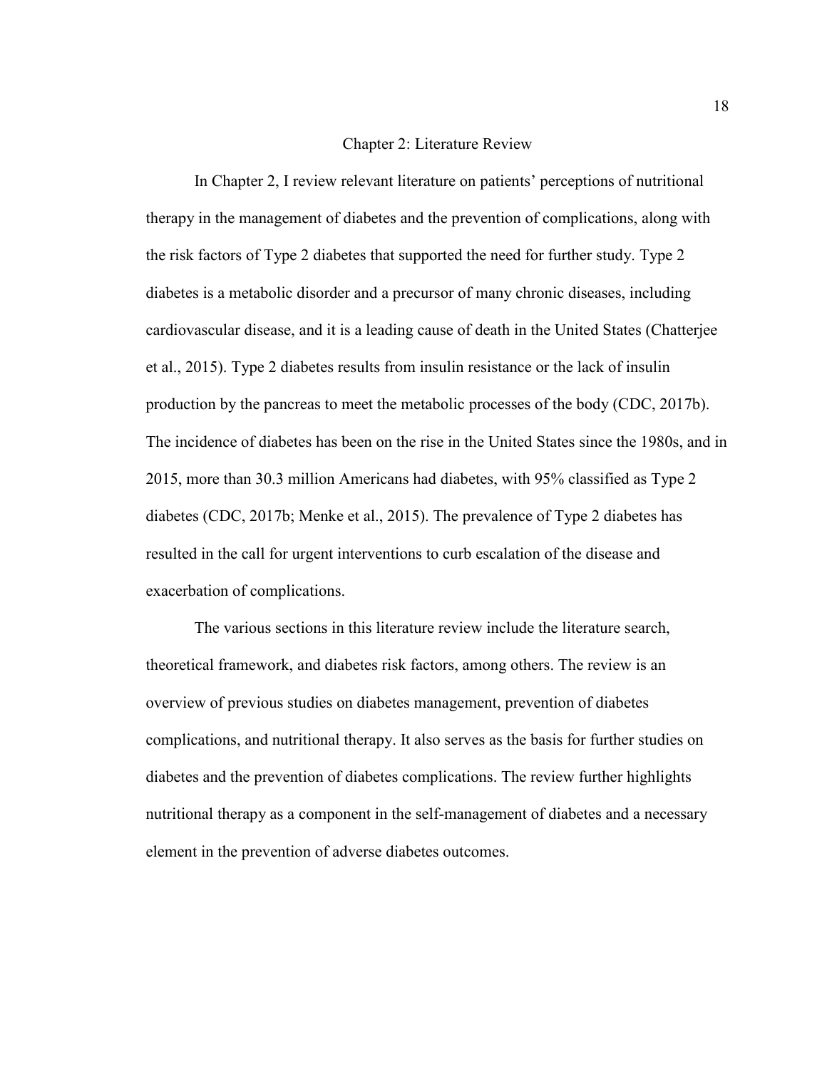# Chapter 2: Literature Review

In Chapter 2, I review relevant literature on patients' perceptions of nutritional therapy in the management of diabetes and the prevention of complications, along with the risk factors of Type 2 diabetes that supported the need for further study. Type 2 diabetes is a metabolic disorder and a precursor of many chronic diseases, including cardiovascular disease, and it is a leading cause of death in the United States (Chatterjee et al., 2015). Type 2 diabetes results from insulin resistance or the lack of insulin production by the pancreas to meet the metabolic processes of the body (CDC, 2017b). The incidence of diabetes has been on the rise in the United States since the 1980s, and in 2015, more than 30.3 million Americans had diabetes, with 95% classified as Type 2 diabetes (CDC, 2017b; Menke et al., 2015). The prevalence of Type 2 diabetes has resulted in the call for urgent interventions to curb escalation of the disease and exacerbation of complications.

The various sections in this literature review include the literature search, theoretical framework, and diabetes risk factors, among others. The review is an overview of previous studies on diabetes management, prevention of diabetes complications, and nutritional therapy. It also serves as the basis for further studies on diabetes and the prevention of diabetes complications. The review further highlights nutritional therapy as a component in the self-management of diabetes and a necessary element in the prevention of adverse diabetes outcomes.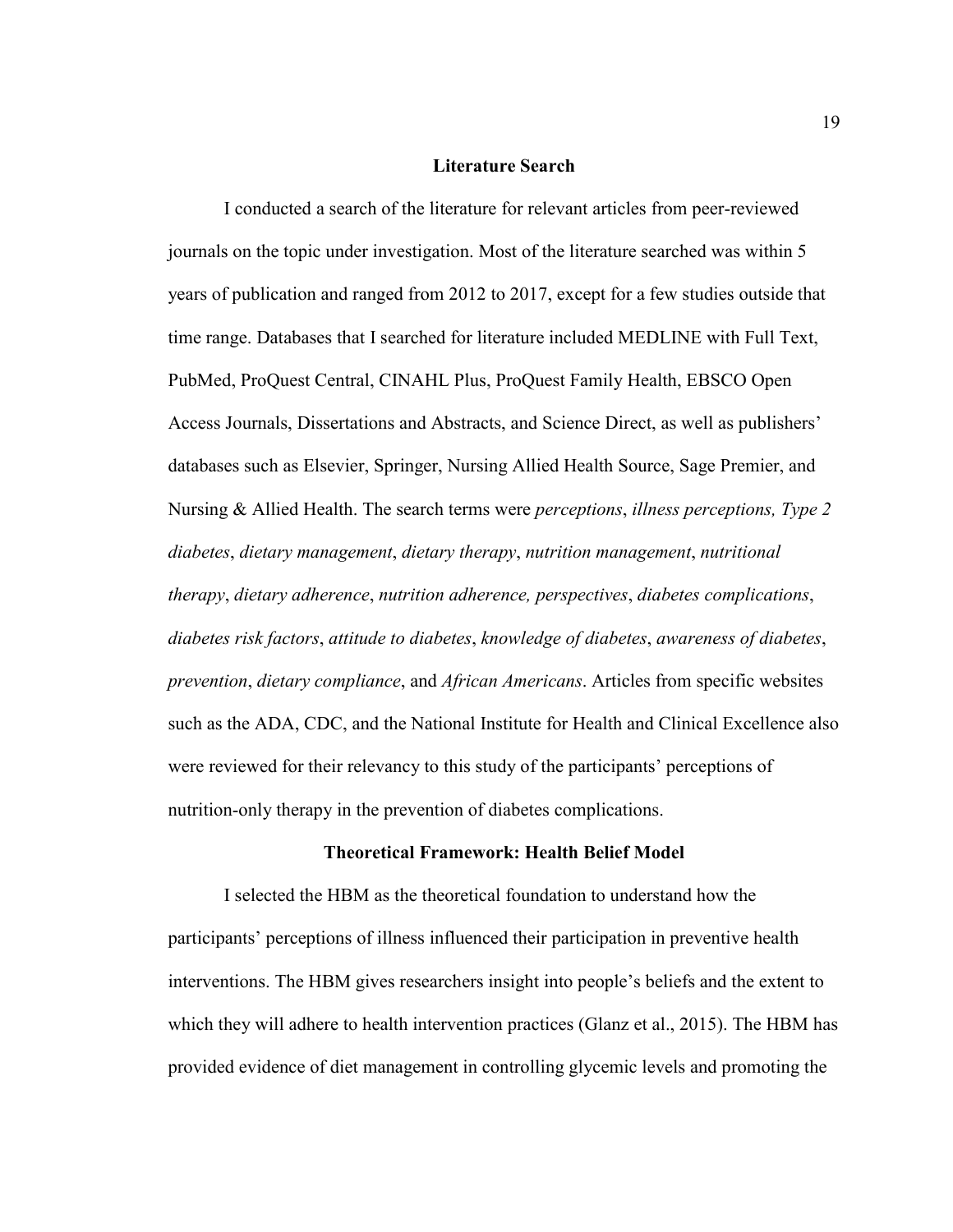## Literature Search

I conducted a search of the literature for relevant articles from peer-reviewed journals on the topic under investigation. Most of the literature searched was within 5 years of publication and ranged from 2012 to 2017, except for a few studies outside that time range. Databases that I searched for literature included MEDLINE with Full Text, PubMed, ProQuest Central, CINAHL Plus, ProQuest Family Health, EBSCO Open Access Journals, Dissertations and Abstracts, and Science Direct, as well as publishers' databases such as Elsevier, Springer, Nursing Allied Health Source, Sage Premier, and Nursing & Allied Health. The search terms were *perceptions*, *illness perceptions, Type 2 diabetes*, *dietary management*, *dietary therapy*, *nutrition management*, *nutritional therapy*, *dietary adherence*, *nutrition adherence, perspectives*, *diabetes complications*, *diabetes risk factors*, *attitude to diabetes*, *knowledge of diabetes*, *awareness of diabetes*, *prevention*, *dietary compliance*, and *African Americans*. Articles from specific websites such as the ADA, CDC, and the National Institute for Health and Clinical Excellence also were reviewed for their relevancy to this study of the participants' perceptions of nutrition-only therapy in the prevention of diabetes complications.

## Theoretical Framework: Health Belief Model

I selected the HBM as the theoretical foundation to understand how the participants' perceptions of illness influenced their participation in preventive health interventions. The HBM gives researchers insight into people's beliefs and the extent to which they will adhere to health intervention practices (Glanz et al., 2015). The HBM has provided evidence of diet management in controlling glycemic levels and promoting the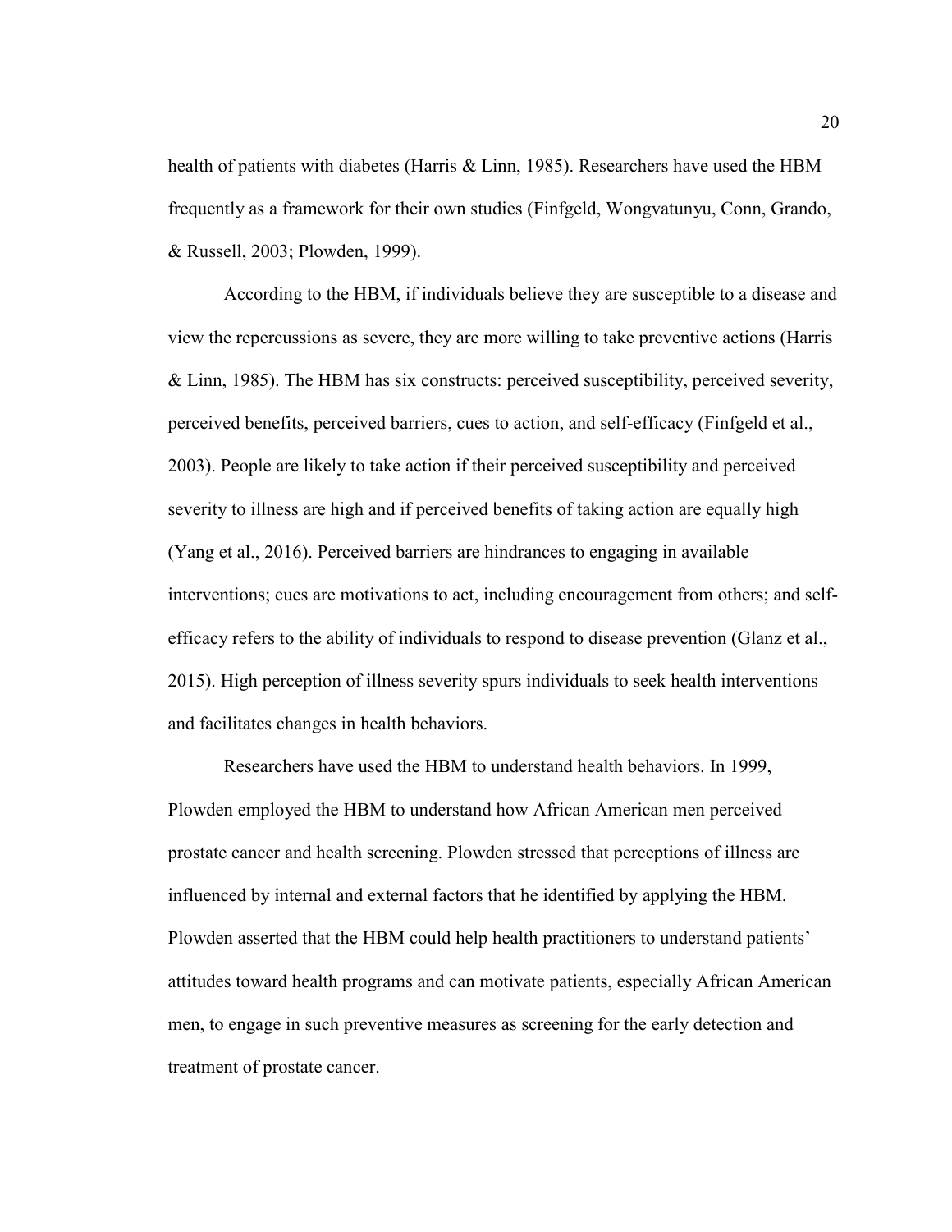health of patients with diabetes (Harris & Linn, 1985). Researchers have used the HBM frequently as a framework for their own studies (Finfgeld, Wongvatunyu, Conn, Grando, & Russell, 2003; Plowden, 1999).

According to the HBM, if individuals believe they are susceptible to a disease and view the repercussions as severe, they are more willing to take preventive actions (Harris & Linn, 1985). The HBM has six constructs: perceived susceptibility, perceived severity, perceived benefits, perceived barriers, cues to action, and self-efficacy (Finfgeld et al., 2003). People are likely to take action if their perceived susceptibility and perceived severity to illness are high and if perceived benefits of taking action are equally high (Yang et al., 2016). Perceived barriers are hindrances to engaging in available interventions; cues are motivations to act, including encouragement from others; and self-efficacy refers to the ability of individuals to respond to disease prevention (Glanz et al., 2015). High perception of illness severity spurs individuals to seek health interventions and facilitates changes in health behaviors.

Researchers have used the HBM to understand health behaviors. In 1999, Plowden employed the HBM to understand how African American men perceived prostate cancer and health screening. Plowden stressed that perceptions of illness are influenced by internal and external factors that he identified by applying the HBM. Plowden asserted that the HBM could help health practitioners to understand patients' attitudes toward health programs and can motivate patients, especially African American men, to engage in such preventive measures as screening for the early detection and treatment of prostate cancer.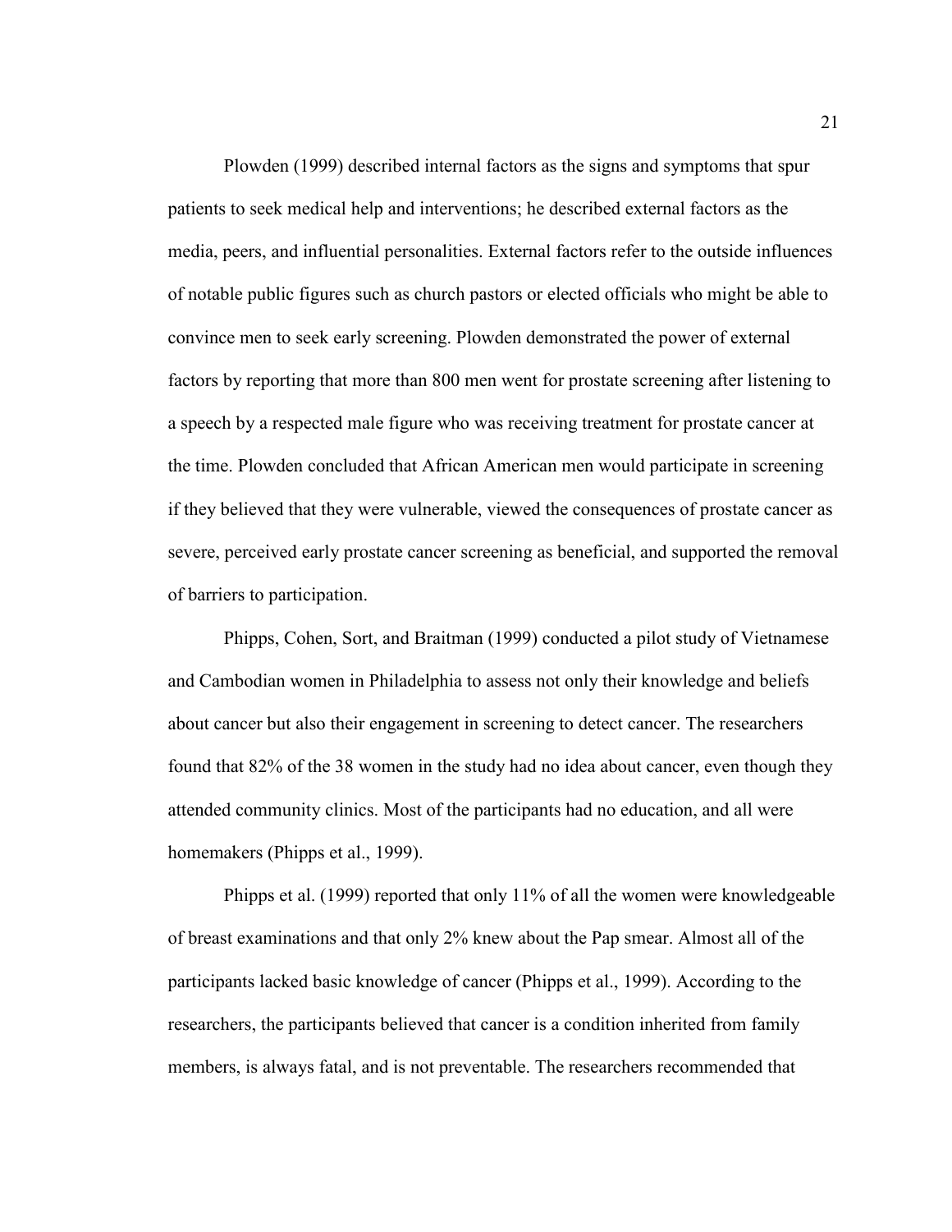Plowden (1999) described internal factors as the signs and symptoms that spur patients to seek medical help and interventions; he described external factors as the media, peers, and influential personalities. External factors refer to the outside influences of notable public figures such as church pastors or elected officials who might be able to convince men to seek early screening. Plowden demonstrated the power of external factors by reporting that more than 800 men went for prostate screening after listening to a speech by a respected male figure who was receiving treatment for prostate cancer at the time. Plowden concluded that African American men would participate in screening if they believed that they were vulnerable, viewed the consequences of prostate cancer as severe, perceived early prostate cancer screening as beneficial, and supported the removal of barriers to participation.

Phipps, Cohen, Sort, and Braitman (1999) conducted a pilot study of Vietnamese and Cambodian women in Philadelphia to assess not only their knowledge and beliefs about cancer but also their engagement in screening to detect cancer. The researchers found that 82% of the 38 women in the study had no idea about cancer, even though they attended community clinics. Most of the participants had no education, and all were homemakers (Phipps et al., 1999).

Phipps et al. (1999) reported that only 11% of all the women were knowledgeable of breast examinations and that only 2% knew about the Pap smear. Almost all of the participants lacked basic knowledge of cancer (Phipps et al., 1999). According to the researchers, the participants believed that cancer is a condition inherited from family members, is always fatal, and is not preventable. The researchers recommended that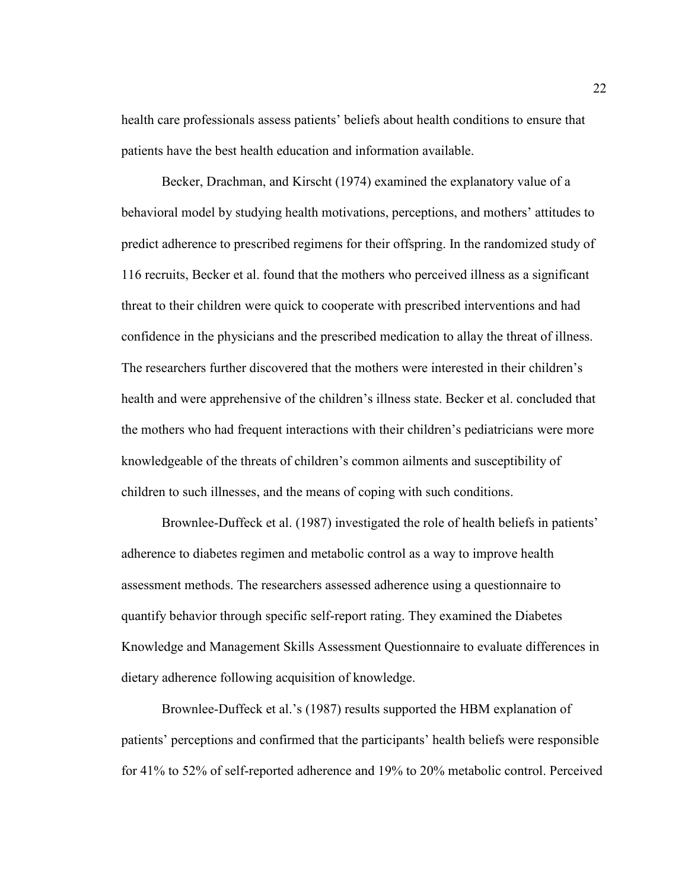health care professionals assess patients' beliefs about health conditions to ensure that patients have the best health education and information available.

Becker, Drachman, and Kirscht (1974) examined the explanatory value of a behavioral model by studying health motivations, perceptions, and mothers' attitudes to predict adherence to prescribed regimens for their offspring. In the randomized study of 116 recruits, Becker et al. found that the mothers who perceived illness as a significant threat to their children were quick to cooperate with prescribed interventions and had confidence in the physicians and the prescribed medication to allay the threat of illness. The researchers further discovered that the mothers were interested in their children's health and were apprehensive of the children's illness state. Becker et al. concluded that the mothers who had frequent interactions with their children's pediatricians were more knowledgeable of the threats of children's common ailments and susceptibility of children to such illnesses, and the means of coping with such conditions.

Brownlee-Duffeck et al. (1987) investigated the role of health beliefs in patients' adherence to diabetes regimen and metabolic control as a way to improve health assessment methods. The researchers assessed adherence using a questionnaire to quantify behavior through specific self-report rating. They examined the Diabetes Knowledge and Management Skills Assessment Questionnaire to evaluate differences in dietary adherence following acquisition of knowledge.

Brownlee-Duffeck et al.'s (1987) results supported the HBM explanation of patients' perceptions and confirmed that the participants' health beliefs were responsible for 41% to 52% of self-reported adherence and 19% to 20% metabolic control. Perceived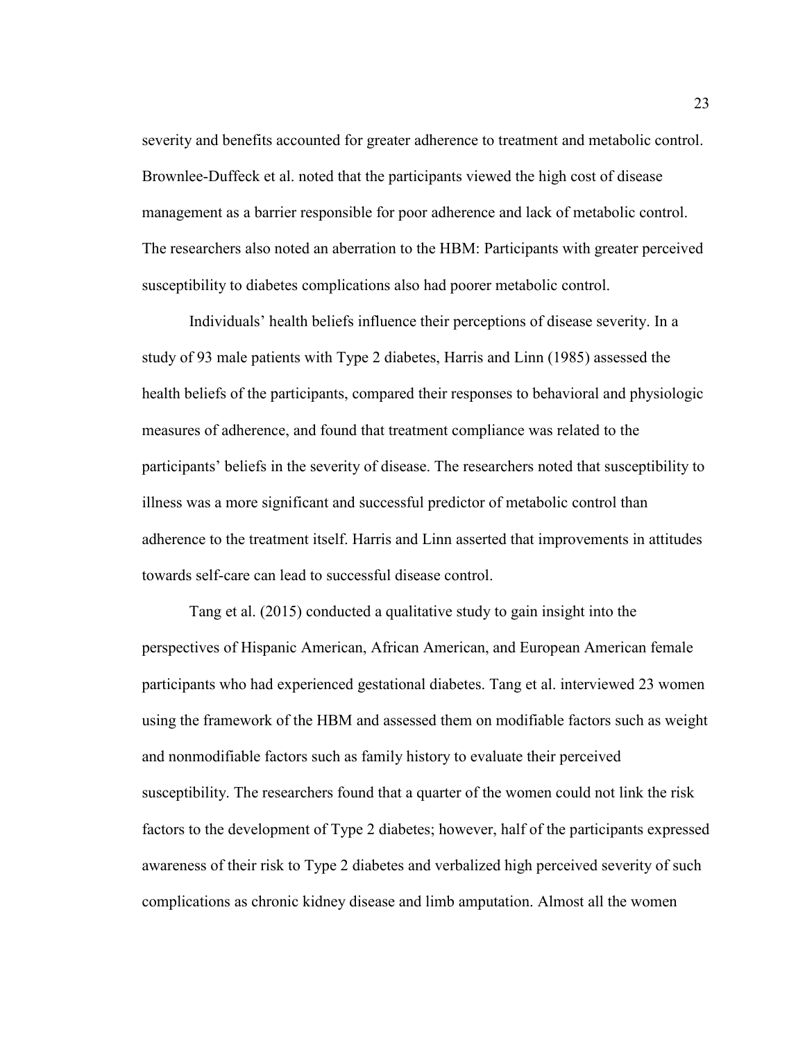severity and benefits accounted for greater adherence to treatment and metabolic control. Brownlee-Duffeck et al. noted that the participants viewed the high cost of disease management as a barrier responsible for poor adherence and lack of metabolic control. The researchers also noted an aberration to the HBM: Participants with greater perceived susceptibility to diabetes complications also had poorer metabolic control.

Individuals' health beliefs influence their perceptions of disease severity. In a study of 93 male patients with Type 2 diabetes, Harris and Linn (1985) assessed the health beliefs of the participants, compared their responses to behavioral and physiologic measures of adherence, and found that treatment compliance was related to the participants' beliefs in the severity of disease. The researchers noted that susceptibility to illness was a more significant and successful predictor of metabolic control than adherence to the treatment itself. Harris and Linn asserted that improvements in attitudes towards self-care can lead to successful disease control.

Tang et al. (2015) conducted a qualitative study to gain insight into the perspectives of Hispanic American, African American, and European American female participants who had experienced gestational diabetes. Tang et al. interviewed 23 women using the framework of the HBM and assessed them on modifiable factors such as weight and nonmodifiable factors such as family history to evaluate their perceived susceptibility. The researchers found that a quarter of the women could not link the risk factors to the development of Type 2 diabetes; however, half of the participants expressed awareness of their risk to Type 2 diabetes and verbalized high perceived severity of such complications as chronic kidney disease and limb amputation. Almost all the women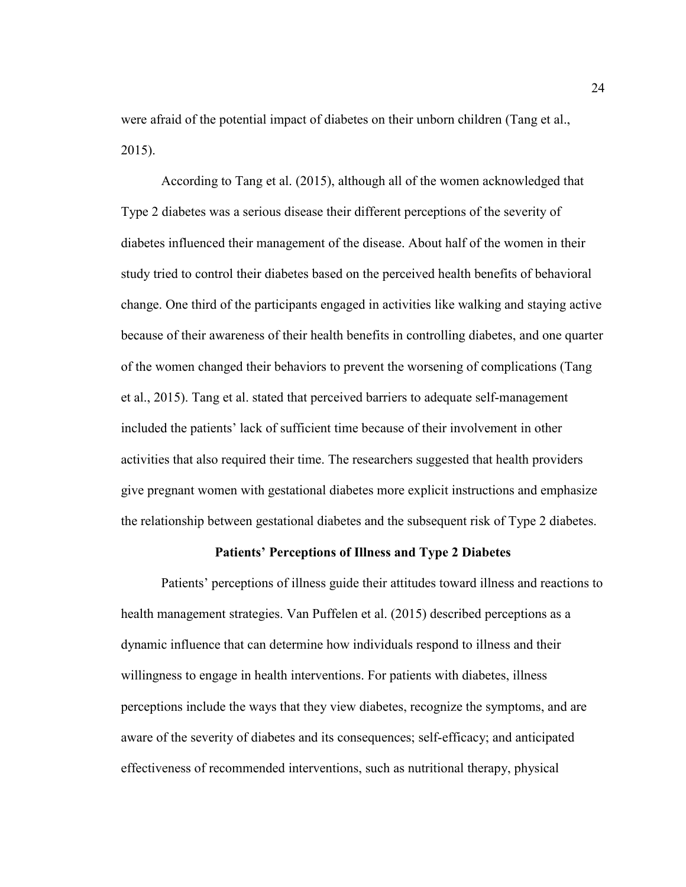were afraid of the potential impact of diabetes on their unborn children (Tang et al., 2015).

According to Tang et al. (2015), although all of the women acknowledged that Type 2 diabetes was a serious disease their different perceptions of the severity of diabetes influenced their management of the disease. About half of the women in their study tried to control their diabetes based on the perceived health benefits of behavioral change. One third of the participants engaged in activities like walking and staying active because of their awareness of their health benefits in controlling diabetes, and one quarter of the women changed their behaviors to prevent the worsening of complications (Tang et al., 2015). Tang et al. stated that perceived barriers to adequate self-management included the patients' lack of sufficient time because of their involvement in other activities that also required their time. The researchers suggested that health providers give pregnant women with gestational diabetes more explicit instructions and emphasize the relationship between gestational diabetes and the subsequent risk of Type 2 diabetes.

## Patients' Perceptions of Illness and Type 2 Diabetes

Patients' perceptions of illness guide their attitudes toward illness and reactions to health management strategies. Van Puffelen et al. (2015) described perceptions as a dynamic influence that can determine how individuals respond to illness and their willingness to engage in health interventions. For patients with diabetes, illness perceptions include the ways that they view diabetes, recognize the symptoms, and are aware of the severity of diabetes and its consequences; self-efficacy; and anticipated effectiveness of recommended interventions, such as nutritional therapy, physical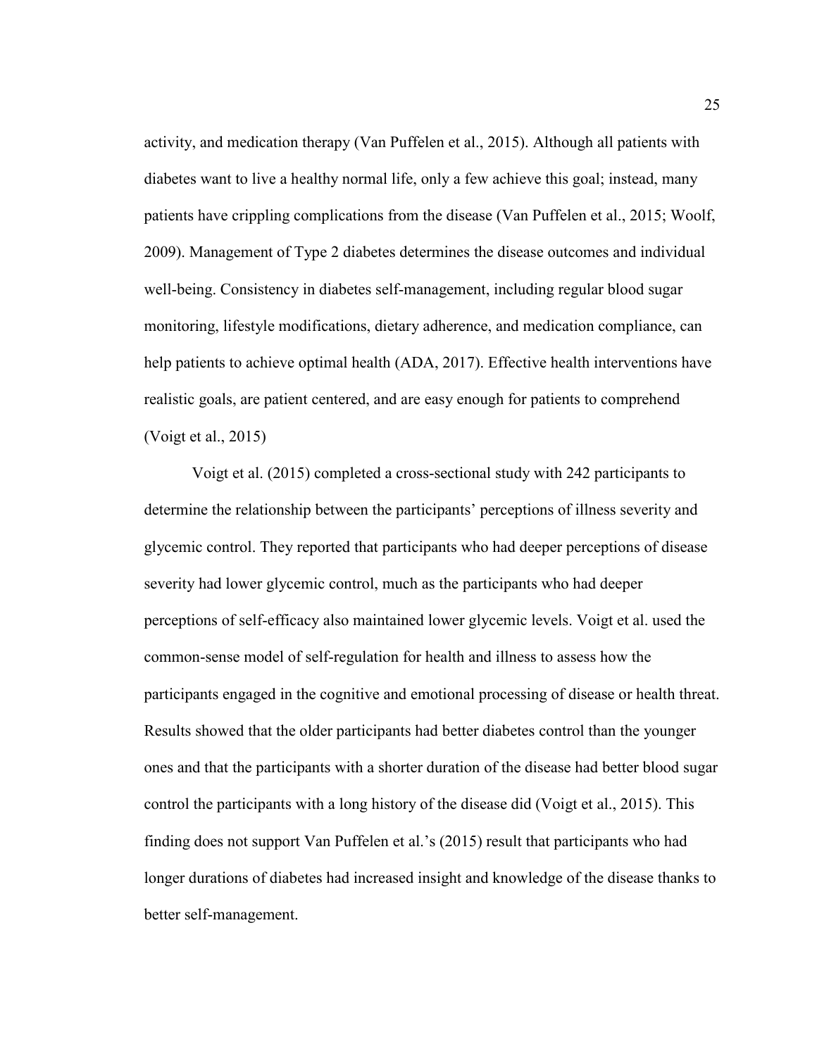activity, and medication therapy (Van Puffelen et al., 2015). Although all patients with diabetes want to live a healthy normal life, only a few achieve this goal; instead, many patients have crippling complications from the disease (Van Puffelen et al., 2015; Woolf, 2009). Management of Type 2 diabetes determines the disease outcomes and individual well-being. Consistency in diabetes self-management, including regular blood sugar monitoring, lifestyle modifications, dietary adherence, and medication compliance, can help patients to achieve optimal health (ADA, 2017). Effective health interventions have realistic goals, are patient centered, and are easy enough for patients to comprehend (Voigt et al., 2015)

Voigt et al. (2015) completed a cross-sectional study with 242 participants to determine the relationship between the participants' perceptions of illness severity and glycemic control. They reported that participants who had deeper perceptions of disease severity had lower glycemic control, much as the participants who had deeper perceptions of self-efficacy also maintained lower glycemic levels. Voigt et al. used the common-sense model of self-regulation for health and illness to assess how the participants engaged in the cognitive and emotional processing of disease or health threat. Results showed that the older participants had better diabetes control than the younger ones and that the participants with a shorter duration of the disease had better blood sugar control the participants with a long history of the disease did (Voigt et al., 2015). This finding does not support Van Puffelen et al.'s (2015) result that participants who had longer durations of diabetes had increased insight and knowledge of the disease thanks to better self-management.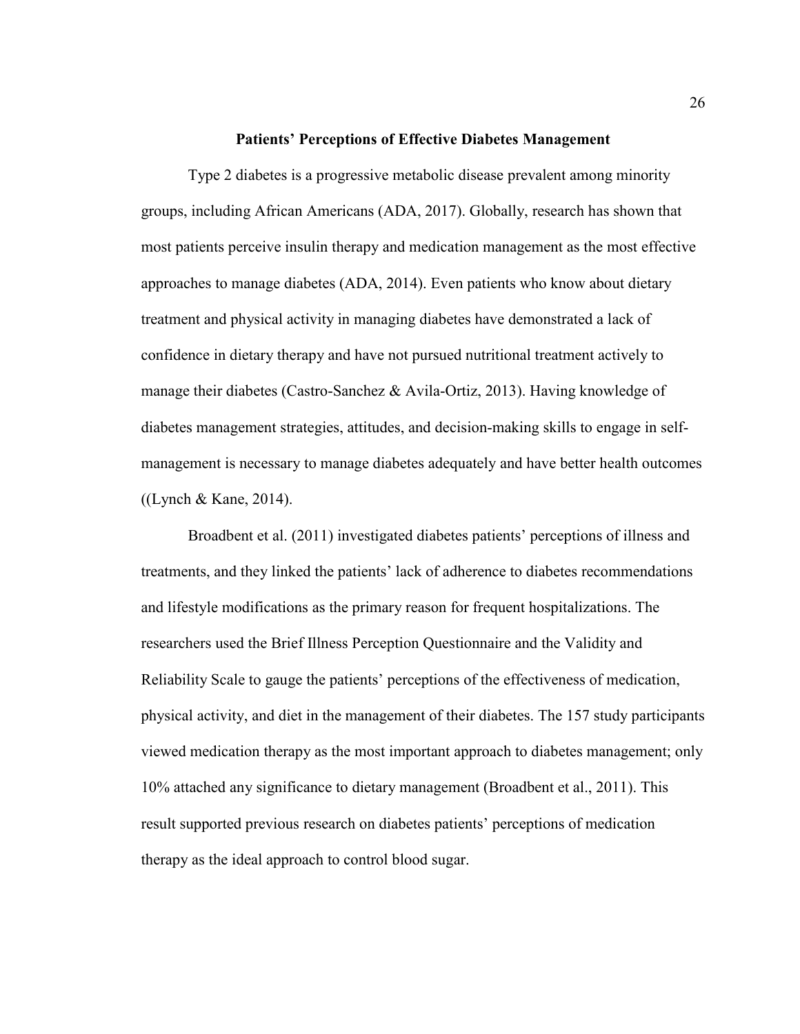## Patients' Perceptions of Effective Diabetes Management

Type 2 diabetes is a progressive metabolic disease prevalent among minority groups, including African Americans (ADA, 2017). Globally, research has shown that most patients perceive insulin therapy and medication management as the most effective approaches to manage diabetes (ADA, 2014). Even patients who know about dietary treatment and physical activity in managing diabetes have demonstrated a lack of confidence in dietary therapy and have not pursued nutritional treatment actively to manage their diabetes (Castro-Sanchez & Avila-Ortiz, 2013). Having knowledge of diabetes management strategies, attitudes, and decision-making skills to engage in self-management is necessary to manage diabetes adequately and have better health outcomes ((Lynch & Kane, 2014).

Broadbent et al. (2011) investigated diabetes patients' perceptions of illness and treatments, and they linked the patients' lack of adherence to diabetes recommendations and lifestyle modifications as the primary reason for frequent hospitalizations. The researchers used the Brief Illness Perception Questionnaire and the Validity and Reliability Scale to gauge the patients' perceptions of the effectiveness of medication, physical activity, and diet in the management of their diabetes. The 157 study participants viewed medication therapy as the most important approach to diabetes management; only 10% attached any significance to dietary management (Broadbent et al., 2011). This result supported previous research on diabetes patients' perceptions of medication therapy as the ideal approach to control blood sugar.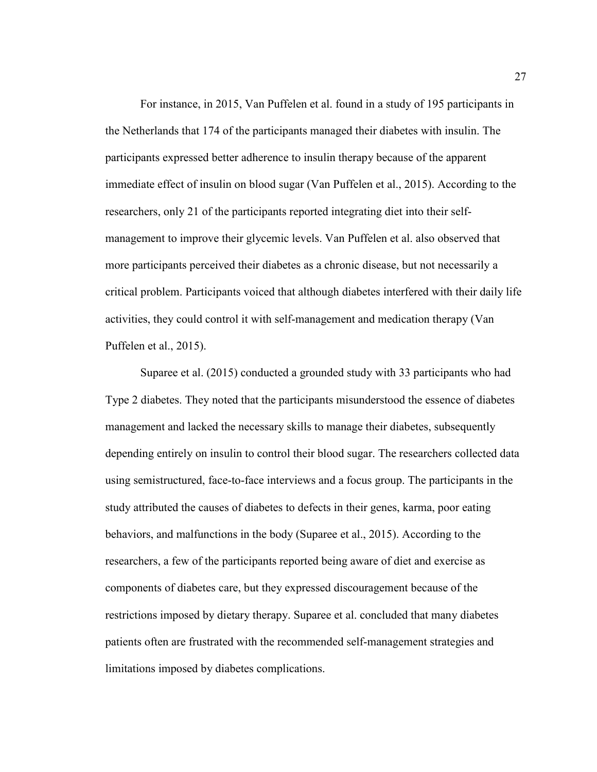For instance, in 2015, Van Puffelen et al. found in a study of 195 participants in the Netherlands that 174 of the participants managed their diabetes with insulin. The participants expressed better adherence to insulin therapy because of the apparent immediate effect of insulin on blood sugar (Van Puffelen et al., 2015). According to the researchers, only 21 of the participants reported integrating diet into their self-management to improve their glycemic levels. Van Puffelen et al. also observed that more participants perceived their diabetes as a chronic disease, but not necessarily a critical problem. Participants voiced that although diabetes interfered with their daily life activities, they could control it with self-management and medication therapy (Van Puffelen et al., 2015).

Suparee et al. (2015) conducted a grounded study with 33 participants who had Type 2 diabetes. They noted that the participants misunderstood the essence of diabetes management and lacked the necessary skills to manage their diabetes, subsequently depending entirely on insulin to control their blood sugar. The researchers collected data using semistructured, face-to-face interviews and a focus group. The participants in the study attributed the causes of diabetes to defects in their genes, karma, poor eating behaviors, and malfunctions in the body (Suparee et al., 2015). According to the researchers, a few of the participants reported being aware of diet and exercise as components of diabetes care, but they expressed discouragement because of the restrictions imposed by dietary therapy. Suparee et al. concluded that many diabetes patients often are frustrated with the recommended self-management strategies and limitations imposed by diabetes complications.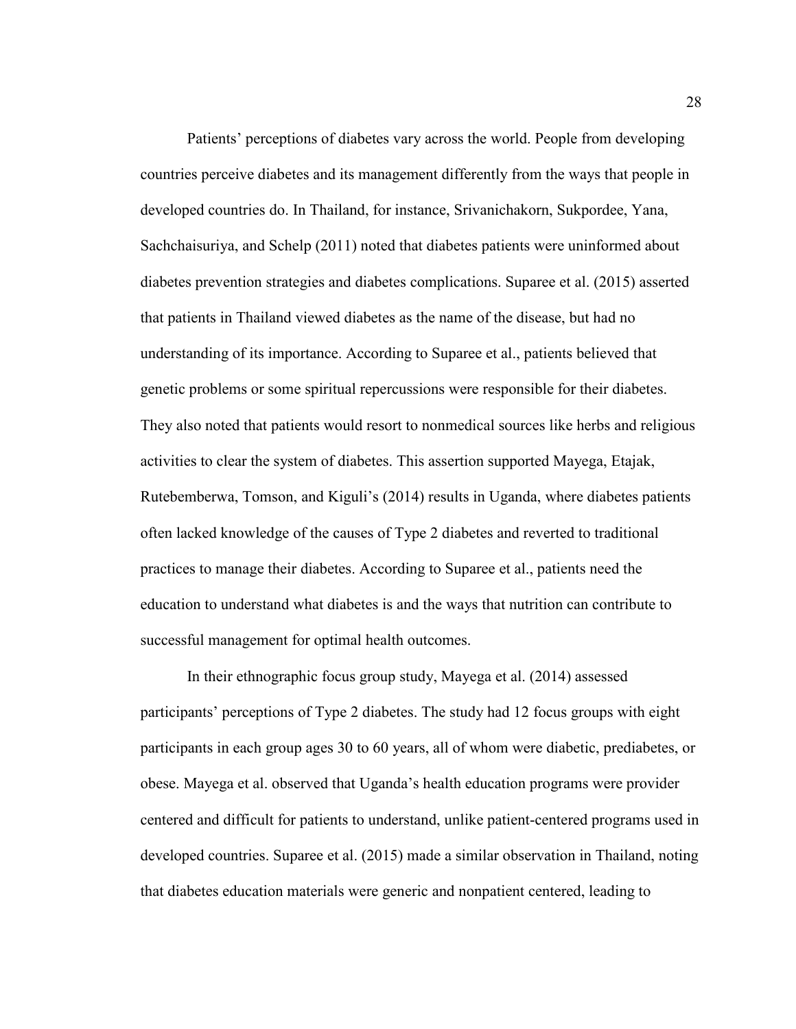Patients' perceptions of diabetes vary across the world. People from developing countries perceive diabetes and its management differently from the ways that people in developed countries do. In Thailand, for instance, Srivanichakorn, Sukpordee, Yana, Sachchaisuriya, and Schelp (2011) noted that diabetes patients were uninformed about diabetes prevention strategies and diabetes complications. Suparee et al. (2015) asserted that patients in Thailand viewed diabetes as the name of the disease, but had no understanding of its importance. According to Suparee et al., patients believed that genetic problems or some spiritual repercussions were responsible for their diabetes. They also noted that patients would resort to nonmedical sources like herbs and religious activities to clear the system of diabetes. This assertion supported Mayega, Etajak, Rutebemberwa, Tomson, and Kiguli's (2014) results in Uganda, where diabetes patients often lacked knowledge of the causes of Type 2 diabetes and reverted to traditional practices to manage their diabetes. According to Suparee et al., patients need the education to understand what diabetes is and the ways that nutrition can contribute to successful management for optimal health outcomes.

In their ethnographic focus group study, Mayega et al. (2014) assessed participants' perceptions of Type 2 diabetes. The study had 12 focus groups with eight participants in each group ages 30 to 60 years, all of whom were diabetic, prediabetes, or obese. Mayega et al. observed that Uganda's health education programs were provider centered and difficult for patients to understand, unlike patient-centered programs used in developed countries. Suparee et al. (2015) made a similar observation in Thailand, noting that diabetes education materials were generic and nonpatient centered, leading to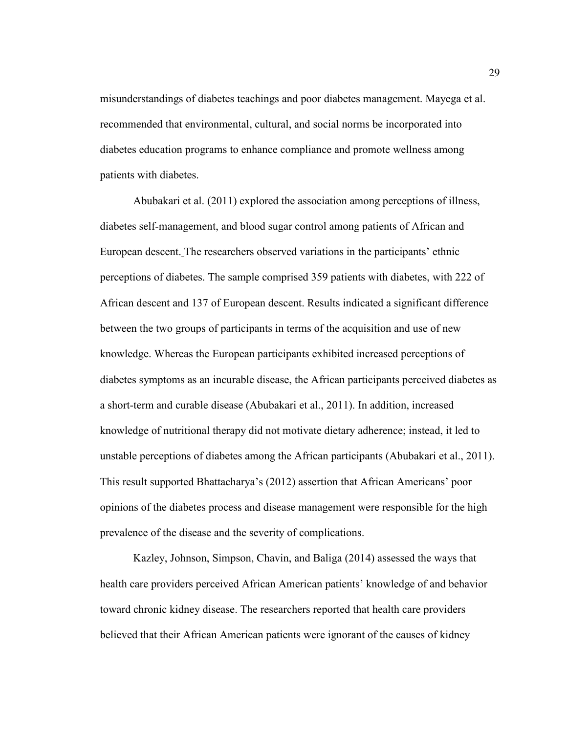misunderstandings of diabetes teachings and poor diabetes management. Mayega et al. recommended that environmental, cultural, and social norms be incorporated into diabetes education programs to enhance compliance and promote wellness among patients with diabetes.

Abubakari et al. (2011) explored the association among perceptions of illness, diabetes self-management, and blood sugar control among patients of African and European descent. The researchers observed variations in the participants' ethnic perceptions of diabetes. The sample comprised 359 patients with diabetes, with 222 of African descent and 137 of European descent. Results indicated a significant difference between the two groups of participants in terms of the acquisition and use of new knowledge. Whereas the European participants exhibited increased perceptions of diabetes symptoms as an incurable disease, the African participants perceived diabetes as a short-term and curable disease (Abubakari et al., 2011). In addition, increased knowledge of nutritional therapy did not motivate dietary adherence; instead, it led to unstable perceptions of diabetes among the African participants (Abubakari et al., 2011). This result supported Bhattacharya's (2012) assertion that African Americans' poor opinions of the diabetes process and disease management were responsible for the high prevalence of the disease and the severity of complications.

Kazley, Johnson, Simpson, Chavin, and Baliga (2014) assessed the ways that health care providers perceived African American patients' knowledge of and behavior toward chronic kidney disease. The researchers reported that health care providers believed that their African American patients were ignorant of the causes of kidney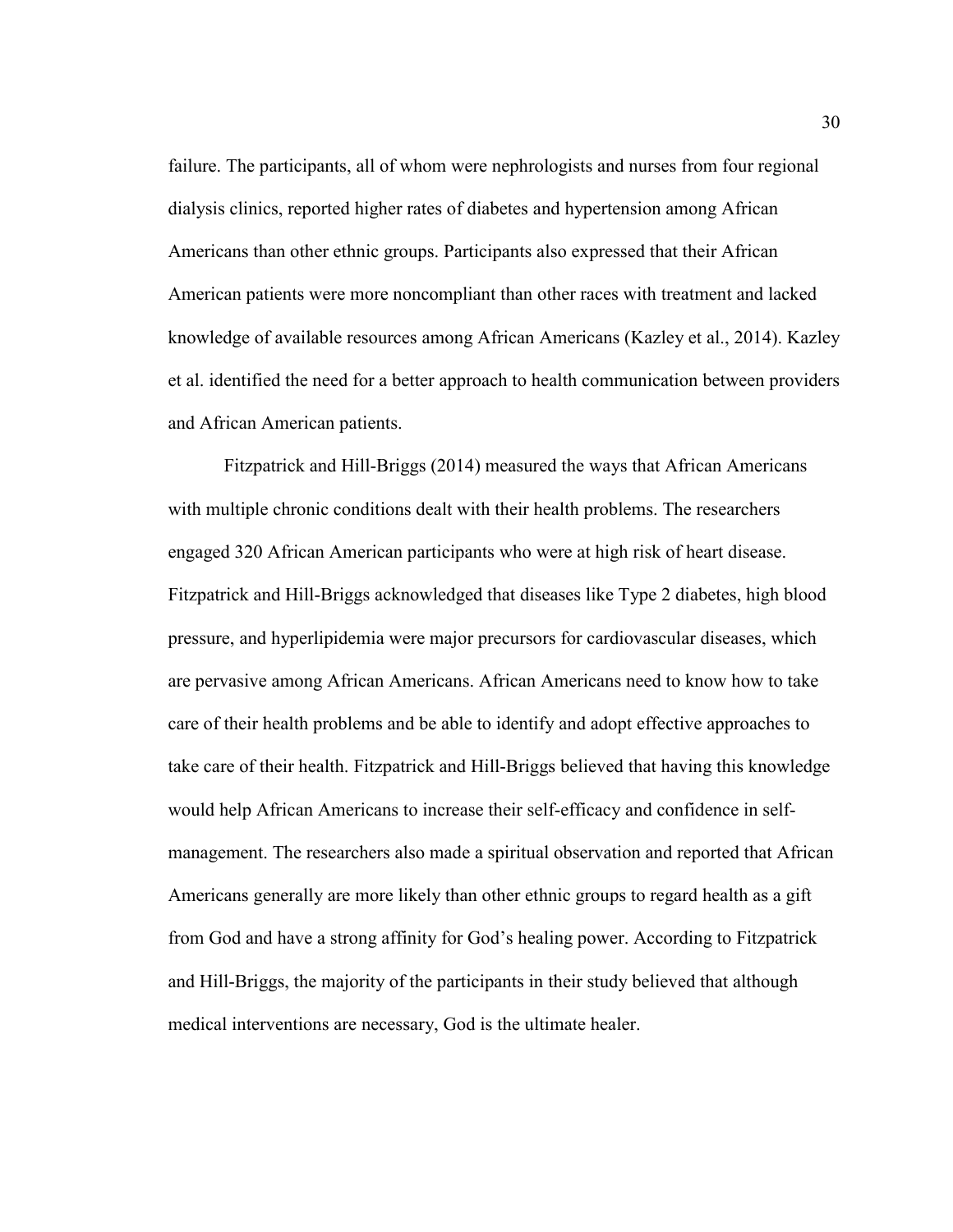failure. The participants, all of whom were nephrologists and nurses from four regional dialysis clinics, reported higher rates of diabetes and hypertension among African Americans than other ethnic groups. Participants also expressed that their African American patients were more noncompliant than other races with treatment and lacked knowledge of available resources among African Americans (Kazley et al., 2014). Kazley et al. identified the need for a better approach to health communication between providers and African American patients.

Fitzpatrick and Hill-Briggs (2014) measured the ways that African Americans with multiple chronic conditions dealt with their health problems. The researchers engaged 320 African American participants who were at high risk of heart disease. Fitzpatrick and Hill-Briggs acknowledged that diseases like Type 2 diabetes, high blood pressure, and hyperlipidemia were major precursors for cardiovascular diseases, which are pervasive among African Americans. African Americans need to know how to take care of their health problems and be able to identify and adopt effective approaches to take care of their health. Fitzpatrick and Hill-Briggs believed that having this knowledge would help African Americans to increase their self-efficacy and confidence in self-management. The researchers also made a spiritual observation and reported that African Americans generally are more likely than other ethnic groups to regard health as a gift from God and have a strong affinity for God's healing power. According to Fitzpatrick and Hill-Briggs, the majority of the participants in their study believed that although medical interventions are necessary, God is the ultimate healer.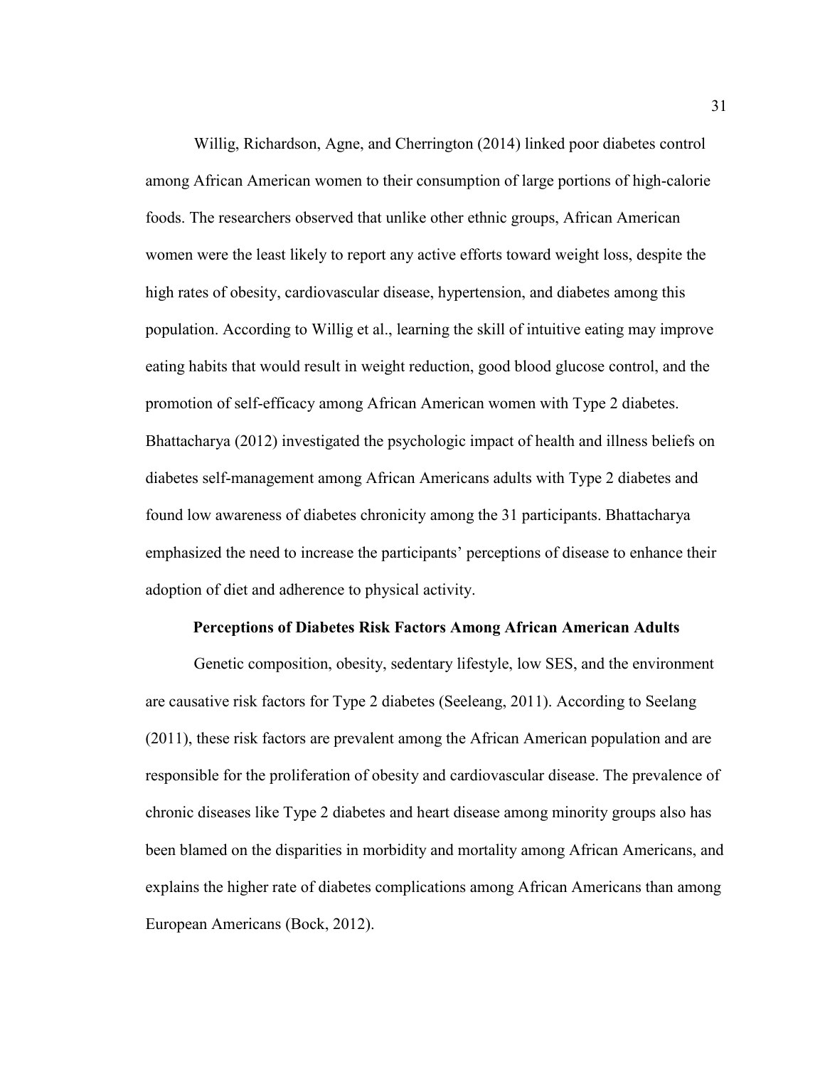Willig, Richardson, Agne, and Cherrington (2014) linked poor diabetes control among African American women to their consumption of large portions of high-calorie foods. The researchers observed that unlike other ethnic groups, African American women were the least likely to report any active efforts toward weight loss, despite the high rates of obesity, cardiovascular disease, hypertension, and diabetes among this population. According to Willig et al., learning the skill of intuitive eating may improve eating habits that would result in weight reduction, good blood glucose control, and the promotion of self-efficacy among African American women with Type 2 diabetes. Bhattacharya (2012) investigated the psychologic impact of health and illness beliefs on diabetes self-management among African Americans adults with Type 2 diabetes and found low awareness of diabetes chronicity among the 31 participants. Bhattacharya emphasized the need to increase the participants' perceptions of disease to enhance their adoption of diet and adherence to physical activity.

## Perceptions of Diabetes Risk Factors Among African American Adults

Genetic composition, obesity, sedentary lifestyle, low SES, and the environment are causative risk factors for Type 2 diabetes (Seeleang, 2011). According to Seelang (2011), these risk factors are prevalent among the African American population and are responsible for the proliferation of obesity and cardiovascular disease. The prevalence of chronic diseases like Type 2 diabetes and heart disease among minority groups also has been blamed on the disparities in morbidity and mortality among African Americans, and explains the higher rate of diabetes complications among African Americans than among European Americans (Bock, 2012).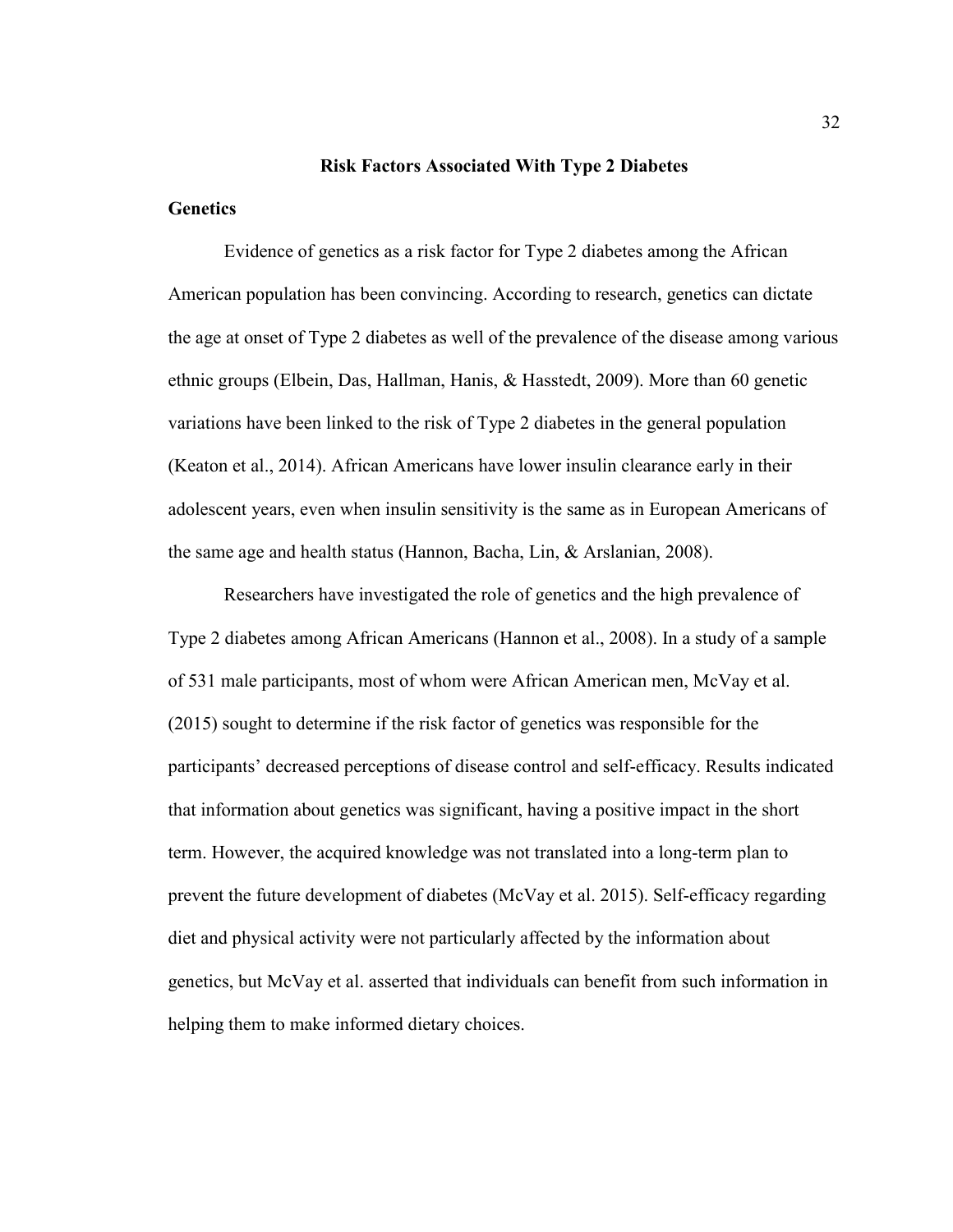## Risk Factors Associated With Type 2 Diabetes

### Genetics

Evidence of genetics as a risk factor for Type 2 diabetes among the African American population has been convincing. According to research, genetics can dictate the age at onset of Type 2 diabetes as well of the prevalence of the disease among various ethnic groups (Elbein, Das, Hallman, Hanis, & Hasstedt, 2009). More than 60 genetic variations have been linked to the risk of Type 2 diabetes in the general population (Keaton et al., 2014). African Americans have lower insulin clearance early in their adolescent years, even when insulin sensitivity is the same as in European Americans of the same age and health status (Hannon, Bacha, Lin, & Arslanian, 2008).

Researchers have investigated the role of genetics and the high prevalence of Type 2 diabetes among African Americans (Hannon et al., 2008). In a study of a sample of 531 male participants, most of whom were African American men, McVay et al. (2015) sought to determine if the risk factor of genetics was responsible for the participants' decreased perceptions of disease control and self-efficacy. Results indicated that information about genetics was significant, having a positive impact in the short term. However, the acquired knowledge was not translated into a long-term plan to prevent the future development of diabetes (McVay et al. 2015). Self-efficacy regarding diet and physical activity were not particularly affected by the information about genetics, but McVay et al. asserted that individuals can benefit from such information in helping them to make informed dietary choices.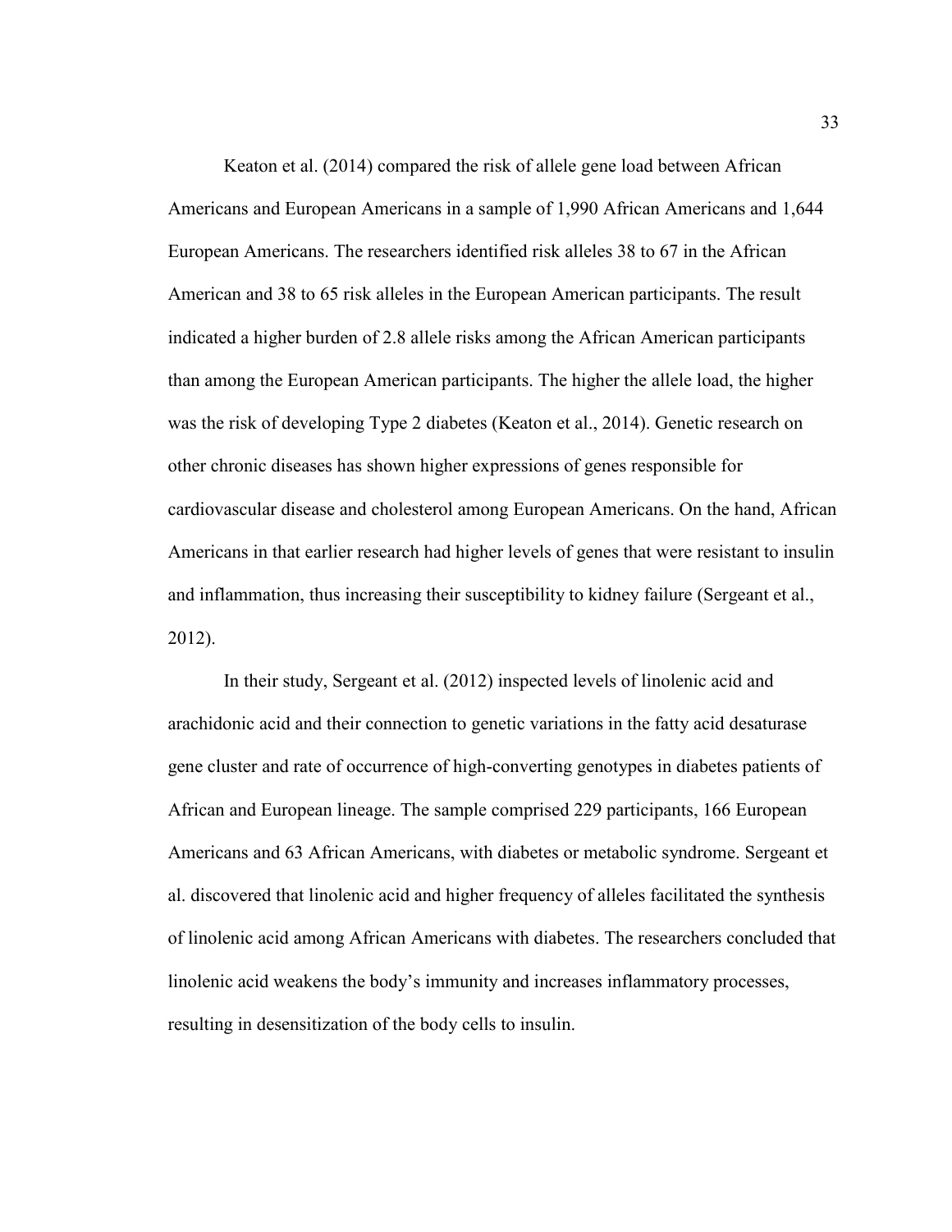Keaton et al. (2014) compared the risk of allele gene load between African Americans and European Americans in a sample of 1,990 African Americans and 1,644 European Americans. The researchers identified risk alleles 38 to 67 in the African American and 38 to 65 risk alleles in the European American participants. The result indicated a higher burden of 2.8 allele risks among the African American participants than among the European American participants. The higher the allele load, the higher was the risk of developing Type 2 diabetes (Keaton et al., 2014). Genetic research on other chronic diseases has shown higher expressions of genes responsible for cardiovascular disease and cholesterol among European Americans. On the hand, African Americans in that earlier research had higher levels of genes that were resistant to insulin and inflammation, thus increasing their susceptibility to kidney failure (Sergeant et al., 2012).

In their study, Sergeant et al. (2012) inspected levels of linolenic acid and arachidonic acid and their connection to genetic variations in the fatty acid desaturase gene cluster and rate of occurrence of high-converting genotypes in diabetes patients of African and European lineage. The sample comprised 229 participants, 166 European Americans and 63 African Americans, with diabetes or metabolic syndrome. Sergeant et al. discovered that linolenic acid and higher frequency of alleles facilitated the synthesis of linolenic acid among African Americans with diabetes. The researchers concluded that linolenic acid weakens the body's immunity and increases inflammatory processes, resulting in desensitization of the body cells to insulin.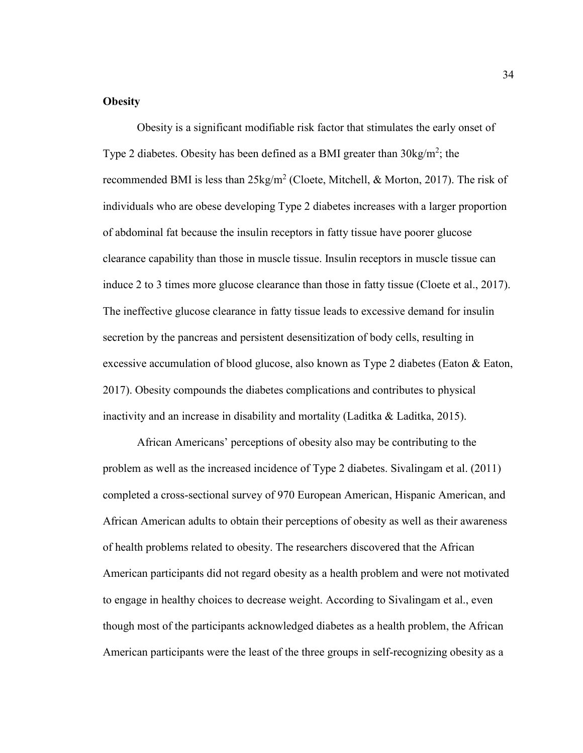## Obesity

Obesity is a significant modifiable risk factor that stimulates the early onset of Type 2 diabetes. Obesity has been defined as a BMI greater than $30kg/m^2$; the recommended BMI is less than $25kg/m^2$ (Cloete, Mitchell, & Morton, 2017). The risk of individuals who are obese developing Type 2 diabetes increases with a larger proportion of abdominal fat because the insulin receptors in fatty tissue have poorer glucose clearance capability than those in muscle tissue. Insulin receptors in muscle tissue can induce 2 to 3 times more glucose clearance than those in fatty tissue (Cloete et al., 2017). The ineffective glucose clearance in fatty tissue leads to excessive demand for insulin secretion by the pancreas and persistent desensitization of body cells, resulting in excessive accumulation of blood glucose, also known as Type 2 diabetes (Eaton & Eaton, 2017). Obesity compounds the diabetes complications and contributes to physical inactivity and an increase in disability and mortality (Laditka & Laditka, 2015).

African Americans' perceptions of obesity also may be contributing to the problem as well as the increased incidence of Type 2 diabetes. Sivalingam et al. (2011) completed a cross-sectional survey of 970 European American, Hispanic American, and African American adults to obtain their perceptions of obesity as well as their awareness of health problems related to obesity. The researchers discovered that the African American participants did not regard obesity as a health problem and were not motivated to engage in healthy choices to decrease weight. According to Sivalingam et al., even though most of the participants acknowledged diabetes as a health problem, the African American participants were the least of the three groups in self-recognizing obesity as a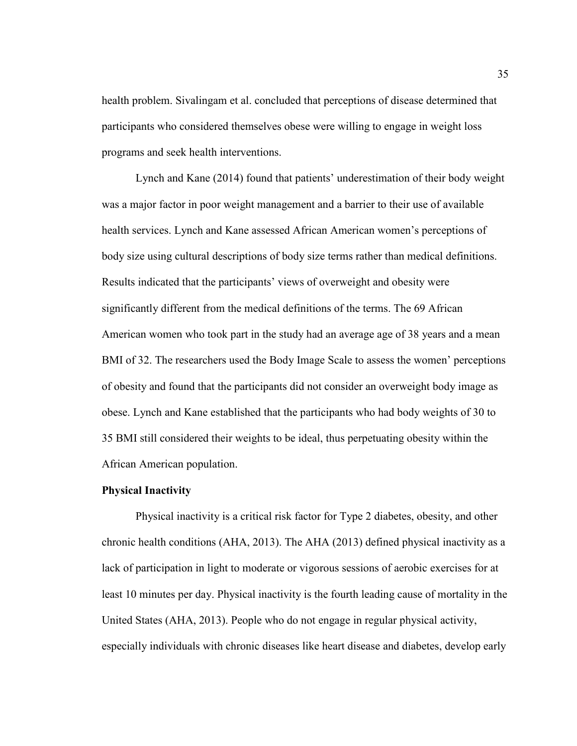health problem. Sivalingam et al. concluded that perceptions of disease determined that participants who considered themselves obese were willing to engage in weight loss programs and seek health interventions.

Lynch and Kane (2014) found that patients' underestimation of their body weight was a major factor in poor weight management and a barrier to their use of available health services. Lynch and Kane assessed African American women's perceptions of body size using cultural descriptions of body size terms rather than medical definitions. Results indicated that the participants' views of overweight and obesity were significantly different from the medical definitions of the terms. The 69 African American women who took part in the study had an average age of 38 years and a mean BMI of 32. The researchers used the Body Image Scale to assess the women' perceptions of obesity and found that the participants did not consider an overweight body image as obese. Lynch and Kane established that the participants who had body weights of 30 to 35 BMI still considered their weights to be ideal, thus perpetuating obesity within the African American population.

**Physical Inactivity**

Physical inactivity is a critical risk factor for Type 2 diabetes, obesity, and other chronic health conditions (AHA, 2013). The AHA (2013) defined physical inactivity as a lack of participation in light to moderate or vigorous sessions of aerobic exercises for at least 10 minutes per day. Physical inactivity is the fourth leading cause of mortality in the United States (AHA, 2013). People who do not engage in regular physical activity, especially individuals with chronic diseases like heart disease and diabetes, develop early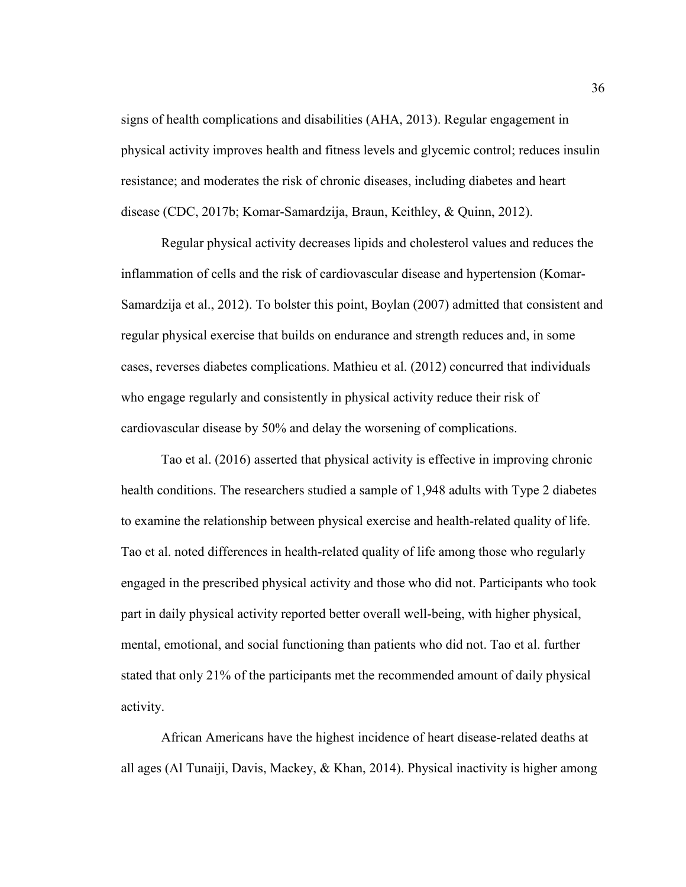signs of health complications and disabilities (AHA, 2013). Regular engagement in physical activity improves health and fitness levels and glycemic control; reduces insulin resistance; and moderates the risk of chronic diseases, including diabetes and heart disease (CDC, 2017b; Komar-Samardzija, Braun, Keithley, & Quinn, 2012).

Regular physical activity decreases lipids and cholesterol values and reduces the inflammation of cells and the risk of cardiovascular disease and hypertension (Komar-Samardzija et al., 2012). To bolster this point, Boylan (2007) admitted that consistent and regular physical exercise that builds on endurance and strength reduces and, in some cases, reverses diabetes complications. Mathieu et al. (2012) concurred that individuals who engage regularly and consistently in physical activity reduce their risk of cardiovascular disease by 50% and delay the worsening of complications.

Tao et al. (2016) asserted that physical activity is effective in improving chronic health conditions. The researchers studied a sample of 1,948 adults with Type 2 diabetes to examine the relationship between physical exercise and health-related quality of life. Tao et al. noted differences in health-related quality of life among those who regularly engaged in the prescribed physical activity and those who did not. Participants who took part in daily physical activity reported better overall well-being, with higher physical, mental, emotional, and social functioning than patients who did not. Tao et al. further stated that only 21% of the participants met the recommended amount of daily physical activity.

African Americans have the highest incidence of heart disease-related deaths at all ages (Al Tunaiji, Davis, Mackey, & Khan, 2014). Physical inactivity is higher among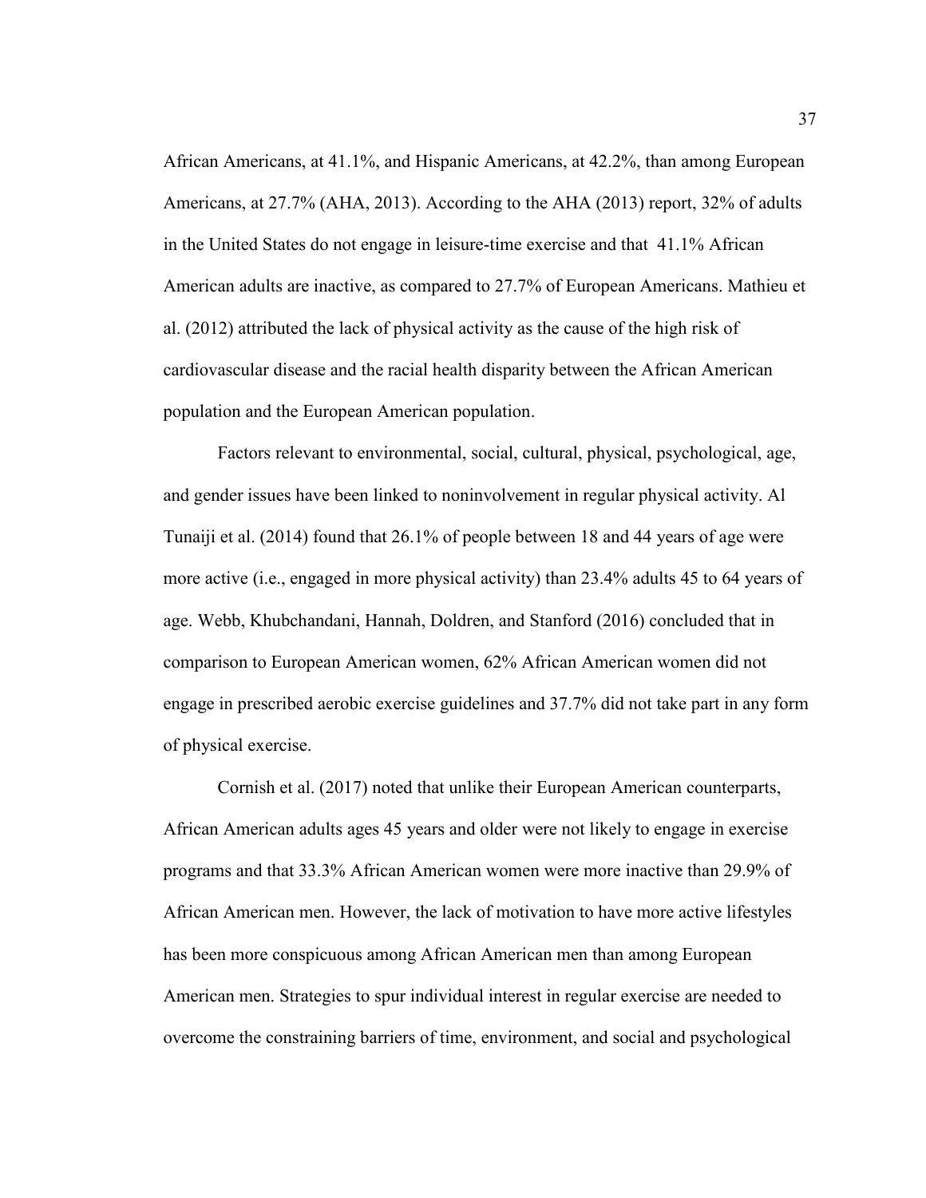African Americans, at 41.1%, and Hispanic Americans, at 42.2%, than among European Americans, at 27.7% (AHA, 2013). According to the AHA (2013) report, 32% of adults in the United States do not engage in leisure-time exercise and that 41.1% African American adults are inactive, as compared to 27.7% of European Americans. Mathieu et al. (2012) attributed the lack of physical activity as the cause of the high risk of cardiovascular disease and the racial health disparity between the African American population and the European American population.

Factors relevant to environmental, social, cultural, physical, psychological, age, and gender issues have been linked to noninvolvement in regular physical activity. Al Tunaiji et al. (2014) found that 26.1% of people between 18 and 44 years of age were more active (i.e., engaged in more physical activity) than 23.4% adults 45 to 64 years of age. Webb, Khubchandani, Hannah, Doldren, and Stanford (2016) concluded that in comparison to European American women, 62% African American women did not engage in prescribed aerobic exercise guidelines and 37.7% did not take part in any form of physical exercise.

Cornish et al. (2017) noted that unlike their European American counterparts, African American adults ages 45 years and older were not likely to engage in exercise programs and that 33.3% African American women were more inactive than 29.9% of African American men. However, the lack of motivation to have more active lifestyles has been more conspicuous among African American men than among European American men. Strategies to spur individual interest in regular exercise are needed to overcome the constraining barriers of time, environment, and social and psychological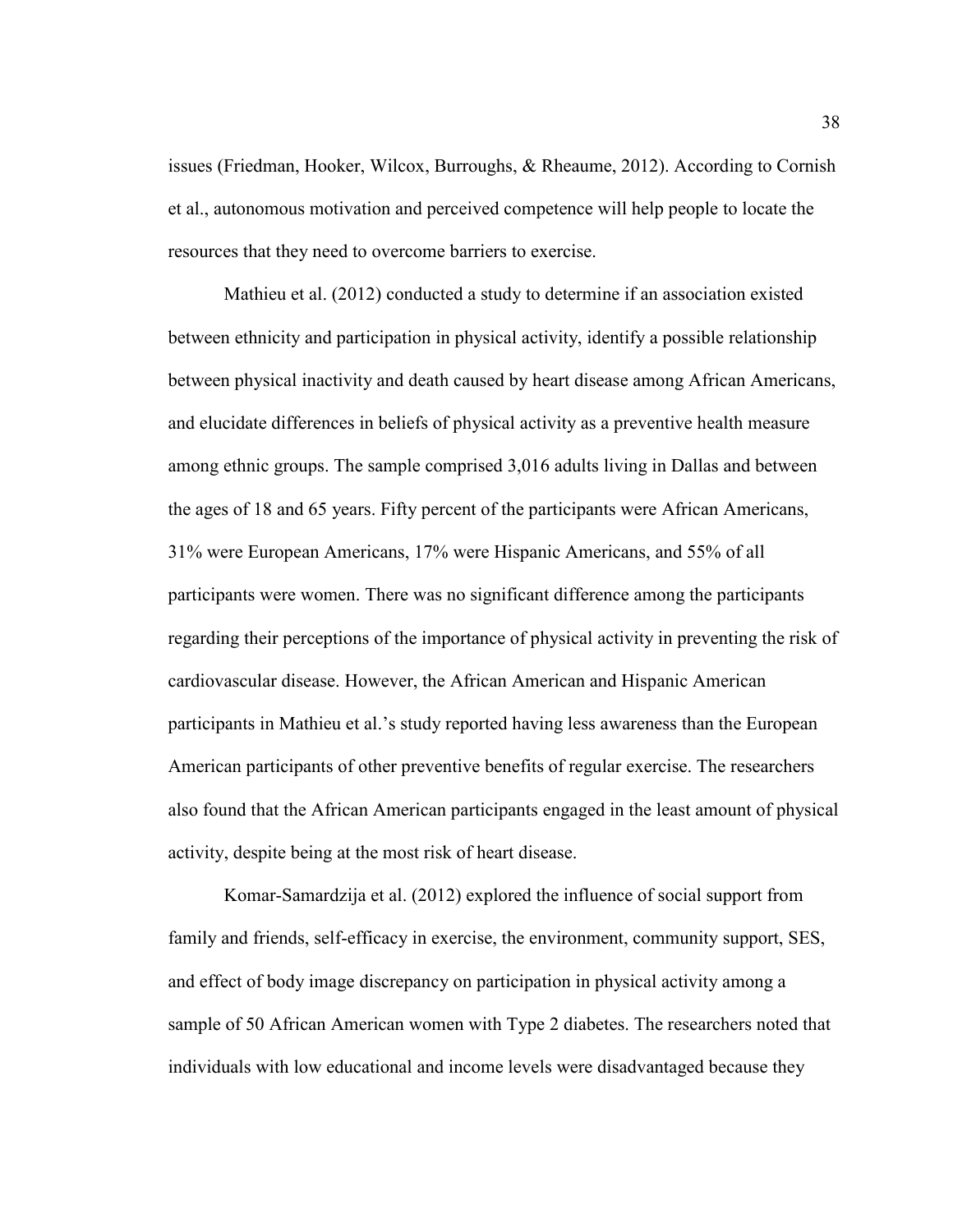issues (Friedman, Hooker, Wilcox, Burroughs, & Rheaume, 2012). According to Cornish et al., autonomous motivation and perceived competence will help people to locate the resources that they need to overcome barriers to exercise.

Mathieu et al. (2012) conducted a study to determine if an association existed between ethnicity and participation in physical activity, identify a possible relationship between physical inactivity and death caused by heart disease among African Americans, and elucidate differences in beliefs of physical activity as a preventive health measure among ethnic groups. The sample comprised 3,016 adults living in Dallas and between the ages of 18 and 65 years. Fifty percent of the participants were African Americans, 31% were European Americans, 17% were Hispanic Americans, and 55% of all participants were women. There was no significant difference among the participants regarding their perceptions of the importance of physical activity in preventing the risk of cardiovascular disease. However, the African American and Hispanic American participants in Mathieu et al.'s study reported having less awareness than the European American participants of other preventive benefits of regular exercise. The researchers also found that the African American participants engaged in the least amount of physical activity, despite being at the most risk of heart disease.

Komar-Samardzija et al. (2012) explored the influence of social support from family and friends, self-efficacy in exercise, the environment, community support, SES, and effect of body image discrepancy on participation in physical activity among a sample of 50 African American women with Type 2 diabetes. The researchers noted that individuals with low educational and income levels were disadvantaged because they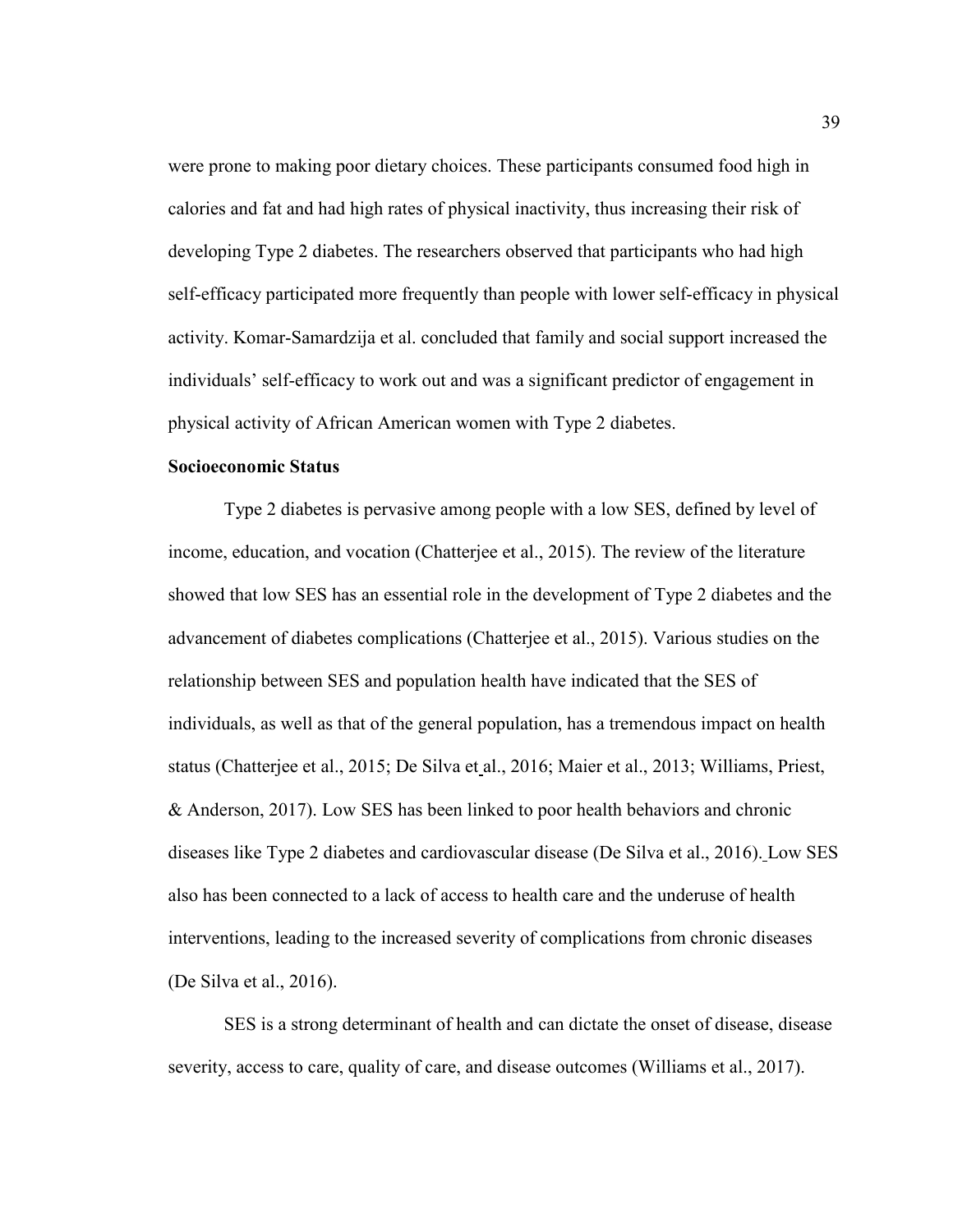were prone to making poor dietary choices. These participants consumed food high in calories and fat and had high rates of physical inactivity, thus increasing their risk of developing Type 2 diabetes. The researchers observed that participants who had high self-efficacy participated more frequently than people with lower self-efficacy in physical activity. Komar-Samardzija et al. concluded that family and social support increased the individuals' self-efficacy to work out and was a significant predictor of engagement in physical activity of African American women with Type 2 diabetes.

**Socioeconomic Status**

Type 2 diabetes is pervasive among people with a low SES, defined by level of income, education, and vocation (Chatterjee et al., 2015). The review of the literature showed that low SES has an essential role in the development of Type 2 diabetes and the advancement of diabetes complications (Chatterjee et al., 2015). Various studies on the relationship between SES and population health have indicated that the SES of individuals, as well as that of the general population, has a tremendous impact on health status (Chatterjee et al., 2015; De Silva et al., 2016; Maier et al., 2013; Williams, Priest, & Anderson, 2017). Low SES has been linked to poor health behaviors and chronic diseases like Type 2 diabetes and cardiovascular disease (De Silva et al., 2016). Low SES also has been connected to a lack of access to health care and the underuse of health interventions, leading to the increased severity of complications from chronic diseases (De Silva et al., 2016).

SES is a strong determinant of health and can dictate the onset of disease, disease severity, access to care, quality of care, and disease outcomes (Williams et al., 2017).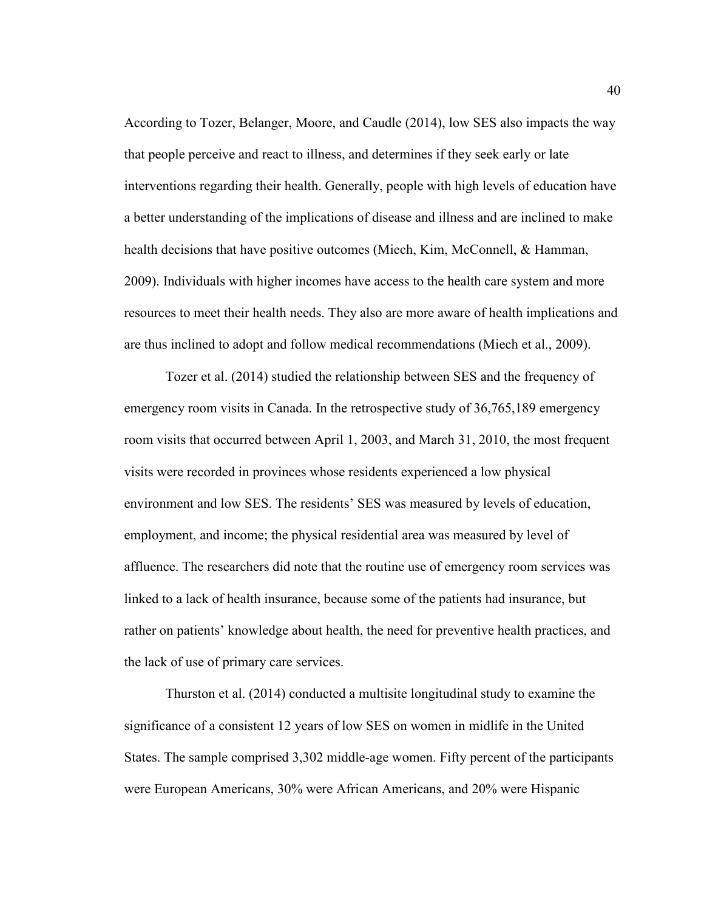According to Tozer, Belanger, Moore, and Caudle (2014), low SES also impacts the way that people perceive and react to illness, and determines if they seek early or late interventions regarding their health. Generally, people with high levels of education have a better understanding of the implications of disease and illness and are inclined to make health decisions that have positive outcomes (Miech, Kim, McConnell, & Hamman, 2009). Individuals with higher incomes have access to the health care system and more resources to meet their health needs. They also are more aware of health implications and are thus inclined to adopt and follow medical recommendations (Miech et al., 2009).

Tozer et al. (2014) studied the relationship between SES and the frequency of emergency room visits in Canada. In the retrospective study of 36,765,189 emergency room visits that occurred between April 1, 2003, and March 31, 2010, the most frequent visits were recorded in provinces whose residents experienced a low physical environment and low SES. The residents' SES was measured by levels of education, employment, and income; the physical residential area was measured by level of affluence. The researchers did note that the routine use of emergency room services was linked to a lack of health insurance, because some of the patients had insurance, but rather on patients' knowledge about health, the need for preventive health practices, and the lack of use of primary care services.

Thurston et al. (2014) conducted a multisite longitudinal study to examine the significance of a consistent 12 years of low SES on women in midlife in the United States. The sample comprised 3,302 middle-age women. Fifty percent of the participants were European Americans, 30% were African Americans, and 20% were Hispanic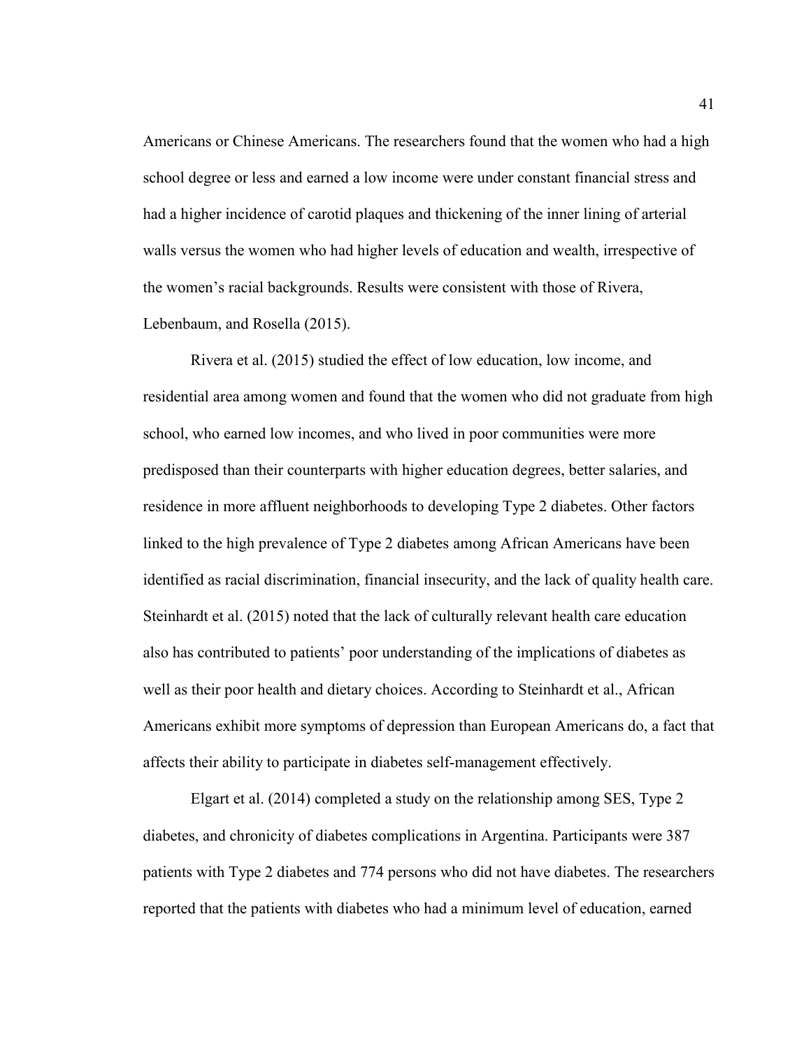Americans or Chinese Americans. The researchers found that the women who had a high school degree or less and earned a low income were under constant financial stress and had a higher incidence of carotid plaques and thickening of the inner lining of arterial walls versus the women who had higher levels of education and wealth, irrespective of the women's racial backgrounds. Results were consistent with those of Rivera, Lebenbaum, and Rosella (2015).

Rivera et al. (2015) studied the effect of low education, low income, and residential area among women and found that the women who did not graduate from high school, who earned low incomes, and who lived in poor communities were more predisposed than their counterparts with higher education degrees, better salaries, and residence in more affluent neighborhoods to developing Type 2 diabetes. Other factors linked to the high prevalence of Type 2 diabetes among African Americans have been identified as racial discrimination, financial insecurity, and the lack of quality health care. Steinhardt et al. (2015) noted that the lack of culturally relevant health care education also has contributed to patients' poor understanding of the implications of diabetes as well as their poor health and dietary choices. According to Steinhardt et al., African Americans exhibit more symptoms of depression than European Americans do, a fact that affects their ability to participate in diabetes self-management effectively.

Elgart et al. (2014) completed a study on the relationship among SES, Type 2 diabetes, and chronicity of diabetes complications in Argentina. Participants were 387 patients with Type 2 diabetes and 774 persons who did not have diabetes. The researchers reported that the patients with diabetes who had a minimum level of education, earned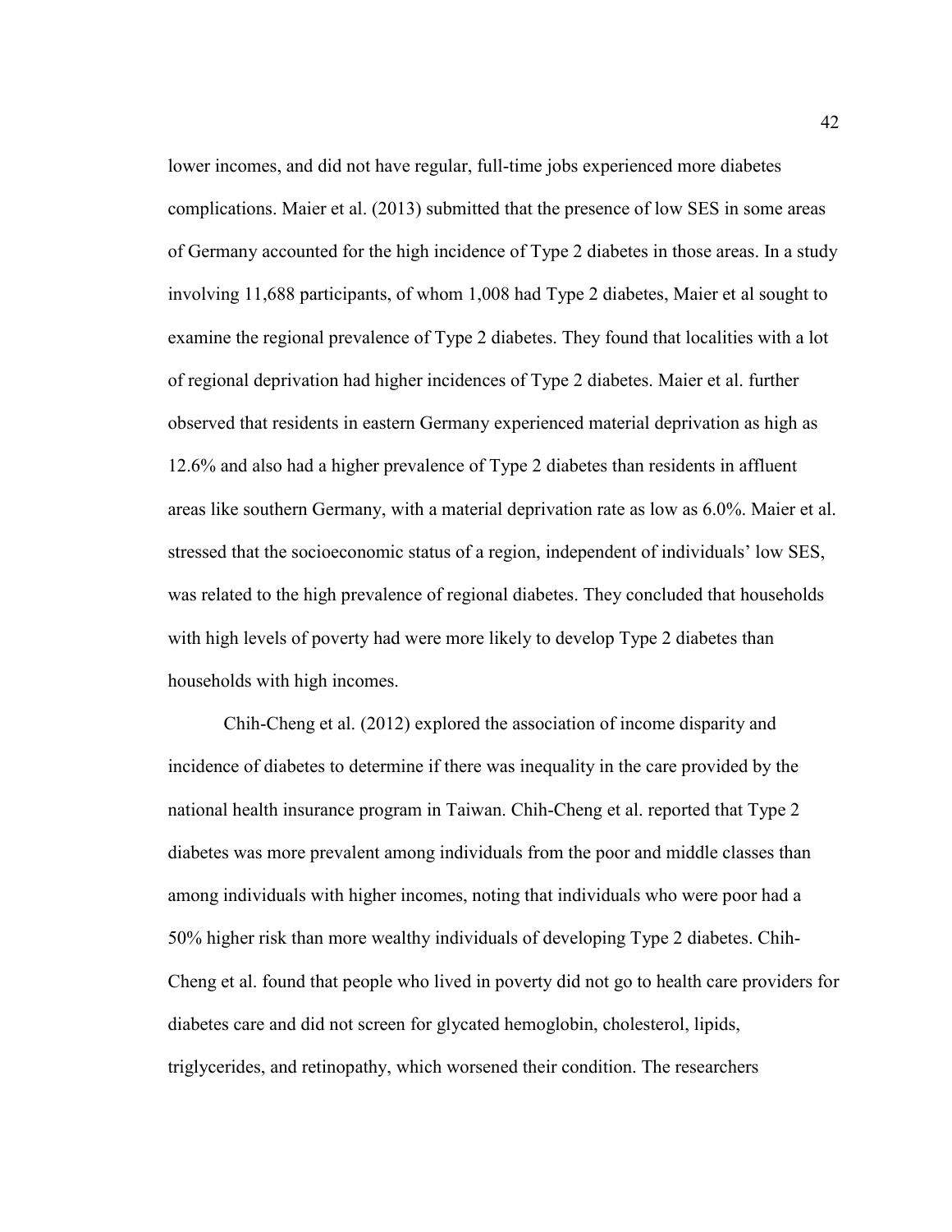lower incomes, and did not have regular, full-time jobs experienced more diabetes complications. Maier et al. (2013) submitted that the presence of low SES in some areas of Germany accounted for the high incidence of Type 2 diabetes in those areas. In a study involving 11,688 participants, of whom 1,008 had Type 2 diabetes, Maier et al sought to examine the regional prevalence of Type 2 diabetes. They found that localities with a lot of regional deprivation had higher incidences of Type 2 diabetes. Maier et al. further observed that residents in eastern Germany experienced material deprivation as high as 12.6% and also had a higher prevalence of Type 2 diabetes than residents in affluent areas like southern Germany, with a material deprivation rate as low as 6.0%. Maier et al. stressed that the socioeconomic status of a region, independent of individuals' low SES, was related to the high prevalence of regional diabetes. They concluded that households with high levels of poverty had were more likely to develop Type 2 diabetes than households with high incomes.

Chih-Cheng et al. (2012) explored the association of income disparity and incidence of diabetes to determine if there was inequality in the care provided by the national health insurance program in Taiwan. Chih-Cheng et al. reported that Type 2 diabetes was more prevalent among individuals from the poor and middle classes than among individuals with higher incomes, noting that individuals who were poor had a 50% higher risk than more wealthy individuals of developing Type 2 diabetes. Chih-Cheng et al. found that people who lived in poverty did not go to health care providers for diabetes care and did not screen for glycated hemoglobin, cholesterol, lipids, triglycerides, and retinopathy, which worsened their condition. The researchers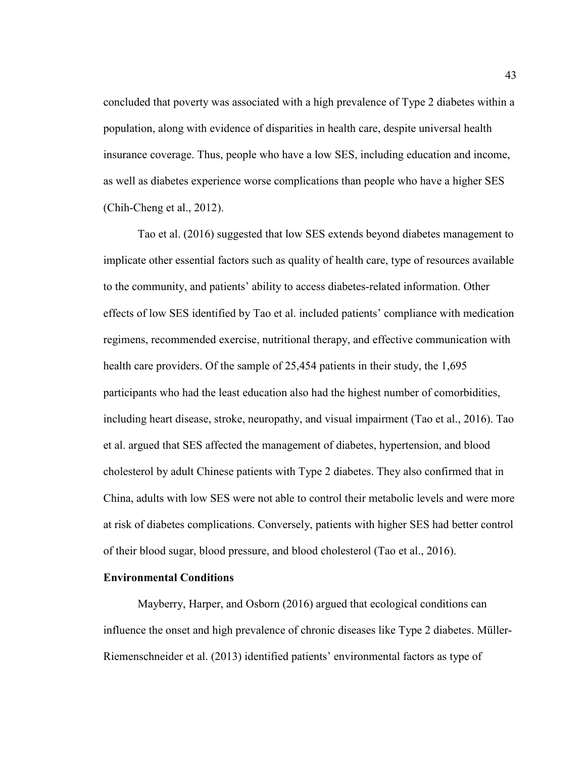concluded that poverty was associated with a high prevalence of Type 2 diabetes within a population, along with evidence of disparities in health care, despite universal health insurance coverage. Thus, people who have a low SES, including education and income, as well as diabetes experience worse complications than people who have a higher SES (Chih-Cheng et al., 2012).

Tao et al. (2016) suggested that low SES extends beyond diabetes management to implicate other essential factors such as quality of health care, type of resources available to the community, and patients' ability to access diabetes-related information. Other effects of low SES identified by Tao et al. included patients' compliance with medication regimens, recommended exercise, nutritional therapy, and effective communication with health care providers. Of the sample of 25,454 patients in their study, the 1,695 participants who had the least education also had the highest number of comorbidities, including heart disease, stroke, neuropathy, and visual impairment (Tao et al., 2016). Tao et al. argued that SES affected the management of diabetes, hypertension, and blood cholesterol by adult Chinese patients with Type 2 diabetes. They also confirmed that in China, adults with low SES were not able to control their metabolic levels and were more at risk of diabetes complications. Conversely, patients with higher SES had better control of their blood sugar, blood pressure, and blood cholesterol (Tao et al., 2016).

**Environmental Conditions**

Mayberry, Harper, and Osborn (2016) argued that ecological conditions can influence the onset and high prevalence of chronic diseases like Type 2 diabetes. Müller-Riemenschneider et al. (2013) identified patients' environmental factors as type of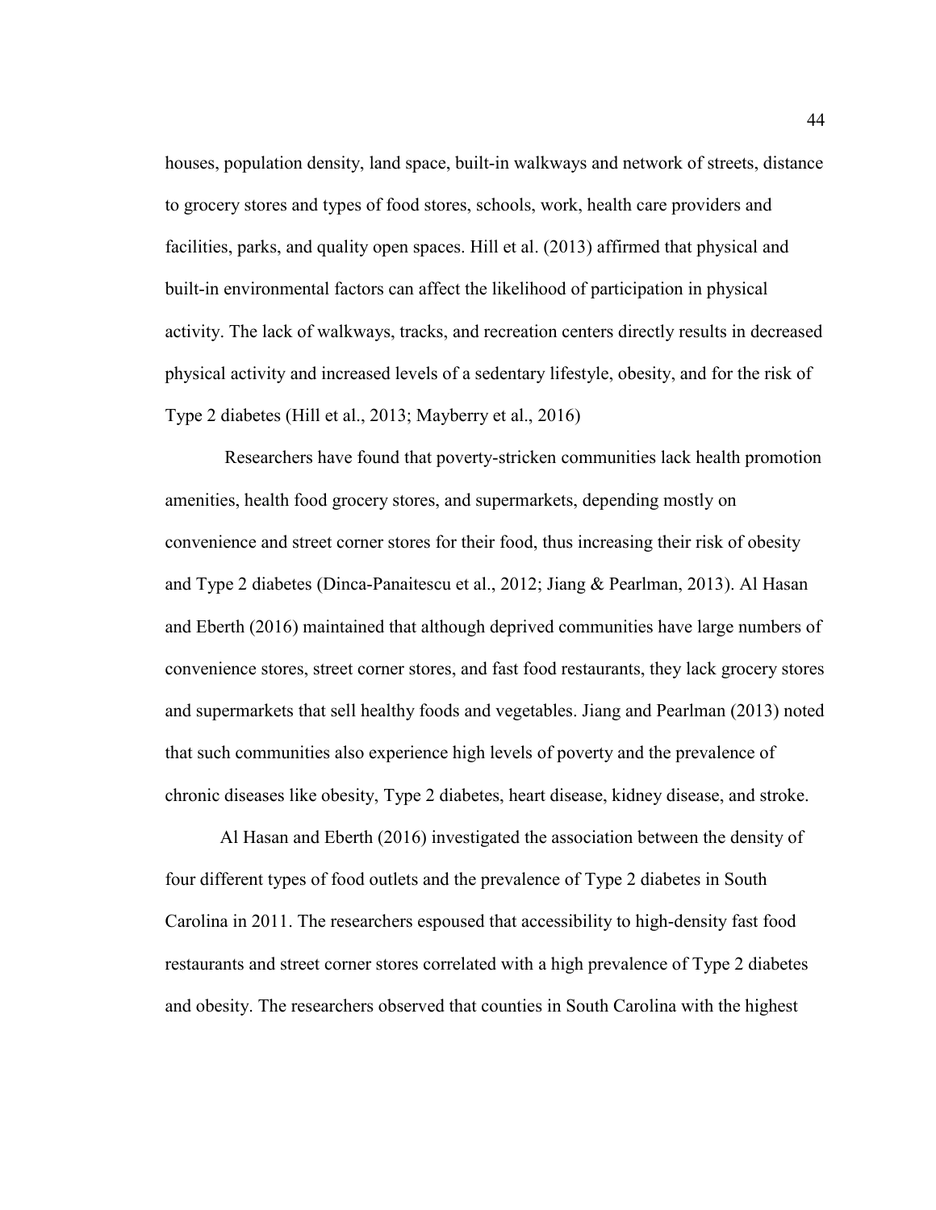houses, population density, land space, built-in walkways and network of streets, distance to grocery stores and types of food stores, schools, work, health care providers and facilities, parks, and quality open spaces. Hill et al. (2013) affirmed that physical and built-in environmental factors can affect the likelihood of participation in physical activity. The lack of walkways, tracks, and recreation centers directly results in decreased physical activity and increased levels of a sedentary lifestyle, obesity, and for the risk of Type 2 diabetes (Hill et al., 2013; Mayberry et al., 2016)

Researchers have found that poverty-stricken communities lack health promotion amenities, health food grocery stores, and supermarkets, depending mostly on convenience and street corner stores for their food, thus increasing their risk of obesity and Type 2 diabetes (Dinca-Panaitescu et al., 2012; Jiang & Pearlman, 2013). Al Hasan and Eberth (2016) maintained that although deprived communities have large numbers of convenience stores, street corner stores, and fast food restaurants, they lack grocery stores and supermarkets that sell healthy foods and vegetables. Jiang and Pearlman (2013) noted that such communities also experience high levels of poverty and the prevalence of chronic diseases like obesity, Type 2 diabetes, heart disease, kidney disease, and stroke.

Al Hasan and Eberth (2016) investigated the association between the density of four different types of food outlets and the prevalence of Type 2 diabetes in South Carolina in 2011. The researchers espoused that accessibility to high-density fast food restaurants and street corner stores correlated with a high prevalence of Type 2 diabetes and obesity. The researchers observed that counties in South Carolina with the highest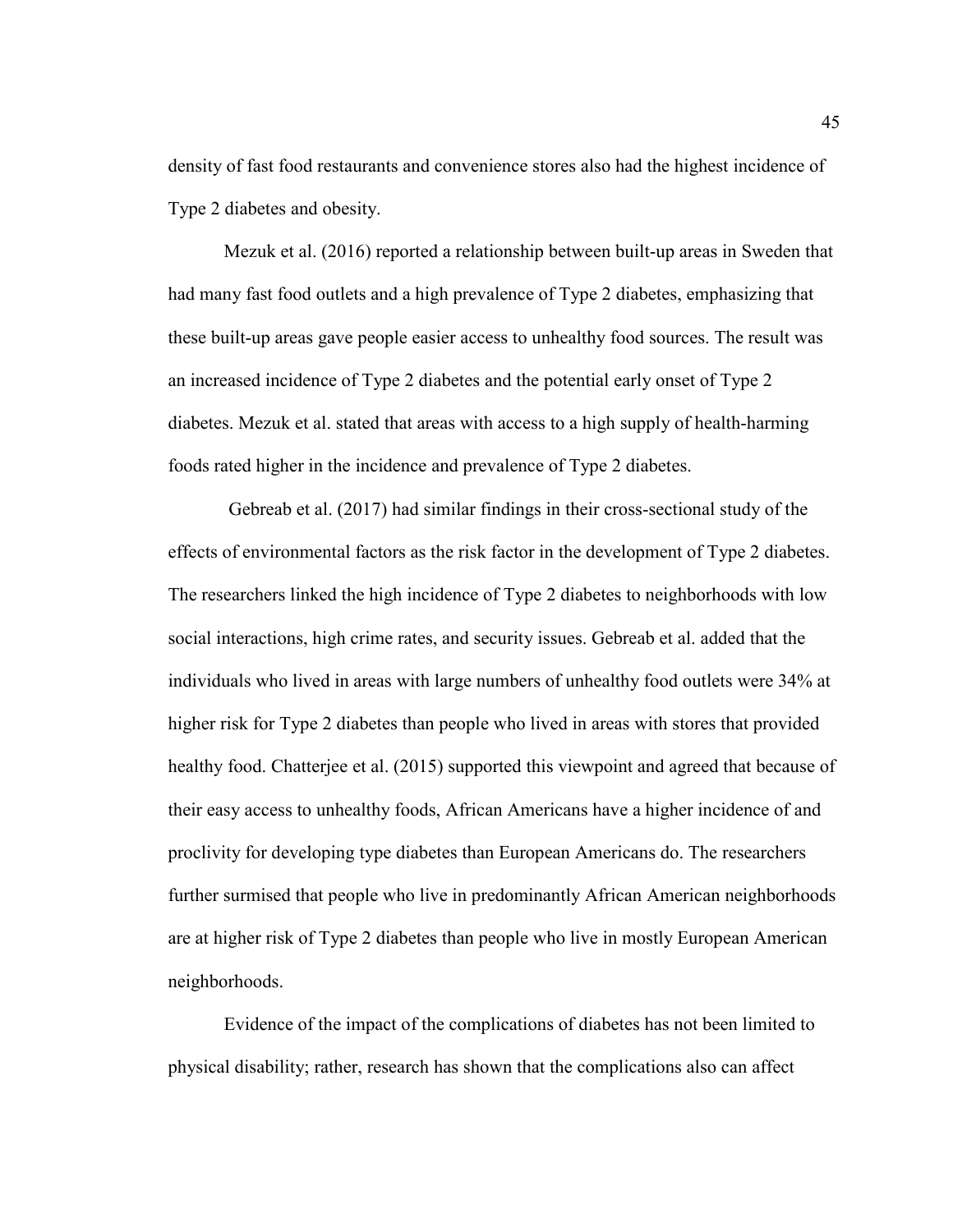density of fast food restaurants and convenience stores also had the highest incidence of Type 2 diabetes and obesity.

Mezuk et al. (2016) reported a relationship between built-up areas in Sweden that had many fast food outlets and a high prevalence of Type 2 diabetes, emphasizing that these built-up areas gave people easier access to unhealthy food sources. The result was an increased incidence of Type 2 diabetes and the potential early onset of Type 2 diabetes. Mezuk et al. stated that areas with access to a high supply of health-harming foods rated higher in the incidence and prevalence of Type 2 diabetes.

Gebreab et al. (2017) had similar findings in their cross-sectional study of the effects of environmental factors as the risk factor in the development of Type 2 diabetes. The researchers linked the high incidence of Type 2 diabetes to neighborhoods with low social interactions, high crime rates, and security issues. Gebreab et al. added that the individuals who lived in areas with large numbers of unhealthy food outlets were 34% at higher risk for Type 2 diabetes than people who lived in areas with stores that provided healthy food. Chatterjee et al. (2015) supported this viewpoint and agreed that because of their easy access to unhealthy foods, African Americans have a higher incidence of and proclivity for developing type diabetes than European Americans do. The researchers further surmised that people who live in predominantly African American neighborhoods are at higher risk of Type 2 diabetes than people who live in mostly European American neighborhoods.

Evidence of the impact of the complications of diabetes has not been limited to physical disability; rather, research has shown that the complications also can affect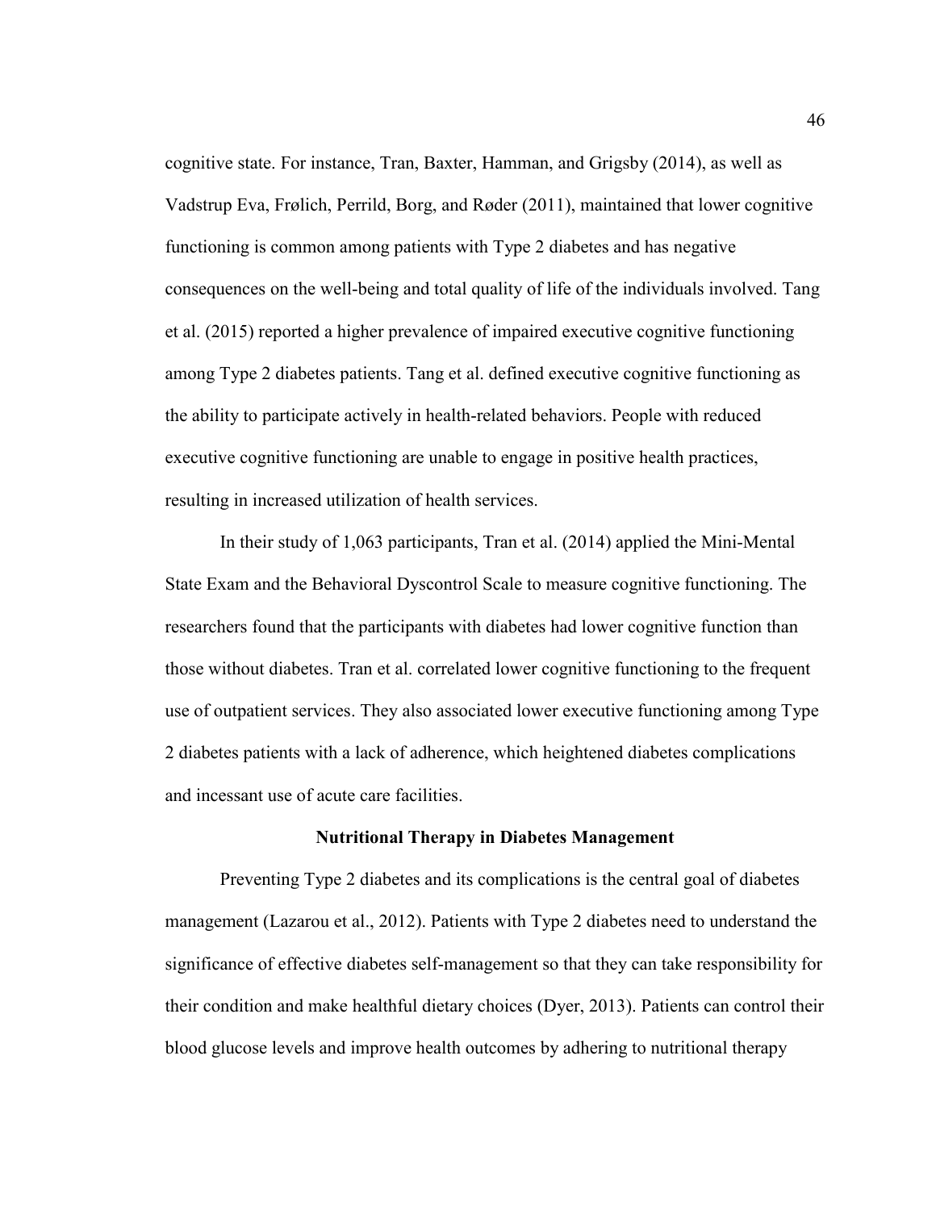cognitive state. For instance, Tran, Baxter, Hamman, and Grigsby (2014), as well as Vadstrup Eva, Frølich, Perrild, Borg, and Røder (2011), maintained that lower cognitive functioning is common among patients with Type 2 diabetes and has negative consequences on the well-being and total quality of life of the individuals involved. Tang et al. (2015) reported a higher prevalence of impaired executive cognitive functioning among Type 2 diabetes patients. Tang et al. defined executive cognitive functioning as the ability to participate actively in health-related behaviors. People with reduced executive cognitive functioning are unable to engage in positive health practices, resulting in increased utilization of health services.

In their study of 1,063 participants, Tran et al. (2014) applied the Mini-Mental State Exam and the Behavioral Dyscontrol Scale to measure cognitive functioning. The researchers found that the participants with diabetes had lower cognitive function than those without diabetes. Tran et al. correlated lower cognitive functioning to the frequent use of outpatient services. They also associated lower executive functioning among Type 2 diabetes patients with a lack of adherence, which heightened diabetes complications and incessant use of acute care facilities.

## Nutritional Therapy in Diabetes Management

Preventing Type 2 diabetes and its complications is the central goal of diabetes management (Lazarou et al., 2012). Patients with Type 2 diabetes need to understand the significance of effective diabetes self-management so that they can take responsibility for their condition and make healthful dietary choices (Dyer, 2013). Patients can control their blood glucose levels and improve health outcomes by adhering to nutritional therapy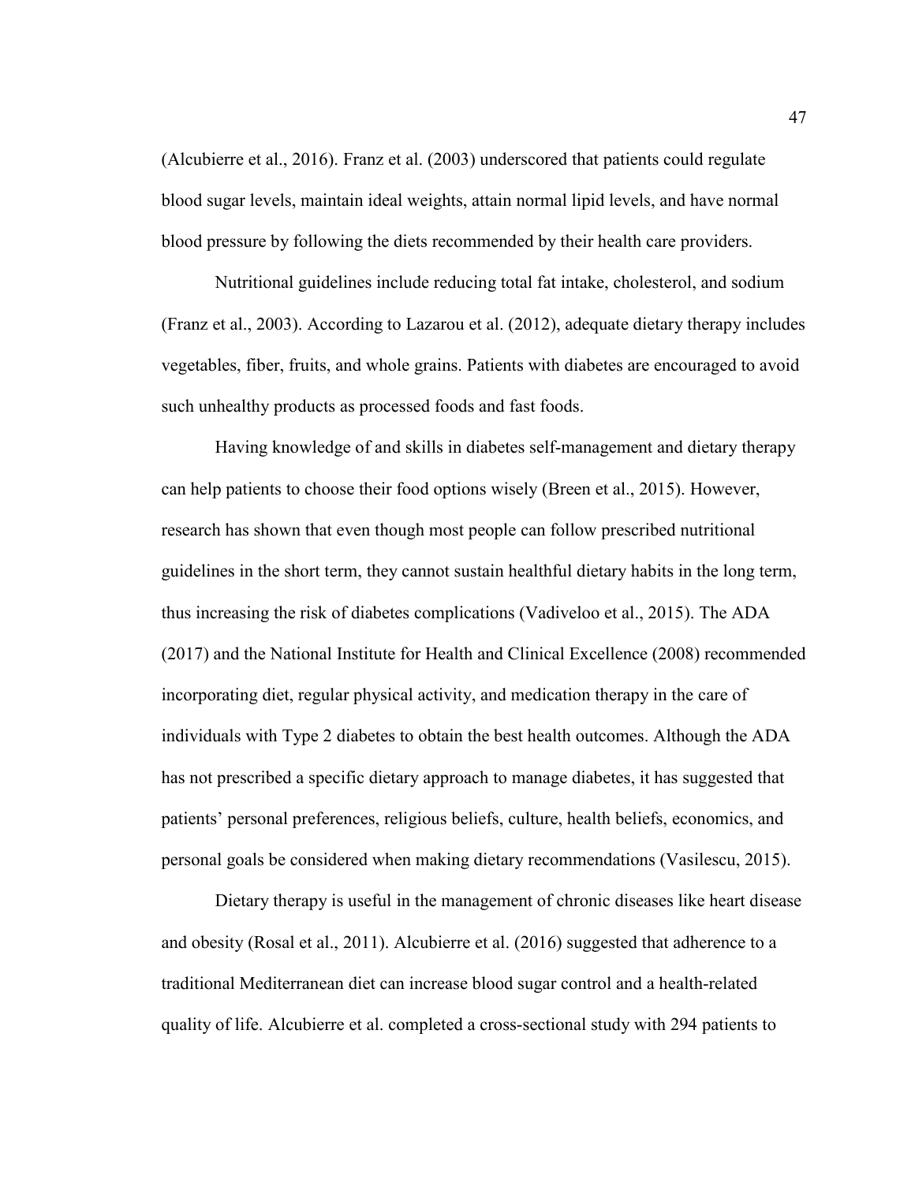(Alcubierre et al., 2016). Franz et al. (2003) underscored that patients could regulate blood sugar levels, maintain ideal weights, attain normal lipid levels, and have normal blood pressure by following the diets recommended by their health care providers.

Nutritional guidelines include reducing total fat intake, cholesterol, and sodium (Franz et al., 2003). According to Lazarou et al. (2012), adequate dietary therapy includes vegetables, fiber, fruits, and whole grains. Patients with diabetes are encouraged to avoid such unhealthy products as processed foods and fast foods.

Having knowledge of and skills in diabetes self-management and dietary therapy can help patients to choose their food options wisely (Breen et al., 2015). However, research has shown that even though most people can follow prescribed nutritional guidelines in the short term, they cannot sustain healthful dietary habits in the long term, thus increasing the risk of diabetes complications (Vadiveloo et al., 2015). The ADA (2017) and the National Institute for Health and Clinical Excellence (2008) recommended incorporating diet, regular physical activity, and medication therapy in the care of individuals with Type 2 diabetes to obtain the best health outcomes. Although the ADA has not prescribed a specific dietary approach to manage diabetes, it has suggested that patients' personal preferences, religious beliefs, culture, health beliefs, economics, and personal goals be considered when making dietary recommendations (Vasilescu, 2015).

Dietary therapy is useful in the management of chronic diseases like heart disease and obesity (Rosal et al., 2011). Alcubierre et al. (2016) suggested that adherence to a traditional Mediterranean diet can increase blood sugar control and a health-related quality of life. Alcubierre et al. completed a cross-sectional study with 294 patients to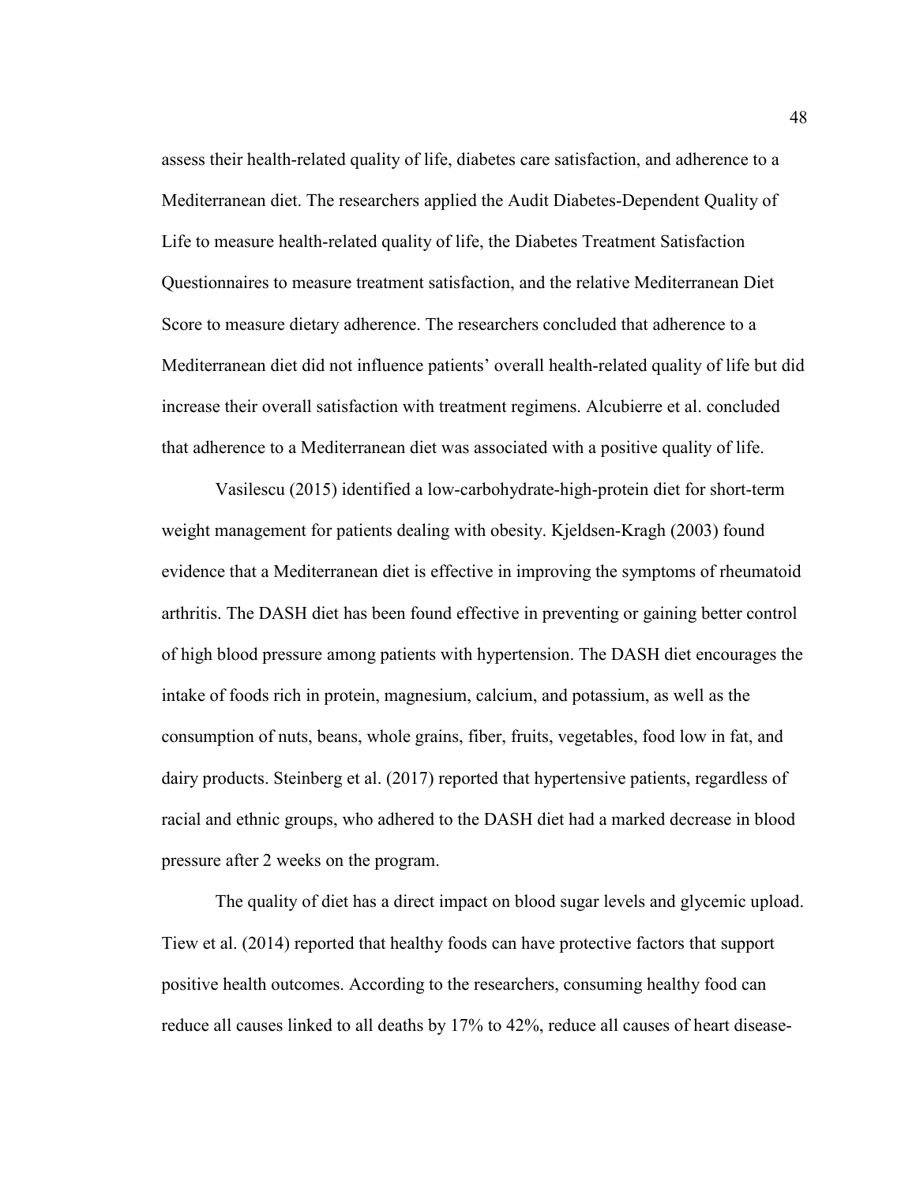assess their health-related quality of life, diabetes care satisfaction, and adherence to a Mediterranean diet. The researchers applied the Audit Diabetes-Dependent Quality of Life to measure health-related quality of life, the Diabetes Treatment Satisfaction Questionnaires to measure treatment satisfaction, and the relative Mediterranean Diet Score to measure dietary adherence. The researchers concluded that adherence to a Mediterranean diet did not influence patients' overall health-related quality of life but did increase their overall satisfaction with treatment regimens. Alcubierre et al. concluded that adherence to a Mediterranean diet was associated with a positive quality of life.

Vasilescu (2015) identified a low-carbohydrate-high-protein diet for short-term weight management for patients dealing with obesity. Kjeldsen-Kragh (2003) found evidence that a Mediterranean diet is effective in improving the symptoms of rheumatoid arthritis. The DASH diet has been found effective in preventing or gaining better control of high blood pressure among patients with hypertension. The DASH diet encourages the intake of foods rich in protein, magnesium, calcium, and potassium, as well as the consumption of nuts, beans, whole grains, fiber, fruits, vegetables, food low in fat, and dairy products. Steinberg et al. (2017) reported that hypertensive patients, regardless of racial and ethnic groups, who adhered to the DASH diet had a marked decrease in blood pressure after 2 weeks on the program.

The quality of diet has a direct impact on blood sugar levels and glycemic upload. Tiew et al. (2014) reported that healthy foods can have protective factors that support positive health outcomes. According to the researchers, consuming healthy food can reduce all causes linked to all deaths by 17% to 42%, reduce all causes of heart disease-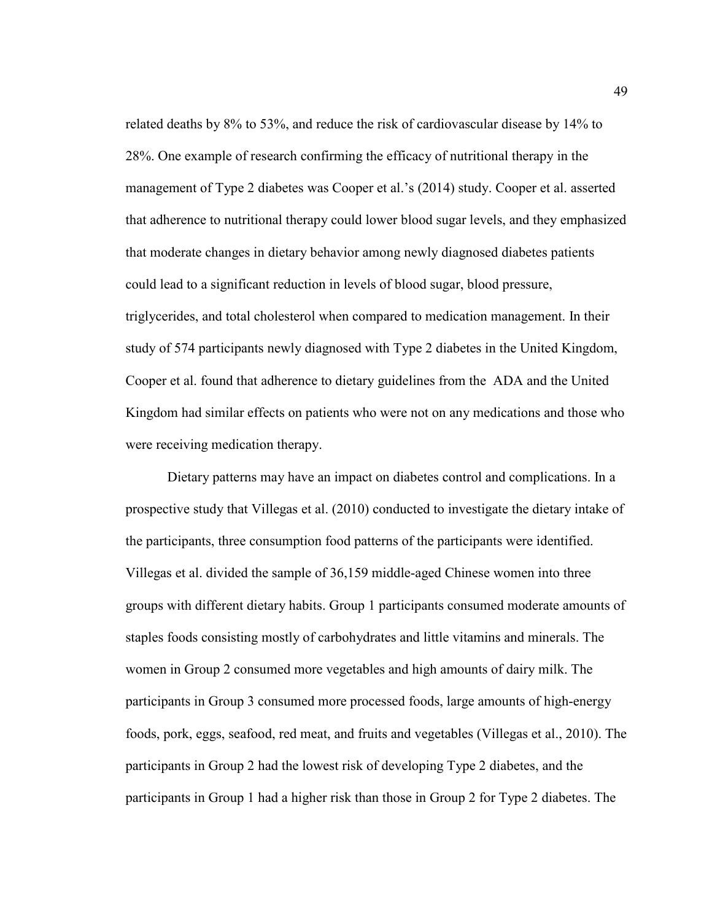related deaths by 8% to 53%, and reduce the risk of cardiovascular disease by 14% to 28%. One example of research confirming the efficacy of nutritional therapy in the management of Type 2 diabetes was Cooper et al.'s (2014) study. Cooper et al. asserted that adherence to nutritional therapy could lower blood sugar levels, and they emphasized that moderate changes in dietary behavior among newly diagnosed diabetes patients could lead to a significant reduction in levels of blood sugar, blood pressure, triglycerides, and total cholesterol when compared to medication management. In their study of 574 participants newly diagnosed with Type 2 diabetes in the United Kingdom, Cooper et al. found that adherence to dietary guidelines from the ADA and the United Kingdom had similar effects on patients who were not on any medications and those who were receiving medication therapy.

Dietary patterns may have an impact on diabetes control and complications. In a prospective study that Villegas et al. (2010) conducted to investigate the dietary intake of the participants, three consumption food patterns of the participants were identified. Villegas et al. divided the sample of 36,159 middle-aged Chinese women into three groups with different dietary habits. Group 1 participants consumed moderate amounts of staples foods consisting mostly of carbohydrates and little vitamins and minerals. The women in Group 2 consumed more vegetables and high amounts of dairy milk. The participants in Group 3 consumed more processed foods, large amounts of high-energy foods, pork, eggs, seafood, red meat, and fruits and vegetables (Villegas et al., 2010). The participants in Group 2 had the lowest risk of developing Type 2 diabetes, and the participants in Group 1 had a higher risk than those in Group 2 for Type 2 diabetes. The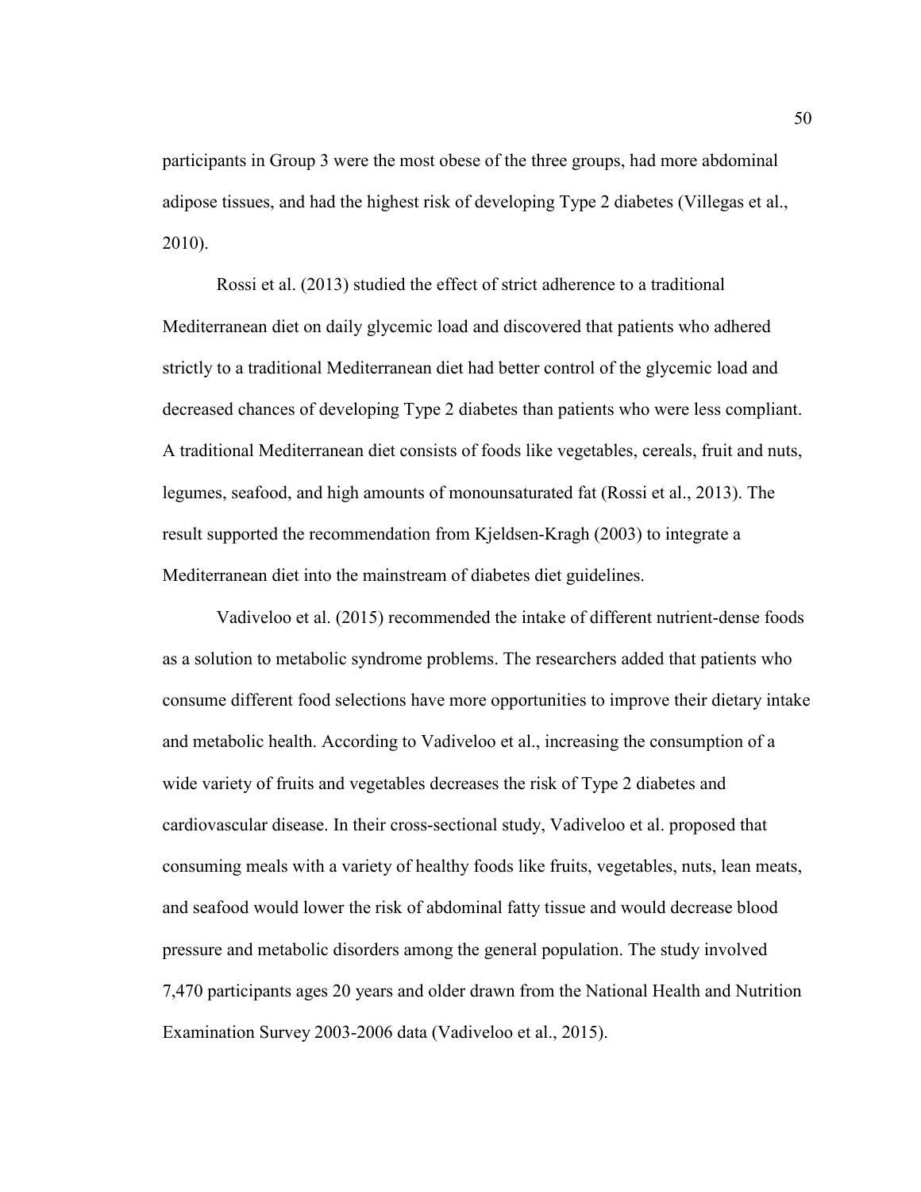participants in Group 3 were the most obese of the three groups, had more abdominal adipose tissues, and had the highest risk of developing Type 2 diabetes (Villegas et al., 2010).

Rossi et al. (2013) studied the effect of strict adherence to a traditional Mediterranean diet on daily glycemic load and discovered that patients who adhered strictly to a traditional Mediterranean diet had better control of the glycemic load and decreased chances of developing Type 2 diabetes than patients who were less compliant. A traditional Mediterranean diet consists of foods like vegetables, cereals, fruit and nuts, legumes, seafood, and high amounts of monounsaturated fat (Rossi et al., 2013). The result supported the recommendation from Kjeldsen-Kragh (2003) to integrate a Mediterranean diet into the mainstream of diabetes diet guidelines.

Vadiveloo et al. (2015) recommended the intake of different nutrient-dense foods as a solution to metabolic syndrome problems. The researchers added that patients who consume different food selections have more opportunities to improve their dietary intake and metabolic health. According to Vadiveloo et al., increasing the consumption of a wide variety of fruits and vegetables decreases the risk of Type 2 diabetes and cardiovascular disease. In their cross-sectional study, Vadiveloo et al. proposed that consuming meals with a variety of healthy foods like fruits, vegetables, nuts, lean meats, and seafood would lower the risk of abdominal fatty tissue and would decrease blood pressure and metabolic disorders among the general population. The study involved 7,470 participants ages 20 years and older drawn from the National Health and Nutrition Examination Survey 2003-2006 data (Vadiveloo et al., 2015).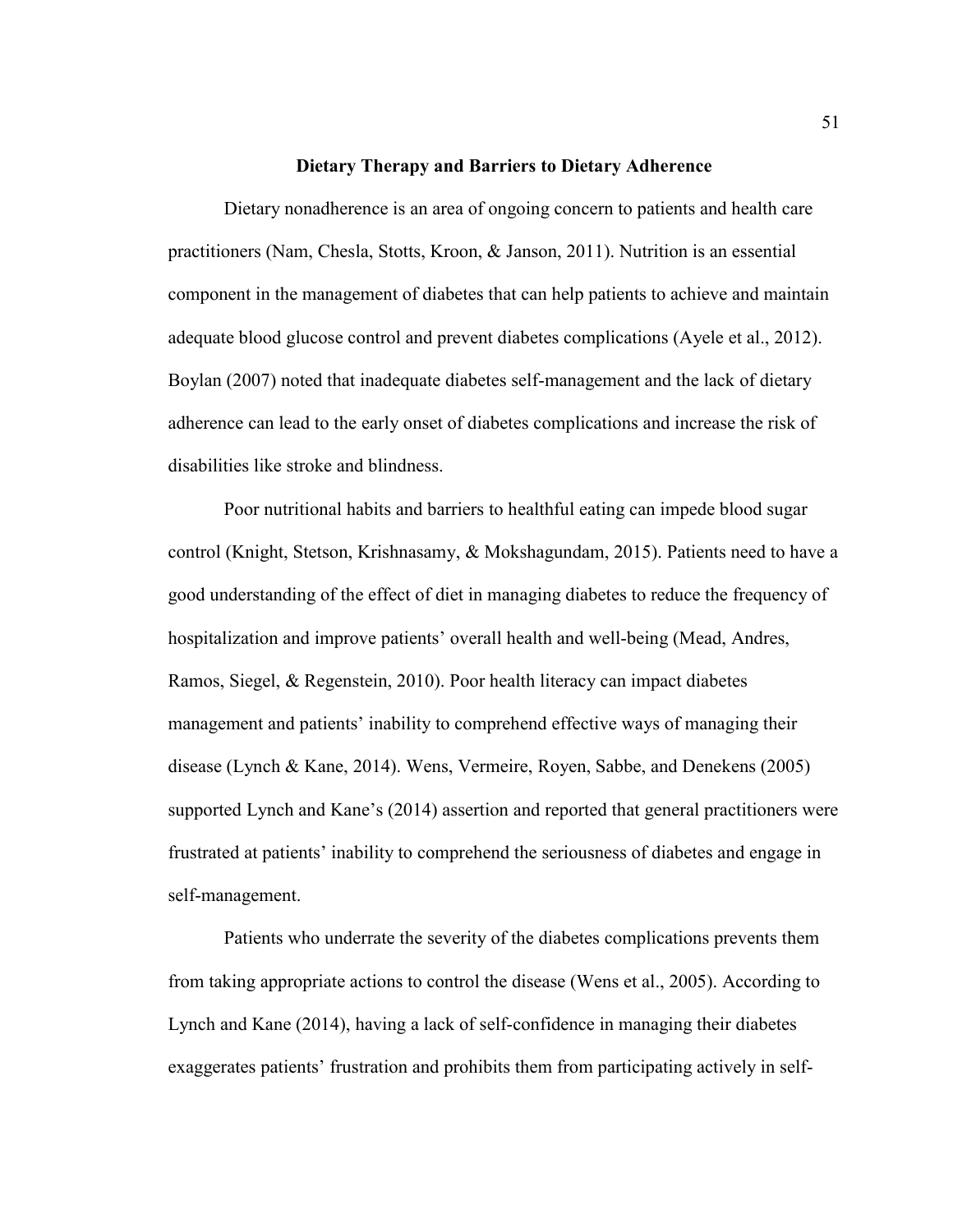## Dietary Therapy and Barriers to Dietary Adherence

Dietary nonadherence is an area of ongoing concern to patients and health care practitioners (Nam, Chesla, Stotts, Kroon, & Janson, 2011). Nutrition is an essential component in the management of diabetes that can help patients to achieve and maintain adequate blood glucose control and prevent diabetes complications (Ayele et al., 2012). Boylan (2007) noted that inadequate diabetes self-management and the lack of dietary adherence can lead to the early onset of diabetes complications and increase the risk of disabilities like stroke and blindness.

Poor nutritional habits and barriers to healthful eating can impede blood sugar control (Knight, Stetson, Krishnasamy, & Mokshagundam, 2015). Patients need to have a good understanding of the effect of diet in managing diabetes to reduce the frequency of hospitalization and improve patients' overall health and well-being (Mead, Andres, Ramos, Siegel, & Regenstein, 2010). Poor health literacy can impact diabetes management and patients' inability to comprehend effective ways of managing their disease (Lynch & Kane, 2014). Wens, Vermeire, Royen, Sabbe, and Denekens (2005) supported Lynch and Kane's (2014) assertion and reported that general practitioners were frustrated at patients' inability to comprehend the seriousness of diabetes and engage in self-management.

Patients who underrate the severity of the diabetes complications prevents them from taking appropriate actions to control the disease (Wens et al., 2005). According to Lynch and Kane (2014), having a lack of self-confidence in managing their diabetes exaggerates patients' frustration and prohibits them from participating actively in self-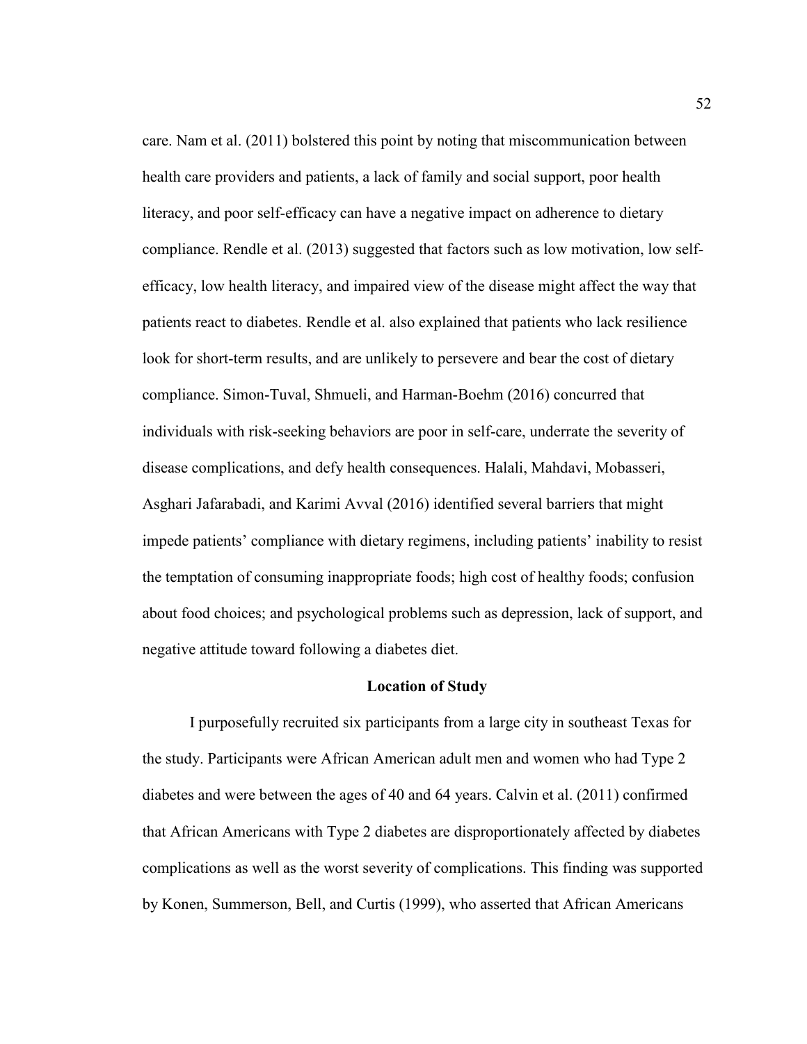care. Nam et al. (2011) bolstered this point by noting that miscommunication between health care providers and patients, a lack of family and social support, poor health literacy, and poor self-efficacy can have a negative impact on adherence to dietary compliance. Rendle et al. (2013) suggested that factors such as low motivation, low self-efficacy, low health literacy, and impaired view of the disease might affect the way that patients react to diabetes. Rendle et al. also explained that patients who lack resilience look for short-term results, and are unlikely to persevere and bear the cost of dietary compliance. Simon-Tuval, Shmueli, and Harman-Boehm (2016) concurred that individuals with risk-seeking behaviors are poor in self-care, underrate the severity of disease complications, and defy health consequences. Halali, Mahdavi, Mobasseri, Asghari Jafarabadi, and Karimi Avval (2016) identified several barriers that might impede patients' compliance with dietary regimens, including patients' inability to resist the temptation of consuming inappropriate foods; high cost of healthy foods; confusion about food choices; and psychological problems such as depression, lack of support, and negative attitude toward following a diabetes diet.

## Location of Study

I purposefully recruited six participants from a large city in southeast Texas for the study. Participants were African American adult men and women who had Type 2 diabetes and were between the ages of 40 and 64 years. Calvin et al. (2011) confirmed that African Americans with Type 2 diabetes are disproportionately affected by diabetes complications as well as the worst severity of complications. This finding was supported by Konen, Summerson, Bell, and Curtis (1999), who asserted that African Americans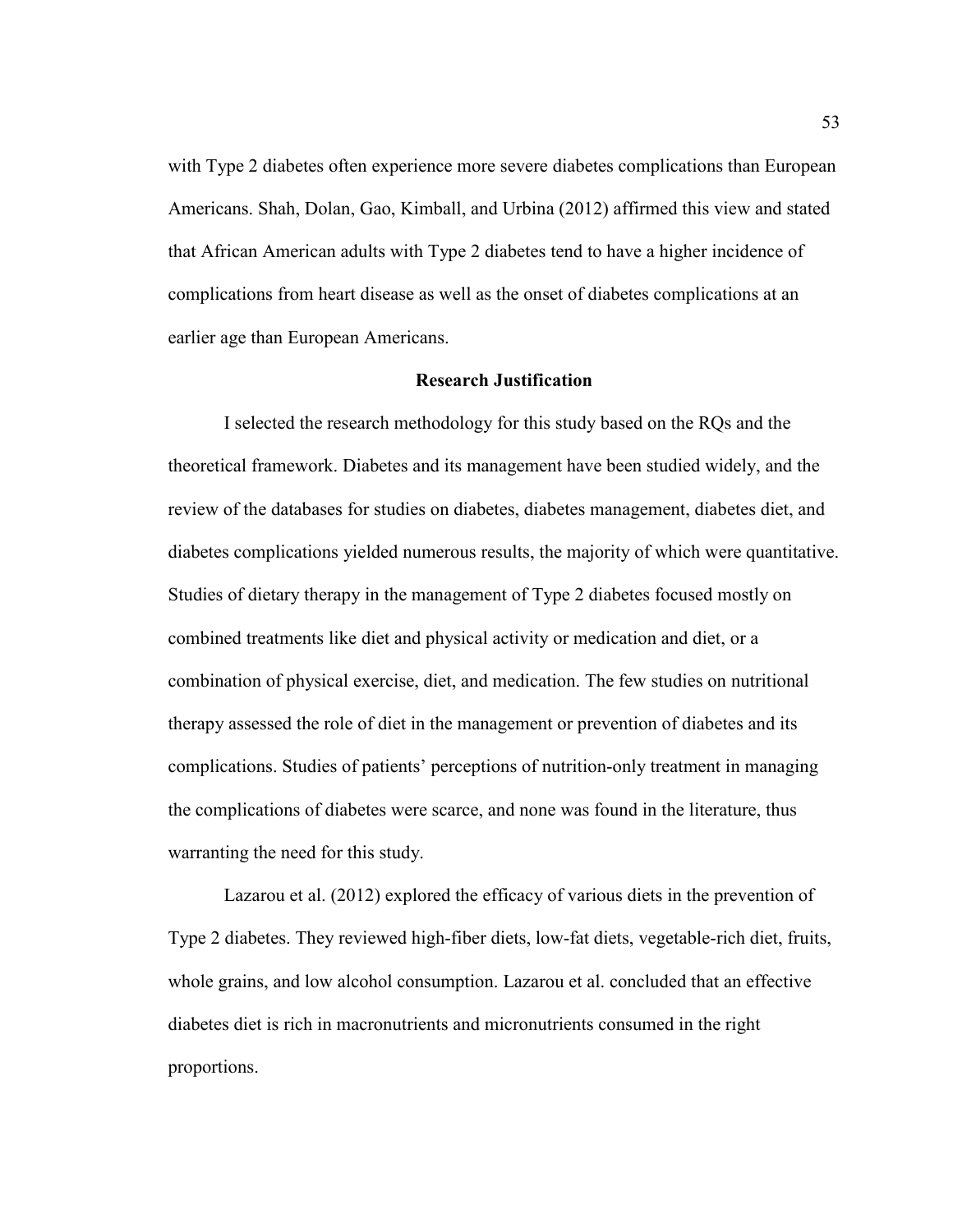with Type 2 diabetes often experience more severe diabetes complications than European Americans. Shah, Dolan, Gao, Kimball, and Urbina (2012) affirmed this view and stated that African American adults with Type 2 diabetes tend to have a higher incidence of complications from heart disease as well as the onset of diabetes complications at an earlier age than European Americans.

## Research Justification

I selected the research methodology for this study based on the RQs and the theoretical framework. Diabetes and its management have been studied widely, and the review of the databases for studies on diabetes, diabetes management, diabetes diet, and diabetes complications yielded numerous results, the majority of which were quantitative. Studies of dietary therapy in the management of Type 2 diabetes focused mostly on combined treatments like diet and physical activity or medication and diet, or a combination of physical exercise, diet, and medication. The few studies on nutritional therapy assessed the role of diet in the management or prevention of diabetes and its complications. Studies of patients' perceptions of nutrition-only treatment in managing the complications of diabetes were scarce, and none was found in the literature, thus warranting the need for this study.

Lazarou et al. (2012) explored the efficacy of various diets in the prevention of Type 2 diabetes. They reviewed high-fiber diets, low-fat diets, vegetable-rich diet, fruits, whole grains, and low alcohol consumption. Lazarou et al. concluded that an effective diabetes diet is rich in macronutrients and micronutrients consumed in the right proportions.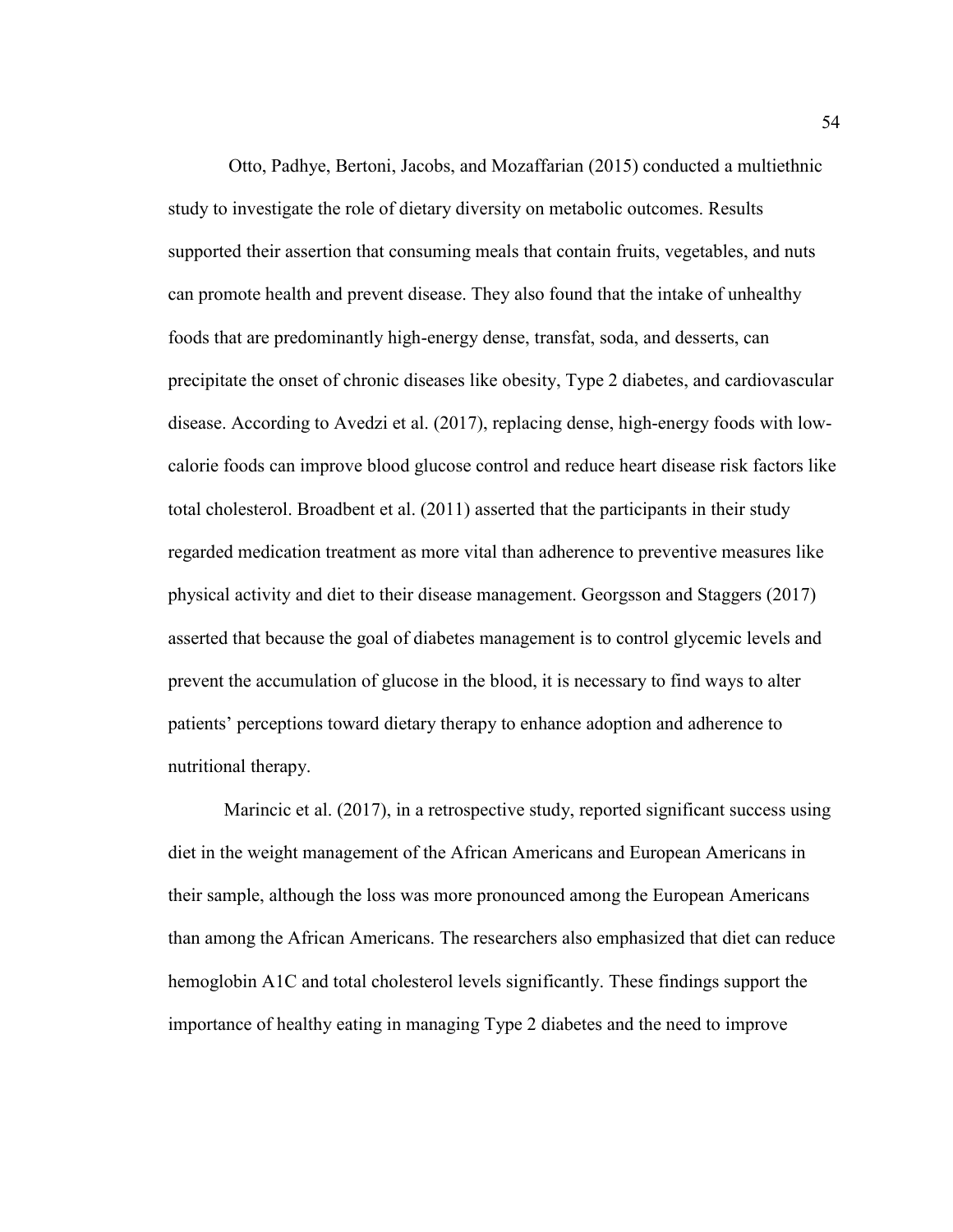Otto, Padhye, Bertoni, Jacobs, and Mozaffarian (2015) conducted a multiethnic study to investigate the role of dietary diversity on metabolic outcomes. Results supported their assertion that consuming meals that contain fruits, vegetables, and nuts can promote health and prevent disease. They also found that the intake of unhealthy foods that are predominantly high-energy dense, transfat, soda, and desserts, can precipitate the onset of chronic diseases like obesity, Type 2 diabetes, and cardiovascular disease. According to Avedzi et al. (2017), replacing dense, high-energy foods with low-calorie foods can improve blood glucose control and reduce heart disease risk factors like total cholesterol. Broadbent et al. (2011) asserted that the participants in their study regarded medication treatment as more vital than adherence to preventive measures like physical activity and diet to their disease management. Georgsson and Staggers (2017) asserted that because the goal of diabetes management is to control glycemic levels and prevent the accumulation of glucose in the blood, it is necessary to find ways to alter patients' perceptions toward dietary therapy to enhance adoption and adherence to nutritional therapy.

Marincic et al. (2017), in a retrospective study, reported significant success using diet in the weight management of the African Americans and European Americans in their sample, although the loss was more pronounced among the European Americans than among the African Americans. The researchers also emphasized that diet can reduce hemoglobin A1C and total cholesterol levels significantly. These findings support the importance of healthy eating in managing Type 2 diabetes and the need to improve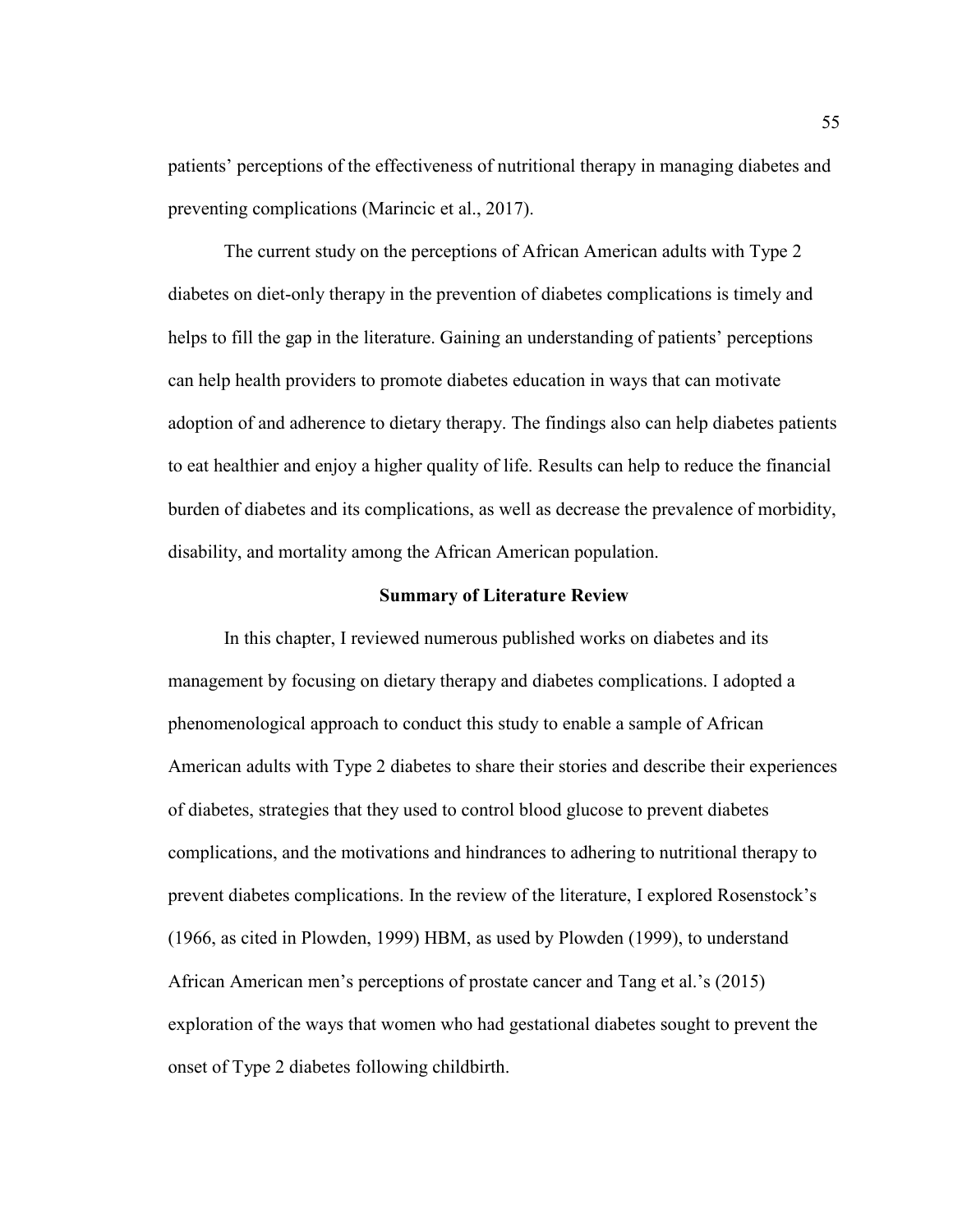patients' perceptions of the effectiveness of nutritional therapy in managing diabetes and preventing complications (Marincic et al., 2017).

The current study on the perceptions of African American adults with Type 2 diabetes on diet-only therapy in the prevention of diabetes complications is timely and helps to fill the gap in the literature. Gaining an understanding of patients' perceptions can help health providers to promote diabetes education in ways that can motivate adoption of and adherence to dietary therapy. The findings also can help diabetes patients to eat healthier and enjoy a higher quality of life. Results can help to reduce the financial burden of diabetes and its complications, as well as decrease the prevalence of morbidity, disability, and mortality among the African American population.

## Summary of Literature Review

In this chapter, I reviewed numerous published works on diabetes and its management by focusing on dietary therapy and diabetes complications. I adopted a phenomenological approach to conduct this study to enable a sample of African American adults with Type 2 diabetes to share their stories and describe their experiences of diabetes, strategies that they used to control blood glucose to prevent diabetes complications, and the motivations and hindrances to adhering to nutritional therapy to prevent diabetes complications. In the review of the literature, I explored Rosenstock's (1966, as cited in Plowden, 1999) HBM, as used by Plowden (1999), to understand African American men's perceptions of prostate cancer and Tang et al.'s (2015) exploration of the ways that women who had gestational diabetes sought to prevent the onset of Type 2 diabetes following childbirth.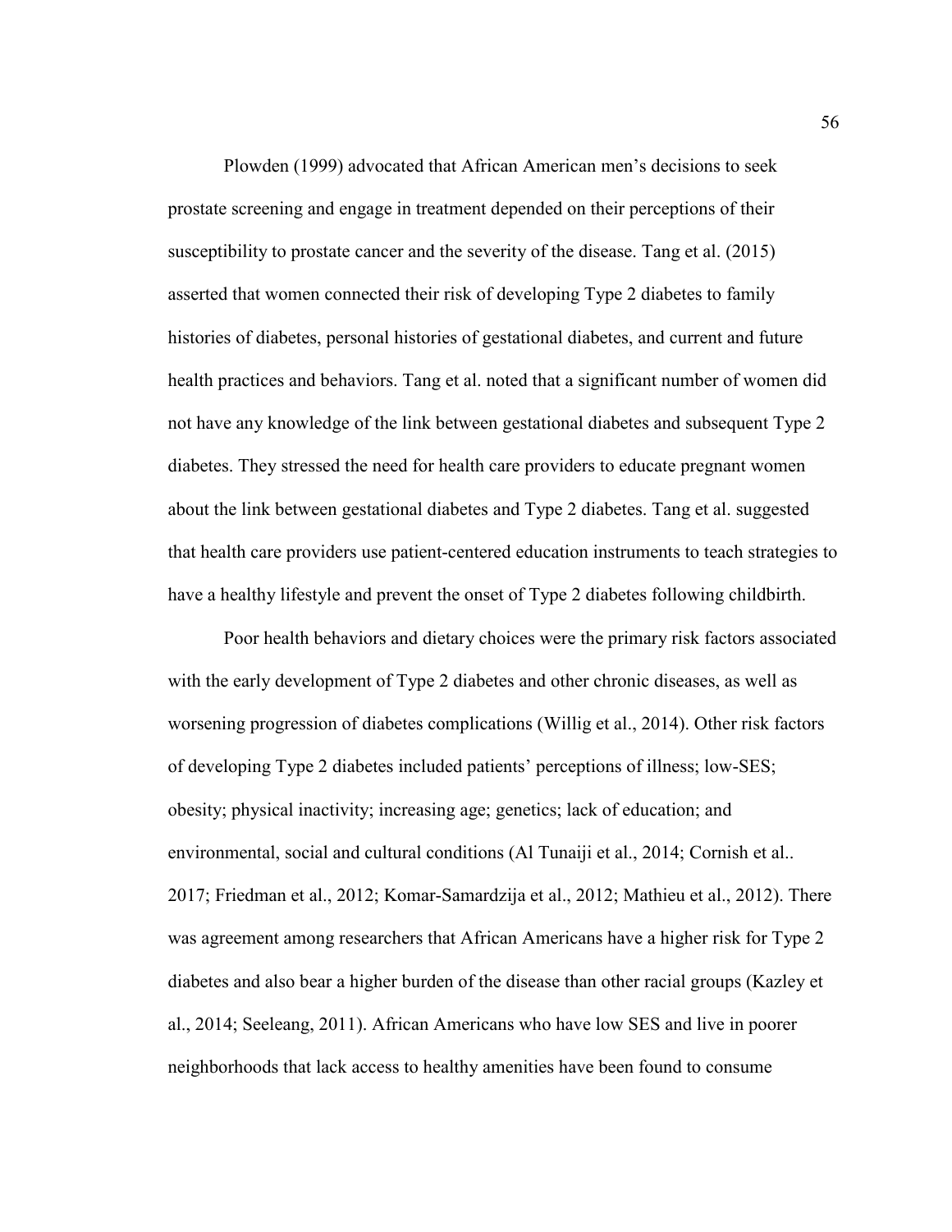Plowden (1999) advocated that African American men's decisions to seek prostate screening and engage in treatment depended on their perceptions of their susceptibility to prostate cancer and the severity of the disease. Tang et al. (2015) asserted that women connected their risk of developing Type 2 diabetes to family histories of diabetes, personal histories of gestational diabetes, and current and future health practices and behaviors. Tang et al. noted that a significant number of women did not have any knowledge of the link between gestational diabetes and subsequent Type 2 diabetes. They stressed the need for health care providers to educate pregnant women about the link between gestational diabetes and Type 2 diabetes. Tang et al. suggested that health care providers use patient-centered education instruments to teach strategies to have a healthy lifestyle and prevent the onset of Type 2 diabetes following childbirth.

Poor health behaviors and dietary choices were the primary risk factors associated with the early development of Type 2 diabetes and other chronic diseases, as well as worsening progression of diabetes complications (Willig et al., 2014). Other risk factors of developing Type 2 diabetes included patients' perceptions of illness; low-SES; obesity; physical inactivity; increasing age; genetics; lack of education; and environmental, social and cultural conditions (Al Tunaiji et al., 2014; Cornish et al.. 2017; Friedman et al., 2012; Komar-Samardzija et al., 2012; Mathieu et al., 2012). There was agreement among researchers that African Americans have a higher risk for Type 2 diabetes and also bear a higher burden of the disease than other racial groups (Kazley et al., 2014; Seeleang, 2011). African Americans who have low SES and live in poorer neighborhoods that lack access to healthy amenities have been found to consume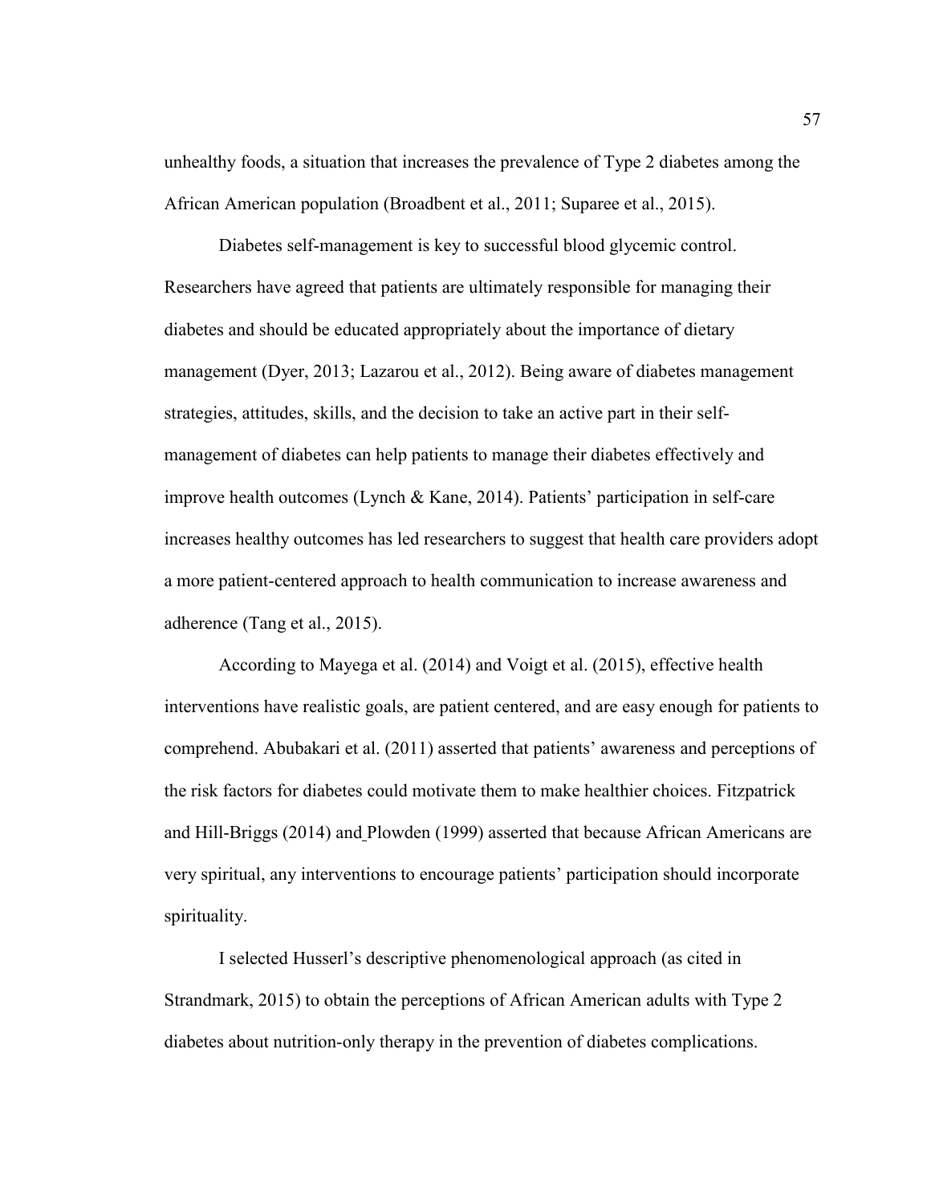unhealthy foods, a situation that increases the prevalence of Type 2 diabetes among the African American population (Broadbent et al., 2011; Suparee et al., 2015).

Diabetes self-management is key to successful blood glycemic control. Researchers have agreed that patients are ultimately responsible for managing their diabetes and should be educated appropriately about the importance of dietary management (Dyer, 2013; Lazarou et al., 2012). Being aware of diabetes management strategies, attitudes, skills, and the decision to take an active part in their self-management of diabetes can help patients to manage their diabetes effectively and improve health outcomes (Lynch & Kane, 2014). Patients' participation in self-care increases healthy outcomes has led researchers to suggest that health care providers adopt a more patient-centered approach to health communication to increase awareness and adherence (Tang et al., 2015).

According to Mayega et al. (2014) and Voigt et al. (2015), effective health interventions have realistic goals, are patient centered, and are easy enough for patients to comprehend. Abubakari et al. (2011) asserted that patients' awareness and perceptions of the risk factors for diabetes could motivate them to make healthier choices. Fitzpatrick and Hill-Briggs (2014) and Plowden (1999) asserted that because African Americans are very spiritual, any interventions to encourage patients' participation should incorporate spirituality.

I selected Husserl's descriptive phenomenological approach (as cited in Strandmark, 2015) to obtain the perceptions of African American adults with Type 2 diabetes about nutrition-only therapy in the prevention of diabetes complications.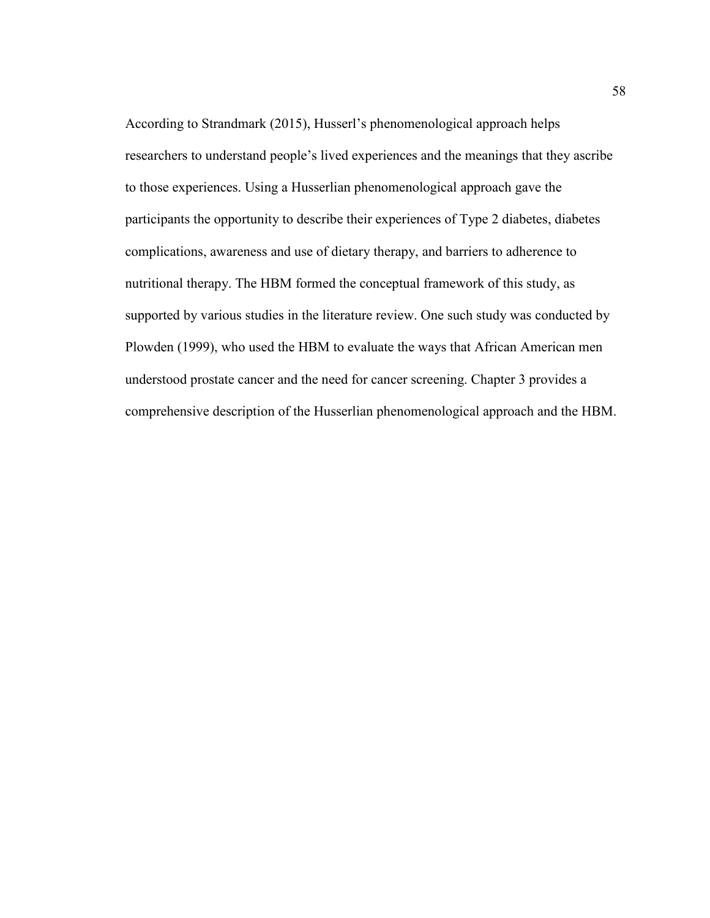According to Strandmark (2015), Husserl's phenomenological approach helps researchers to understand people's lived experiences and the meanings that they ascribe to those experiences. Using a Husserlian phenomenological approach gave the participants the opportunity to describe their experiences of Type 2 diabetes, diabetes complications, awareness and use of dietary therapy, and barriers to adherence to nutritional therapy. The HBM formed the conceptual framework of this study, as supported by various studies in the literature review. One such study was conducted by Plowden (1999), who used the HBM to evaluate the ways that African American men understood prostate cancer and the need for cancer screening. Chapter 3 provides a comprehensive description of the Husserlian phenomenological approach and the HBM.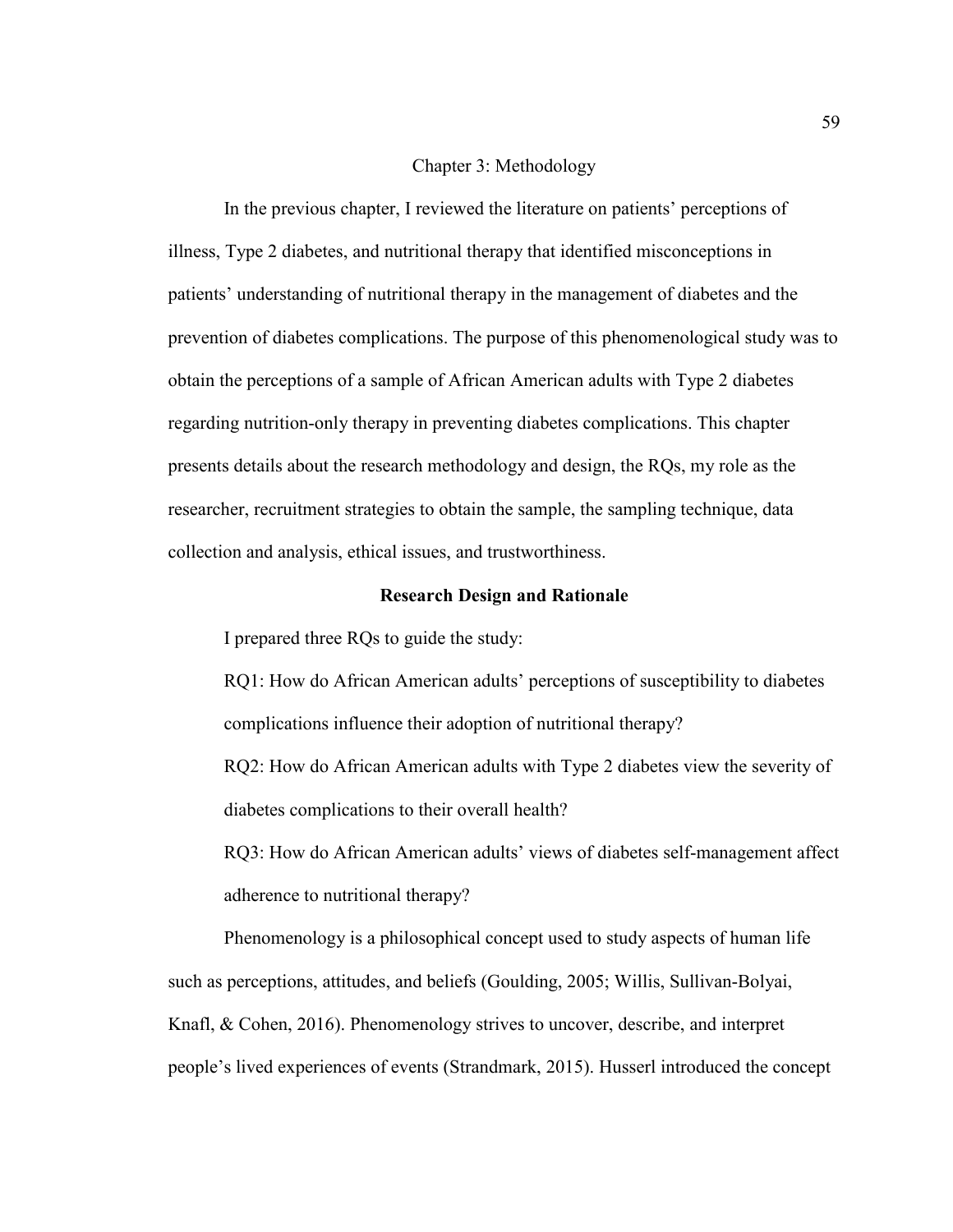# Chapter 3: Methodology

In the previous chapter, I reviewed the literature on patients' perceptions of illness, Type 2 diabetes, and nutritional therapy that identified misconceptions in patients' understanding of nutritional therapy in the management of diabetes and the prevention of diabetes complications. The purpose of this phenomenological study was to obtain the perceptions of a sample of African American adults with Type 2 diabetes regarding nutrition-only therapy in preventing diabetes complications. This chapter presents details about the research methodology and design, the RQs, my role as the researcher, recruitment strategies to obtain the sample, the sampling technique, data collection and analysis, ethical issues, and trustworthiness.

## Research Design and Rationale

I prepared three RQs to guide the study:

RQ1: How do African American adults' perceptions of susceptibility to diabetes complications influence their adoption of nutritional therapy?

RQ2: How do African American adults with Type 2 diabetes view the severity of diabetes complications to their overall health?

RQ3: How do African American adults' views of diabetes self-management affect adherence to nutritional therapy?

Phenomenology is a philosophical concept used to study aspects of human life such as perceptions, attitudes, and beliefs (Goulding, 2005; Willis, Sullivan-Bolyai, Knafl, & Cohen, 2016). Phenomenology strives to uncover, describe, and interpret people's lived experiences of events (Strandmark, 2015). Husserl introduced the concept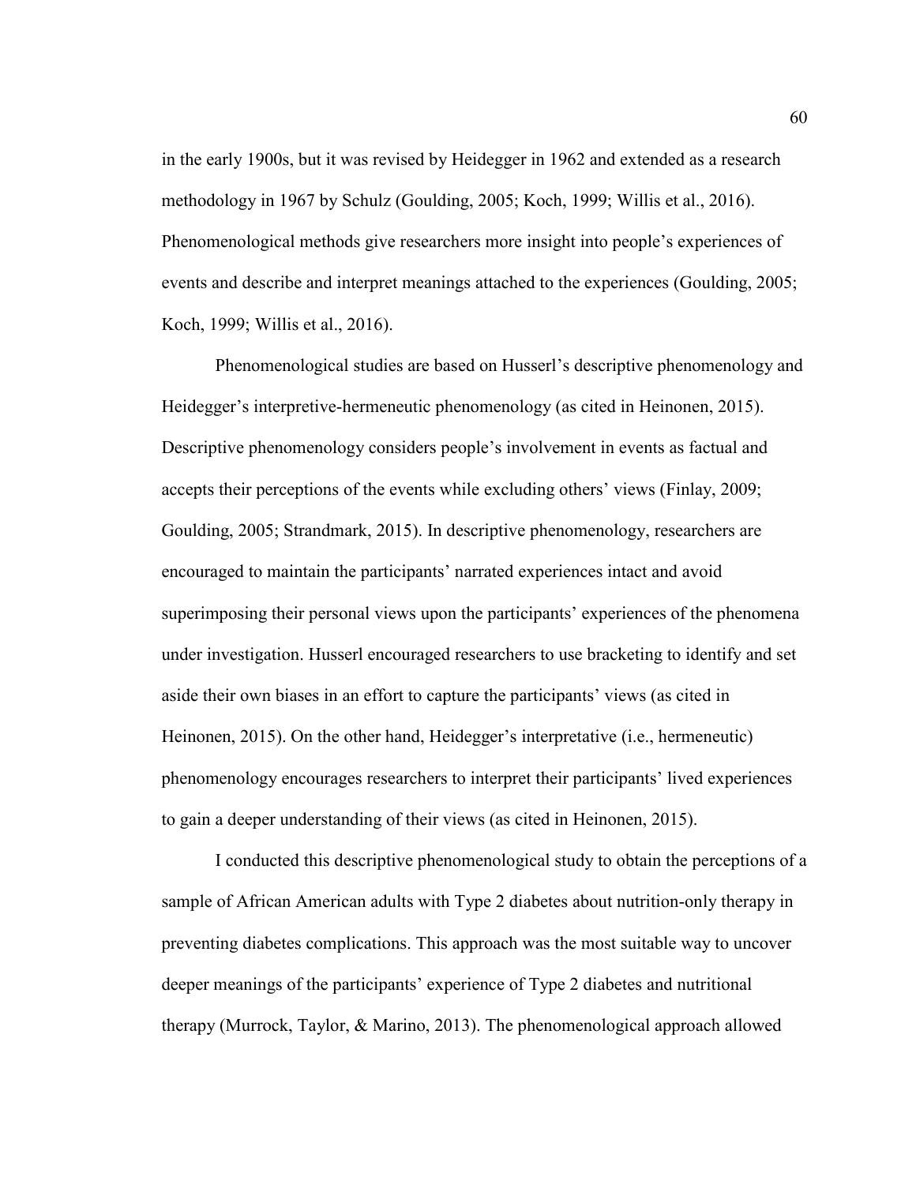in the early 1900s, but it was revised by Heidegger in 1962 and extended as a research methodology in 1967 by Schulz (Goulding, 2005; Koch, 1999; Willis et al., 2016). Phenomenological methods give researchers more insight into people's experiences of events and describe and interpret meanings attached to the experiences (Goulding, 2005; Koch, 1999; Willis et al., 2016).

Phenomenological studies are based on Husserl's descriptive phenomenology and Heidegger's interpretive-hermeneutic phenomenology (as cited in Heinonen, 2015). Descriptive phenomenology considers people's involvement in events as factual and accepts their perceptions of the events while excluding others' views (Finlay, 2009; Goulding, 2005; Strandmark, 2015). In descriptive phenomenology, researchers are encouraged to maintain the participants' narrated experiences intact and avoid superimposing their personal views upon the participants' experiences of the phenomena under investigation. Husserl encouraged researchers to use bracketing to identify and set aside their own biases in an effort to capture the participants' views (as cited in Heinonen, 2015). On the other hand, Heidegger's interpretative (i.e., hermeneutic) phenomenology encourages researchers to interpret their participants' lived experiences to gain a deeper understanding of their views (as cited in Heinonen, 2015).

I conducted this descriptive phenomenological study to obtain the perceptions of a sample of African American adults with Type 2 diabetes about nutrition-only therapy in preventing diabetes complications. This approach was the most suitable way to uncover deeper meanings of the participants' experience of Type 2 diabetes and nutritional therapy (Murrock, Taylor, & Marino, 2013). The phenomenological approach allowed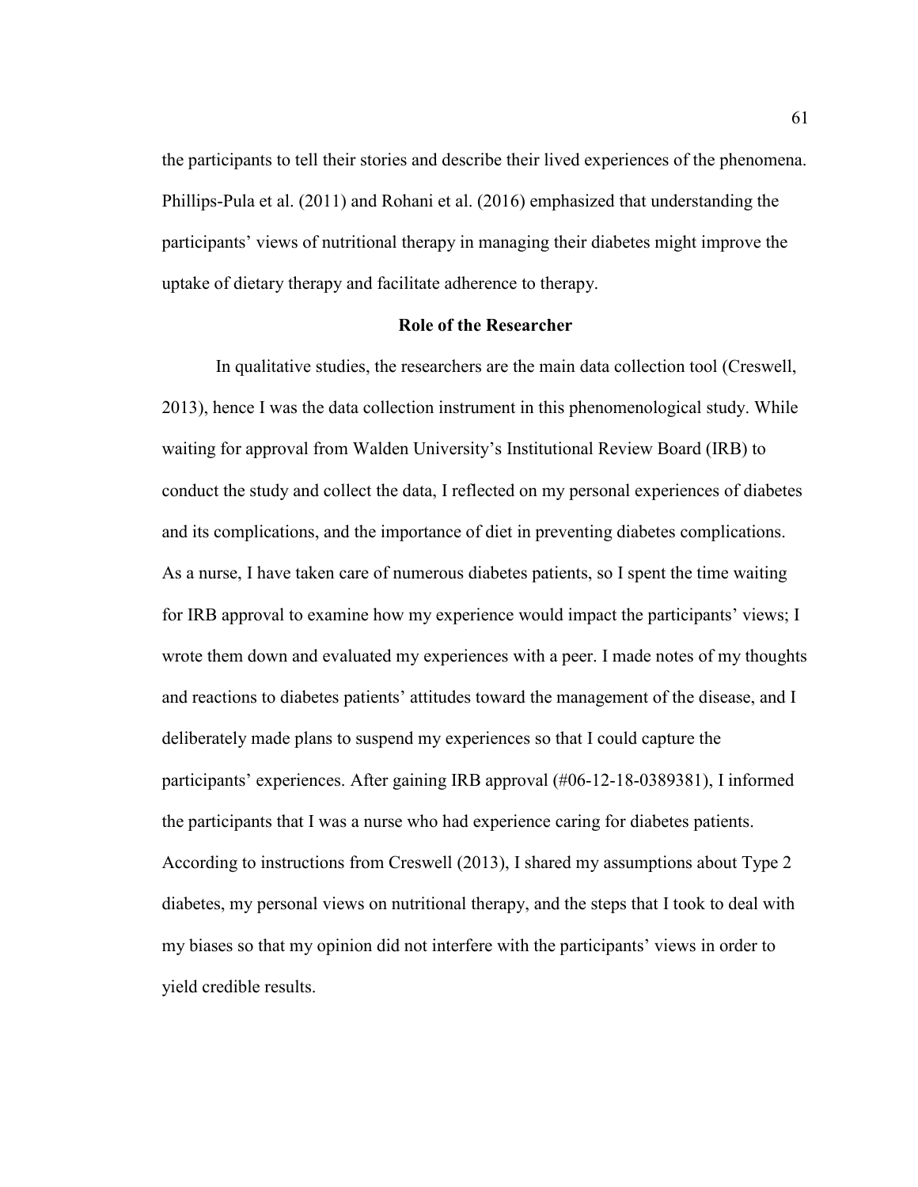the participants to tell their stories and describe their lived experiences of the phenomena. Phillips-Pula et al. (2011) and Rohani et al. (2016) emphasized that understanding the participants' views of nutritional therapy in managing their diabetes might improve the uptake of dietary therapy and facilitate adherence to therapy.

## Role of the Researcher

In qualitative studies, the researchers are the main data collection tool (Creswell, 2013), hence I was the data collection instrument in this phenomenological study. While waiting for approval from Walden University's Institutional Review Board (IRB) to conduct the study and collect the data, I reflected on my personal experiences of diabetes and its complications, and the importance of diet in preventing diabetes complications. As a nurse, I have taken care of numerous diabetes patients, so I spent the time waiting for IRB approval to examine how my experience would impact the participants' views; I wrote them down and evaluated my experiences with a peer. I made notes of my thoughts and reactions to diabetes patients' attitudes toward the management of the disease, and I deliberately made plans to suspend my experiences so that I could capture the participants' experiences. After gaining IRB approval (#06-12-18-0389381), I informed the participants that I was a nurse who had experience caring for diabetes patients. According to instructions from Creswell (2013), I shared my assumptions about Type 2 diabetes, my personal views on nutritional therapy, and the steps that I took to deal with my biases so that my opinion did not interfere with the participants' views in order to yield credible results.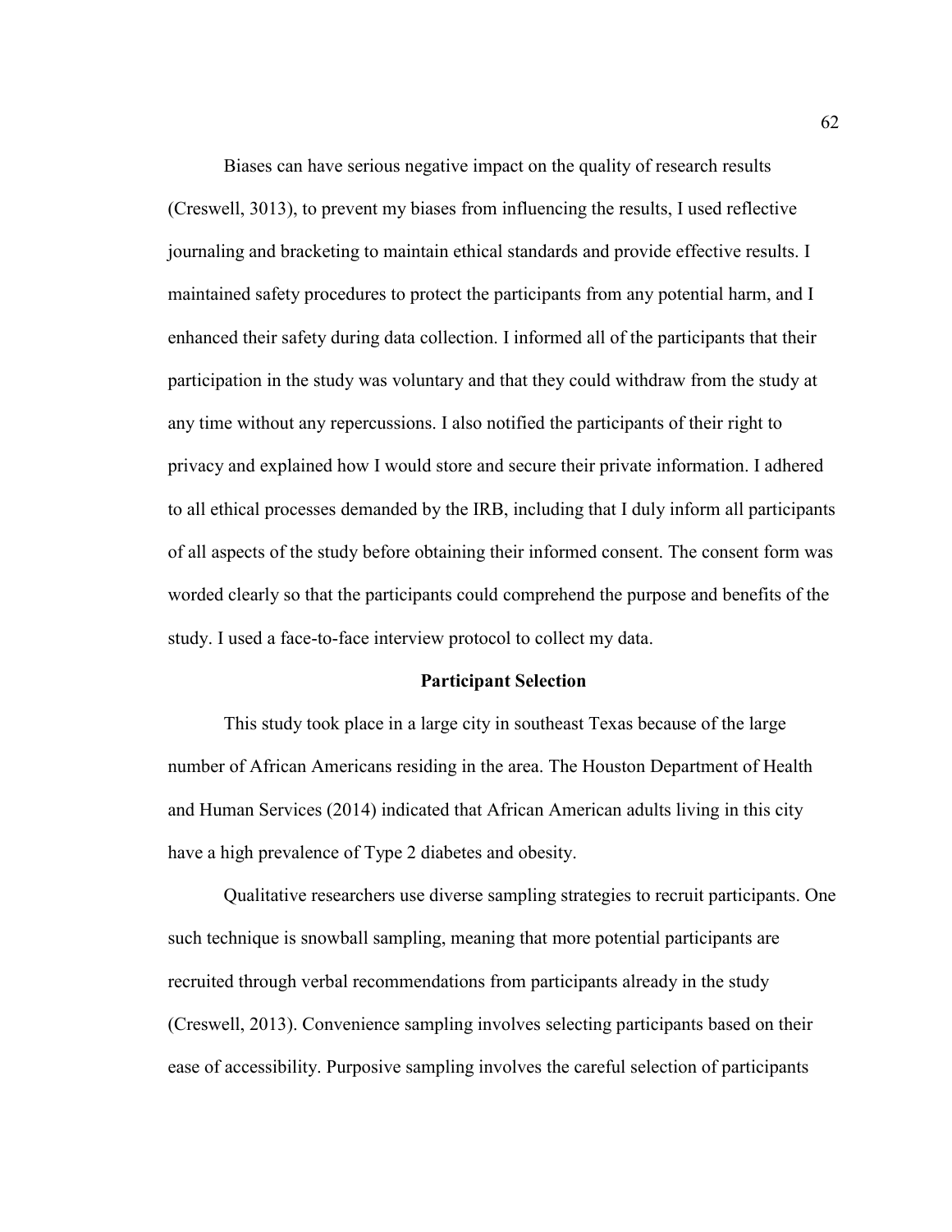Biases can have serious negative impact on the quality of research results (Creswell, 3013), to prevent my biases from influencing the results, I used reflective journaling and bracketing to maintain ethical standards and provide effective results. I maintained safety procedures to protect the participants from any potential harm, and I enhanced their safety during data collection. I informed all of the participants that their participation in the study was voluntary and that they could withdraw from the study at any time without any repercussions. I also notified the participants of their right to privacy and explained how I would store and secure their private information. I adhered to all ethical processes demanded by the IRB, including that I duly inform all participants of all aspects of the study before obtaining their informed consent. The consent form was worded clearly so that the participants could comprehend the purpose and benefits of the study. I used a face-to-face interview protocol to collect my data.

## Participant Selection

This study took place in a large city in southeast Texas because of the large number of African Americans residing in the area. The Houston Department of Health and Human Services (2014) indicated that African American adults living in this city have a high prevalence of Type 2 diabetes and obesity.

Qualitative researchers use diverse sampling strategies to recruit participants. One such technique is snowball sampling, meaning that more potential participants are recruited through verbal recommendations from participants already in the study (Creswell, 2013). Convenience sampling involves selecting participants based on their ease of accessibility. Purposive sampling involves the careful selection of participants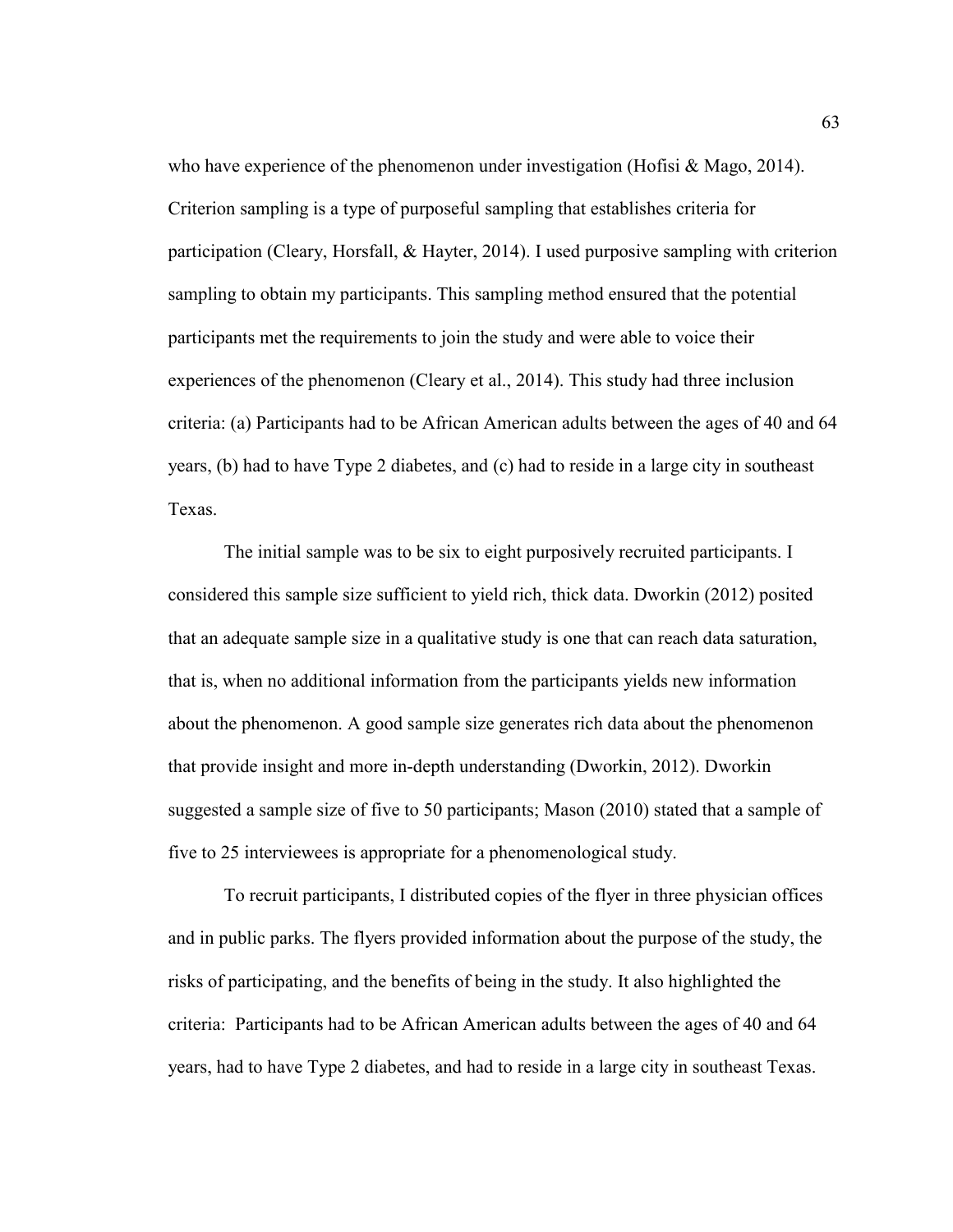who have experience of the phenomenon under investigation (Hofisi & Mago, 2014). Criterion sampling is a type of purposeful sampling that establishes criteria for participation (Cleary, Horsfall, & Hayter, 2014). I used purposive sampling with criterion sampling to obtain my participants. This sampling method ensured that the potential participants met the requirements to join the study and were able to voice their experiences of the phenomenon (Cleary et al., 2014). This study had three inclusion criteria: (a) Participants had to be African American adults between the ages of 40 and 64 years, (b) had to have Type 2 diabetes, and (c) had to reside in a large city in southeast Texas.

The initial sample was to be six to eight purposively recruited participants. I considered this sample size sufficient to yield rich, thick data. Dworkin (2012) posited that an adequate sample size in a qualitative study is one that can reach data saturation, that is, when no additional information from the participants yields new information about the phenomenon. A good sample size generates rich data about the phenomenon that provide insight and more in-depth understanding (Dworkin, 2012). Dworkin suggested a sample size of five to 50 participants; Mason (2010) stated that a sample of five to 25 interviewees is appropriate for a phenomenological study.

To recruit participants, I distributed copies of the flyer in three physician offices and in public parks. The flyers provided information about the purpose of the study, the risks of participating, and the benefits of being in the study. It also highlighted the criteria: Participants had to be African American adults between the ages of 40 and 64 years, had to have Type 2 diabetes, and had to reside in a large city in southeast Texas.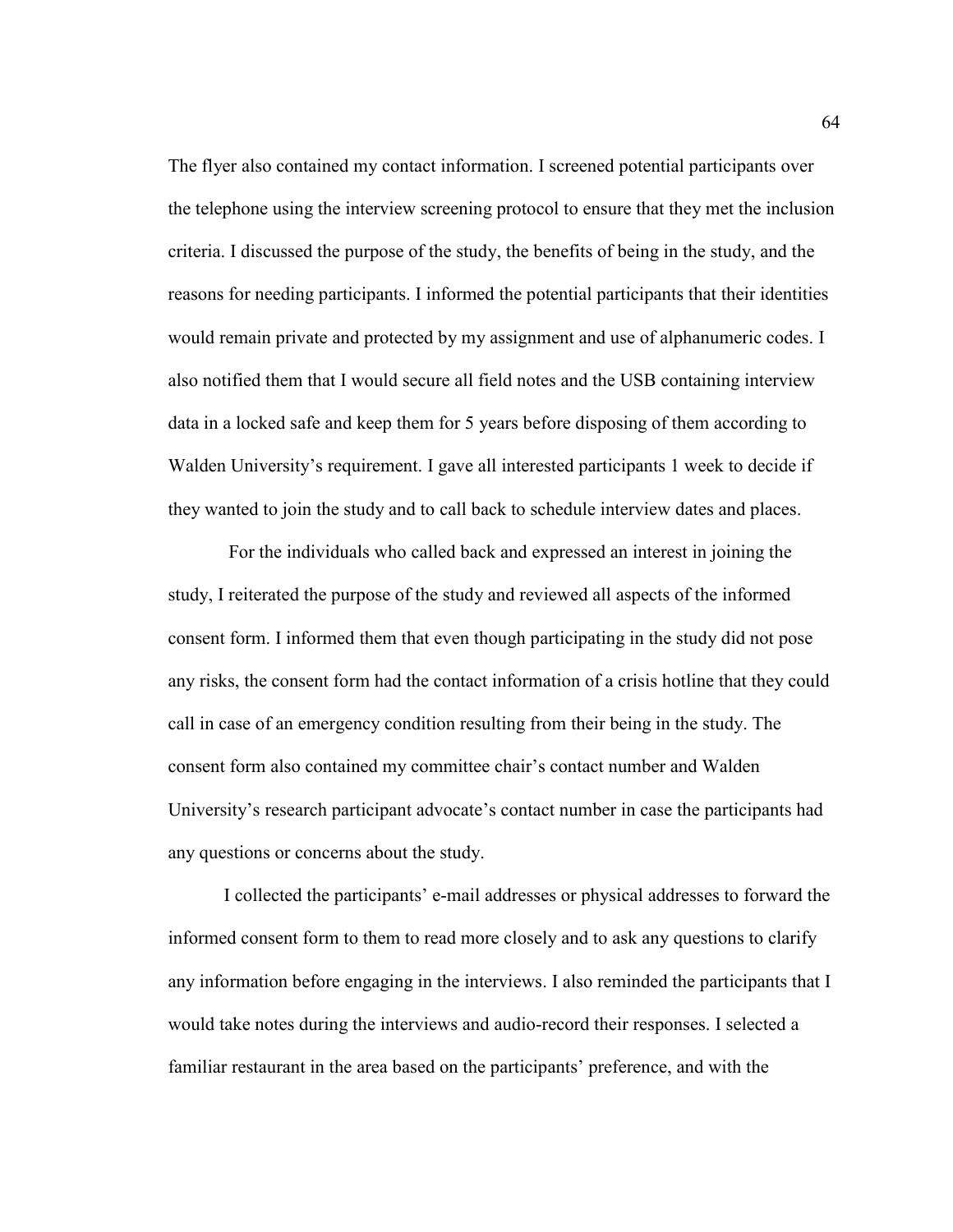The flyer also contained my contact information. I screened potential participants over the telephone using the interview screening protocol to ensure that they met the inclusion criteria. I discussed the purpose of the study, the benefits of being in the study, and the reasons for needing participants. I informed the potential participants that their identities would remain private and protected by my assignment and use of alphanumeric codes. I also notified them that I would secure all field notes and the USB containing interview data in a locked safe and keep them for 5 years before disposing of them according to Walden University's requirement. I gave all interested participants 1 week to decide if they wanted to join the study and to call back to schedule interview dates and places.

For the individuals who called back and expressed an interest in joining the study, I reiterated the purpose of the study and reviewed all aspects of the informed consent form. I informed them that even though participating in the study did not pose any risks, the consent form had the contact information of a crisis hotline that they could call in case of an emergency condition resulting from their being in the study. The consent form also contained my committee chair's contact number and Walden University's research participant advocate's contact number in case the participants had any questions or concerns about the study.

I collected the participants' e-mail addresses or physical addresses to forward the informed consent form to them to read more closely and to ask any questions to clarify any information before engaging in the interviews. I also reminded the participants that I would take notes during the interviews and audio-record their responses. I selected a familiar restaurant in the area based on the participants' preference, and with the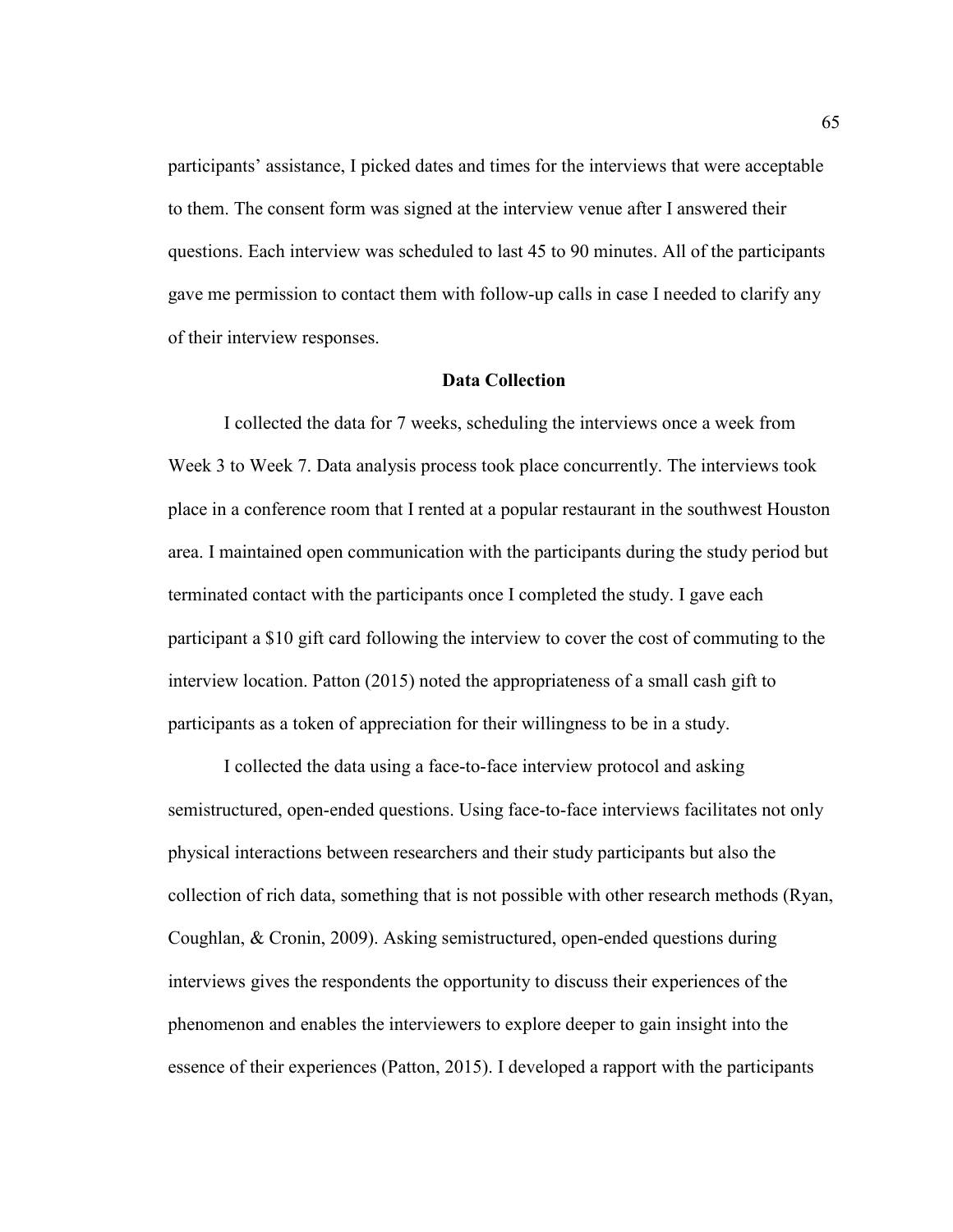participants' assistance, I picked dates and times for the interviews that were acceptable to them. The consent form was signed at the interview venue after I answered their questions. Each interview was scheduled to last 45 to 90 minutes. All of the participants gave me permission to contact them with follow-up calls in case I needed to clarify any of their interview responses.

## Data Collection

I collected the data for 7 weeks, scheduling the interviews once a week from Week 3 to Week 7. Data analysis process took place concurrently. The interviews took place in a conference room that I rented at a popular restaurant in the southwest Houston area. I maintained open communication with the participants during the study period but terminated contact with the participants once I completed the study. I gave each participant a $10 gift card following the interview to cover the cost of commuting to the interview location. Patton (2015) noted the appropriateness of a small cash gift to participants as a token of appreciation for their willingness to be in a study.

I collected the data using a face-to-face interview protocol and asking semistructured, open-ended questions. Using face-to-face interviews facilitates not only physical interactions between researchers and their study participants but also the collection of rich data, something that is not possible with other research methods (Ryan, Coughlan, & Cronin, 2009). Asking semistructured, open-ended questions during interviews gives the respondents the opportunity to discuss their experiences of the phenomenon and enables the interviewers to explore deeper to gain insight into the essence of their experiences (Patton, 2015). I developed a rapport with the participants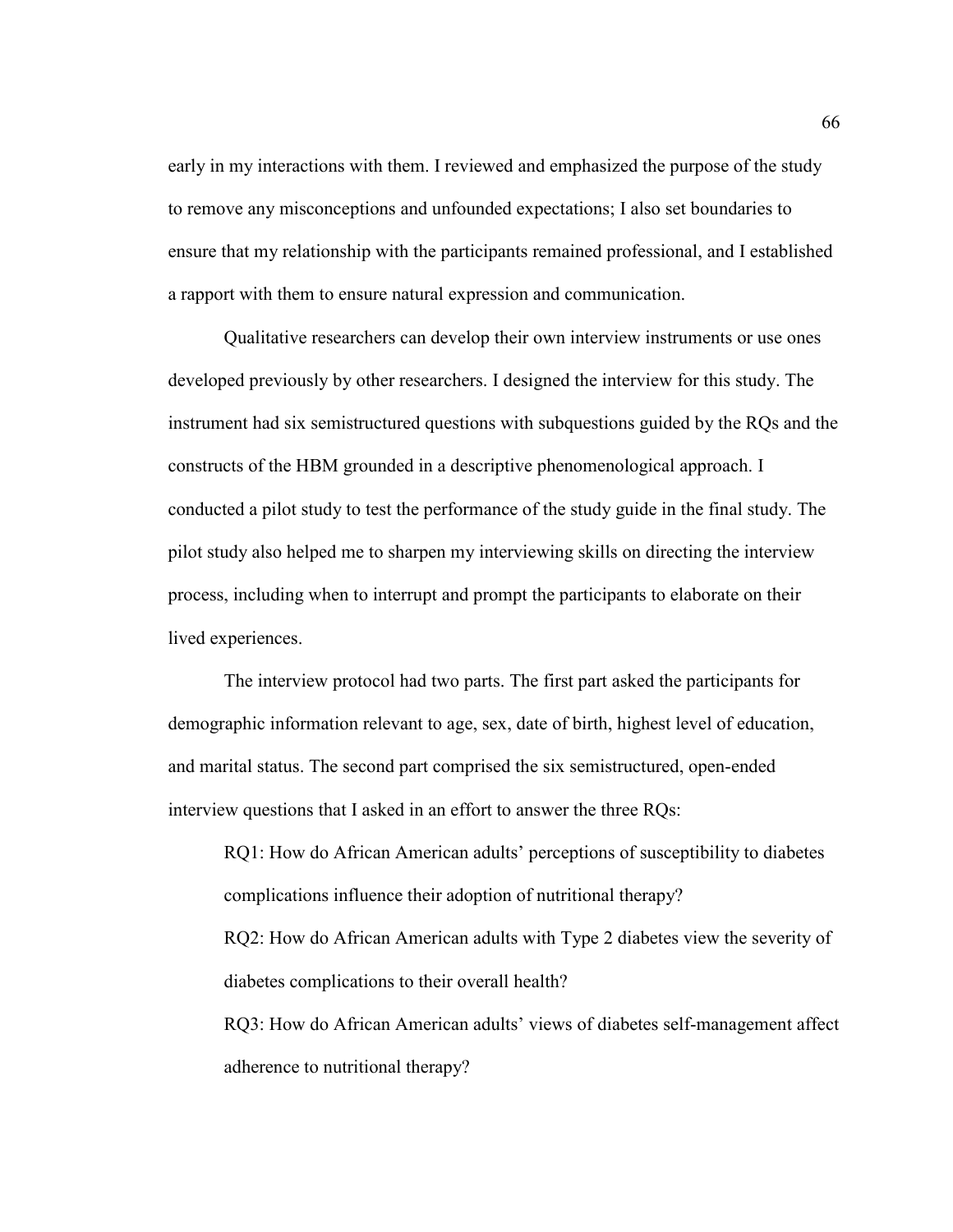early in my interactions with them. I reviewed and emphasized the purpose of the study to remove any misconceptions and unfounded expectations; I also set boundaries to ensure that my relationship with the participants remained professional, and I established a rapport with them to ensure natural expression and communication.

Qualitative researchers can develop their own interview instruments or use ones developed previously by other researchers. I designed the interview for this study. The instrument had six semistructured questions with subquestions guided by the RQs and the constructs of the HBM grounded in a descriptive phenomenological approach. I conducted a pilot study to test the performance of the study guide in the final study. The pilot study also helped me to sharpen my interviewing skills on directing the interview process, including when to interrupt and prompt the participants to elaborate on their lived experiences.

The interview protocol had two parts. The first part asked the participants for demographic information relevant to age, sex, date of birth, highest level of education, and marital status. The second part comprised the six semistructured, open-ended interview questions that I asked in an effort to answer the three RQs:

> RQ1: How do African American adults' perceptions of susceptibility to diabetes complications influence their adoption of nutritional therapy?
>
> RQ2: How do African American adults with Type 2 diabetes view the severity of diabetes complications to their overall health?
>
> RQ3: How do African American adults' views of diabetes self-management affect adherence to nutritional therapy?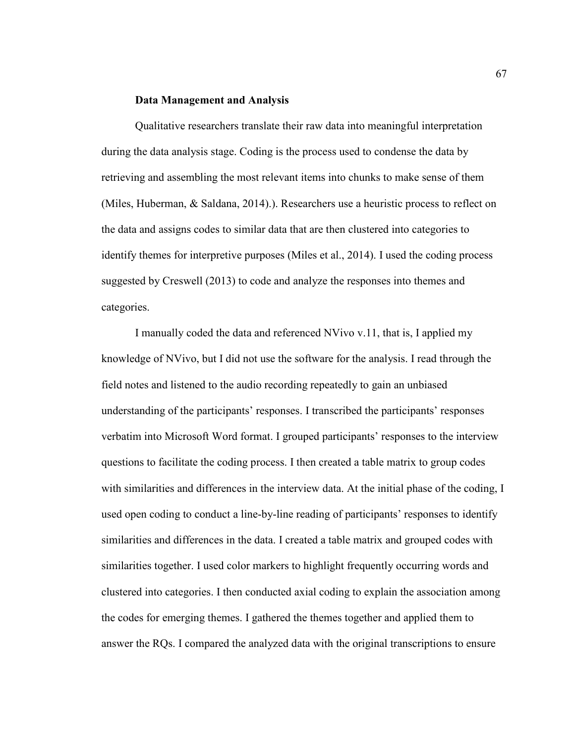### Data Management and Analysis

Qualitative researchers translate their raw data into meaningful interpretation during the data analysis stage. Coding is the process used to condense the data by retrieving and assembling the most relevant items into chunks to make sense of them (Miles, Huberman, & Saldana, 2014).). Researchers use a heuristic process to reflect on the data and assigns codes to similar data that are then clustered into categories to identify themes for interpretive purposes (Miles et al., 2014). I used the coding process suggested by Creswell (2013) to code and analyze the responses into themes and categories.

I manually coded the data and referenced NVivo v.11, that is, I applied my knowledge of NVivo, but I did not use the software for the analysis. I read through the field notes and listened to the audio recording repeatedly to gain an unbiased understanding of the participants' responses. I transcribed the participants' responses verbatim into Microsoft Word format. I grouped participants' responses to the interview questions to facilitate the coding process. I then created a table matrix to group codes with similarities and differences in the interview data. At the initial phase of the coding, I used open coding to conduct a line-by-line reading of participants' responses to identify similarities and differences in the data. I created a table matrix and grouped codes with similarities together. I used color markers to highlight frequently occurring words and clustered into categories. I then conducted axial coding to explain the association among the codes for emerging themes. I gathered the themes together and applied them to answer the RQs. I compared the analyzed data with the original transcriptions to ensure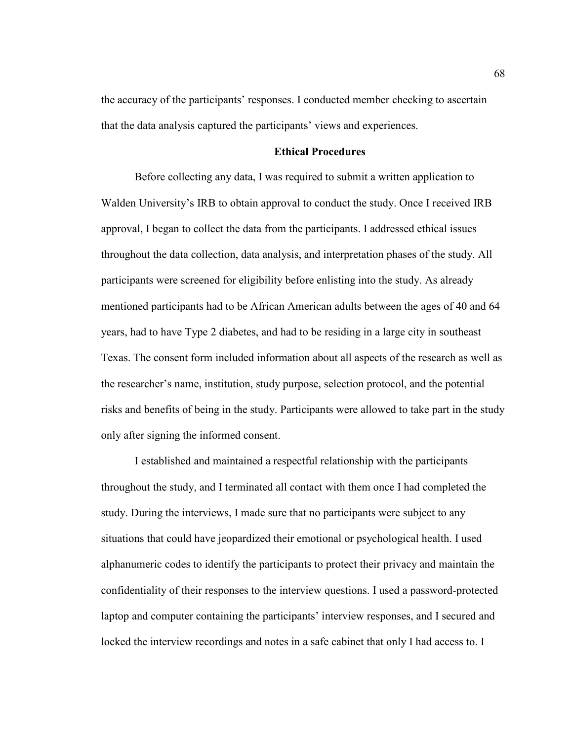the accuracy of the participants' responses. I conducted member checking to ascertain that the data analysis captured the participants' views and experiences.

## Ethical Procedures

Before collecting any data, I was required to submit a written application to Walden University's IRB to obtain approval to conduct the study. Once I received IRB approval, I began to collect the data from the participants. I addressed ethical issues throughout the data collection, data analysis, and interpretation phases of the study. All participants were screened for eligibility before enlisting into the study. As already mentioned participants had to be African American adults between the ages of 40 and 64 years, had to have Type 2 diabetes, and had to be residing in a large city in southeast Texas. The consent form included information about all aspects of the research as well as the researcher's name, institution, study purpose, selection protocol, and the potential risks and benefits of being in the study. Participants were allowed to take part in the study only after signing the informed consent.

I established and maintained a respectful relationship with the participants throughout the study, and I terminated all contact with them once I had completed the study. During the interviews, I made sure that no participants were subject to any situations that could have jeopardized their emotional or psychological health. I used alphanumeric codes to identify the participants to protect their privacy and maintain the confidentiality of their responses to the interview questions. I used a password-protected laptop and computer containing the participants' interview responses, and I secured and locked the interview recordings and notes in a safe cabinet that only I had access to. I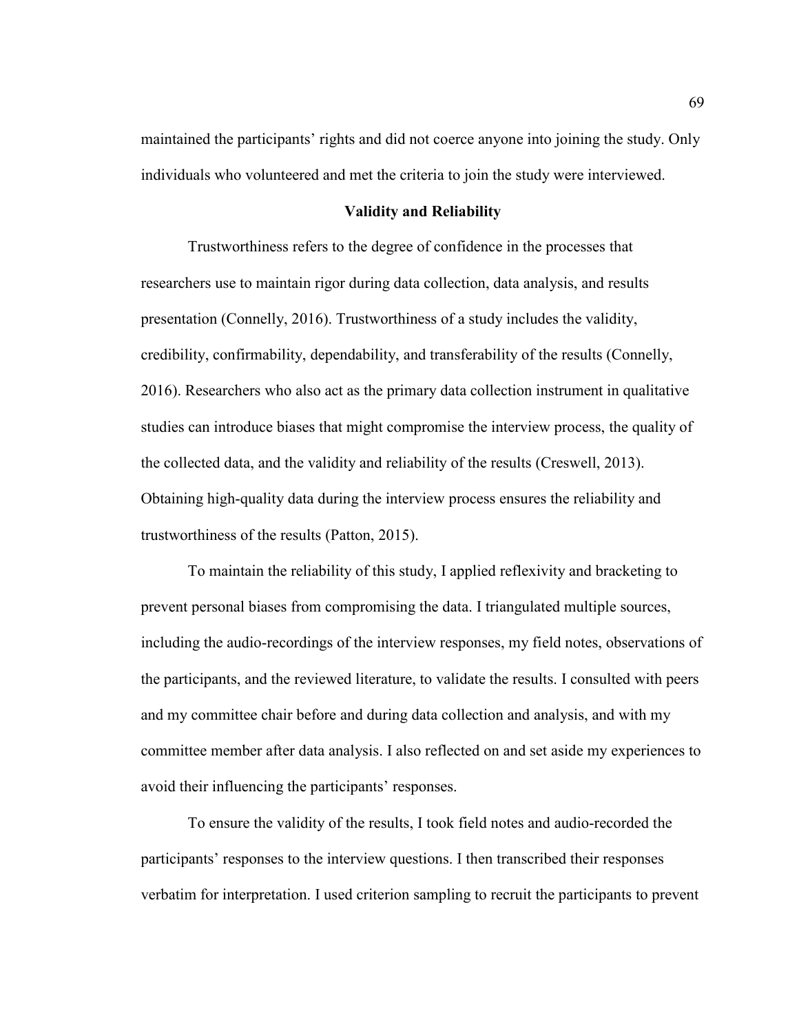maintained the participants' rights and did not coerce anyone into joining the study. Only individuals who volunteered and met the criteria to join the study were interviewed.

## Validity and Reliability

Trustworthiness refers to the degree of confidence in the processes that researchers use to maintain rigor during data collection, data analysis, and results presentation (Connelly, 2016). Trustworthiness of a study includes the validity, credibility, confirmability, dependability, and transferability of the results (Connelly, 2016). Researchers who also act as the primary data collection instrument in qualitative studies can introduce biases that might compromise the interview process, the quality of the collected data, and the validity and reliability of the results (Creswell, 2013). Obtaining high-quality data during the interview process ensures the reliability and trustworthiness of the results (Patton, 2015).

To maintain the reliability of this study, I applied reflexivity and bracketing to prevent personal biases from compromising the data. I triangulated multiple sources, including the audio-recordings of the interview responses, my field notes, observations of the participants, and the reviewed literature, to validate the results. I consulted with peers and my committee chair before and during data collection and analysis, and with my committee member after data analysis. I also reflected on and set aside my experiences to avoid their influencing the participants' responses.

To ensure the validity of the results, I took field notes and audio-recorded the participants' responses to the interview questions. I then transcribed their responses verbatim for interpretation. I used criterion sampling to recruit the participants to prevent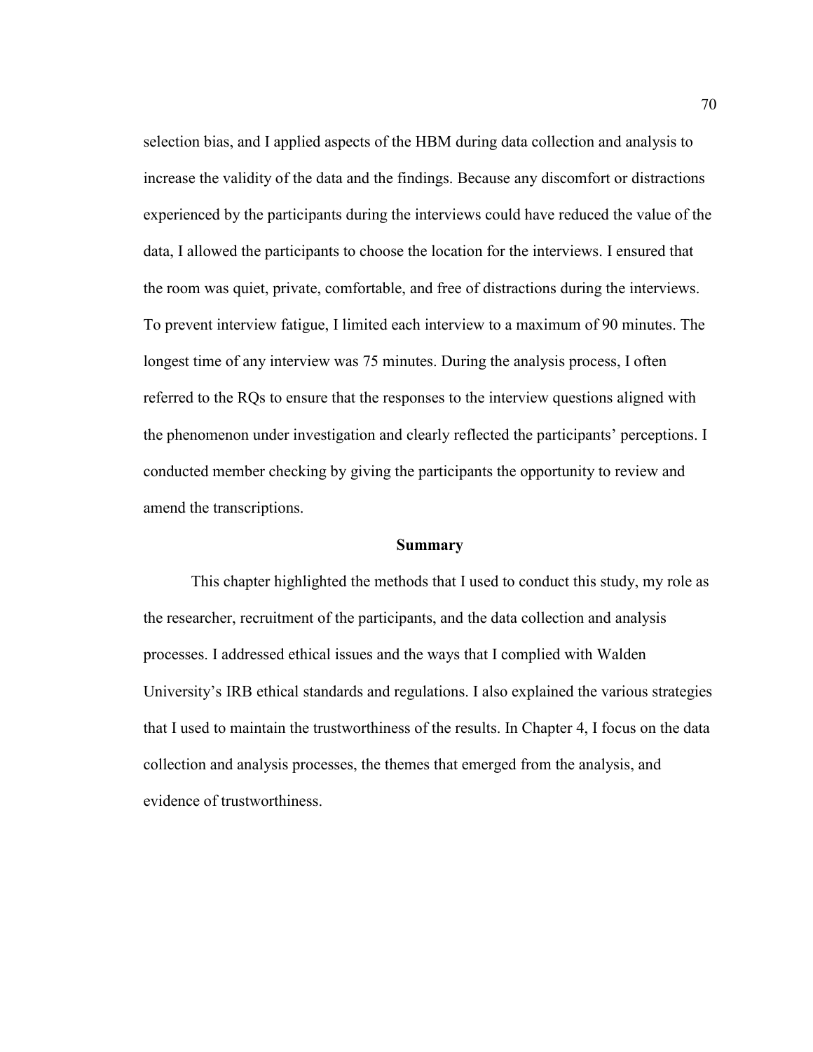selection bias, and I applied aspects of the HBM during data collection and analysis to increase the validity of the data and the findings. Because any discomfort or distractions experienced by the participants during the interviews could have reduced the value of the data, I allowed the participants to choose the location for the interviews. I ensured that the room was quiet, private, comfortable, and free of distractions during the interviews. To prevent interview fatigue, I limited each interview to a maximum of 90 minutes. The longest time of any interview was 75 minutes. During the analysis process, I often referred to the RQs to ensure that the responses to the interview questions aligned with the phenomenon under investigation and clearly reflected the participants' perceptions. I conducted member checking by giving the participants the opportunity to review and amend the transcriptions.

## Summary

This chapter highlighted the methods that I used to conduct this study, my role as the researcher, recruitment of the participants, and the data collection and analysis processes. I addressed ethical issues and the ways that I complied with Walden University's IRB ethical standards and regulations. I also explained the various strategies that I used to maintain the trustworthiness of the results. In Chapter 4, I focus on the data collection and analysis processes, the themes that emerged from the analysis, and evidence of trustworthiness.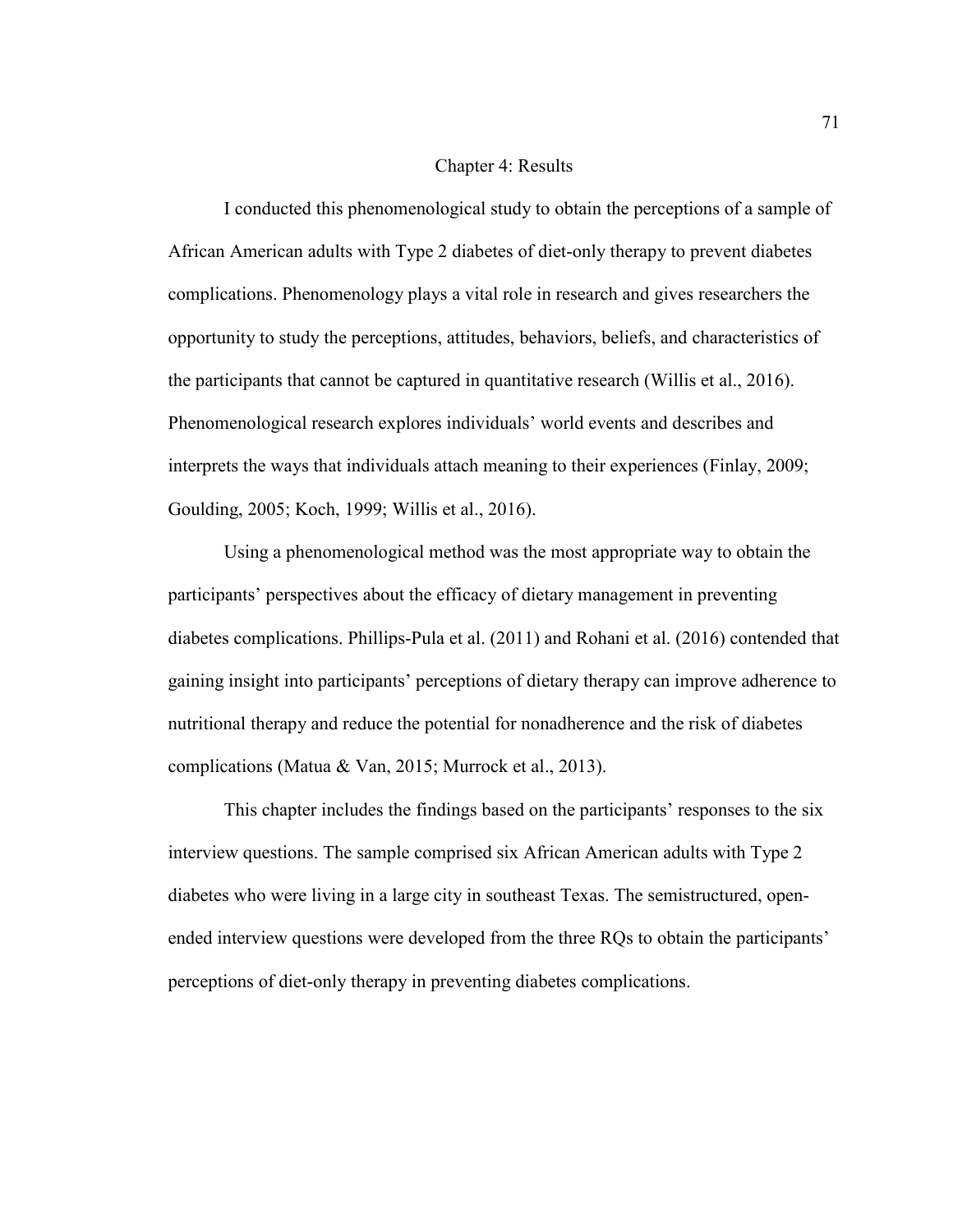# Chapter 4: Results

I conducted this phenomenological study to obtain the perceptions of a sample of African American adults with Type 2 diabetes of diet-only therapy to prevent diabetes complications. Phenomenology plays a vital role in research and gives researchers the opportunity to study the perceptions, attitudes, behaviors, beliefs, and characteristics of the participants that cannot be captured in quantitative research (Willis et al., 2016). Phenomenological research explores individuals' world events and describes and interprets the ways that individuals attach meaning to their experiences (Finlay, 2009; Goulding, 2005; Koch, 1999; Willis et al., 2016).

Using a phenomenological method was the most appropriate way to obtain the participants' perspectives about the efficacy of dietary management in preventing diabetes complications. Phillips-Pula et al. (2011) and Rohani et al. (2016) contended that gaining insight into participants' perceptions of dietary therapy can improve adherence to nutritional therapy and reduce the potential for nonadherence and the risk of diabetes complications (Matua & Van, 2015; Murrock et al., 2013).

This chapter includes the findings based on the participants' responses to the six interview questions. The sample comprised six African American adults with Type 2 diabetes who were living in a large city in southeast Texas. The semistructured, open-ended interview questions were developed from the three RQs to obtain the participants' perceptions of diet-only therapy in preventing diabetes complications.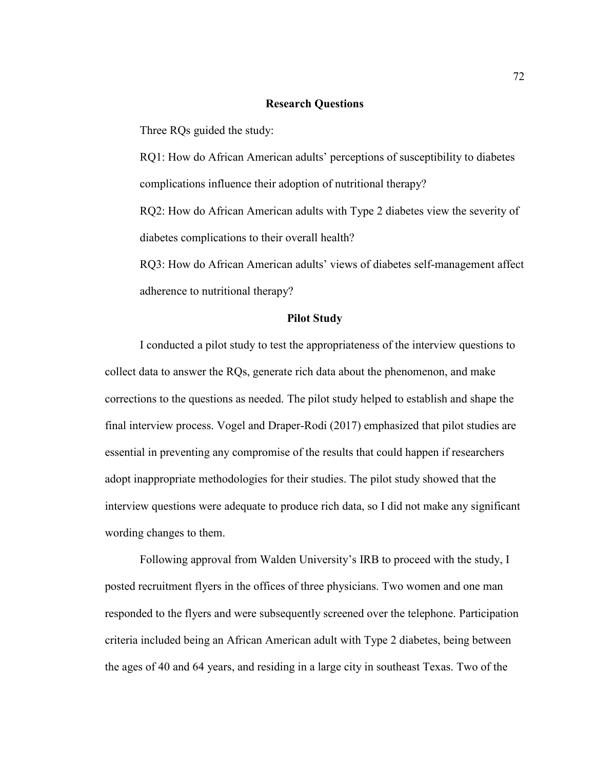## Research Questions

Three RQs guided the study:

RQ1: How do African American adults' perceptions of susceptibility to diabetes complications influence their adoption of nutritional therapy?

RQ2: How do African American adults with Type 2 diabetes view the severity of diabetes complications to their overall health?

RQ3: How do African American adults' views of diabetes self-management affect adherence to nutritional therapy?

## Pilot Study

I conducted a pilot study to test the appropriateness of the interview questions to collect data to answer the RQs, generate rich data about the phenomenon, and make corrections to the questions as needed. The pilot study helped to establish and shape the final interview process. Vogel and Draper-Rodi (2017) emphasized that pilot studies are essential in preventing any compromise of the results that could happen if researchers adopt inappropriate methodologies for their studies. The pilot study showed that the interview questions were adequate to produce rich data, so I did not make any significant wording changes to them.

Following approval from Walden University's IRB to proceed with the study, I posted recruitment flyers in the offices of three physicians. Two women and one man responded to the flyers and were subsequently screened over the telephone. Participation criteria included being an African American adult with Type 2 diabetes, being between the ages of 40 and 64 years, and residing in a large city in southeast Texas. Two of the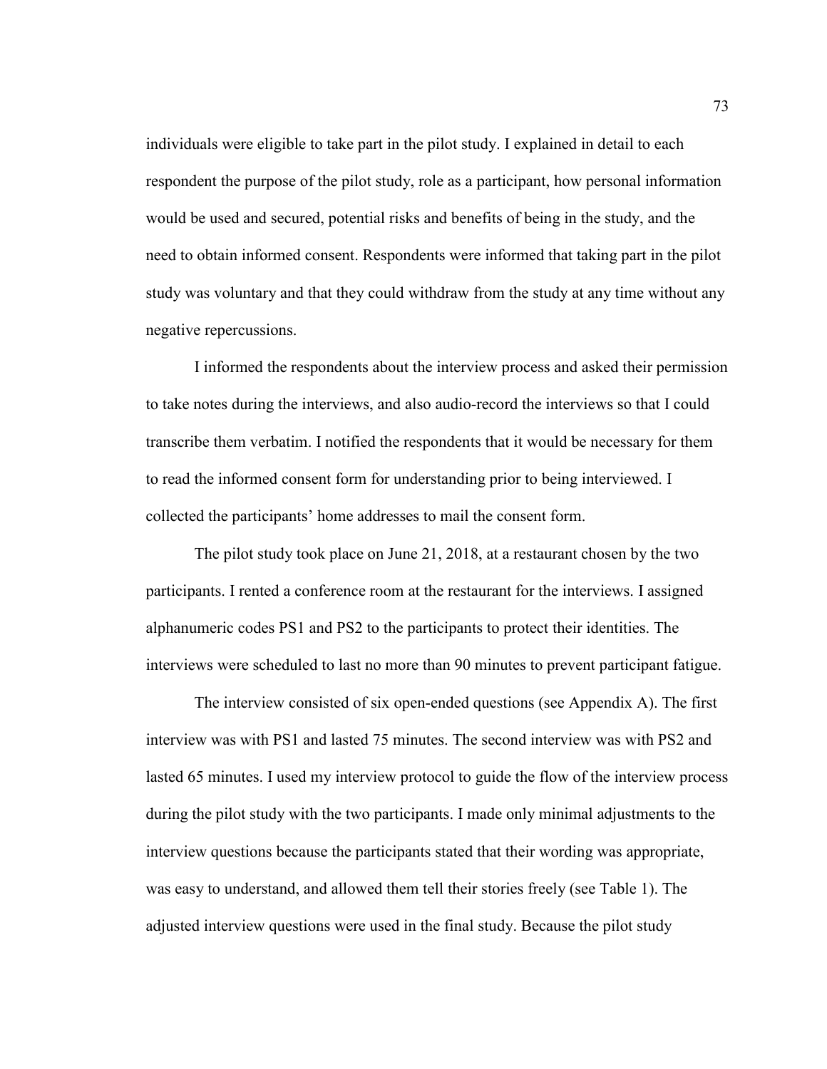individuals were eligible to take part in the pilot study. I explained in detail to each respondent the purpose of the pilot study, role as a participant, how personal information would be used and secured, potential risks and benefits of being in the study, and the need to obtain informed consent. Respondents were informed that taking part in the pilot study was voluntary and that they could withdraw from the study at any time without any negative repercussions.

I informed the respondents about the interview process and asked their permission to take notes during the interviews, and also audio-record the interviews so that I could transcribe them verbatim. I notified the respondents that it would be necessary for them to read the informed consent form for understanding prior to being interviewed. I collected the participants' home addresses to mail the consent form.

The pilot study took place on June 21, 2018, at a restaurant chosen by the two participants. I rented a conference room at the restaurant for the interviews. I assigned alphanumeric codes PS1 and PS2 to the participants to protect their identities. The interviews were scheduled to last no more than 90 minutes to prevent participant fatigue.

The interview consisted of six open-ended questions (see Appendix A). The first interview was with PS1 and lasted 75 minutes. The second interview was with PS2 and lasted 65 minutes. I used my interview protocol to guide the flow of the interview process during the pilot study with the two participants. I made only minimal adjustments to the interview questions because the participants stated that their wording was appropriate, was easy to understand, and allowed them tell their stories freely (see Table 1). The adjusted interview questions were used in the final study. Because the pilot study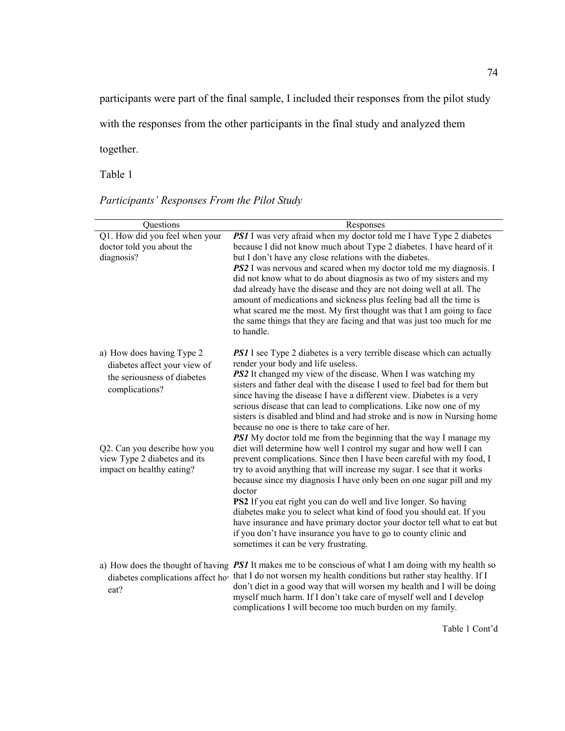participants were part of the final sample, I included their responses from the pilot study with the responses from the other participants in the final study and analyzed them together.

Table 1

*Participants' Responses From the Pilot Study*

| Questions | Responses |
|---|---|
| Q1. How did you feel when your doctor told you about the diagnosis? | ***PS1*** I was very afraid when my doctor told me I have Type 2 diabetes because I did not know much about Type 2 diabetes. I have heard of it but I don't have any close relations with the diabetes. ***PS2*** I was nervous and scared when my doctor told me my diagnosis. I did not know what to do about diagnosis as two of my sisters and my dad already have the disease and they are not doing well at all. The amount of medications and sickness plus feeling bad all the time is what scared me the most. My first thought was that I am going to face the same things that they are facing and that was just too much for me to handle. |
| a) How does having Type 2 diabetes affect your view of the seriousness of diabetes complications? | ***PS1*** I see Type 2 diabetes is a very terrible disease which can actually render your body and life useless. ***PS2*** It changed my view of the disease. When I was watching my sisters and father deal with the disease I used to feel bad for them but since having the disease I have a different view. Diabetes is a very serious disease that can lead to complications. Like now one of my sisters is disabled and blind and had stroke and is now in Nursing home because no one is there to take care of her. |
| Q2. Can you describe how you view Type 2 diabetes and its impact on healthy eating? | ***PS1*** My doctor told me from the beginning that the way I manage my diet will determine how well I control my sugar and how well I can prevent complications. Since then I have been careful with my food, I try to avoid anything that will increase my sugar. I see that it works because since my diagnosis I have only been on one sugar pill and my doctor **PS2** If you eat right you can do well and live longer. So having diabetes make you to select what kind of food you should eat. If you have insurance and have primary doctor your doctor tell what to eat but if you don't have insurance you have to go to county clinic and sometimes it can be very frustrating. |
| a) How does the thought of having diabetes complications affect ho eat? | ***PS1*** It makes me to be conscious of what I am doing with my health so that I do not worsen my health conditions but rather stay healthy. If I don't diet in a good way that will worsen my health and I will be doing myself much harm. If I don't take care of myself well and I develop complications I will become too much burden on my family. |

Table 1 Cont'd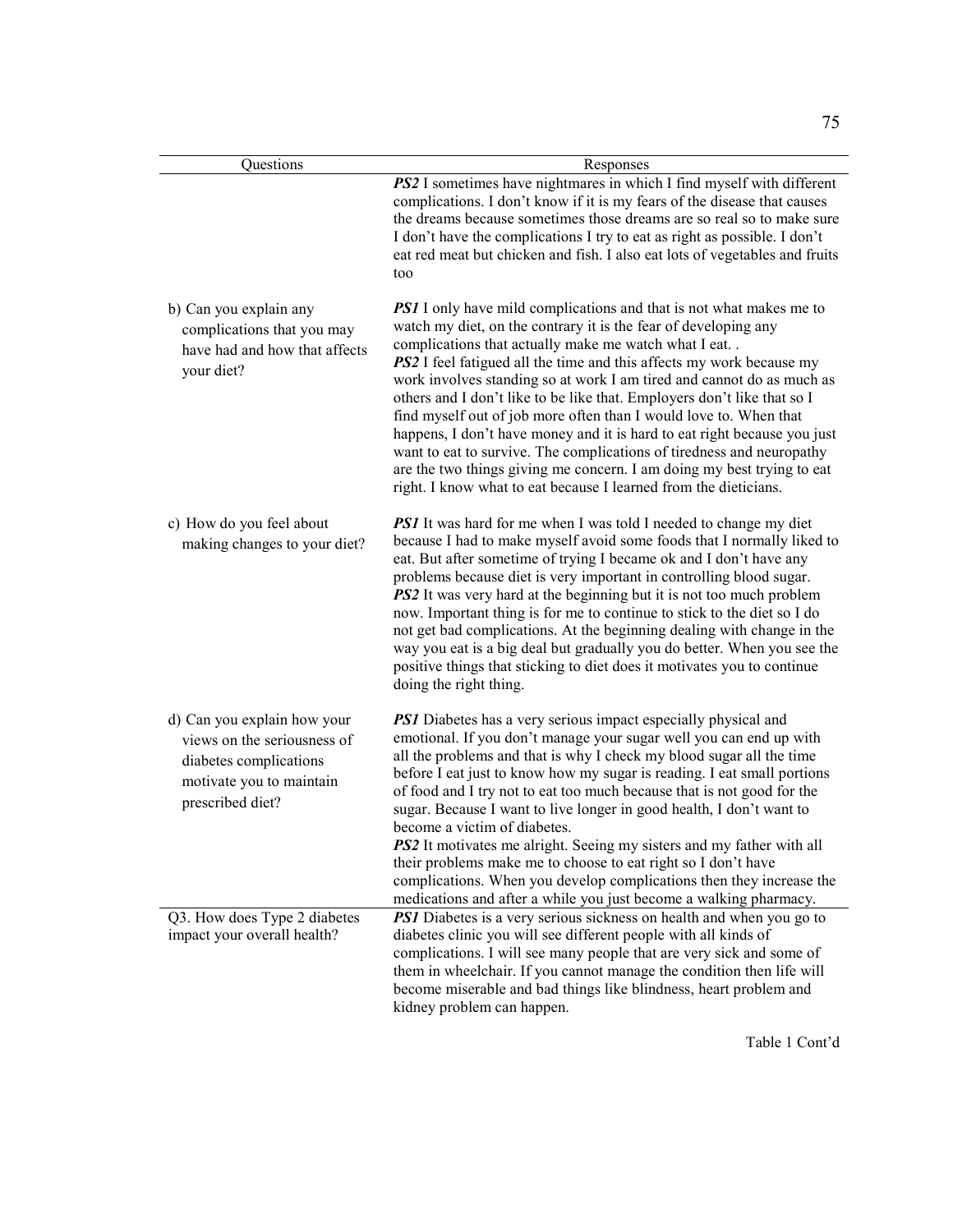| Questions | Responses |
|---|---|
| | ***PS2*** I sometimes have nightmares in which I find myself with different complications. I don't know if it is my fears of the disease that causes the dreams because sometimes those dreams are so real so to make sure I don't have the complications I try to eat as right as possible. I don't eat red meat but chicken and fish. I also eat lots of vegetables and fruits too |
| b) Can you explain any complications that you may have had and how that affects your diet? | ***PS1*** I only have mild complications and that is not what makes me to watch my diet, on the contrary it is the fear of developing any complications that actually make me watch what I eat. . ***PS2*** I feel fatigued all the time and this affects my work because my work involves standing so at work I am tired and cannot do as much as others and I don't like to be like that. Employers don't like that so I find myself out of job more often than I would love to. When that happens, I don't have money and it is hard to eat right because you just want to eat to survive. The complications of tiredness and neuropathy are the two things giving me concern. I am doing my best trying to eat right. I know what to eat because I learned from the dieticians. |
| c) How do you feel about making changes to your diet? | ***PS1*** It was hard for me when I was told I needed to change my diet because I had to make myself avoid some foods that I normally liked to eat. But after sometime of trying I became ok and I don't have any problems because diet is very important in controlling blood sugar. ***PS2*** It was very hard at the beginning but it is not too much problem now. Important thing is for me to continue to stick to the diet so I do not get bad complications. At the beginning dealing with change in the way you eat is a big deal but gradually you do better. When you see the positive things that sticking to diet does it motivates you to continue doing the right thing. |
| d) Can you explain how your views on the seriousness of diabetes complications motivate you to maintain prescribed diet? | ***PS1*** Diabetes has a very serious impact especially physical and emotional. If you don't manage your sugar well you can end up with all the problems and that is why I check my blood sugar all the time before I eat just to know how my sugar is reading. I eat small portions of food and I try not to eat too much because that is not good for the sugar. Because I want to live longer in good health, I don't want to become a victim of diabetes. ***PS2*** It motivates me alright. Seeing my sisters and my father with all their problems make me to choose to eat right so I don't have complications. When you develop complications then they increase the medications and after a while you just become a walking pharmacy. |
| Q3. How does Type 2 diabetes impact your overall health? | ***PS1*** Diabetes is a very serious sickness on health and when you go to diabetes clinic you will see different people with all kinds of complications. I will see many people that are very sick and some of them in wheelchair. If you cannot manage the condition then life will become miserable and bad things like blindness, heart problem and kidney problem can happen. |

Table 1 Cont'd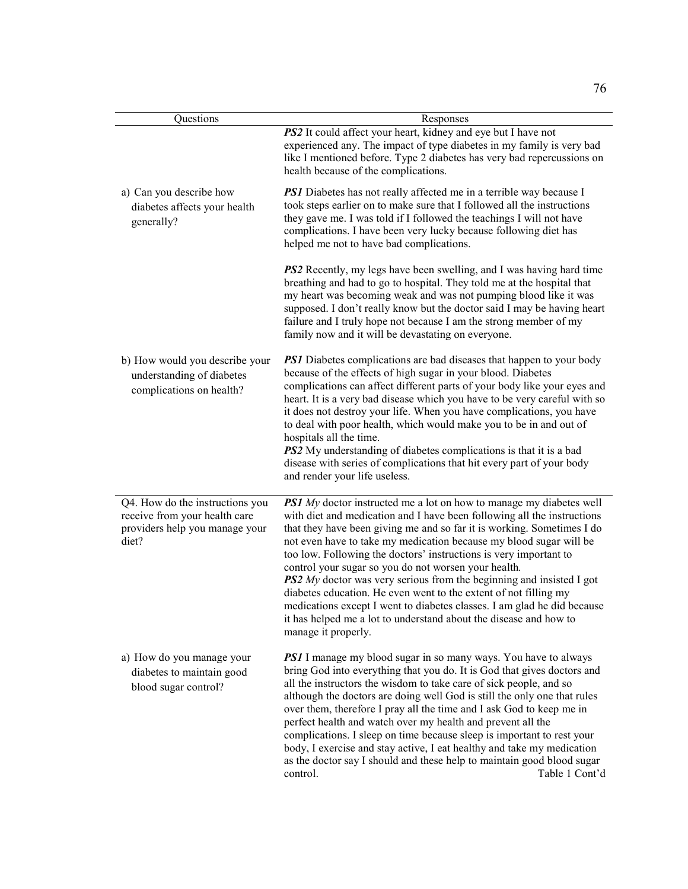| Questions | Responses |
|---|---|
| | ***PS2*** It could affect your heart, kidney and eye but I have not experienced any. The impact of type diabetes in my family is very bad like I mentioned before. Type 2 diabetes has very bad repercussions on health because of the complications. |
| a) Can you describe how diabetes affects your health generally? | ***PS1*** Diabetes has not really affected me in a terrible way because I took steps earlier on to make sure that I followed all the instructions they gave me. I was told if I followed the teachings I will not have complications. I have been very lucky because following diet has helped me not to have bad complications.<br><br>***PS2*** Recently, my legs have been swelling, and I was having hard time breathing and had to go to hospital. They told me at the hospital that my heart was becoming weak and was not pumping blood like it was supposed. I don't really know but the doctor said I may be having heart failure and I truly hope not because I am the strong member of my family now and it will be devastating on everyone. |
| b) How would you describe your understanding of diabetes complications on health? | ***PS1*** Diabetes complications are bad diseases that happen to your body because of the effects of high sugar in your blood. Diabetes complications can affect different parts of your body like your eyes and heart. It is a very bad disease which you have to be very careful with so it does not destroy your life. When you have complications, you have to deal with poor health, which would make you to be in and out of hospitals all the time.<br>***PS2*** My understanding of diabetes complications is that it is a bad disease with series of complications that hit every part of your body and render your life useless. |
| Q4. How do the instructions you receive from your health care providers help you manage your diet? | ***PS1*** *My* doctor instructed me a lot on how to manage my diabetes well with diet and medication and I have been following all the instructions that they have been giving me and so far it is working. Sometimes I do not even have to take my medication because my blood sugar will be too low. Following the doctors' instructions is very important to control your sugar so you do not worsen your health.<br>***PS2*** *My* doctor was very serious from the beginning and insisted I got diabetes education. He even went to the extent of not filling my medications except I went to diabetes classes. I am glad he did because it has helped me a lot to understand about the disease and how to manage it properly. |
| a) How do you manage your diabetes to maintain good blood sugar control? | ***PS1*** I manage my blood sugar in so many ways. You have to always bring God into everything that you do. It is God that gives doctors and all the instructors the wisdom to take care of sick people, and so although the doctors are doing well God is still the only one that rules over them, therefore I pray all the time and I ask God to keep me in perfect health and watch over my health and prevent all the complications. I sleep on time because sleep is important to rest your body, I exercise and stay active, I eat healthy and take my medication as the doctor say I should and these help to maintain good blood sugar control. |

Table 1 Cont'd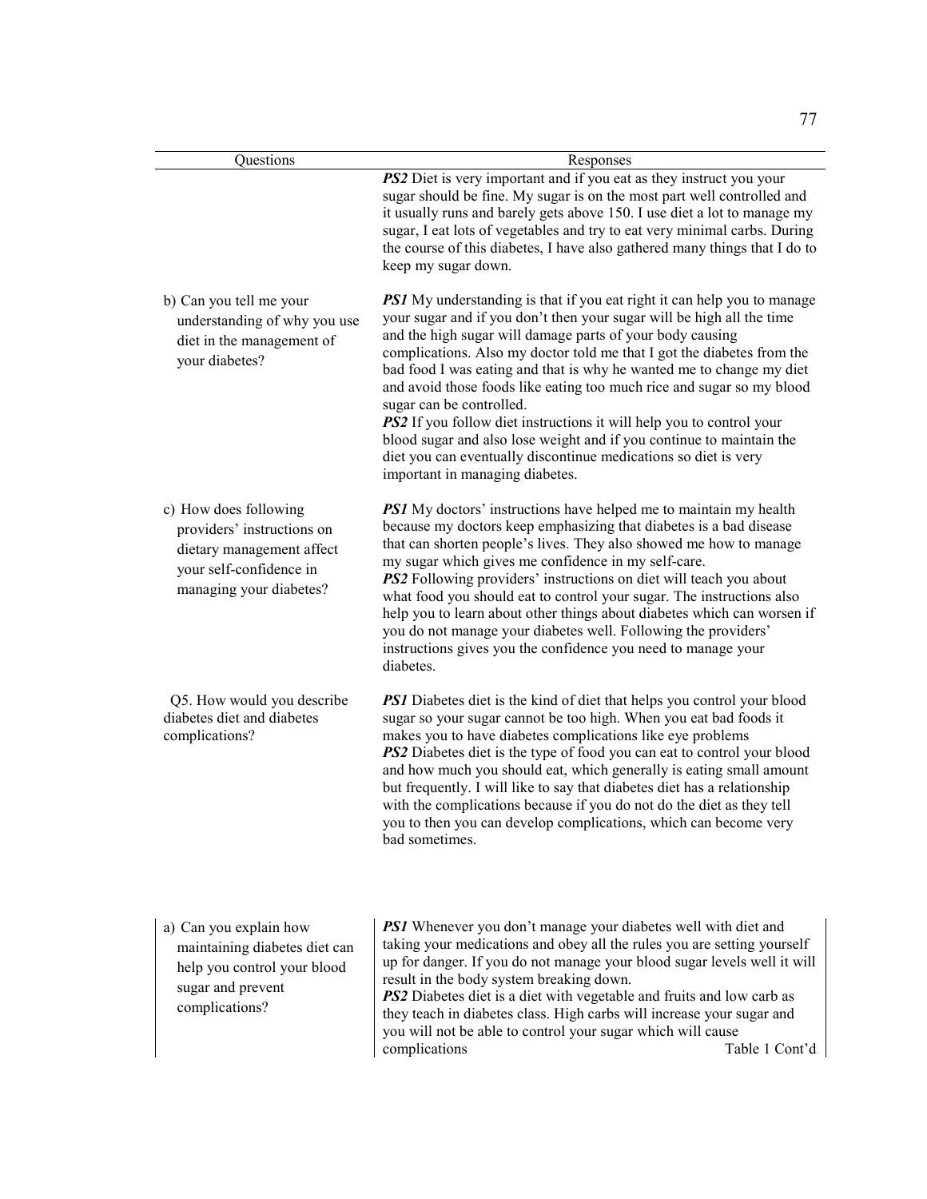| Questions | Responses |
|---|---|
| | ***PS2*** Diet is very important and if you eat as they instruct you your sugar should be fine. My sugar is on the most part well controlled and it usually runs and barely gets above 150. I use diet a lot to manage my sugar, I eat lots of vegetables and try to eat very minimal carbs. During the course of this diabetes, I have also gathered many things that I do to keep my sugar down. |
| b) Can you tell me your understanding of why you use diet in the management of your diabetes? | ***PS1*** My understanding is that if you eat right it can help you to manage your sugar and if you don't then your sugar will be high all the time and the high sugar will damage parts of your body causing complications. Also my doctor told me that I got the diabetes from the bad food I was eating and that is why he wanted me to change my diet and avoid those foods like eating too much rice and sugar so my blood sugar can be controlled.<br>***PS2*** If you follow diet instructions it will help you to control your blood sugar and also lose weight and if you continue to maintain the diet you can eventually discontinue medications so diet is very important in managing diabetes. |
| c) How does following providers' instructions on dietary management affect your self-confidence in managing your diabetes? | ***PS1*** My doctors' instructions have helped me to maintain my health because my doctors keep emphasizing that diabetes is a bad disease that can shorten people's lives. They also showed me how to manage my sugar which gives me confidence in my self-care.<br>***PS2*** Following providers' instructions on diet will teach you about what food you should eat to control your sugar. The instructions also help you to learn about other things about diabetes which can worsen if you do not manage your diabetes well. Following the providers' instructions gives you the confidence you need to manage your diabetes. |
| Q5. How would you describe diabetes diet and diabetes complications? | ***PS1*** Diabetes diet is the kind of diet that helps you control your blood sugar so your sugar cannot be too high. When you eat bad foods it makes you to have diabetes complications like eye problems<br>***PS2*** Diabetes diet is the type of food you can eat to control your blood and how much you should eat, which generally is eating small amount but frequently. I will like to say that diabetes diet has a relationship with the complications because if you do not do the diet as they tell you to then you can develop complications, which can become very bad sometimes. |
| a) Can you explain how maintaining diabetes diet can help you control your blood sugar and prevent complications? | ***PS1*** Whenever you don't manage your diabetes well with diet and taking your medications and obey all the rules you are setting yourself up for danger. If you do not manage your blood sugar levels well it will result in the body system breaking down.<br>***PS2*** Diabetes diet is a diet with vegetable and fruits and low carb as they teach in diabetes class. High carbs will increase your sugar and you will not be able to control your sugar which will cause complications |

Table 1 Cont'd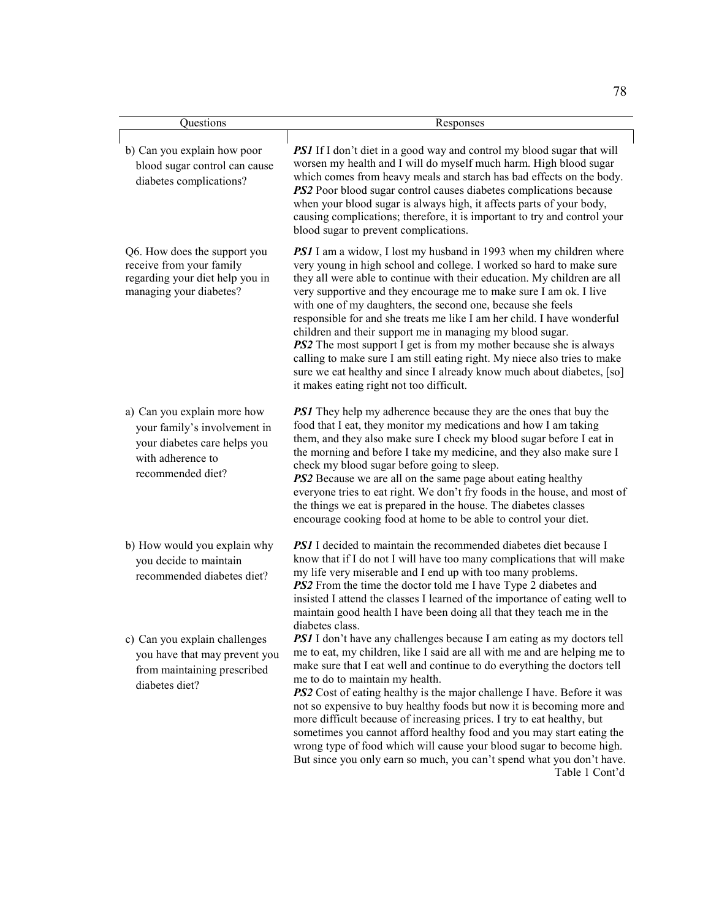| Questions | Responses |
|---|---|
| b) Can you explain how poor blood sugar control can cause diabetes complications? | ***PS1*** If I don't diet in a good way and control my blood sugar that will worsen my health and I will do myself much harm. High blood sugar which comes from heavy meals and starch has bad effects on the body. ***PS2*** Poor blood sugar control causes diabetes complications because when your blood sugar is always high, it affects parts of your body, causing complications; therefore, it is important to try and control your blood sugar to prevent complications. |
| Q6. How does the support you receive from your family regarding your diet help you in managing your diabetes? | ***PS1*** I am a widow, I lost my husband in 1993 when my children where very young in high school and college. I worked so hard to make sure they all were able to continue with their education. My children are all very supportive and they encourage me to make sure I am ok. I live with one of my daughters, the second one, because she feels responsible for and she treats me like I am her child. I have wonderful children and their support me in managing my blood sugar. ***PS2*** The most support I get is from my mother because she is always calling to make sure I am still eating right. My niece also tries to make sure we eat healthy and since I already know much about diabetes, [so] it makes eating right not too difficult. |
| a) Can you explain more how your family's involvement in your diabetes care helps you with adherence to recommended diet? | ***PS1*** They help my adherence because they are the ones that buy the food that I eat, they monitor my medications and how I am taking them, and they also make sure I check my blood sugar before I eat in the morning and before I take my medicine, and they also make sure I check my blood sugar before going to sleep. ***PS2*** Because we are all on the same page about eating healthy everyone tries to eat right. We don't fry foods in the house, and most of the things we eat is prepared in the house. The diabetes classes encourage cooking food at home to be able to control your diet. |
| b) How would you explain why you decide to maintain recommended diabetes diet? | ***PS1*** I decided to maintain the recommended diabetes diet because I know that if I do not I will have too many complications that will make my life very miserable and I end up with too many problems. ***PS2*** From the time the doctor told me I have Type 2 diabetes and insisted I attend the classes I learned of the importance of eating well to maintain good health I have been doing all that they teach me in the diabetes class. |
| c) Can you explain challenges you have that may prevent you from maintaining prescribed diabetes diet? | ***PS1*** I don't have any challenges because I am eating as my doctors tell me to eat, my children, like I said are all with me and are helping me to make sure that I eat well and continue to do everything the doctors tell me to do to maintain my health. ***PS2*** Cost of eating healthy is the major challenge I have. Before it was not so expensive to buy healthy foods but now it is becoming more and more difficult because of increasing prices. I try to eat healthy, but sometimes you cannot afford healthy food and you may start eating the wrong type of food which will cause your blood sugar to become high. But since you only earn so much, you can't spend what you don't have. |

Table 1 Cont'd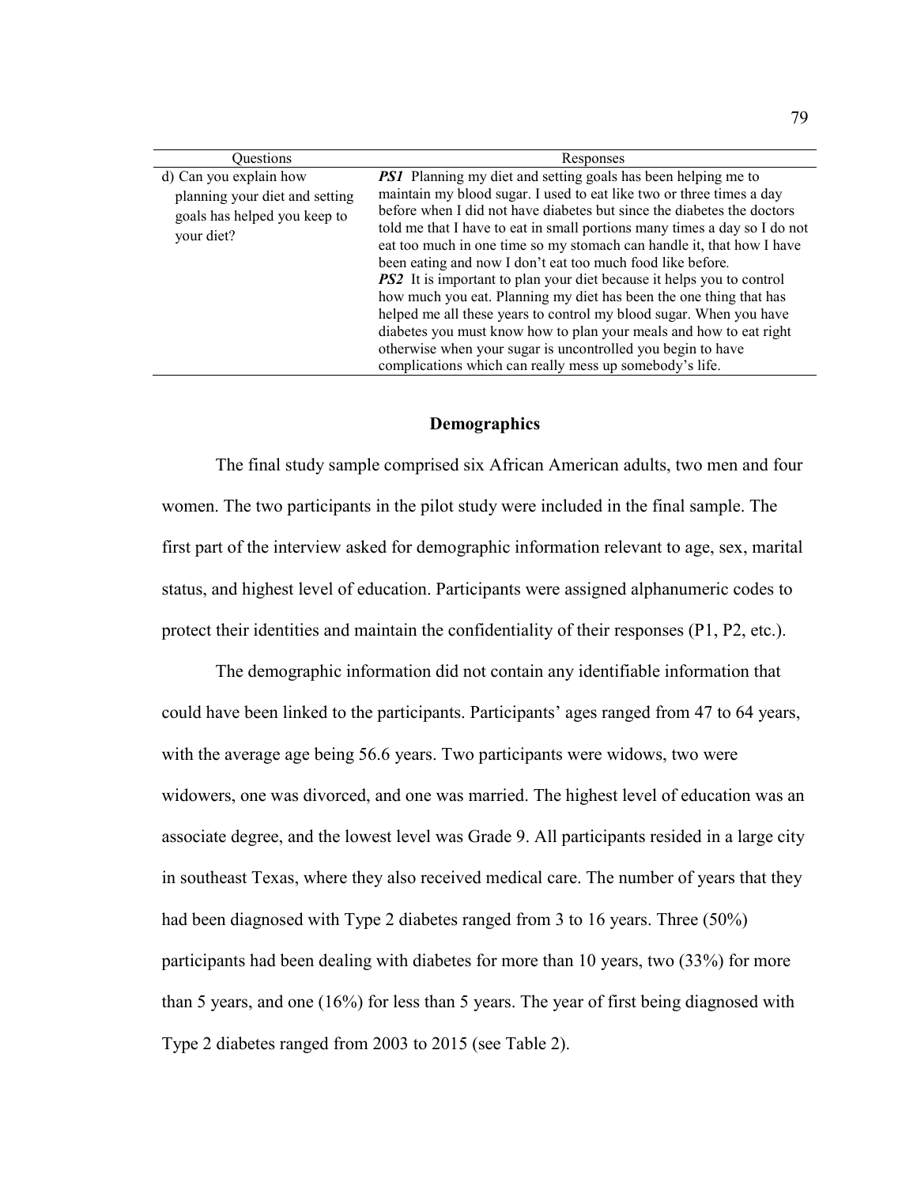| Questions | Responses |
|---|---|
| d) Can you explain how planning your diet and setting goals has helped you keep to your diet? | ***PS1*** Planning my diet and setting goals has been helping me to maintain my blood sugar. I used to eat like two or three times a day before when I did not have diabetes but since the diabetes the doctors told me that I have to eat in small portions many times a day so I do not eat too much in one time so my stomach can handle it, that how I have been eating and now I don't eat too much food like before. ***PS2*** It is important to plan your diet because it helps you to control how much you eat. Planning my diet has been the one thing that has helped me all these years to control my blood sugar. When you have diabetes you must know how to plan your meals and how to eat right otherwise when your sugar is uncontrolled you begin to have complications which can really mess up somebody's life. |

## Demographics

The final study sample comprised six African American adults, two men and four women. The two participants in the pilot study were included in the final sample. The first part of the interview asked for demographic information relevant to age, sex, marital status, and highest level of education. Participants were assigned alphanumeric codes to protect their identities and maintain the confidentiality of their responses (P1, P2, etc.).

The demographic information did not contain any identifiable information that could have been linked to the participants. Participants' ages ranged from 47 to 64 years, with the average age being 56.6 years. Two participants were widows, two were widowers, one was divorced, and one was married. The highest level of education was an associate degree, and the lowest level was Grade 9. All participants resided in a large city in southeast Texas, where they also received medical care. The number of years that they had been diagnosed with Type 2 diabetes ranged from 3 to 16 years. Three (50%) participants had been dealing with diabetes for more than 10 years, two (33%) for more than 5 years, and one (16%) for less than 5 years. The year of first being diagnosed with Type 2 diabetes ranged from 2003 to 2015 (see Table 2).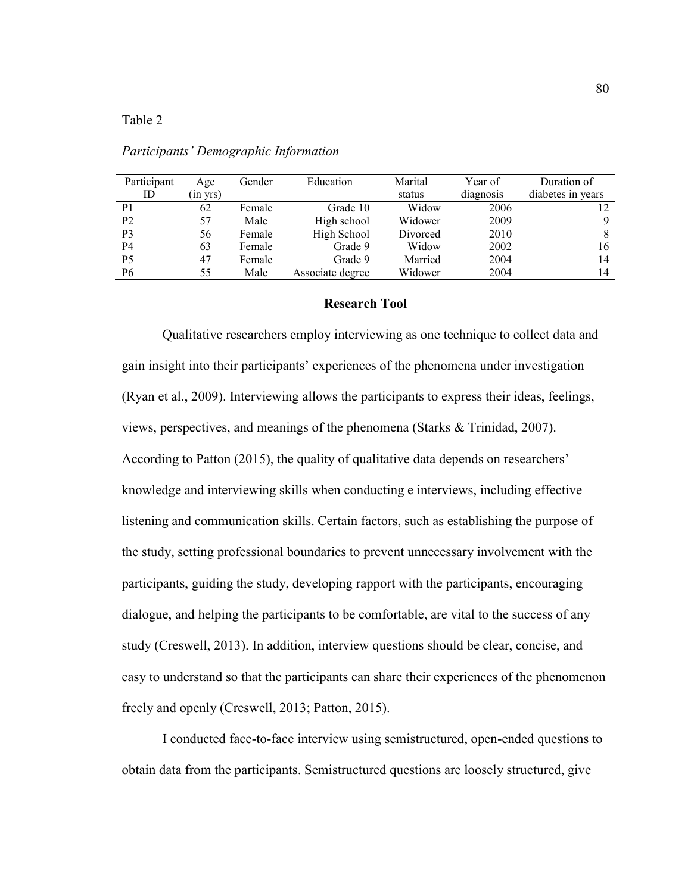Table 2

*Participants' Demographic Information*

| Participant ID | Age (in yrs) | Gender | Education | Marital status | Year of diagnosis | Duration of diabetes in years |
|---|---|---|---|---|---|---|
| P1 | 62 | Female | Grade 10 | Widow | 2006 | 12 |
| P2 | 57 | Male | High school | Widower | 2009 | 9 |
| P3 | 56 | Female | High School | Divorced | 2010 | 8 |
| P4 | 63 | Female | Grade 9 | Widow | 2002 | 16 |
| P5 | 47 | Female | Grade 9 | Married | 2004 | 14 |
| P6 | 55 | Male | Associate degree | Widower | 2004 | 14 |

## Research Tool

Qualitative researchers employ interviewing as one technique to collect data and gain insight into their participants' experiences of the phenomena under investigation (Ryan et al., 2009). Interviewing allows the participants to express their ideas, feelings, views, perspectives, and meanings of the phenomena (Starks & Trinidad, 2007). According to Patton (2015), the quality of qualitative data depends on researchers' knowledge and interviewing skills when conducting e interviews, including effective listening and communication skills. Certain factors, such as establishing the purpose of the study, setting professional boundaries to prevent unnecessary involvement with the participants, guiding the study, developing rapport with the participants, encouraging dialogue, and helping the participants to be comfortable, are vital to the success of any study (Creswell, 2013). In addition, interview questions should be clear, concise, and easy to understand so that the participants can share their experiences of the phenomenon freely and openly (Creswell, 2013; Patton, 2015).

I conducted face-to-face interview using semistructured, open-ended questions to obtain data from the participants. Semistructured questions are loosely structured, give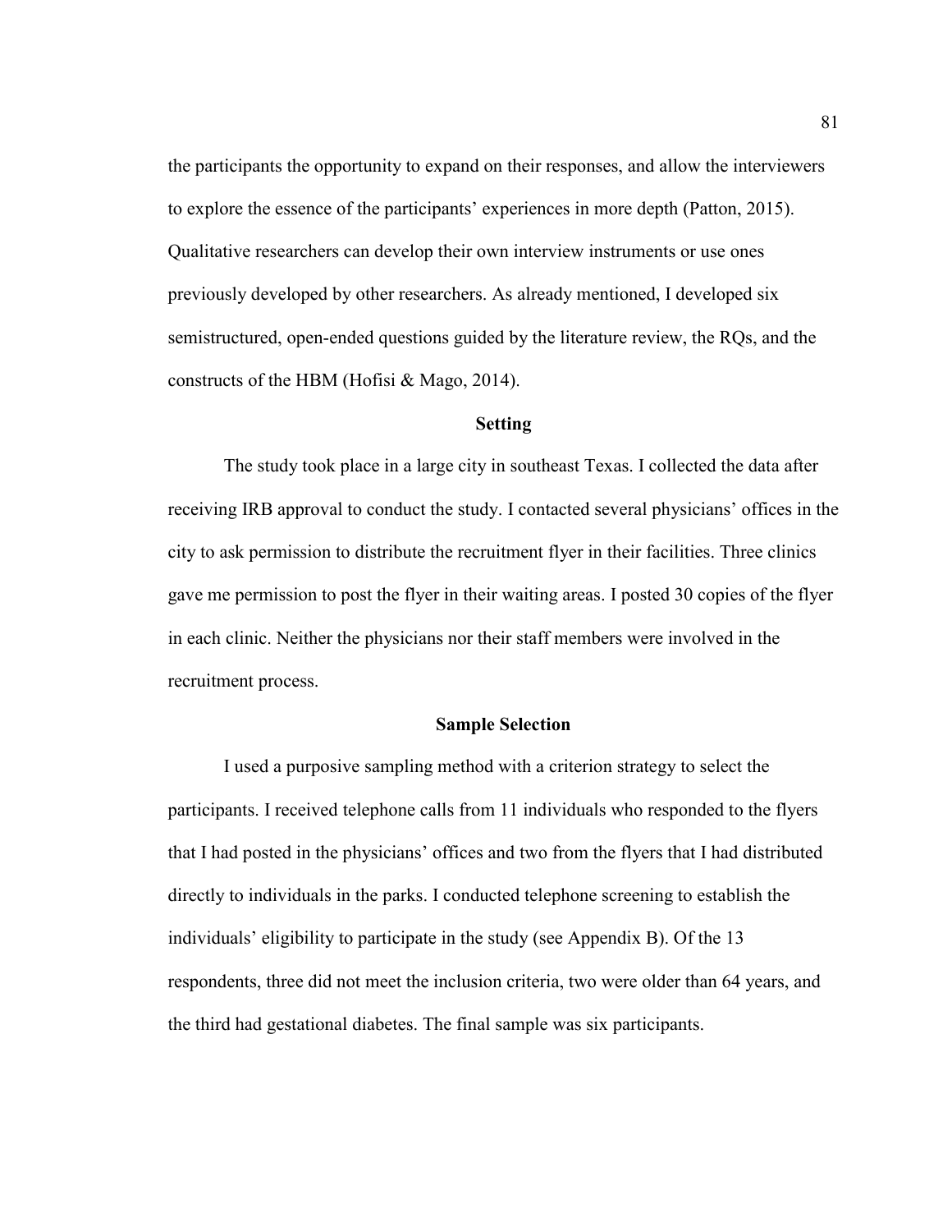the participants the opportunity to expand on their responses, and allow the interviewers to explore the essence of the participants' experiences in more depth (Patton, 2015). Qualitative researchers can develop their own interview instruments or use ones previously developed by other researchers. As already mentioned, I developed six semistructured, open-ended questions guided by the literature review, the RQs, and the constructs of the HBM (Hofisi & Mago, 2014).

## Setting

The study took place in a large city in southeast Texas. I collected the data after receiving IRB approval to conduct the study. I contacted several physicians' offices in the city to ask permission to distribute the recruitment flyer in their facilities. Three clinics gave me permission to post the flyer in their waiting areas. I posted 30 copies of the flyer in each clinic. Neither the physicians nor their staff members were involved in the recruitment process.

## Sample Selection

I used a purposive sampling method with a criterion strategy to select the participants. I received telephone calls from 11 individuals who responded to the flyers that I had posted in the physicians' offices and two from the flyers that I had distributed directly to individuals in the parks. I conducted telephone screening to establish the individuals' eligibility to participate in the study (see Appendix B). Of the 13 respondents, three did not meet the inclusion criteria, two were older than 64 years, and the third had gestational diabetes. The final sample was six participants.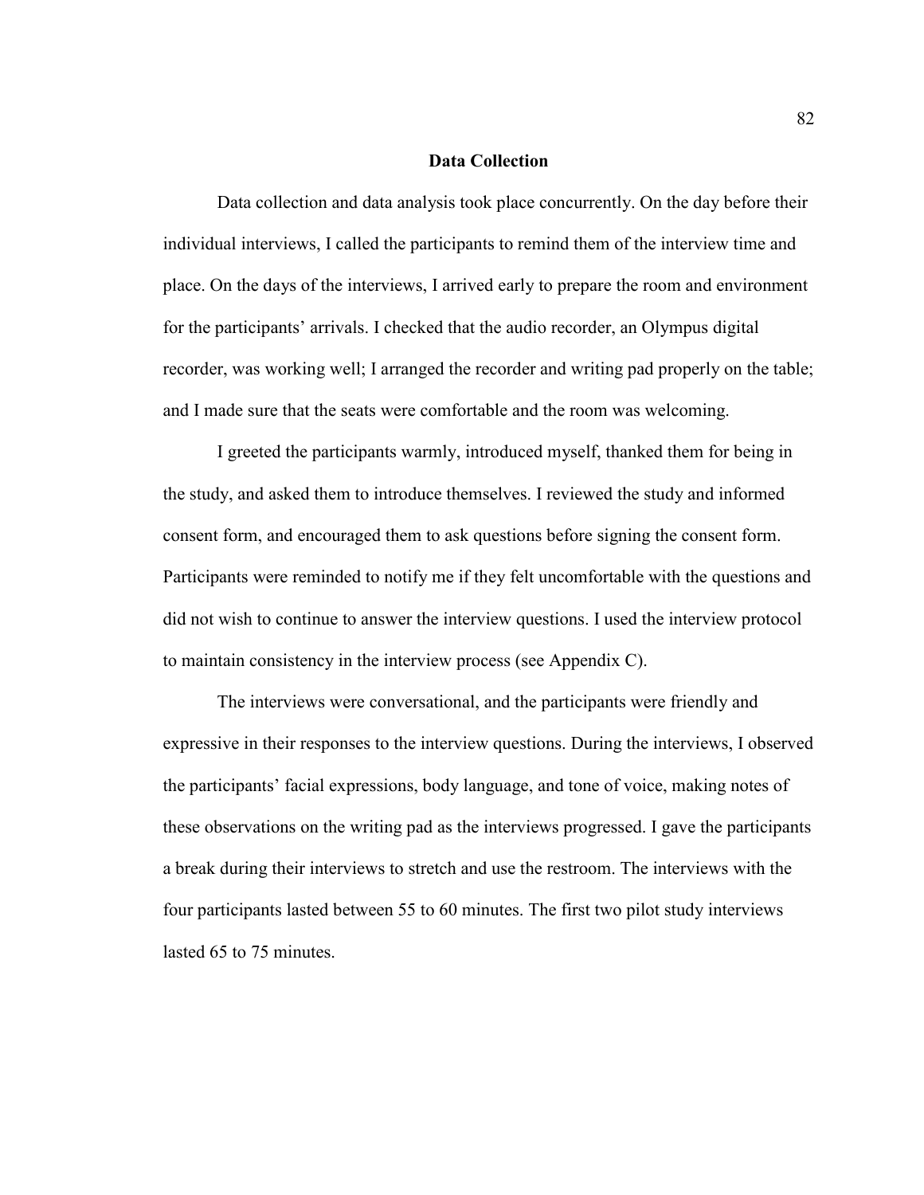## Data Collection

Data collection and data analysis took place concurrently. On the day before their individual interviews, I called the participants to remind them of the interview time and place. On the days of the interviews, I arrived early to prepare the room and environment for the participants' arrivals. I checked that the audio recorder, an Olympus digital recorder, was working well; I arranged the recorder and writing pad properly on the table; and I made sure that the seats were comfortable and the room was welcoming.

I greeted the participants warmly, introduced myself, thanked them for being in the study, and asked them to introduce themselves. I reviewed the study and informed consent form, and encouraged them to ask questions before signing the consent form. Participants were reminded to notify me if they felt uncomfortable with the questions and did not wish to continue to answer the interview questions. I used the interview protocol to maintain consistency in the interview process (see Appendix C).

The interviews were conversational, and the participants were friendly and expressive in their responses to the interview questions. During the interviews, I observed the participants' facial expressions, body language, and tone of voice, making notes of these observations on the writing pad as the interviews progressed. I gave the participants a break during their interviews to stretch and use the restroom. The interviews with the four participants lasted between 55 to 60 minutes. The first two pilot study interviews lasted 65 to 75 minutes.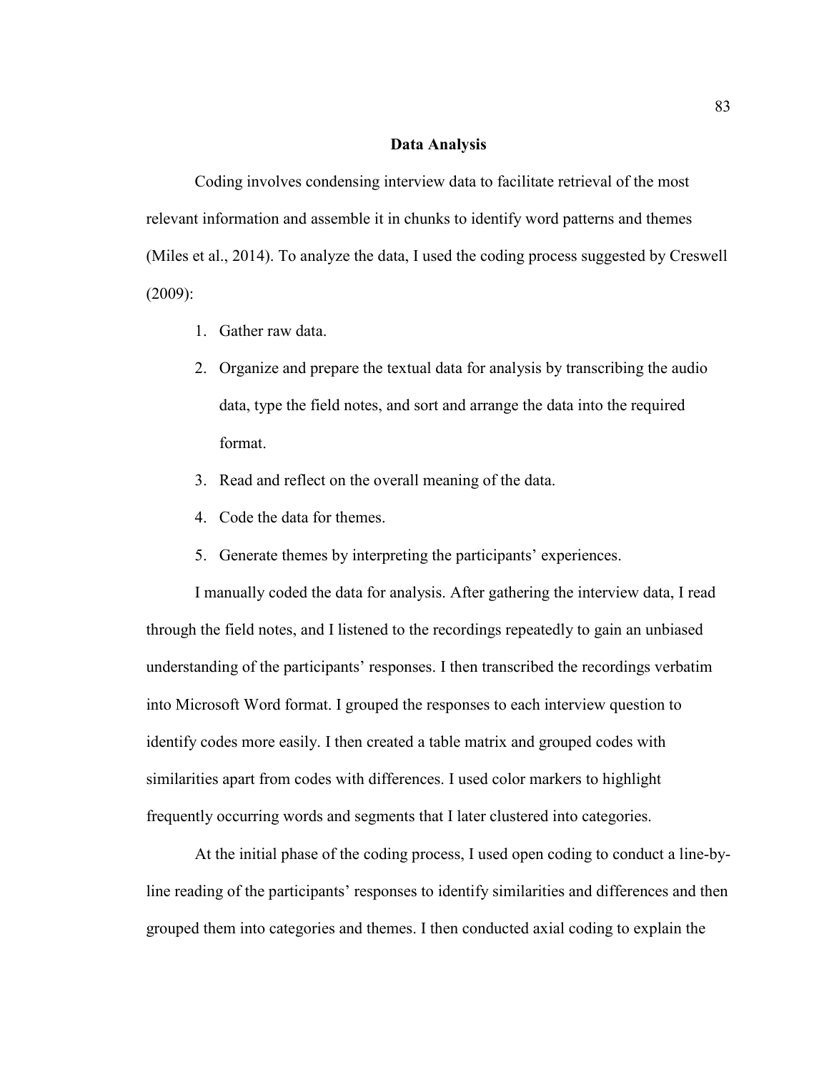## Data Analysis

Coding involves condensing interview data to facilitate retrieval of the most relevant information and assemble it in chunks to identify word patterns and themes (Miles et al., 2014). To analyze the data, I used the coding process suggested by Creswell (2009):

1. Gather raw data.
2. Organize and prepare the textual data for analysis by transcribing the audio data, type the field notes, and sort and arrange the data into the required format.
3. Read and reflect on the overall meaning of the data.
4. Code the data for themes.
5. Generate themes by interpreting the participants' experiences.

I manually coded the data for analysis. After gathering the interview data, I read through the field notes, and I listened to the recordings repeatedly to gain an unbiased understanding of the participants' responses. I then transcribed the recordings verbatim into Microsoft Word format. I grouped the responses to each interview question to identify codes more easily. I then created a table matrix and grouped codes with similarities apart from codes with differences. I used color markers to highlight frequently occurring words and segments that I later clustered into categories.

At the initial phase of the coding process, I used open coding to conduct a line-by-line reading of the participants' responses to identify similarities and differences and then grouped them into categories and themes. I then conducted axial coding to explain the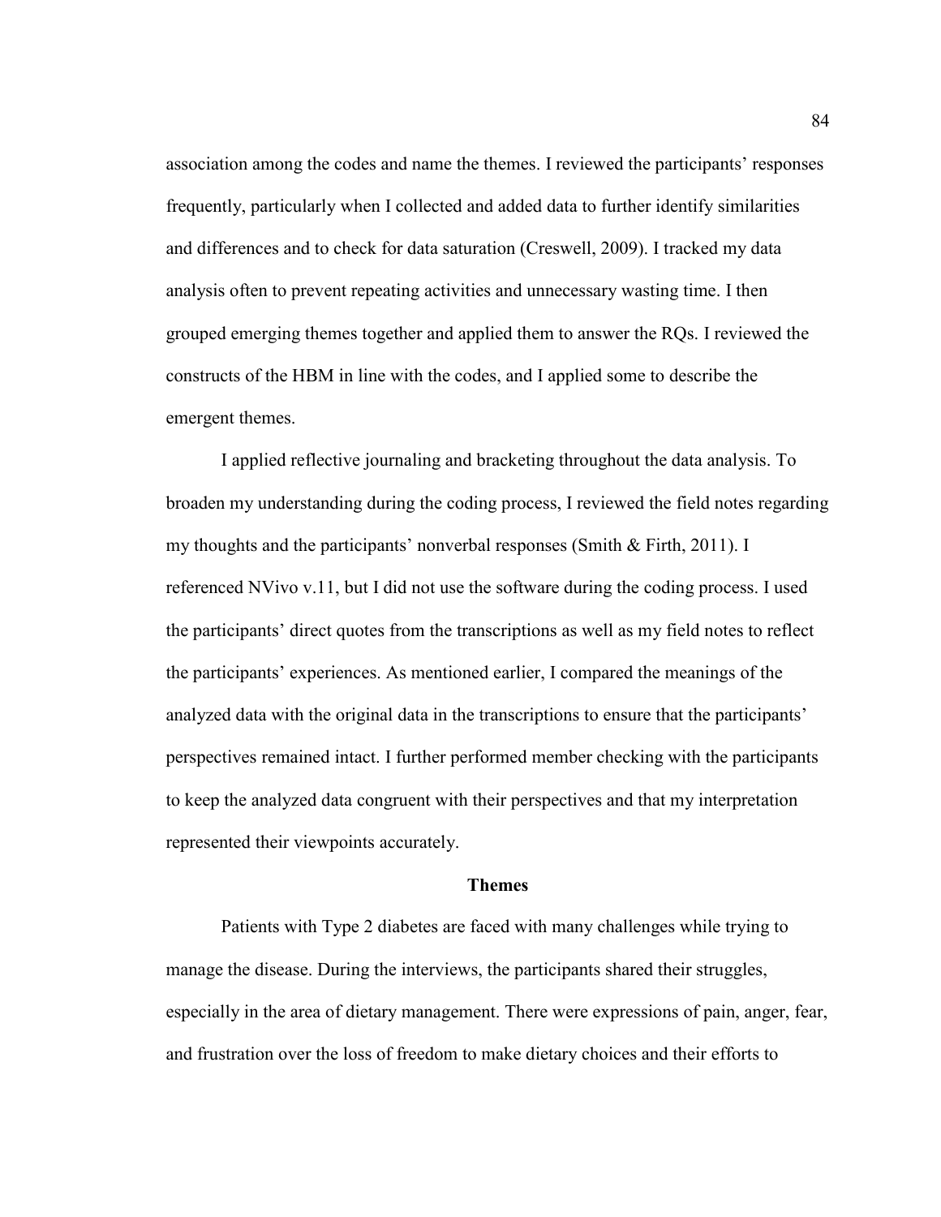association among the codes and name the themes. I reviewed the participants' responses frequently, particularly when I collected and added data to further identify similarities and differences and to check for data saturation (Creswell, 2009). I tracked my data analysis often to prevent repeating activities and unnecessary wasting time. I then grouped emerging themes together and applied them to answer the RQs. I reviewed the constructs of the HBM in line with the codes, and I applied some to describe the emergent themes.

I applied reflective journaling and bracketing throughout the data analysis. To broaden my understanding during the coding process, I reviewed the field notes regarding my thoughts and the participants' nonverbal responses (Smith & Firth, 2011). I referenced NVivo v.11, but I did not use the software during the coding process. I used the participants' direct quotes from the transcriptions as well as my field notes to reflect the participants' experiences. As mentioned earlier, I compared the meanings of the analyzed data with the original data in the transcriptions to ensure that the participants' perspectives remained intact. I further performed member checking with the participants to keep the analyzed data congruent with their perspectives and that my interpretation represented their viewpoints accurately.

## Themes

Patients with Type 2 diabetes are faced with many challenges while trying to manage the disease. During the interviews, the participants shared their struggles, especially in the area of dietary management. There were expressions of pain, anger, fear, and frustration over the loss of freedom to make dietary choices and their efforts to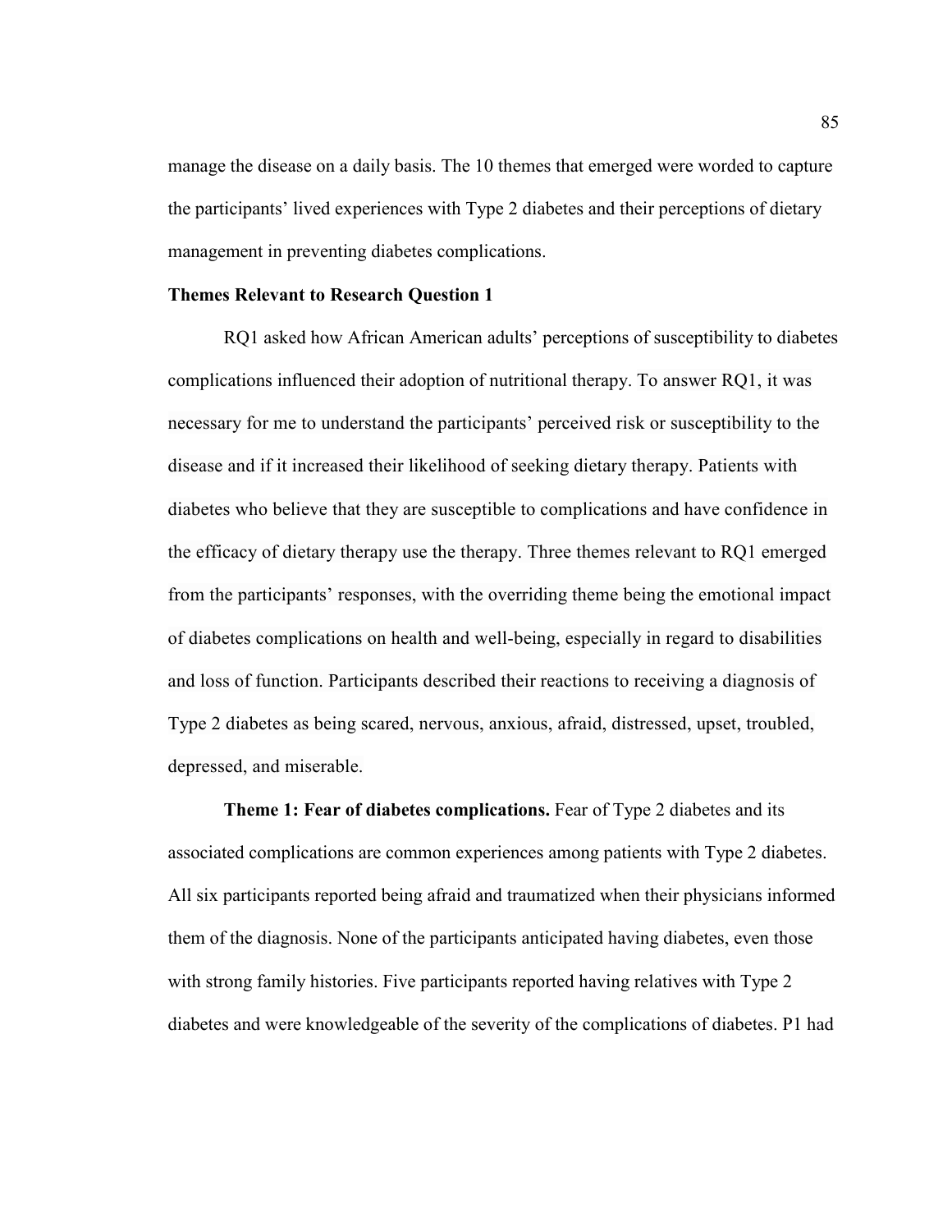manage the disease on a daily basis. The 10 themes that emerged were worded to capture the participants' lived experiences with Type 2 diabetes and their perceptions of dietary management in preventing diabetes complications.

### Themes Relevant to Research Question 1

RQ1 asked how African American adults' perceptions of susceptibility to diabetes complications influenced their adoption of nutritional therapy. To answer RQ1, it was necessary for me to understand the participants' perceived risk or susceptibility to the disease and if it increased their likelihood of seeking dietary therapy. Patients with diabetes who believe that they are susceptible to complications and have confidence in the efficacy of dietary therapy use the therapy. Three themes relevant to RQ1 emerged from the participants' responses, with the overriding theme being the emotional impact of diabetes complications on health and well-being, especially in regard to disabilities and loss of function. Participants described their reactions to receiving a diagnosis of Type 2 diabetes as being scared, nervous, anxious, afraid, distressed, upset, troubled, depressed, and miserable.

**Theme 1: Fear of diabetes complications.** Fear of Type 2 diabetes and its associated complications are common experiences among patients with Type 2 diabetes. All six participants reported being afraid and traumatized when their physicians informed them of the diagnosis. None of the participants anticipated having diabetes, even those with strong family histories. Five participants reported having relatives with Type 2 diabetes and were knowledgeable of the severity of the complications of diabetes. P1 had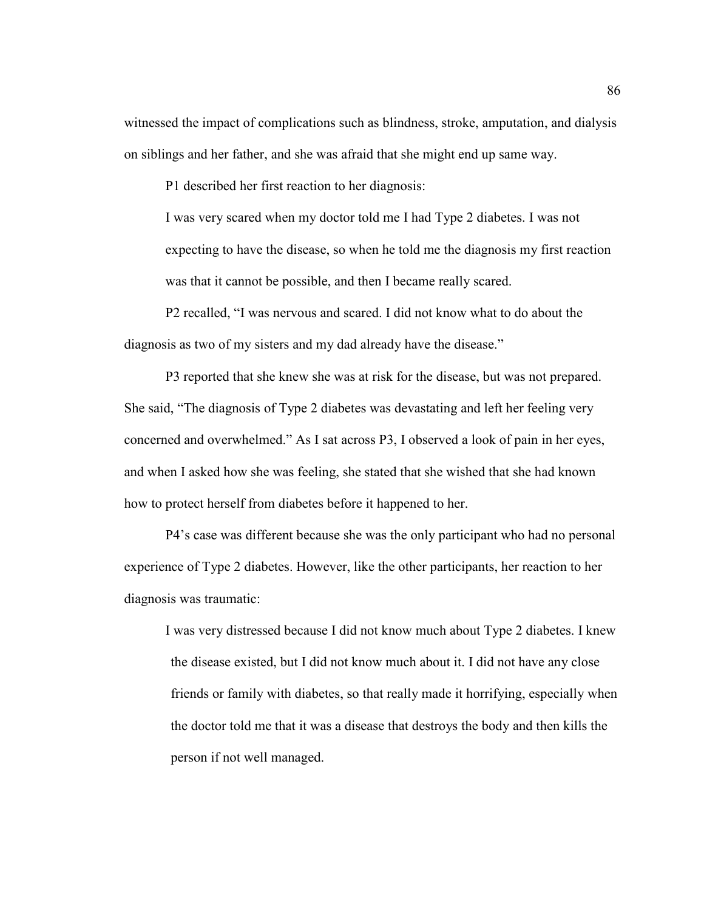witnessed the impact of complications such as blindness, stroke, amputation, and dialysis on siblings and her father, and she was afraid that she might end up same way.

P1 described her first reaction to her diagnosis:

> I was very scared when my doctor told me I had Type 2 diabetes. I was not expecting to have the disease, so when he told me the diagnosis my first reaction was that it cannot be possible, and then I became really scared.

P2 recalled, "I was nervous and scared. I did not know what to do about the diagnosis as two of my sisters and my dad already have the disease."

P3 reported that she knew she was at risk for the disease, but was not prepared. She said, "The diagnosis of Type 2 diabetes was devastating and left her feeling very concerned and overwhelmed." As I sat across P3, I observed a look of pain in her eyes, and when I asked how she was feeling, she stated that she wished that she had known how to protect herself from diabetes before it happened to her.

P4's case was different because she was the only participant who had no personal experience of Type 2 diabetes. However, like the other participants, her reaction to her diagnosis was traumatic:

> I was very distressed because I did not know much about Type 2 diabetes. I knew the disease existed, but I did not know much about it. I did not have any close friends or family with diabetes, so that really made it horrifying, especially when the doctor told me that it was a disease that destroys the body and then kills the person if not well managed.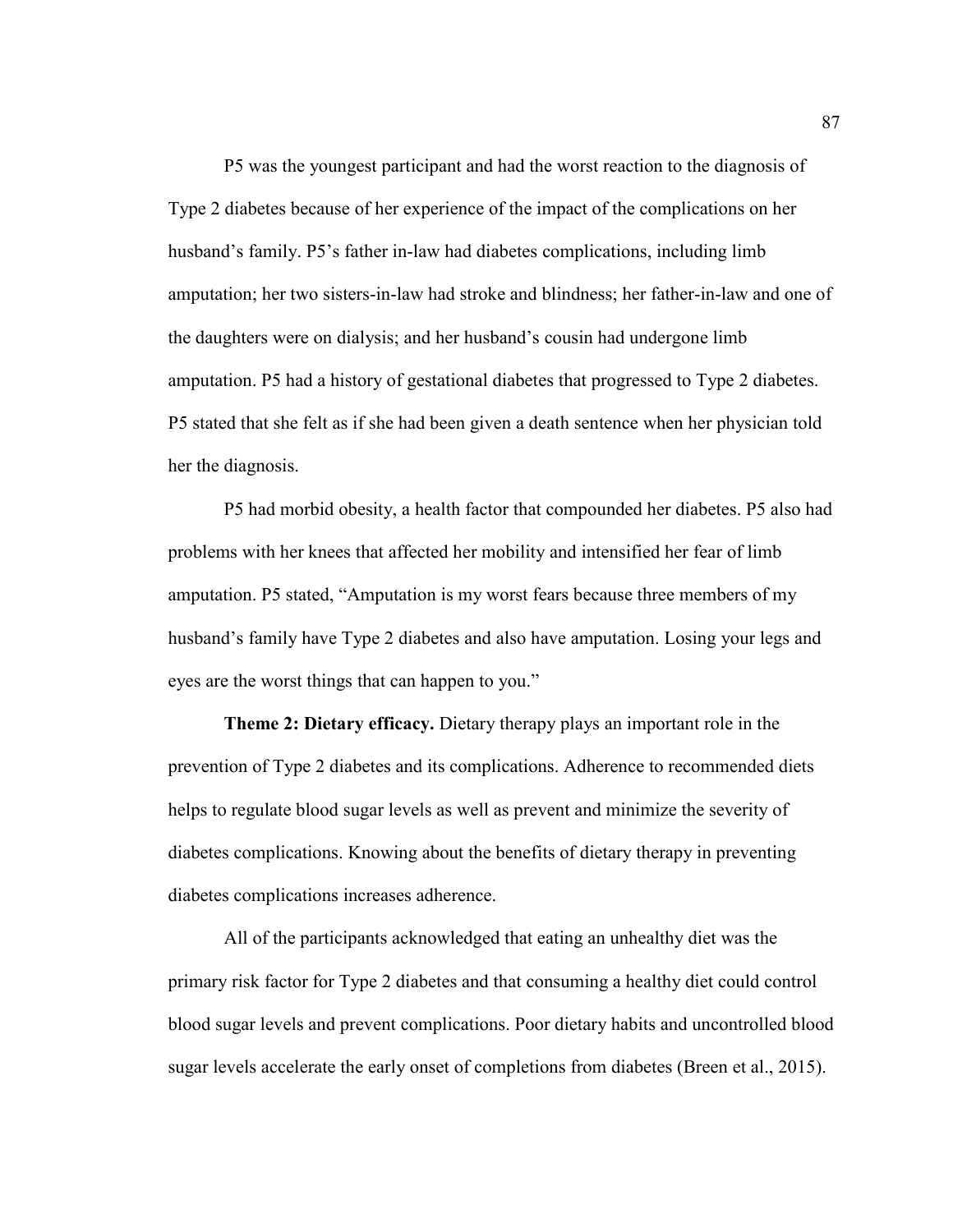P5 was the youngest participant and had the worst reaction to the diagnosis of Type 2 diabetes because of her experience of the impact of the complications on her husband's family. P5's father in-law had diabetes complications, including limb amputation; her two sisters-in-law had stroke and blindness; her father-in-law and one of the daughters were on dialysis; and her husband's cousin had undergone limb amputation. P5 had a history of gestational diabetes that progressed to Type 2 diabetes. P5 stated that she felt as if she had been given a death sentence when her physician told her the diagnosis.

P5 had morbid obesity, a health factor that compounded her diabetes. P5 also had problems with her knees that affected her mobility and intensified her fear of limb amputation. P5 stated, "Amputation is my worst fears because three members of my husband's family have Type 2 diabetes and also have amputation. Losing your legs and eyes are the worst things that can happen to you."

**Theme 2: Dietary efficacy.** Dietary therapy plays an important role in the prevention of Type 2 diabetes and its complications. Adherence to recommended diets helps to regulate blood sugar levels as well as prevent and minimize the severity of diabetes complications. Knowing about the benefits of dietary therapy in preventing diabetes complications increases adherence.

All of the participants acknowledged that eating an unhealthy diet was the primary risk factor for Type 2 diabetes and that consuming a healthy diet could control blood sugar levels and prevent complications. Poor dietary habits and uncontrolled blood sugar levels accelerate the early onset of completions from diabetes (Breen et al., 2015).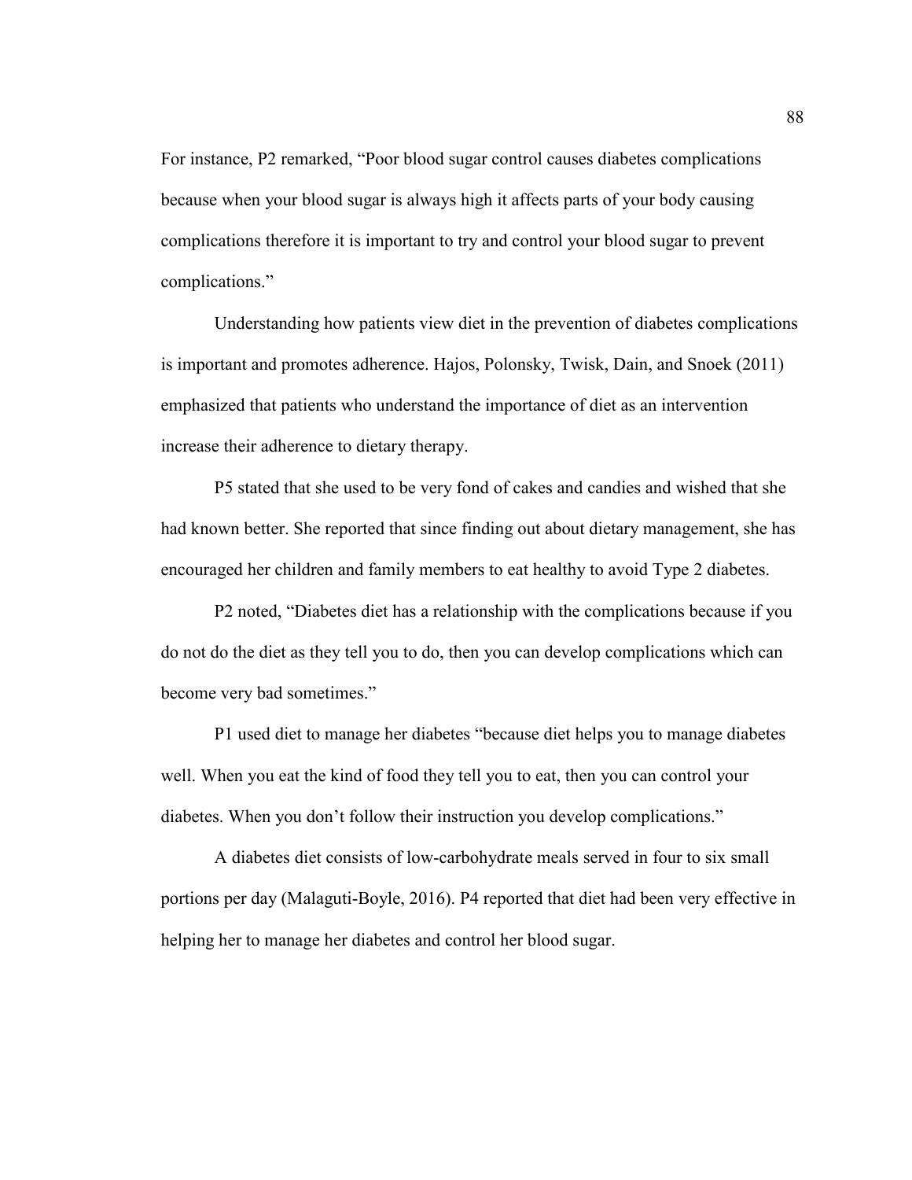For instance, P2 remarked, "Poor blood sugar control causes diabetes complications because when your blood sugar is always high it affects parts of your body causing complications therefore it is important to try and control your blood sugar to prevent complications."

Understanding how patients view diet in the prevention of diabetes complications is important and promotes adherence. Hajos, Polonsky, Twisk, Dain, and Snoek (2011) emphasized that patients who understand the importance of diet as an intervention increase their adherence to dietary therapy.

P5 stated that she used to be very fond of cakes and candies and wished that she had known better. She reported that since finding out about dietary management, she has encouraged her children and family members to eat healthy to avoid Type 2 diabetes.

P2 noted, "Diabetes diet has a relationship with the complications because if you do not do the diet as they tell you to do, then you can develop complications which can become very bad sometimes."

P1 used diet to manage her diabetes "because diet helps you to manage diabetes well. When you eat the kind of food they tell you to eat, then you can control your diabetes. When you don't follow their instruction you develop complications."

A diabetes diet consists of low-carbohydrate meals served in four to six small portions per day (Malaguti-Boyle, 2016). P4 reported that diet had been very effective in helping her to manage her diabetes and control her blood sugar.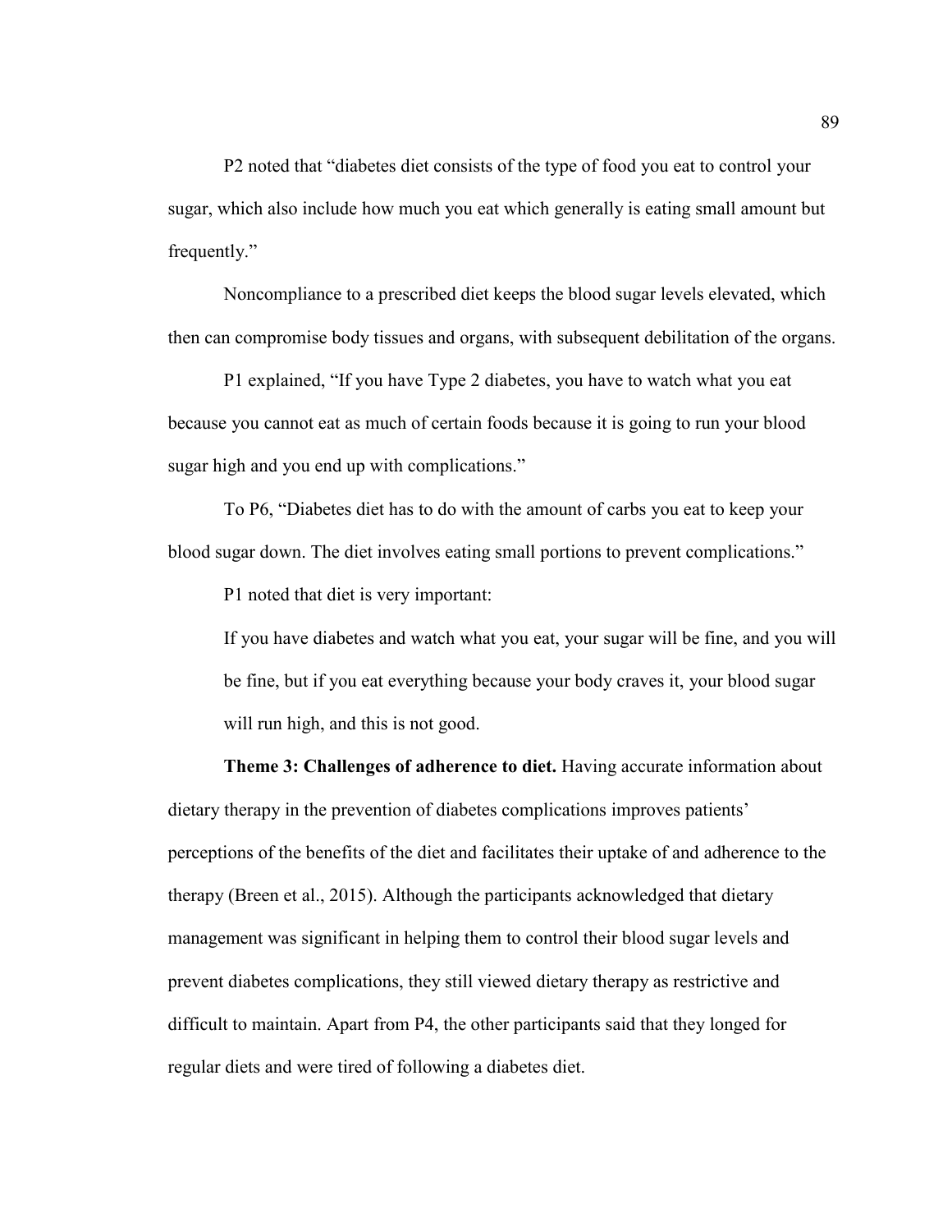P2 noted that "diabetes diet consists of the type of food you eat to control your sugar, which also include how much you eat which generally is eating small amount but frequently."

Noncompliance to a prescribed diet keeps the blood sugar levels elevated, which then can compromise body tissues and organs, with subsequent debilitation of the organs.

P1 explained, "If you have Type 2 diabetes, you have to watch what you eat because you cannot eat as much of certain foods because it is going to run your blood sugar high and you end up with complications."

To P6, "Diabetes diet has to do with the amount of carbs you eat to keep your blood sugar down. The diet involves eating small portions to prevent complications."

P1 noted that diet is very important:

> If you have diabetes and watch what you eat, your sugar will be fine, and you will be fine, but if you eat everything because your body craves it, your blood sugar will run high, and this is not good.

**Theme 3: Challenges of adherence to diet.** Having accurate information about dietary therapy in the prevention of diabetes complications improves patients' perceptions of the benefits of the diet and facilitates their uptake of and adherence to the therapy (Breen et al., 2015). Although the participants acknowledged that dietary management was significant in helping them to control their blood sugar levels and prevent diabetes complications, they still viewed dietary therapy as restrictive and difficult to maintain. Apart from P4, the other participants said that they longed for regular diets and were tired of following a diabetes diet.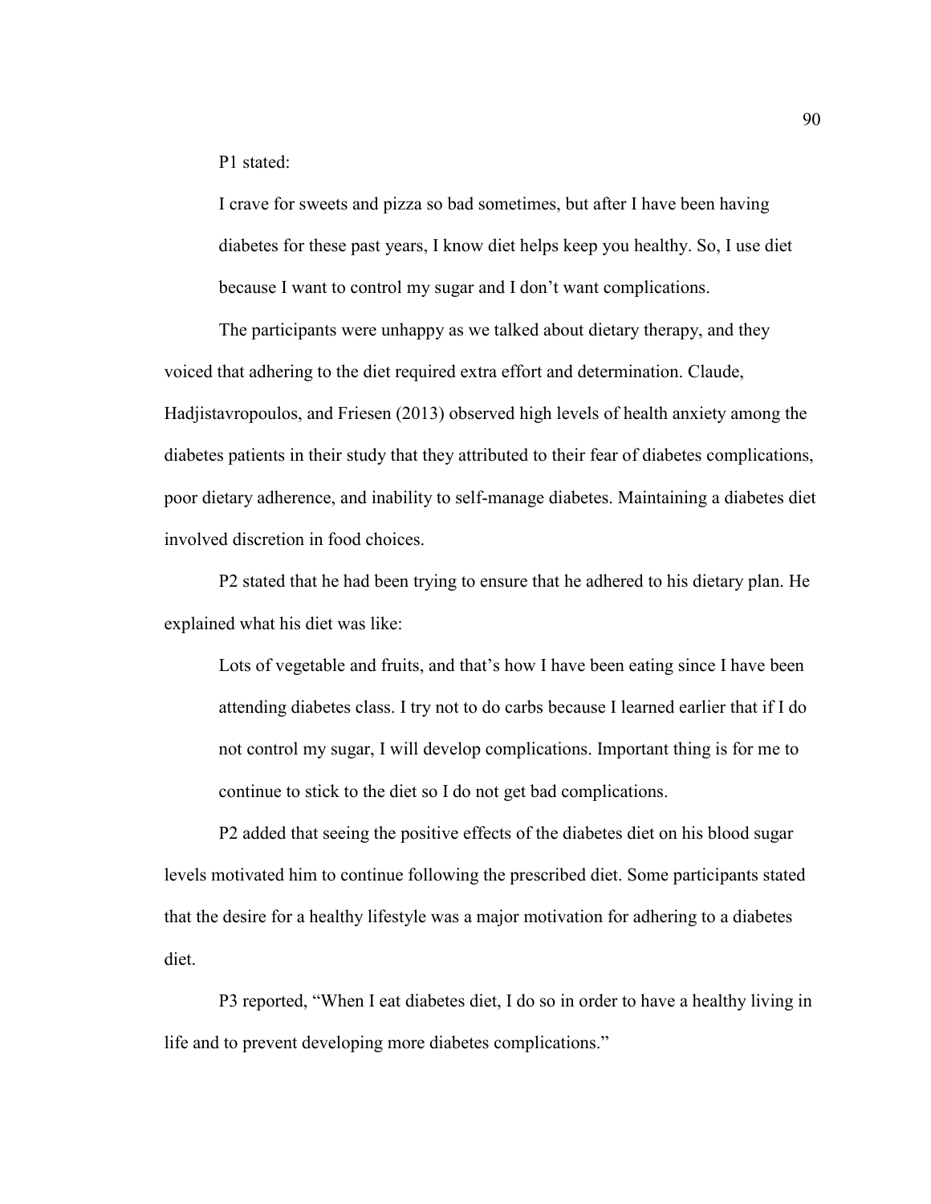P1 stated:

> I crave for sweets and pizza so bad sometimes, but after I have been having diabetes for these past years, I know diet helps keep you healthy. So, I use diet because I want to control my sugar and I don't want complications.

The participants were unhappy as we talked about dietary therapy, and they voiced that adhering to the diet required extra effort and determination. Claude, Hadjistavropoulos, and Friesen (2013) observed high levels of health anxiety among the diabetes patients in their study that they attributed to their fear of diabetes complications, poor dietary adherence, and inability to self-manage diabetes. Maintaining a diabetes diet involved discretion in food choices.

P2 stated that he had been trying to ensure that he adhered to his dietary plan. He explained what his diet was like:

> Lots of vegetable and fruits, and that's how I have been eating since I have been attending diabetes class. I try not to do carbs because I learned earlier that if I do not control my sugar, I will develop complications. Important thing is for me to continue to stick to the diet so I do not get bad complications.

P2 added that seeing the positive effects of the diabetes diet on his blood sugar levels motivated him to continue following the prescribed diet. Some participants stated that the desire for a healthy lifestyle was a major motivation for adhering to a diabetes diet.

P3 reported, "When I eat diabetes diet, I do so in order to have a healthy living in life and to prevent developing more diabetes complications."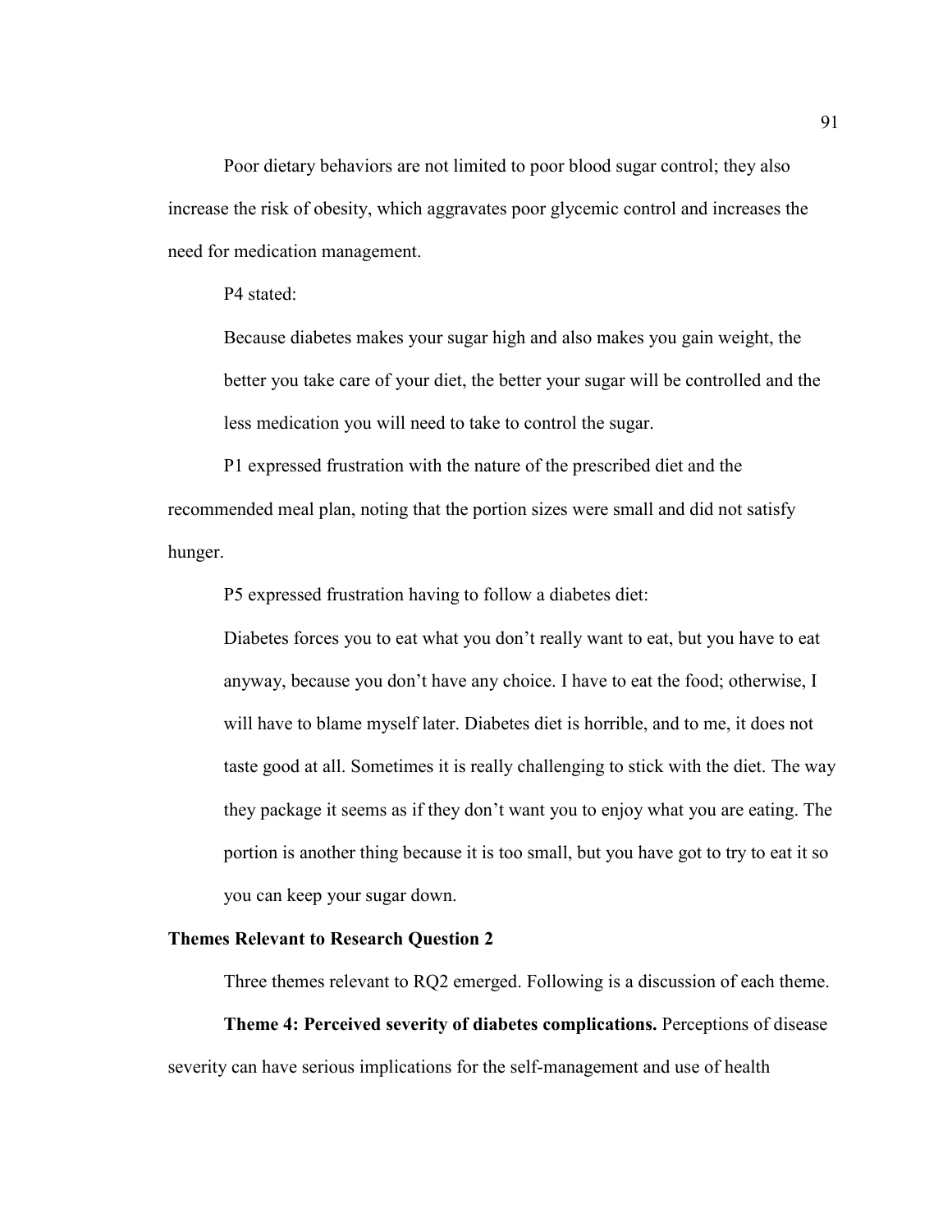Poor dietary behaviors are not limited to poor blood sugar control; they also increase the risk of obesity, which aggravates poor glycemic control and increases the need for medication management.

P4 stated:

> Because diabetes makes your sugar high and also makes you gain weight, the better you take care of your diet, the better your sugar will be controlled and the less medication you will need to take to control the sugar.

P1 expressed frustration with the nature of the prescribed diet and the recommended meal plan, noting that the portion sizes were small and did not satisfy hunger.

P5 expressed frustration having to follow a diabetes diet:

> Diabetes forces you to eat what you don't really want to eat, but you have to eat anyway, because you don't have any choice. I have to eat the food; otherwise, I will have to blame myself later. Diabetes diet is horrible, and to me, it does not taste good at all. Sometimes it is really challenging to stick with the diet. The way they package it seems as if they don't want you to enjoy what you are eating. The portion is another thing because it is too small, but you have got to try to eat it so you can keep your sugar down.

### Themes Relevant to Research Question 2

Three themes relevant to RQ2 emerged. Following is a discussion of each theme.

**Theme 4: Perceived severity of diabetes complications.** Perceptions of disease severity can have serious implications for the self-management and use of health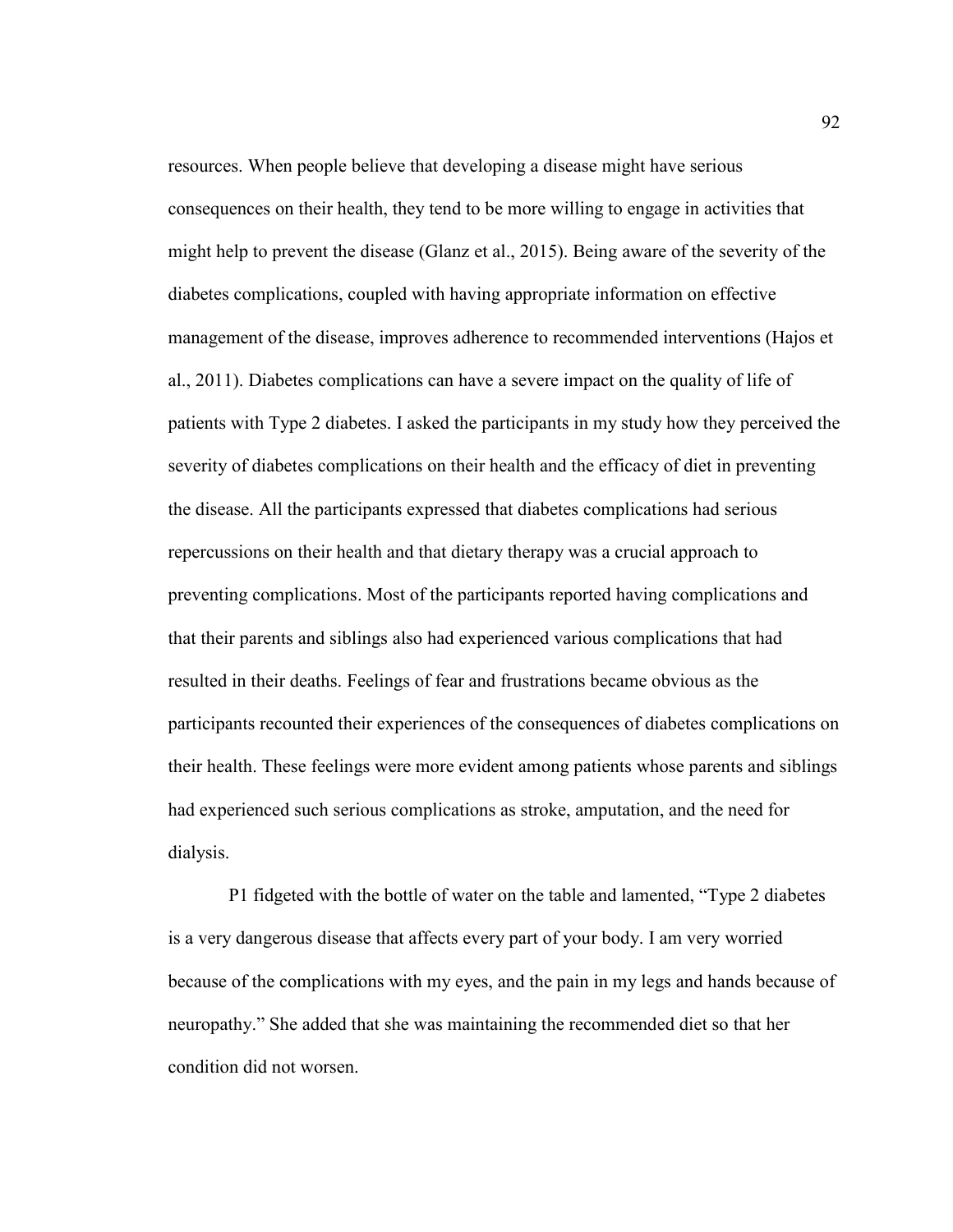resources. When people believe that developing a disease might have serious consequences on their health, they tend to be more willing to engage in activities that might help to prevent the disease (Glanz et al., 2015). Being aware of the severity of the diabetes complications, coupled with having appropriate information on effective management of the disease, improves adherence to recommended interventions (Hajos et al., 2011). Diabetes complications can have a severe impact on the quality of life of patients with Type 2 diabetes. I asked the participants in my study how they perceived the severity of diabetes complications on their health and the efficacy of diet in preventing the disease. All the participants expressed that diabetes complications had serious repercussions on their health and that dietary therapy was a crucial approach to preventing complications. Most of the participants reported having complications and that their parents and siblings also had experienced various complications that had resulted in their deaths. Feelings of fear and frustrations became obvious as the participants recounted their experiences of the consequences of diabetes complications on their health. These feelings were more evident among patients whose parents and siblings had experienced such serious complications as stroke, amputation, and the need for dialysis.

P1 fidgeted with the bottle of water on the table and lamented, "Type 2 diabetes is a very dangerous disease that affects every part of your body. I am very worried because of the complications with my eyes, and the pain in my legs and hands because of neuropathy." She added that she was maintaining the recommended diet so that her condition did not worsen.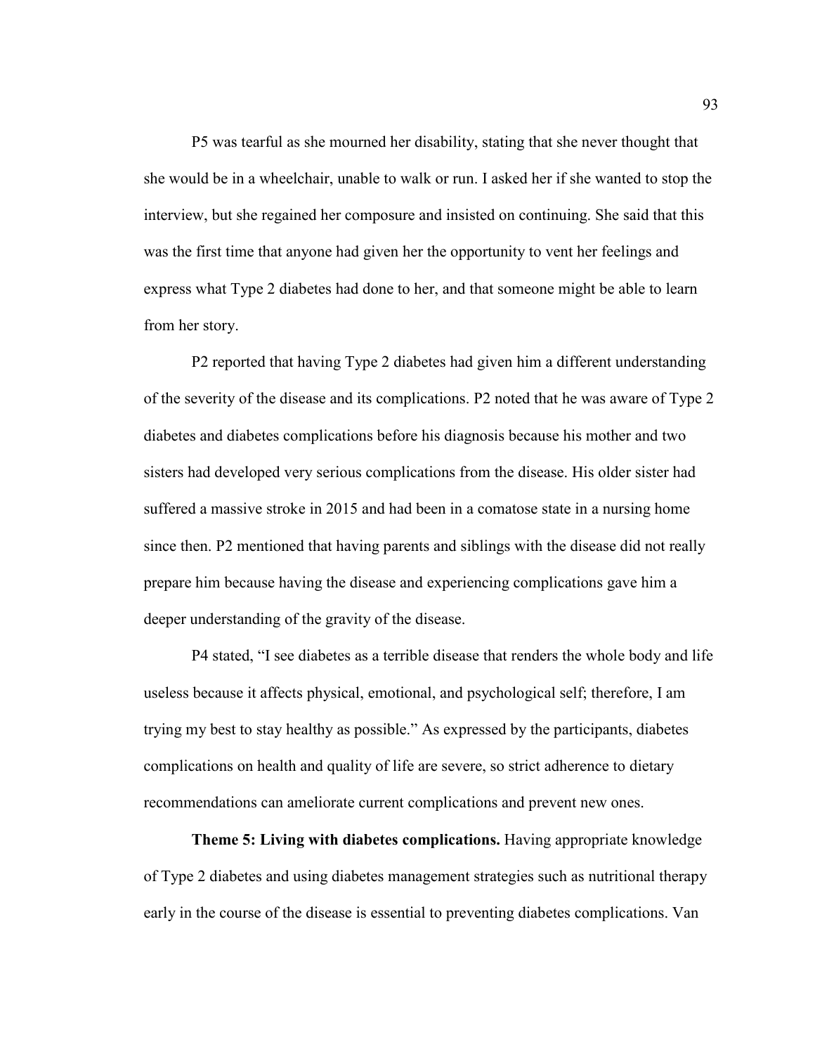P5 was tearful as she mourned her disability, stating that she never thought that she would be in a wheelchair, unable to walk or run. I asked her if she wanted to stop the interview, but she regained her composure and insisted on continuing. She said that this was the first time that anyone had given her the opportunity to vent her feelings and express what Type 2 diabetes had done to her, and that someone might be able to learn from her story.

P2 reported that having Type 2 diabetes had given him a different understanding of the severity of the disease and its complications. P2 noted that he was aware of Type 2 diabetes and diabetes complications before his diagnosis because his mother and two sisters had developed very serious complications from the disease. His older sister had suffered a massive stroke in 2015 and had been in a comatose state in a nursing home since then. P2 mentioned that having parents and siblings with the disease did not really prepare him because having the disease and experiencing complications gave him a deeper understanding of the gravity of the disease.

P4 stated, "I see diabetes as a terrible disease that renders the whole body and life useless because it affects physical, emotional, and psychological self; therefore, I am trying my best to stay healthy as possible." As expressed by the participants, diabetes complications on health and quality of life are severe, so strict adherence to dietary recommendations can ameliorate current complications and prevent new ones.

**Theme 5: Living with diabetes complications.** Having appropriate knowledge of Type 2 diabetes and using diabetes management strategies such as nutritional therapy early in the course of the disease is essential to preventing diabetes complications. Van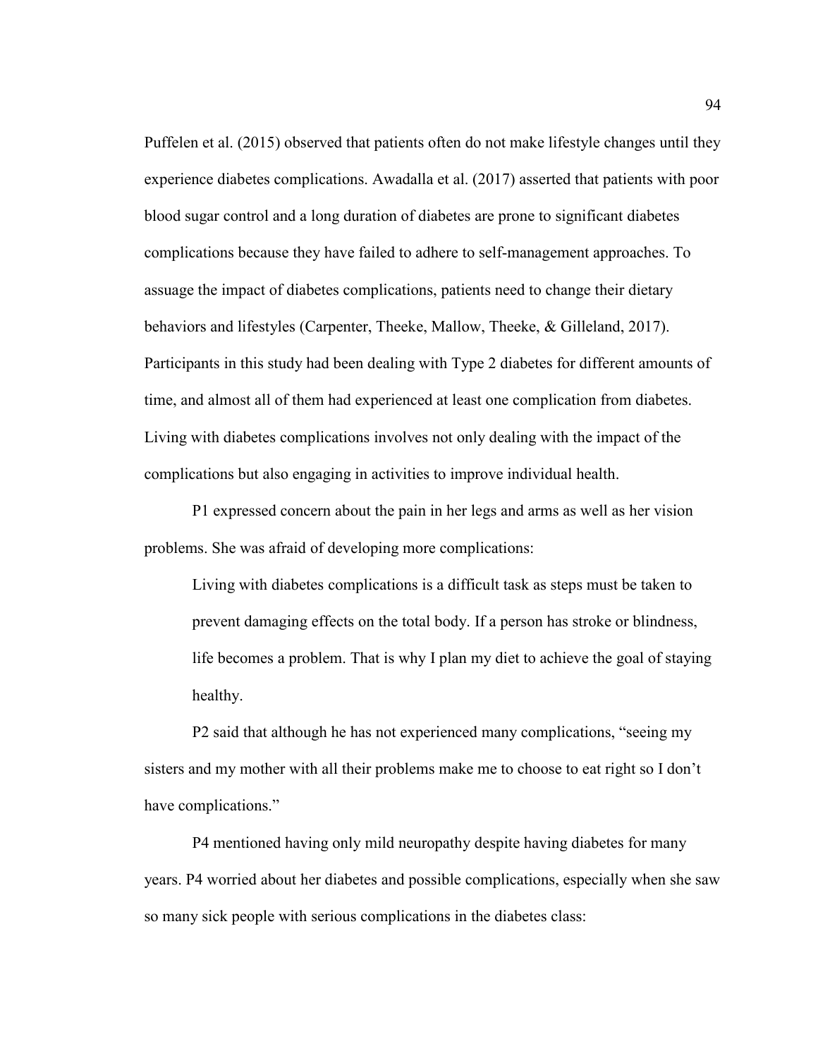Puffelen et al. (2015) observed that patients often do not make lifestyle changes until they experience diabetes complications. Awadalla et al. (2017) asserted that patients with poor blood sugar control and a long duration of diabetes are prone to significant diabetes complications because they have failed to adhere to self-management approaches. To assuage the impact of diabetes complications, patients need to change their dietary behaviors and lifestyles (Carpenter, Theeke, Mallow, Theeke, & Gilleland, 2017). Participants in this study had been dealing with Type 2 diabetes for different amounts of time, and almost all of them had experienced at least one complication from diabetes. Living with diabetes complications involves not only dealing with the impact of the complications but also engaging in activities to improve individual health.

P1 expressed concern about the pain in her legs and arms as well as her vision problems. She was afraid of developing more complications:

> Living with diabetes complications is a difficult task as steps must be taken to prevent damaging effects on the total body. If a person has stroke or blindness, life becomes a problem. That is why I plan my diet to achieve the goal of staying healthy.

P2 said that although he has not experienced many complications, "seeing my sisters and my mother with all their problems make me to choose to eat right so I don't have complications."

P4 mentioned having only mild neuropathy despite having diabetes for many years. P4 worried about her diabetes and possible complications, especially when she saw so many sick people with serious complications in the diabetes class: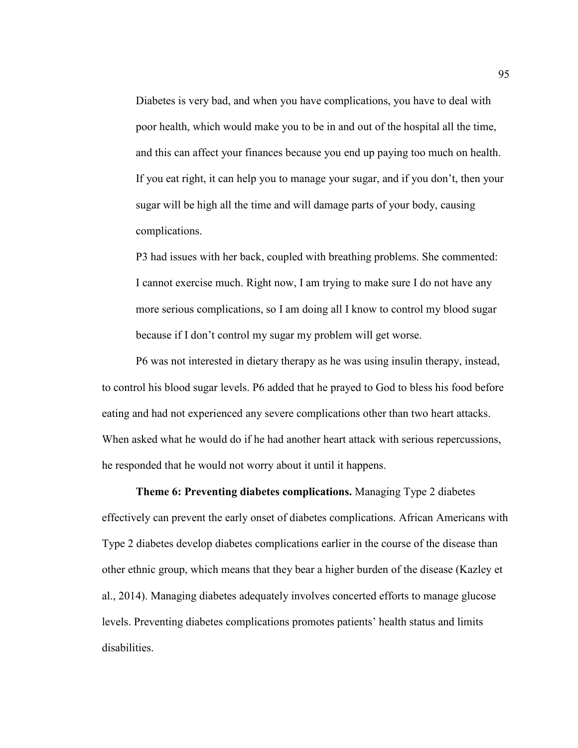> Diabetes is very bad, and when you have complications, you have to deal with poor health, which would make you to be in and out of the hospital all the time, and this can affect your finances because you end up paying too much on health. If you eat right, it can help you to manage your sugar, and if you don't, then your sugar will be high all the time and will damage parts of your body, causing complications.
>
> P3 had issues with her back, coupled with breathing problems. She commented:
>
> I cannot exercise much. Right now, I am trying to make sure I do not have any more serious complications, so I am doing all I know to control my blood sugar because if I don't control my sugar my problem will get worse.

P6 was not interested in dietary therapy as he was using insulin therapy, instead, to control his blood sugar levels. P6 added that he prayed to God to bless his food before eating and had not experienced any severe complications other than two heart attacks. When asked what he would do if he had another heart attack with serious repercussions, he responded that he would not worry about it until it happens.

**Theme 6: Preventing diabetes complications.** Managing Type 2 diabetes effectively can prevent the early onset of diabetes complications. African Americans with Type 2 diabetes develop diabetes complications earlier in the course of the disease than other ethnic group, which means that they bear a higher burden of the disease (Kazley et al., 2014). Managing diabetes adequately involves concerted efforts to manage glucose levels. Preventing diabetes complications promotes patients' health status and limits disabilities.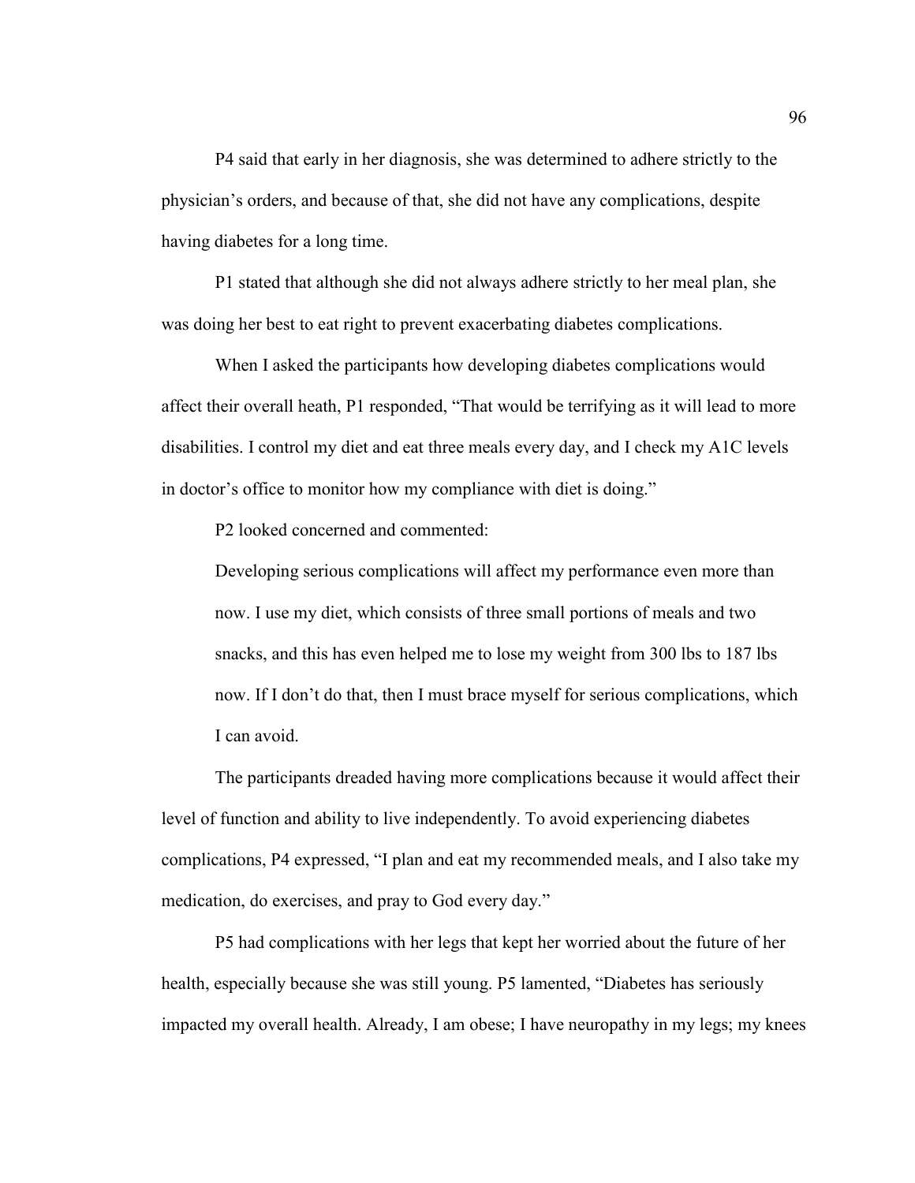P4 said that early in her diagnosis, she was determined to adhere strictly to the physician's orders, and because of that, she did not have any complications, despite having diabetes for a long time.

P1 stated that although she did not always adhere strictly to her meal plan, she was doing her best to eat right to prevent exacerbating diabetes complications.

When I asked the participants how developing diabetes complications would affect their overall heath, P1 responded, "That would be terrifying as it will lead to more disabilities. I control my diet and eat three meals every day, and I check my A1C levels in doctor's office to monitor how my compliance with diet is doing."

P2 looked concerned and commented:

> Developing serious complications will affect my performance even more than now. I use my diet, which consists of three small portions of meals and two snacks, and this has even helped me to lose my weight from 300 lbs to 187 lbs now. If I don't do that, then I must brace myself for serious complications, which I can avoid.

The participants dreaded having more complications because it would affect their level of function and ability to live independently. To avoid experiencing diabetes complications, P4 expressed, "I plan and eat my recommended meals, and I also take my medication, do exercises, and pray to God every day."

P5 had complications with her legs that kept her worried about the future of her health, especially because she was still young. P5 lamented, "Diabetes has seriously impacted my overall health. Already, I am obese; I have neuropathy in my legs; my knees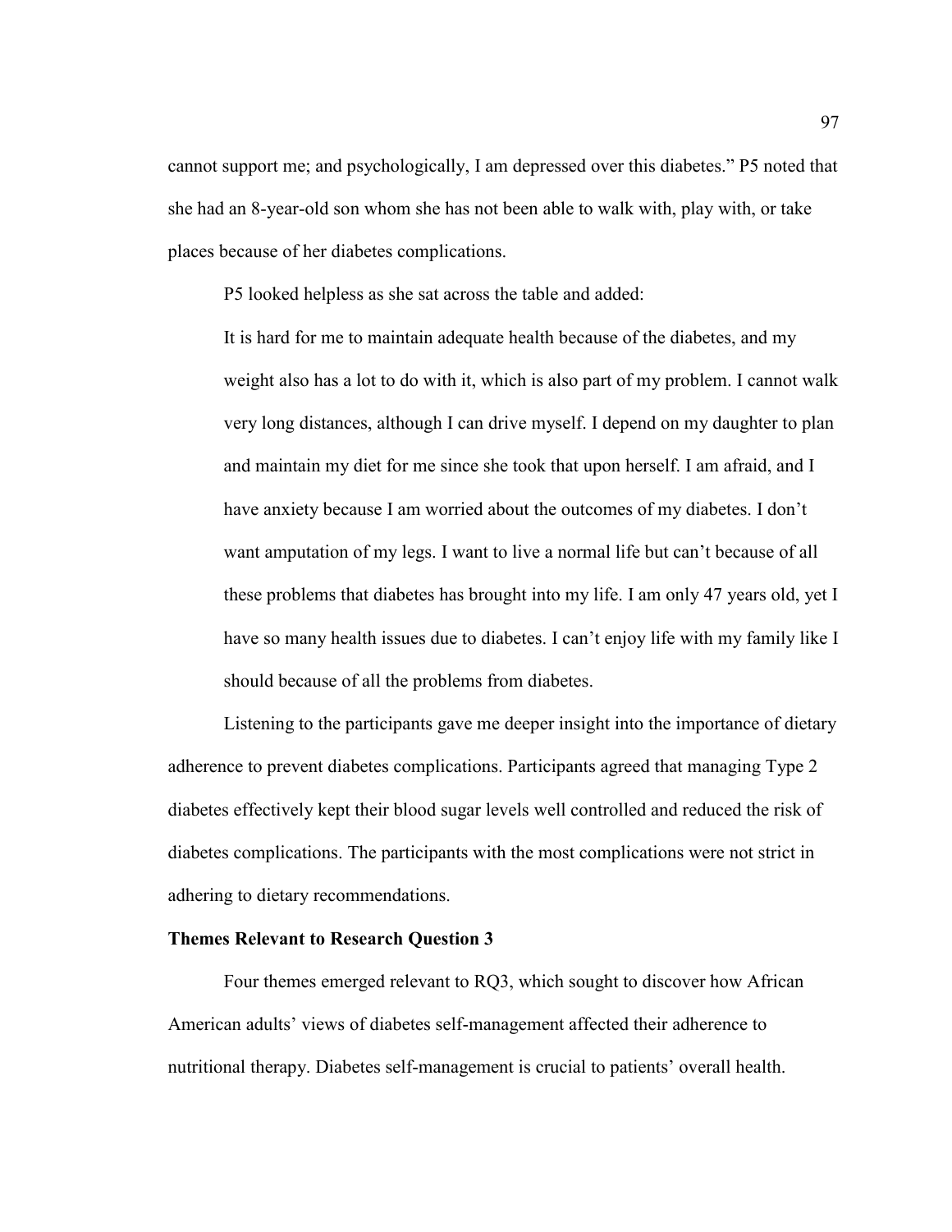cannot support me; and psychologically, I am depressed over this diabetes." P5 noted that she had an 8-year-old son whom she has not been able to walk with, play with, or take places because of her diabetes complications.

P5 looked helpless as she sat across the table and added:

> It is hard for me to maintain adequate health because of the diabetes, and my weight also has a lot to do with it, which is also part of my problem. I cannot walk very long distances, although I can drive myself. I depend on my daughter to plan and maintain my diet for me since she took that upon herself. I am afraid, and I have anxiety because I am worried about the outcomes of my diabetes. I don't want amputation of my legs. I want to live a normal life but can't because of all these problems that diabetes has brought into my life. I am only 47 years old, yet I have so many health issues due to diabetes. I can't enjoy life with my family like I should because of all the problems from diabetes.

Listening to the participants gave me deeper insight into the importance of dietary adherence to prevent diabetes complications. Participants agreed that managing Type 2 diabetes effectively kept their blood sugar levels well controlled and reduced the risk of diabetes complications. The participants with the most complications were not strict in adhering to dietary recommendations.

**Themes Relevant to Research Question 3**

Four themes emerged relevant to RQ3, which sought to discover how African American adults' views of diabetes self-management affected their adherence to nutritional therapy. Diabetes self-management is crucial to patients' overall health.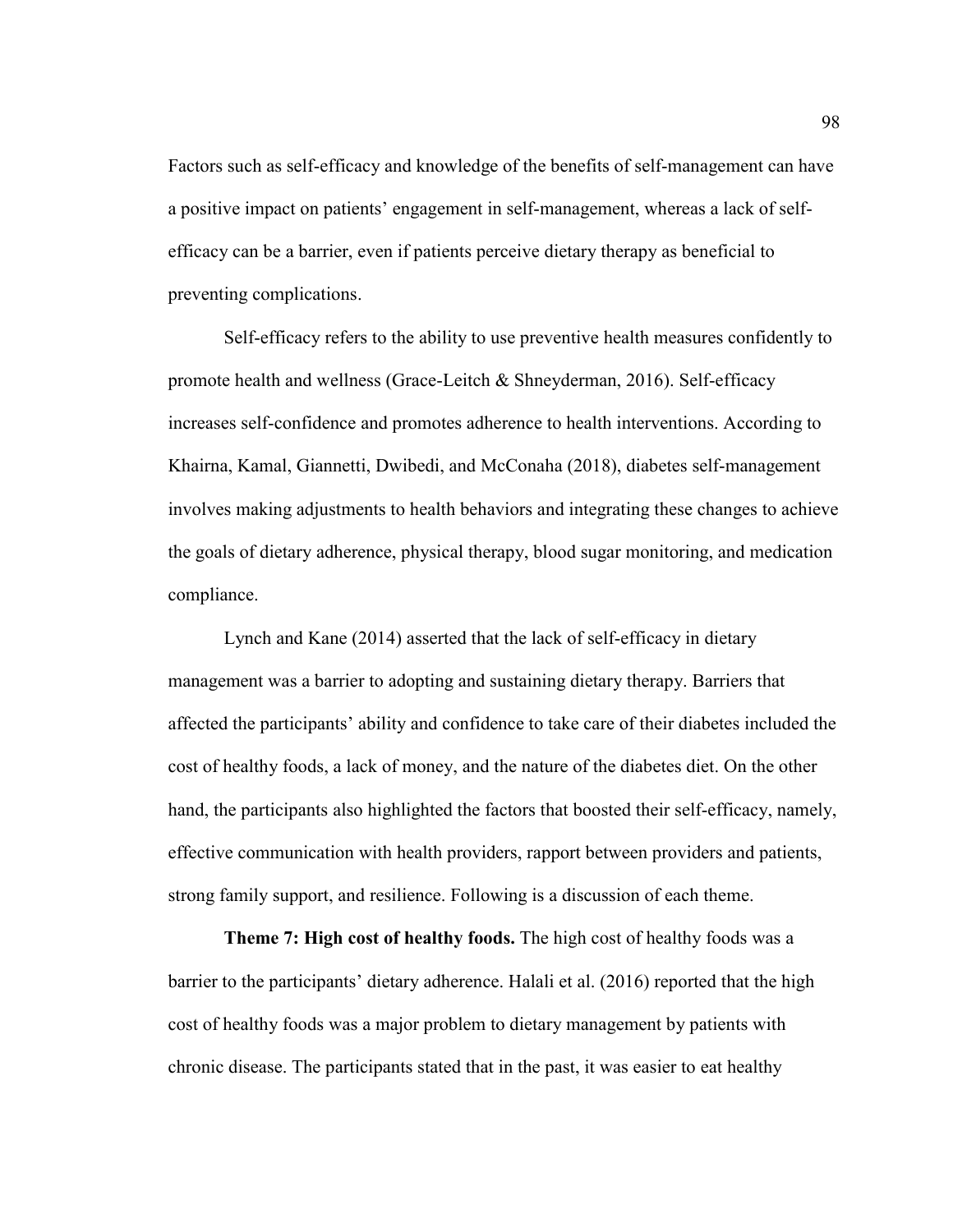Factors such as self-efficacy and knowledge of the benefits of self-management can have a positive impact on patients' engagement in self-management, whereas a lack of self-efficacy can be a barrier, even if patients perceive dietary therapy as beneficial to preventing complications.

Self-efficacy refers to the ability to use preventive health measures confidently to promote health and wellness (Grace-Leitch & Shneyderman, 2016). Self-efficacy increases self-confidence and promotes adherence to health interventions. According to Khairna, Kamal, Giannetti, Dwibedi, and McConaha (2018), diabetes self-management involves making adjustments to health behaviors and integrating these changes to achieve the goals of dietary adherence, physical therapy, blood sugar monitoring, and medication compliance.

Lynch and Kane (2014) asserted that the lack of self-efficacy in dietary management was a barrier to adopting and sustaining dietary therapy. Barriers that affected the participants' ability and confidence to take care of their diabetes included the cost of healthy foods, a lack of money, and the nature of the diabetes diet. On the other hand, the participants also highlighted the factors that boosted their self-efficacy, namely, effective communication with health providers, rapport between providers and patients, strong family support, and resilience. Following is a discussion of each theme.

**Theme 7: High cost of healthy foods.** The high cost of healthy foods was a barrier to the participants' dietary adherence. Halali et al. (2016) reported that the high cost of healthy foods was a major problem to dietary management by patients with chronic disease. The participants stated that in the past, it was easier to eat healthy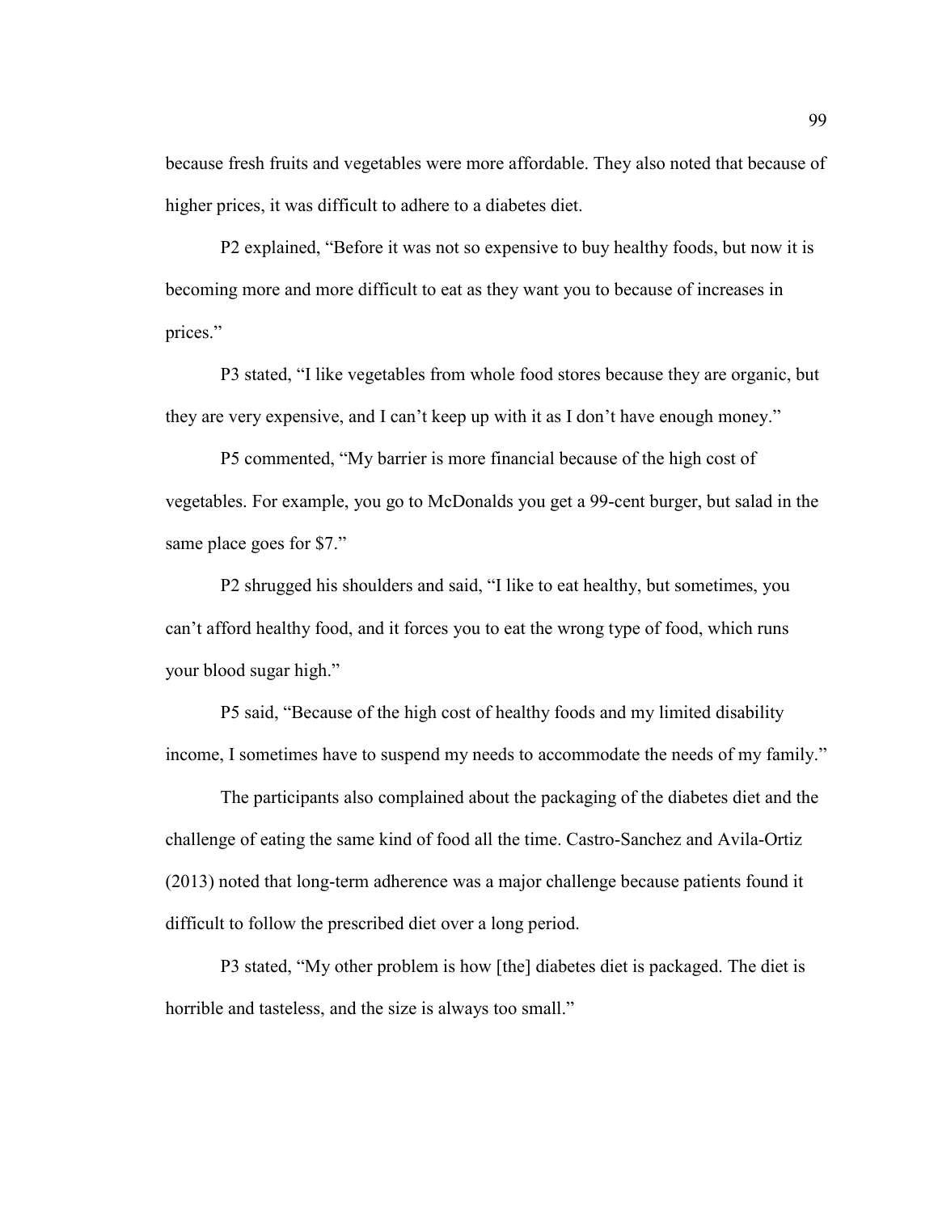because fresh fruits and vegetables were more affordable. They also noted that because of higher prices, it was difficult to adhere to a diabetes diet.

P2 explained, “Before it was not so expensive to buy healthy foods, but now it is becoming more and more difficult to eat as they want you to because of increases in prices.”

P3 stated, “I like vegetables from whole food stores because they are organic, but they are very expensive, and I can’t keep up with it as I don’t have enough money.”

P5 commented, “My barrier is more financial because of the high cost of vegetables. For example, you go to McDonalds you get a 99-cent burger, but salad in the same place goes for $7.”

P2 shrugged his shoulders and said, “I like to eat healthy, but sometimes, you can’t afford healthy food, and it forces you to eat the wrong type of food, which runs your blood sugar high.”

P5 said, “Because of the high cost of healthy foods and my limited disability income, I sometimes have to suspend my needs to accommodate the needs of my family.”

The participants also complained about the packaging of the diabetes diet and the challenge of eating the same kind of food all the time. Castro-Sanchez and Avila-Ortiz (2013) noted that long-term adherence was a major challenge because patients found it difficult to follow the prescribed diet over a long period.

P3 stated, “My other problem is how [the] diabetes diet is packaged. The diet is horrible and tasteless, and the size is always too small.”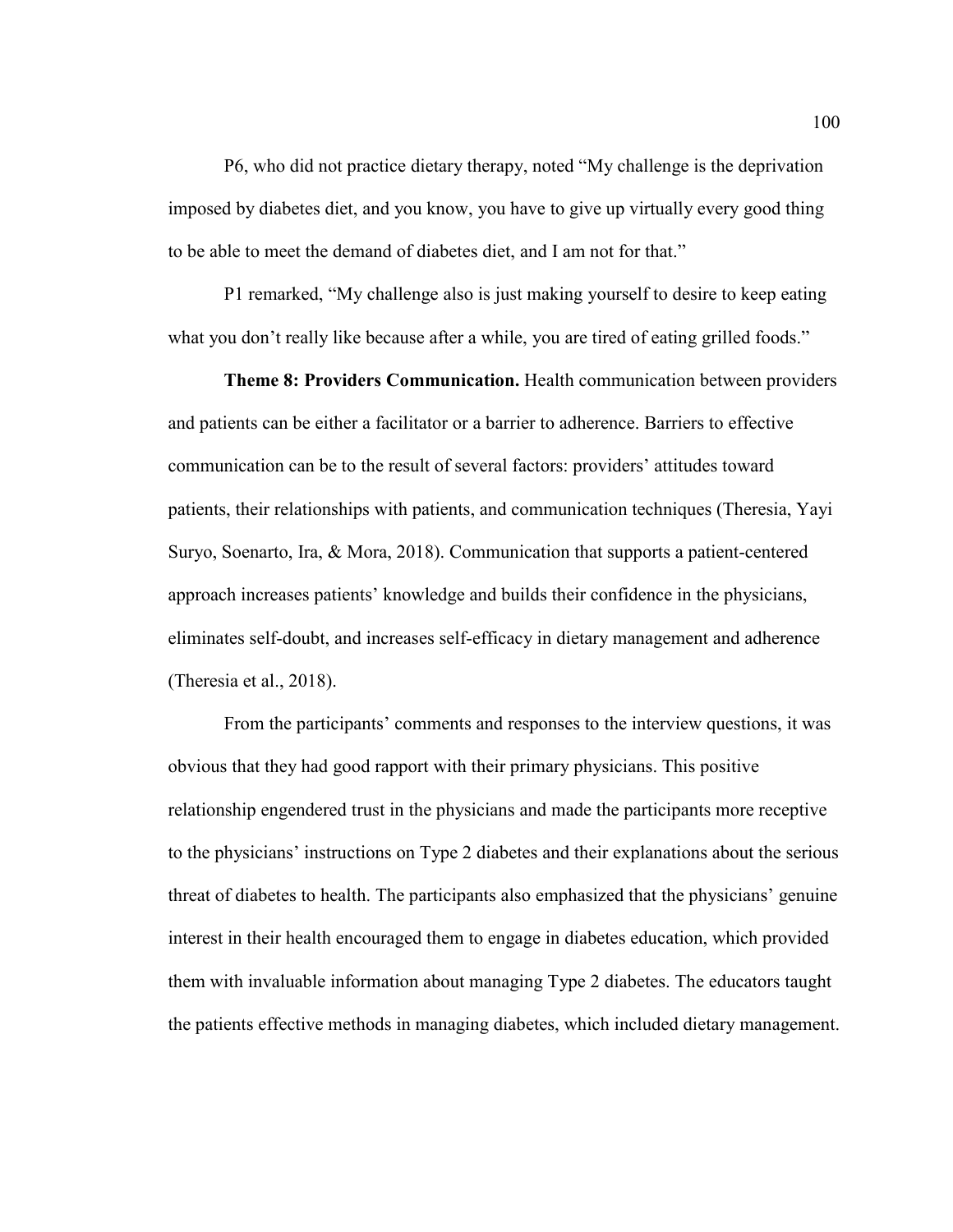P6, who did not practice dietary therapy, noted "My challenge is the deprivation imposed by diabetes diet, and you know, you have to give up virtually every good thing to be able to meet the demand of diabetes diet, and I am not for that."

P1 remarked, "My challenge also is just making yourself to desire to keep eating what you don't really like because after a while, you are tired of eating grilled foods."

**Theme 8: Providers Communication.** Health communication between providers and patients can be either a facilitator or a barrier to adherence. Barriers to effective communication can be to the result of several factors: providers' attitudes toward patients, their relationships with patients, and communication techniques (Theresia, Yayi Suryo, Soenarto, Ira, & Mora, 2018). Communication that supports a patient-centered approach increases patients' knowledge and builds their confidence in the physicians, eliminates self-doubt, and increases self-efficacy in dietary management and adherence (Theresia et al., 2018).

From the participants' comments and responses to the interview questions, it was obvious that they had good rapport with their primary physicians. This positive relationship engendered trust in the physicians and made the participants more receptive to the physicians' instructions on Type 2 diabetes and their explanations about the serious threat of diabetes to health. The participants also emphasized that the physicians' genuine interest in their health encouraged them to engage in diabetes education, which provided them with invaluable information about managing Type 2 diabetes. The educators taught the patients effective methods in managing diabetes, which included dietary management.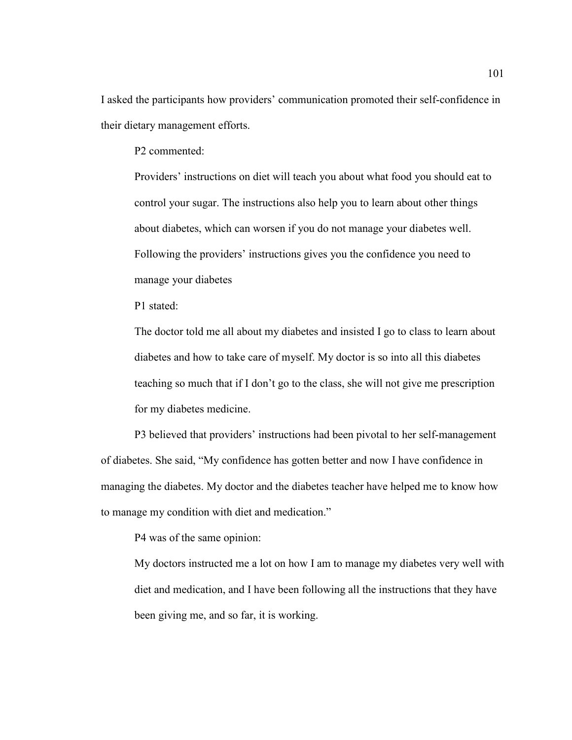I asked the participants how providers' communication promoted their self-confidence in their dietary management efforts.

P2 commented:

> Providers' instructions on diet will teach you about what food you should eat to control your sugar. The instructions also help you to learn about other things about diabetes, which can worsen if you do not manage your diabetes well. Following the providers' instructions gives you the confidence you need to manage your diabetes

P1 stated:

> The doctor told me all about my diabetes and insisted I go to class to learn about diabetes and how to take care of myself. My doctor is so into all this diabetes teaching so much that if I don't go to the class, she will not give me prescription for my diabetes medicine.

P3 believed that providers' instructions had been pivotal to her self-management of diabetes. She said, "My confidence has gotten better and now I have confidence in managing the diabetes. My doctor and the diabetes teacher have helped me to know how to manage my condition with diet and medication."

P4 was of the same opinion:

> My doctors instructed me a lot on how I am to manage my diabetes very well with diet and medication, and I have been following all the instructions that they have been giving me, and so far, it is working.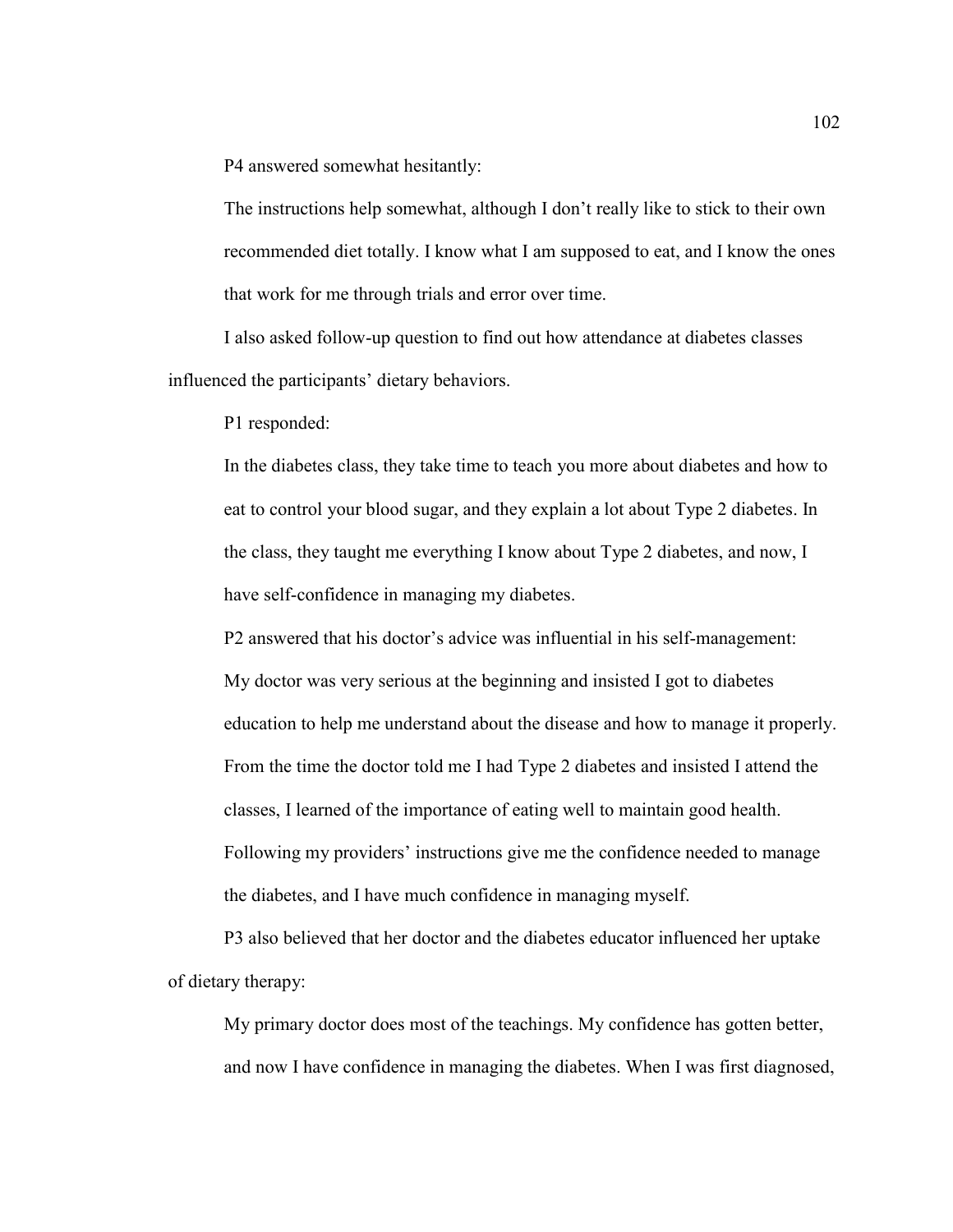P4 answered somewhat hesitantly:

> The instructions help somewhat, although I don't really like to stick to their own recommended diet totally. I know what I am supposed to eat, and I know the ones that work for me through trials and error over time.

I also asked follow-up question to find out how attendance at diabetes classes influenced the participants' dietary behaviors.

P1 responded:

> In the diabetes class, they take time to teach you more about diabetes and how to eat to control your blood sugar, and they explain a lot about Type 2 diabetes. In the class, they taught me everything I know about Type 2 diabetes, and now, I have self-confidence in managing my diabetes.

P2 answered that his doctor's advice was influential in his self-management:

> My doctor was very serious at the beginning and insisted I got to diabetes education to help me understand about the disease and how to manage it properly. From the time the doctor told me I had Type 2 diabetes and insisted I attend the classes, I learned of the importance of eating well to maintain good health. Following my providers' instructions give me the confidence needed to manage the diabetes, and I have much confidence in managing myself.

P3 also believed that her doctor and the diabetes educator influenced her uptake of dietary therapy:

> My primary doctor does most of the teachings. My confidence has gotten better, and now I have confidence in managing the diabetes. When I was first diagnosed,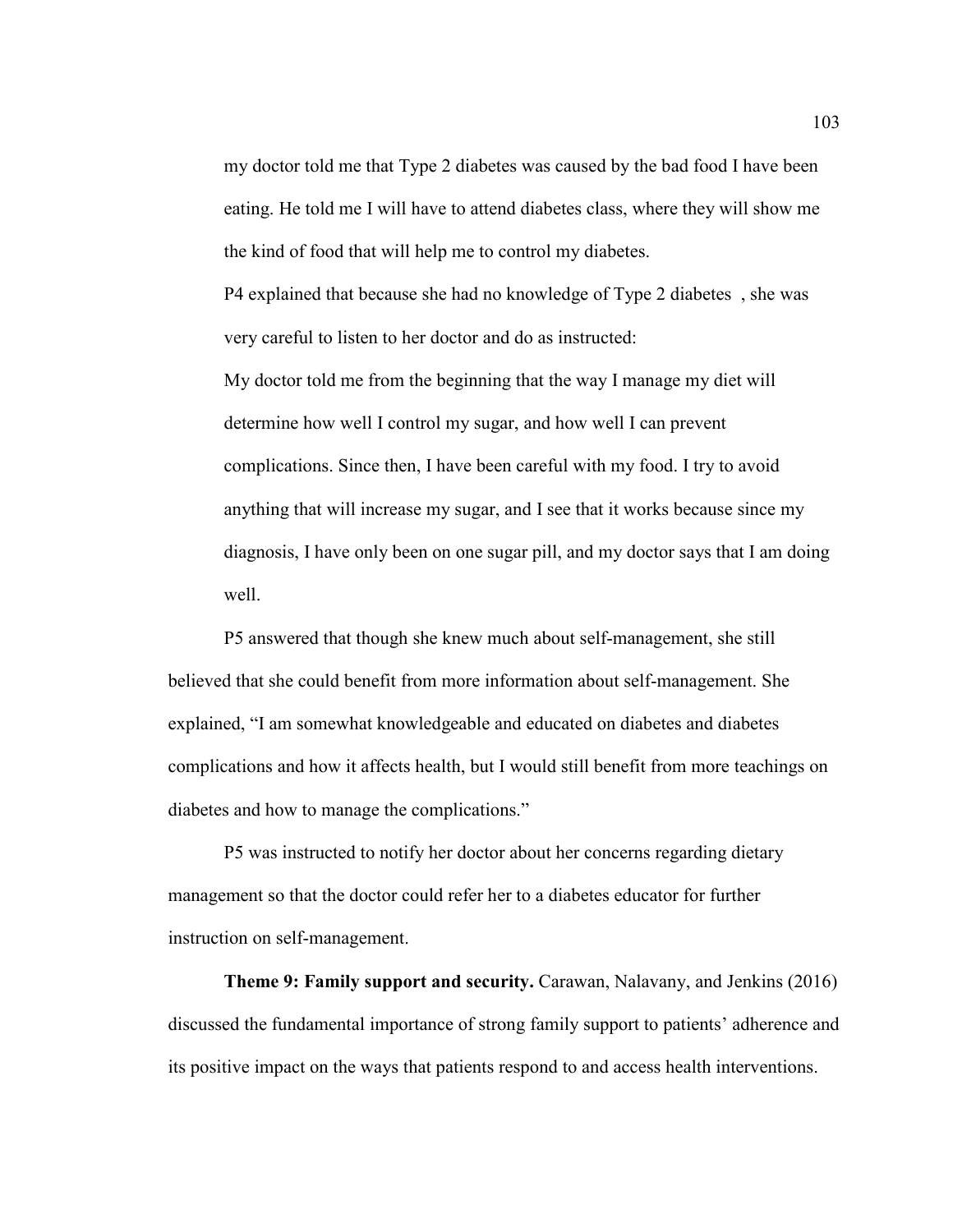my doctor told me that Type 2 diabetes was caused by the bad food I have been eating. He told me I will have to attend diabetes class, where they will show me the kind of food that will help me to control my diabetes.

P4 explained that because she had no knowledge of Type 2 diabetes , she was very careful to listen to her doctor and do as instructed:

> My doctor told me from the beginning that the way I manage my diet will determine how well I control my sugar, and how well I can prevent complications. Since then, I have been careful with my food. I try to avoid anything that will increase my sugar, and I see that it works because since my diagnosis, I have only been on one sugar pill, and my doctor says that I am doing well.

P5 answered that though she knew much about self-management, she still believed that she could benefit from more information about self-management. She explained, "I am somewhat knowledgeable and educated on diabetes and diabetes complications and how it affects health, but I would still benefit from more teachings on diabetes and how to manage the complications."

P5 was instructed to notify her doctor about her concerns regarding dietary management so that the doctor could refer her to a diabetes educator for further instruction on self-management.

**Theme 9: Family support and security.** Carawan, Nalavany, and Jenkins (2016) discussed the fundamental importance of strong family support to patients' adherence and its positive impact on the ways that patients respond to and access health interventions.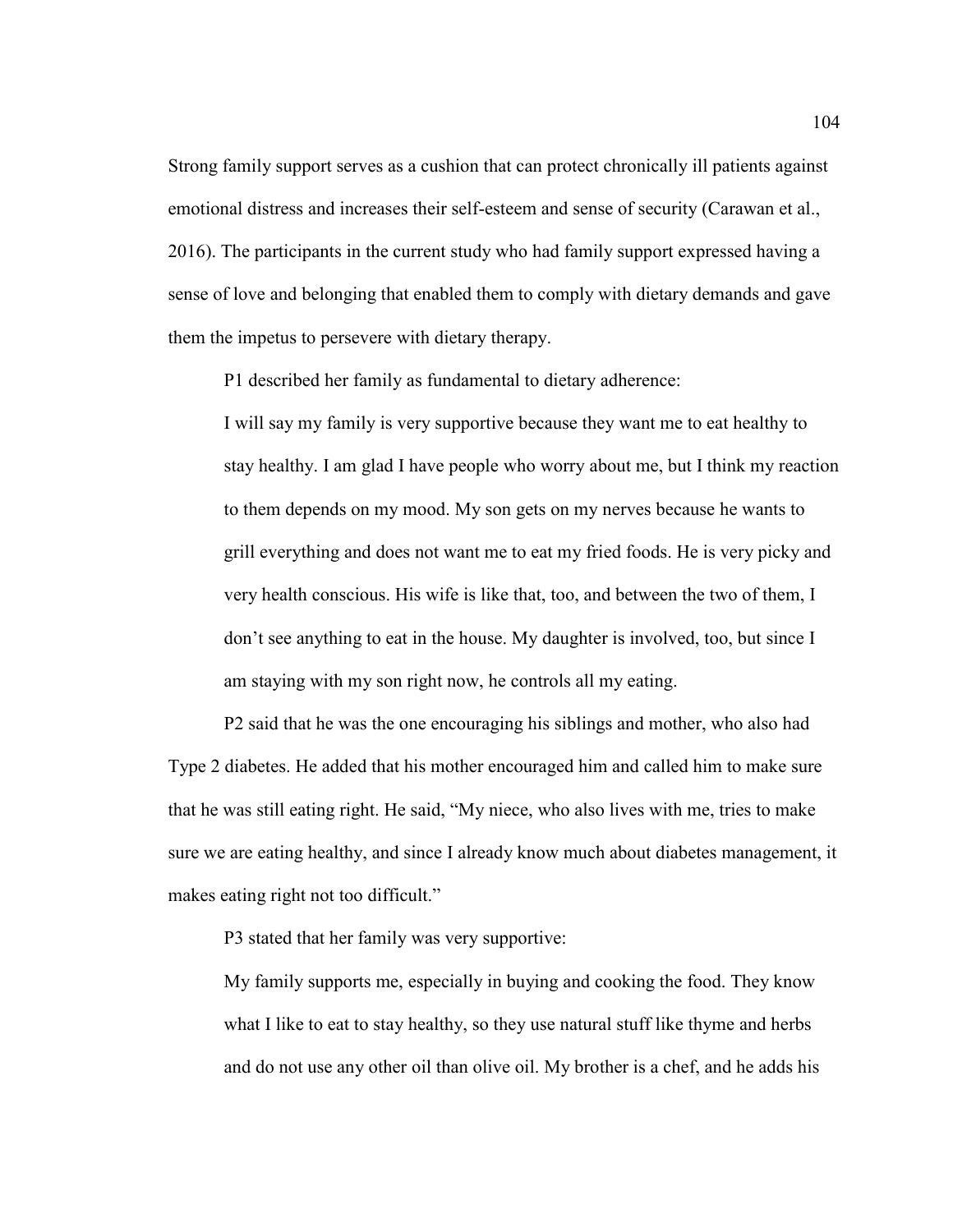Strong family support serves as a cushion that can protect chronically ill patients against emotional distress and increases their self-esteem and sense of security (Carawan et al., 2016). The participants in the current study who had family support expressed having a sense of love and belonging that enabled them to comply with dietary demands and gave them the impetus to persevere with dietary therapy.

P1 described her family as fundamental to dietary adherence:

> I will say my family is very supportive because they want me to eat healthy to stay healthy. I am glad I have people who worry about me, but I think my reaction to them depends on my mood. My son gets on my nerves because he wants to grill everything and does not want me to eat my fried foods. He is very picky and very health conscious. His wife is like that, too, and between the two of them, I don't see anything to eat in the house. My daughter is involved, too, but since I am staying with my son right now, he controls all my eating.

P2 said that he was the one encouraging his siblings and mother, who also had Type 2 diabetes. He added that his mother encouraged him and called him to make sure that he was still eating right. He said, "My niece, who also lives with me, tries to make sure we are eating healthy, and since I already know much about diabetes management, it makes eating right not too difficult."

P3 stated that her family was very supportive:

> My family supports me, especially in buying and cooking the food. They know what I like to eat to stay healthy, so they use natural stuff like thyme and herbs and do not use any other oil than olive oil. My brother is a chef, and he adds his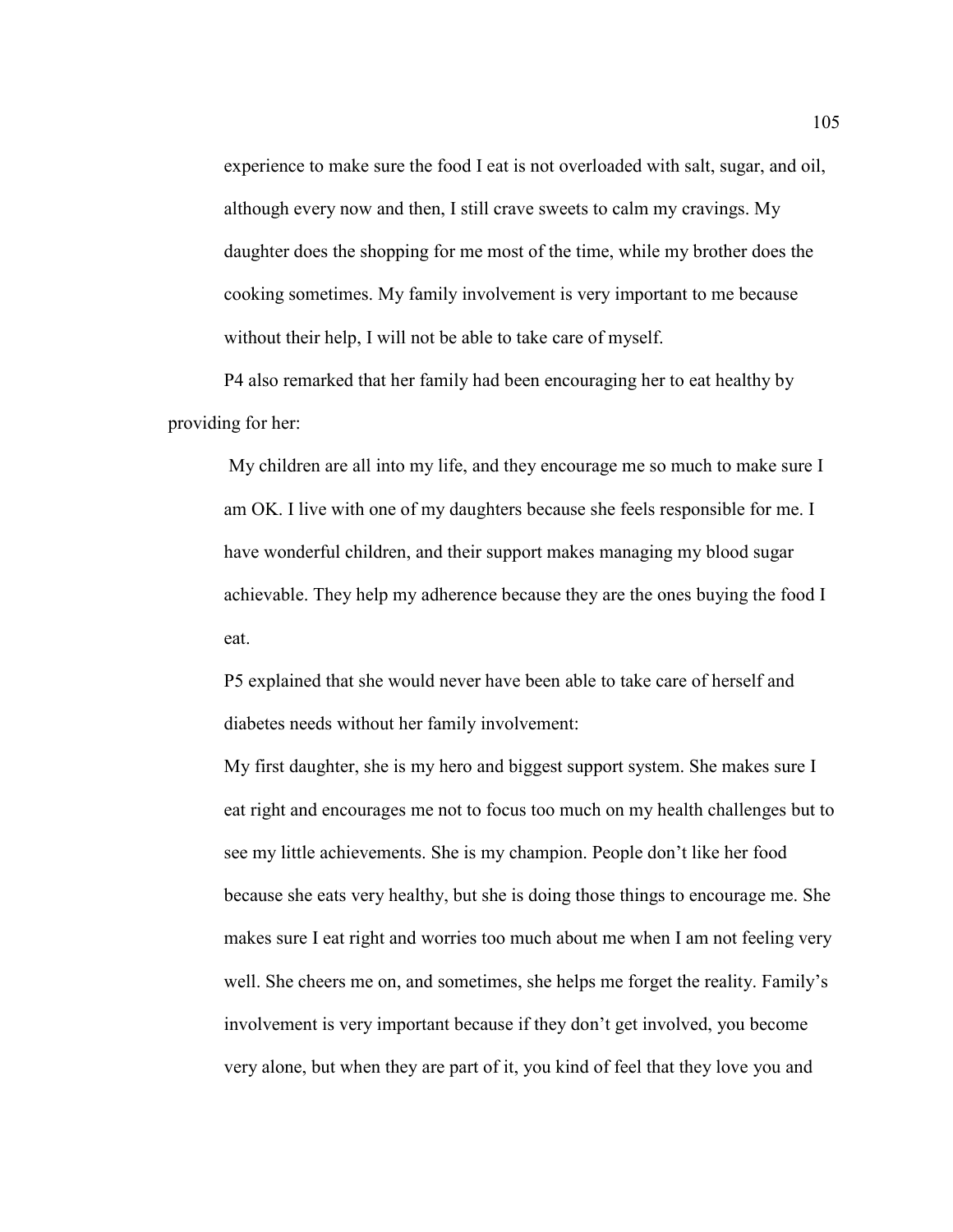> experience to make sure the food I eat is not overloaded with salt, sugar, and oil, although every now and then, I still crave sweets to calm my cravings. My daughter does the shopping for me most of the time, while my brother does the cooking sometimes. My family involvement is very important to me because without their help, I will not be able to take care of myself.

P4 also remarked that her family had been encouraging her to eat healthy by providing for her:

> My children are all into my life, and they encourage me so much to make sure I am OK. I live with one of my daughters because she feels responsible for me. I have wonderful children, and their support makes managing my blood sugar achievable. They help my adherence because they are the ones buying the food I eat.

P5 explained that she would never have been able to take care of herself and diabetes needs without her family involvement:

> My first daughter, she is my hero and biggest support system. She makes sure I eat right and encourages me not to focus too much on my health challenges but to see my little achievements. She is my champion. People don't like her food because she eats very healthy, but she is doing those things to encourage me. She makes sure I eat right and worries too much about me when I am not feeling very well. She cheers me on, and sometimes, she helps me forget the reality. Family's involvement is very important because if they don't get involved, you become very alone, but when they are part of it, you kind of feel that they love you and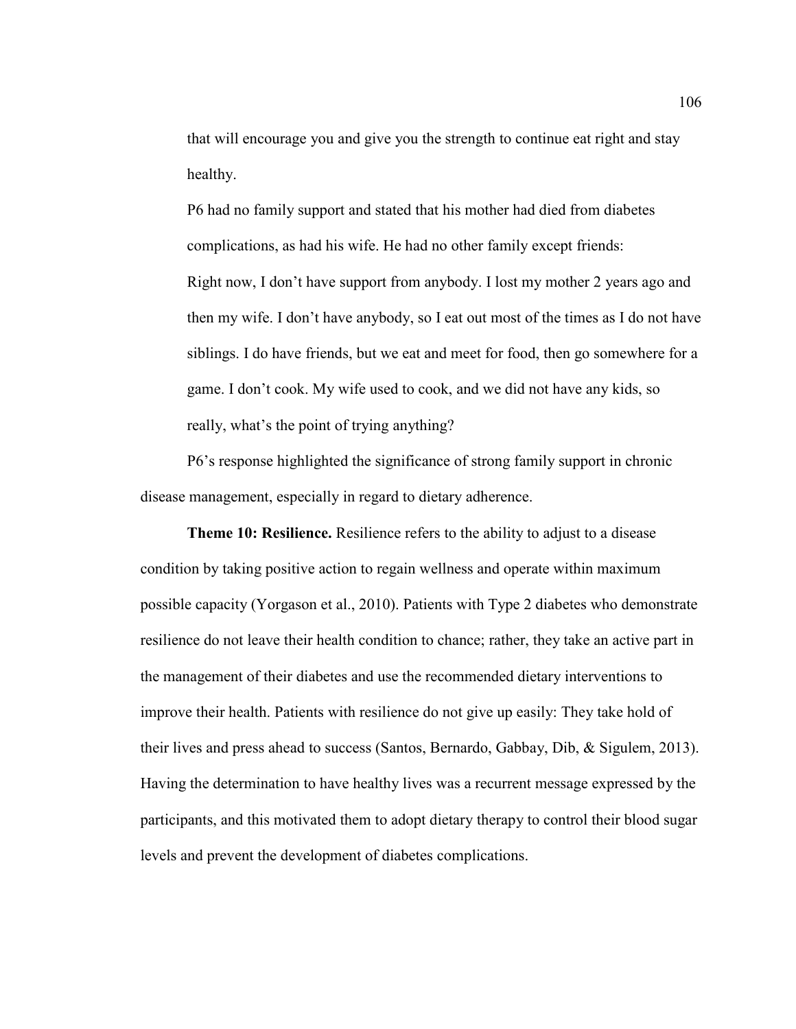> that will encourage you and give you the strength to continue eat right and stay healthy.

P6 had no family support and stated that his mother had died from diabetes complications, as had his wife. He had no other family except friends:

> Right now, I don't have support from anybody. I lost my mother 2 years ago and then my wife. I don't have anybody, so I eat out most of the times as I do not have siblings. I do have friends, but we eat and meet for food, then go somewhere for a game. I don't cook. My wife used to cook, and we did not have any kids, so really, what's the point of trying anything?

P6's response highlighted the significance of strong family support in chronic disease management, especially in regard to dietary adherence.

**Theme 10: Resilience.** Resilience refers to the ability to adjust to a disease condition by taking positive action to regain wellness and operate within maximum possible capacity (Yorgason et al., 2010). Patients with Type 2 diabetes who demonstrate resilience do not leave their health condition to chance; rather, they take an active part in the management of their diabetes and use the recommended dietary interventions to improve their health. Patients with resilience do not give up easily: They take hold of their lives and press ahead to success (Santos, Bernardo, Gabbay, Dib, & Sigulem, 2013). Having the determination to have healthy lives was a recurrent message expressed by the participants, and this motivated them to adopt dietary therapy to control their blood sugar levels and prevent the development of diabetes complications.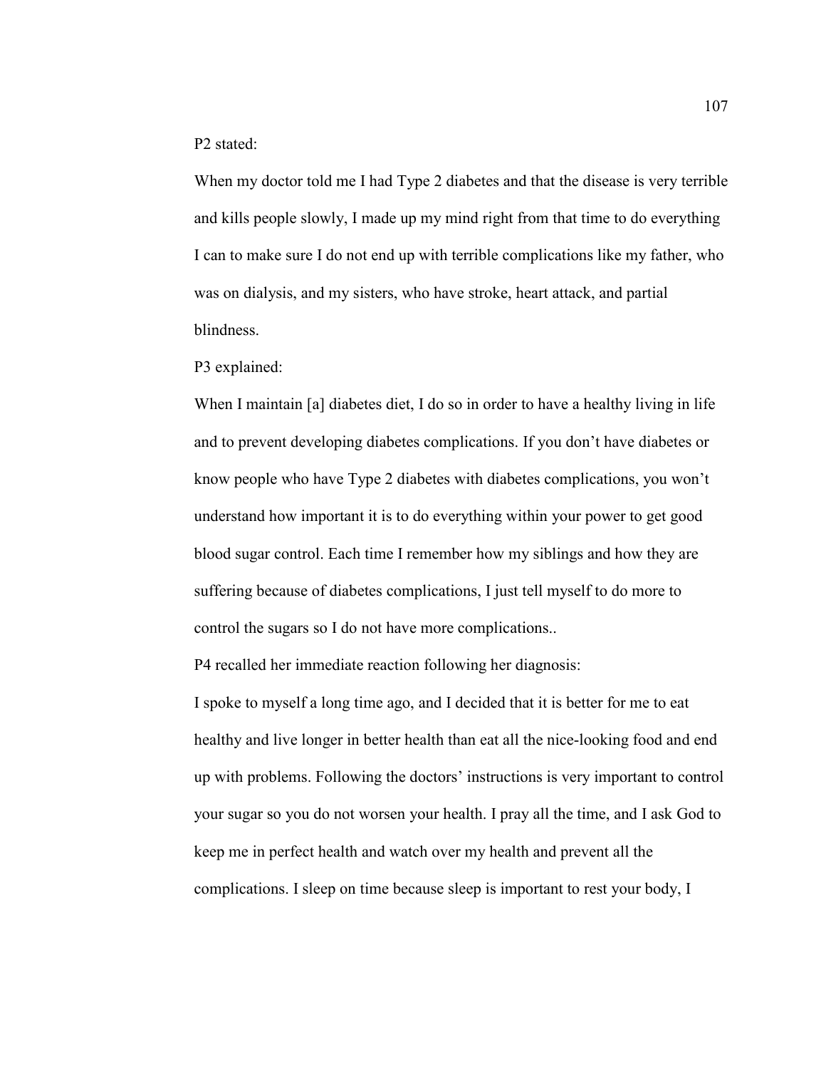P2 stated:

> When my doctor told me I had Type 2 diabetes and that the disease is very terrible and kills people slowly, I made up my mind right from that time to do everything I can to make sure I do not end up with terrible complications like my father, who was on dialysis, and my sisters, who have stroke, heart attack, and partial blindness.

P3 explained:

> When I maintain [a] diabetes diet, I do so in order to have a healthy living in life and to prevent developing diabetes complications. If you don't have diabetes or know people who have Type 2 diabetes with diabetes complications, you won't understand how important it is to do everything within your power to get good blood sugar control. Each time I remember how my siblings and how they are suffering because of diabetes complications, I just tell myself to do more to control the sugars so I do not have more complications..

P4 recalled her immediate reaction following her diagnosis:

> I spoke to myself a long time ago, and I decided that it is better for me to eat healthy and live longer in better health than eat all the nice-looking food and end up with problems. Following the doctors' instructions is very important to control your sugar so you do not worsen your health. I pray all the time, and I ask God to keep me in perfect health and watch over my health and prevent all the complications. I sleep on time because sleep is important to rest your body, I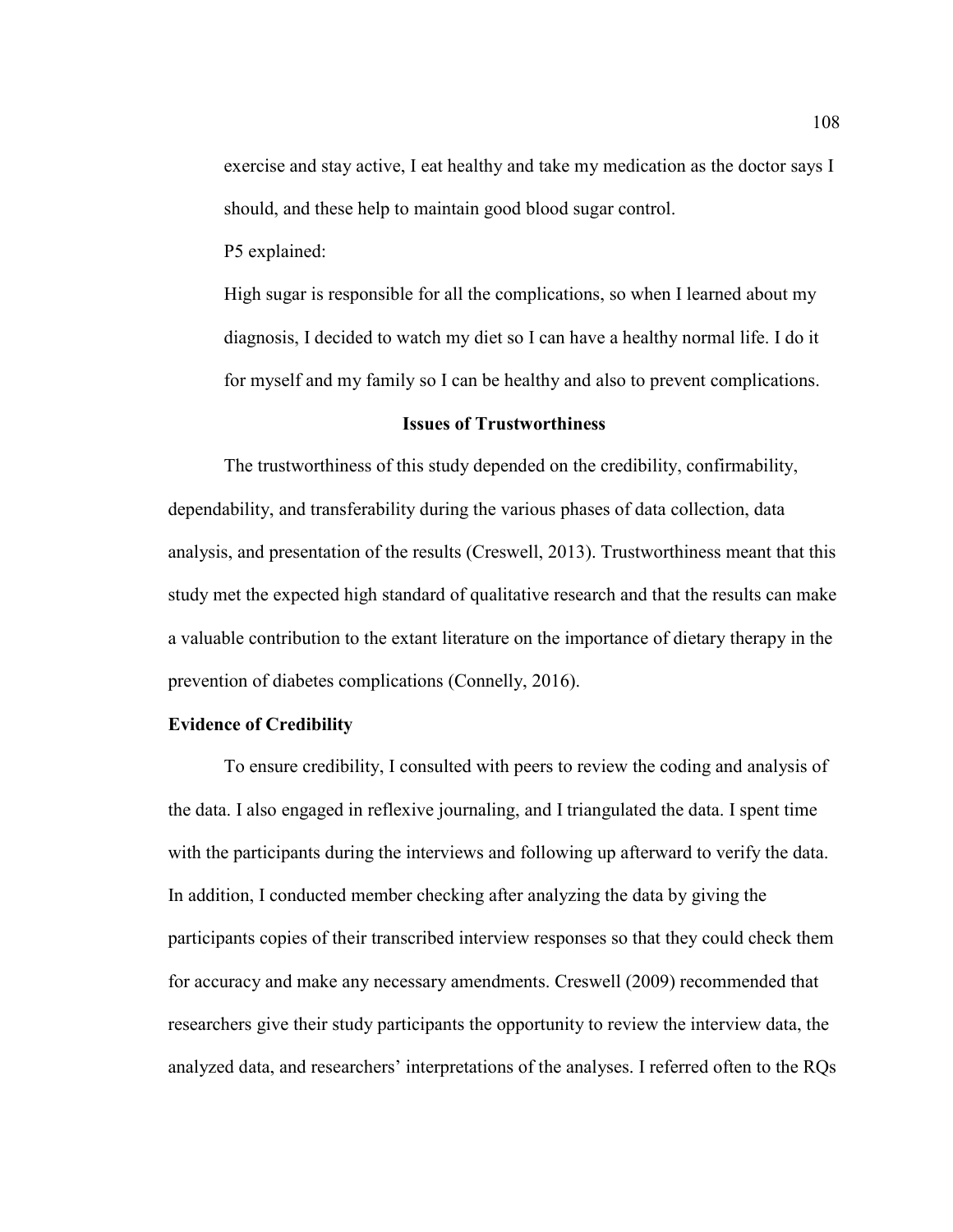exercise and stay active, I eat healthy and take my medication as the doctor says I should, and these help to maintain good blood sugar control.

P5 explained:

> High sugar is responsible for all the complications, so when I learned about my diagnosis, I decided to watch my diet so I can have a healthy normal life. I do it for myself and my family so I can be healthy and also to prevent complications.

## Issues of Trustworthiness

The trustworthiness of this study depended on the credibility, confirmability, dependability, and transferability during the various phases of data collection, data analysis, and presentation of the results (Creswell, 2013). Trustworthiness meant that this study met the expected high standard of qualitative research and that the results can make a valuable contribution to the extant literature on the importance of dietary therapy in the prevention of diabetes complications (Connelly, 2016).

### Evidence of Credibility

To ensure credibility, I consulted with peers to review the coding and analysis of the data. I also engaged in reflexive journaling, and I triangulated the data. I spent time with the participants during the interviews and following up afterward to verify the data. In addition, I conducted member checking after analyzing the data by giving the participants copies of their transcribed interview responses so that they could check them for accuracy and make any necessary amendments. Creswell (2009) recommended that researchers give their study participants the opportunity to review the interview data, the analyzed data, and researchers' interpretations of the analyses. I referred often to the RQs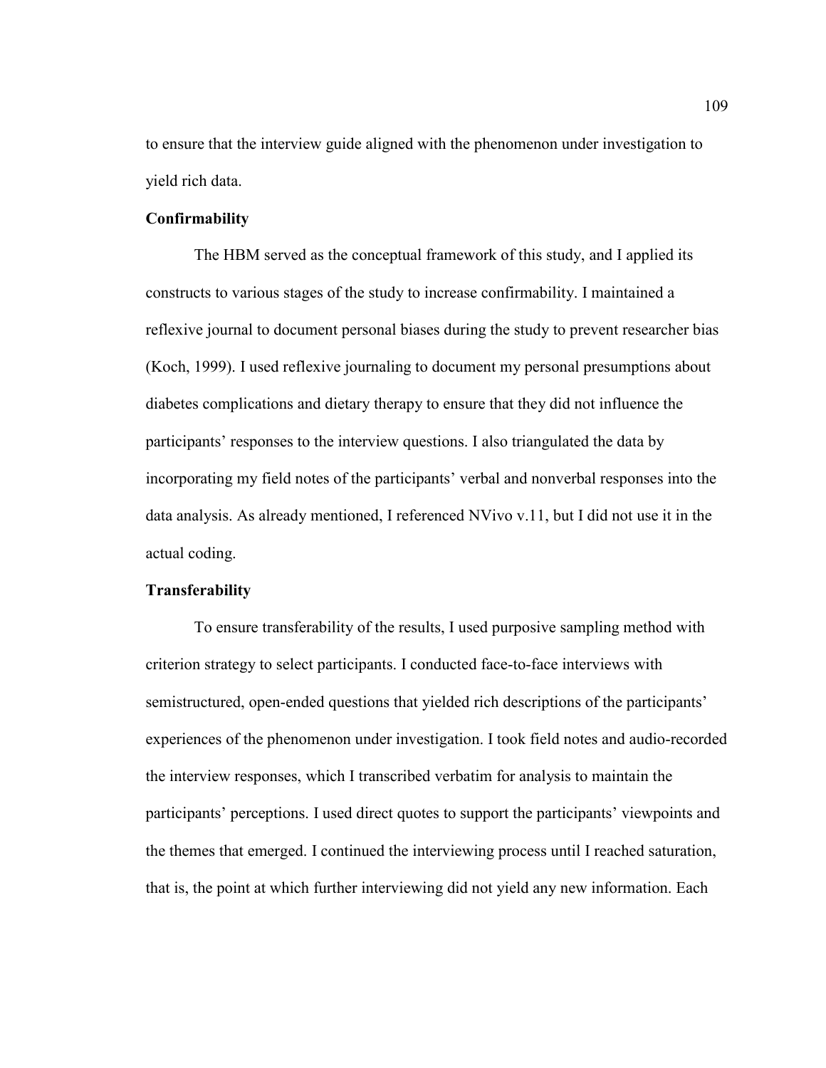to ensure that the interview guide aligned with the phenomenon under investigation to yield rich data.

### Confirmability

The HBM served as the conceptual framework of this study, and I applied its constructs to various stages of the study to increase confirmability. I maintained a reflexive journal to document personal biases during the study to prevent researcher bias (Koch, 1999). I used reflexive journaling to document my personal presumptions about diabetes complications and dietary therapy to ensure that they did not influence the participants' responses to the interview questions. I also triangulated the data by incorporating my field notes of the participants' verbal and nonverbal responses into the data analysis. As already mentioned, I referenced NVivo v.11, but I did not use it in the actual coding.

### Transferability

To ensure transferability of the results, I used purposive sampling method with criterion strategy to select participants. I conducted face-to-face interviews with semistructured, open-ended questions that yielded rich descriptions of the participants' experiences of the phenomenon under investigation. I took field notes and audio-recorded the interview responses, which I transcribed verbatim for analysis to maintain the participants' perceptions. I used direct quotes to support the participants' viewpoints and the themes that emerged. I continued the interviewing process until I reached saturation, that is, the point at which further interviewing did not yield any new information. Each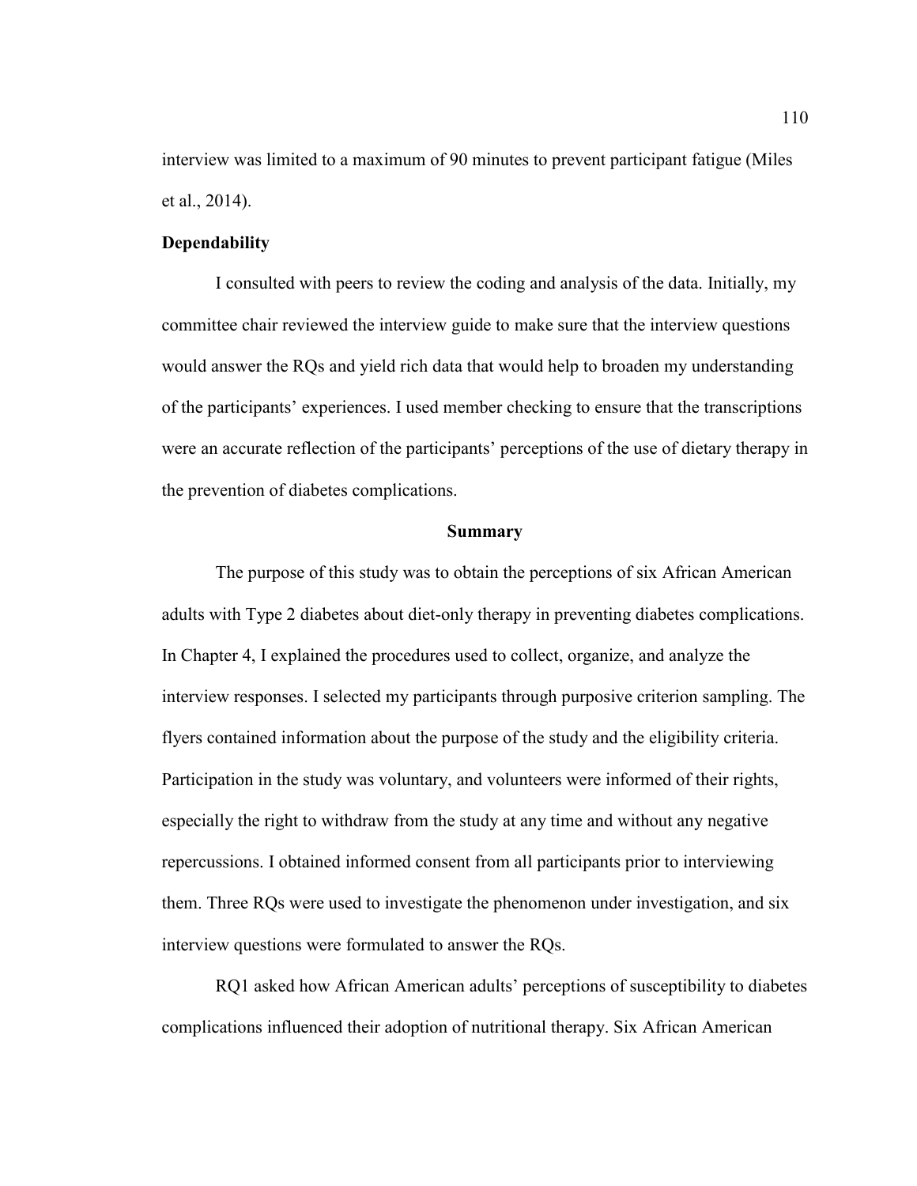interview was limited to a maximum of 90 minutes to prevent participant fatigue (Miles et al., 2014).

### Dependability

I consulted with peers to review the coding and analysis of the data. Initially, my committee chair reviewed the interview guide to make sure that the interview questions would answer the RQs and yield rich data that would help to broaden my understanding of the participants' experiences. I used member checking to ensure that the transcriptions were an accurate reflection of the participants' perceptions of the use of dietary therapy in the prevention of diabetes complications.

## Summary

The purpose of this study was to obtain the perceptions of six African American adults with Type 2 diabetes about diet-only therapy in preventing diabetes complications. In Chapter 4, I explained the procedures used to collect, organize, and analyze the interview responses. I selected my participants through purposive criterion sampling. The flyers contained information about the purpose of the study and the eligibility criteria. Participation in the study was voluntary, and volunteers were informed of their rights, especially the right to withdraw from the study at any time and without any negative repercussions. I obtained informed consent from all participants prior to interviewing them. Three RQs were used to investigate the phenomenon under investigation, and six interview questions were formulated to answer the RQs.

RQ1 asked how African American adults' perceptions of susceptibility to diabetes complications influenced their adoption of nutritional therapy. Six African American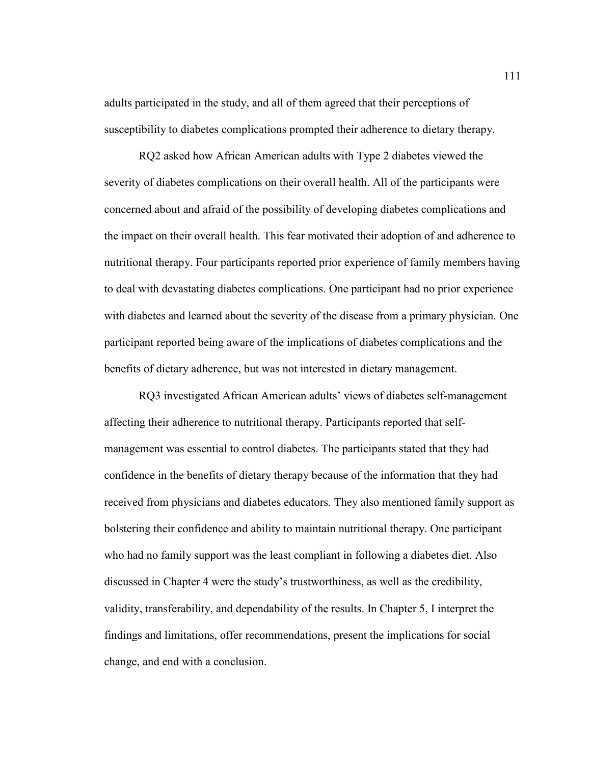adults participated in the study, and all of them agreed that their perceptions of susceptibility to diabetes complications prompted their adherence to dietary therapy.

RQ2 asked how African American adults with Type 2 diabetes viewed the severity of diabetes complications on their overall health. All of the participants were concerned about and afraid of the possibility of developing diabetes complications and the impact on their overall health. This fear motivated their adoption of and adherence to nutritional therapy. Four participants reported prior experience of family members having to deal with devastating diabetes complications. One participant had no prior experience with diabetes and learned about the severity of the disease from a primary physician. One participant reported being aware of the implications of diabetes complications and the benefits of dietary adherence, but was not interested in dietary management.

RQ3 investigated African American adults' views of diabetes self-management affecting their adherence to nutritional therapy. Participants reported that self-management was essential to control diabetes. The participants stated that they had confidence in the benefits of dietary therapy because of the information that they had received from physicians and diabetes educators. They also mentioned family support as bolstering their confidence and ability to maintain nutritional therapy. One participant who had no family support was the least compliant in following a diabetes diet. Also discussed in Chapter 4 were the study's trustworthiness, as well as the credibility, validity, transferability, and dependability of the results. In Chapter 5, I interpret the findings and limitations, offer recommendations, present the implications for social change, and end with a conclusion.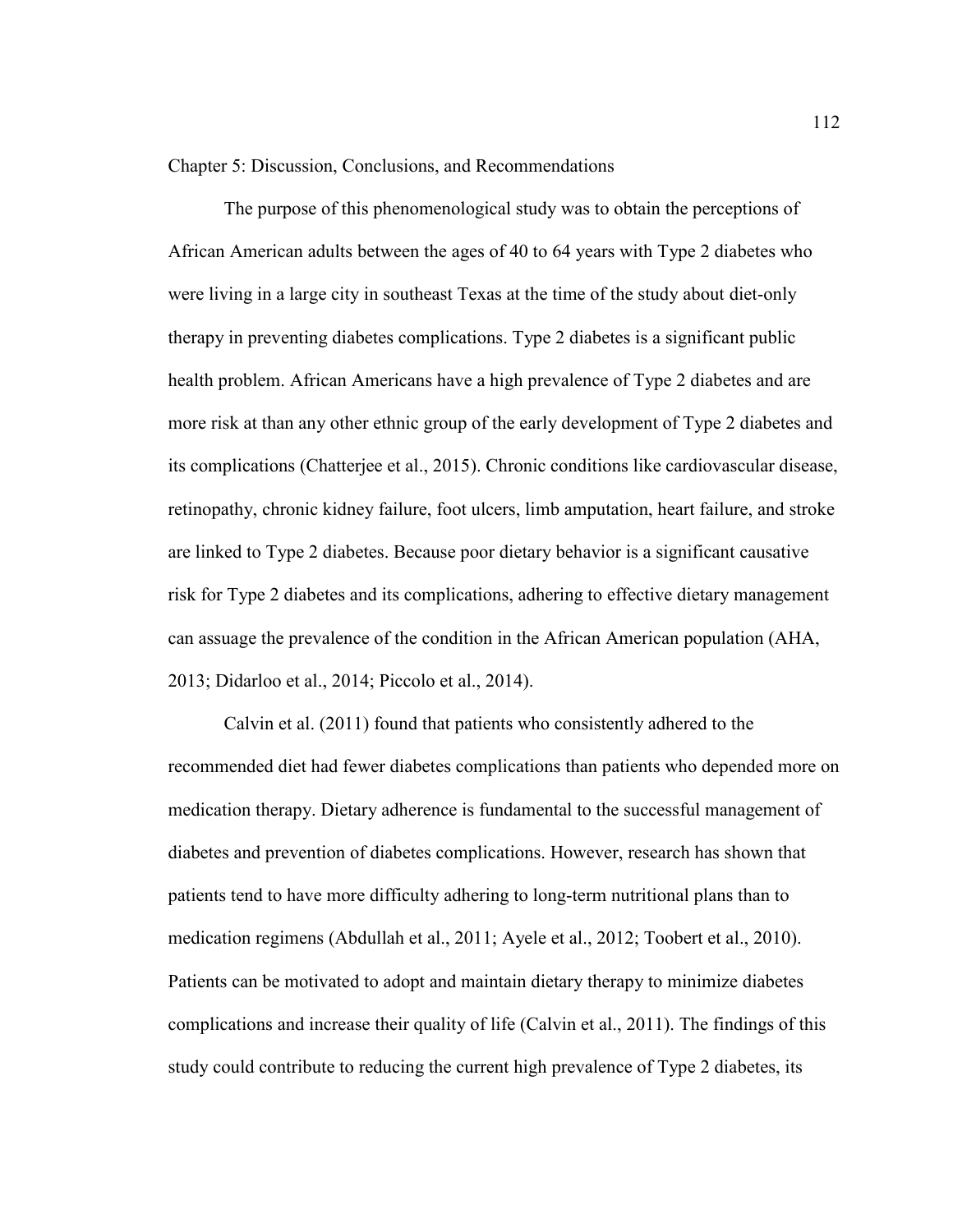# Chapter 5: Discussion, Conclusions, and Recommendations

The purpose of this phenomenological study was to obtain the perceptions of African American adults between the ages of 40 to 64 years with Type 2 diabetes who were living in a large city in southeast Texas at the time of the study about diet-only therapy in preventing diabetes complications. Type 2 diabetes is a significant public health problem. African Americans have a high prevalence of Type 2 diabetes and are more risk at than any other ethnic group of the early development of Type 2 diabetes and its complications (Chatterjee et al., 2015). Chronic conditions like cardiovascular disease, retinopathy, chronic kidney failure, foot ulcers, limb amputation, heart failure, and stroke are linked to Type 2 diabetes. Because poor dietary behavior is a significant causative risk for Type 2 diabetes and its complications, adhering to effective dietary management can assuage the prevalence of the condition in the African American population (AHA, 2013; Didarloo et al., 2014; Piccolo et al., 2014).

Calvin et al. (2011) found that patients who consistently adhered to the recommended diet had fewer diabetes complications than patients who depended more on medication therapy. Dietary adherence is fundamental to the successful management of diabetes and prevention of diabetes complications. However, research has shown that patients tend to have more difficulty adhering to long-term nutritional plans than to medication regimens (Abdullah et al., 2011; Ayele et al., 2012; Toobert et al., 2010). Patients can be motivated to adopt and maintain dietary therapy to minimize diabetes complications and increase their quality of life (Calvin et al., 2011). The findings of this study could contribute to reducing the current high prevalence of Type 2 diabetes, its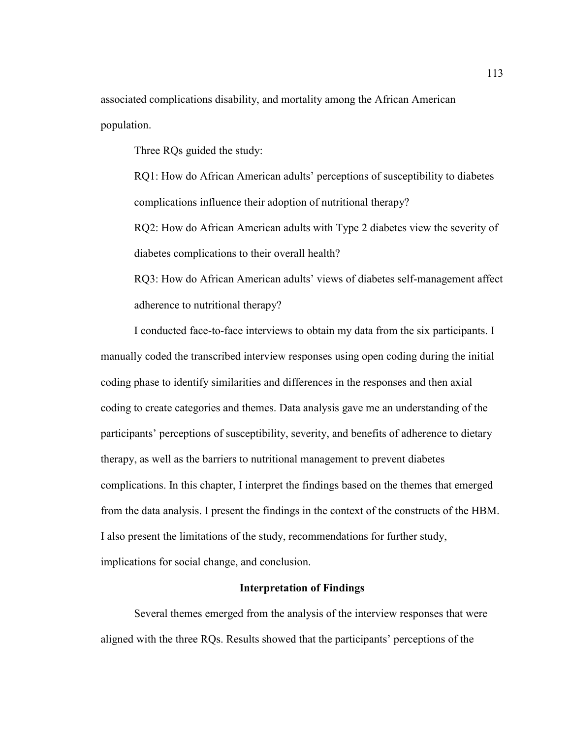associated complications disability, and mortality among the African American population.

Three RQs guided the study:

RQ1: How do African American adults' perceptions of susceptibility to diabetes complications influence their adoption of nutritional therapy?

RQ2: How do African American adults with Type 2 diabetes view the severity of diabetes complications to their overall health?

RQ3: How do African American adults' views of diabetes self-management affect adherence to nutritional therapy?

I conducted face-to-face interviews to obtain my data from the six participants. I manually coded the transcribed interview responses using open coding during the initial coding phase to identify similarities and differences in the responses and then axial coding to create categories and themes. Data analysis gave me an understanding of the participants' perceptions of susceptibility, severity, and benefits of adherence to dietary therapy, as well as the barriers to nutritional management to prevent diabetes complications. In this chapter, I interpret the findings based on the themes that emerged from the data analysis. I present the findings in the context of the constructs of the HBM. I also present the limitations of the study, recommendations for further study, implications for social change, and conclusion.

## Interpretation of Findings

Several themes emerged from the analysis of the interview responses that were aligned with the three RQs. Results showed that the participants' perceptions of the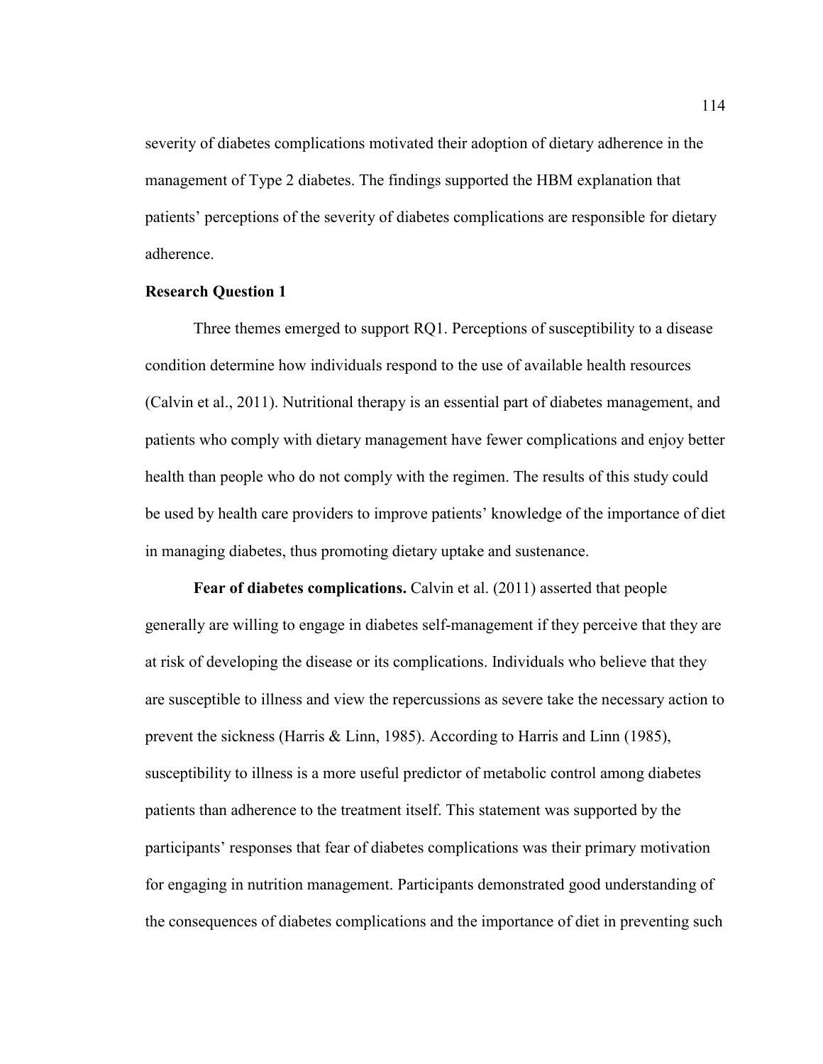severity of diabetes complications motivated their adoption of dietary adherence in the management of Type 2 diabetes. The findings supported the HBM explanation that patients' perceptions of the severity of diabetes complications are responsible for dietary adherence.

### Research Question 1

Three themes emerged to support RQ1. Perceptions of susceptibility to a disease condition determine how individuals respond to the use of available health resources (Calvin et al., 2011). Nutritional therapy is an essential part of diabetes management, and patients who comply with dietary management have fewer complications and enjoy better health than people who do not comply with the regimen. The results of this study could be used by health care providers to improve patients' knowledge of the importance of diet in managing diabetes, thus promoting dietary uptake and sustenance.

**Fear of diabetes complications.** Calvin et al. (2011) asserted that people generally are willing to engage in diabetes self-management if they perceive that they are at risk of developing the disease or its complications. Individuals who believe that they are susceptible to illness and view the repercussions as severe take the necessary action to prevent the sickness (Harris & Linn, 1985). According to Harris and Linn (1985), susceptibility to illness is a more useful predictor of metabolic control among diabetes patients than adherence to the treatment itself. This statement was supported by the participants' responses that fear of diabetes complications was their primary motivation for engaging in nutrition management. Participants demonstrated good understanding of the consequences of diabetes complications and the importance of diet in preventing such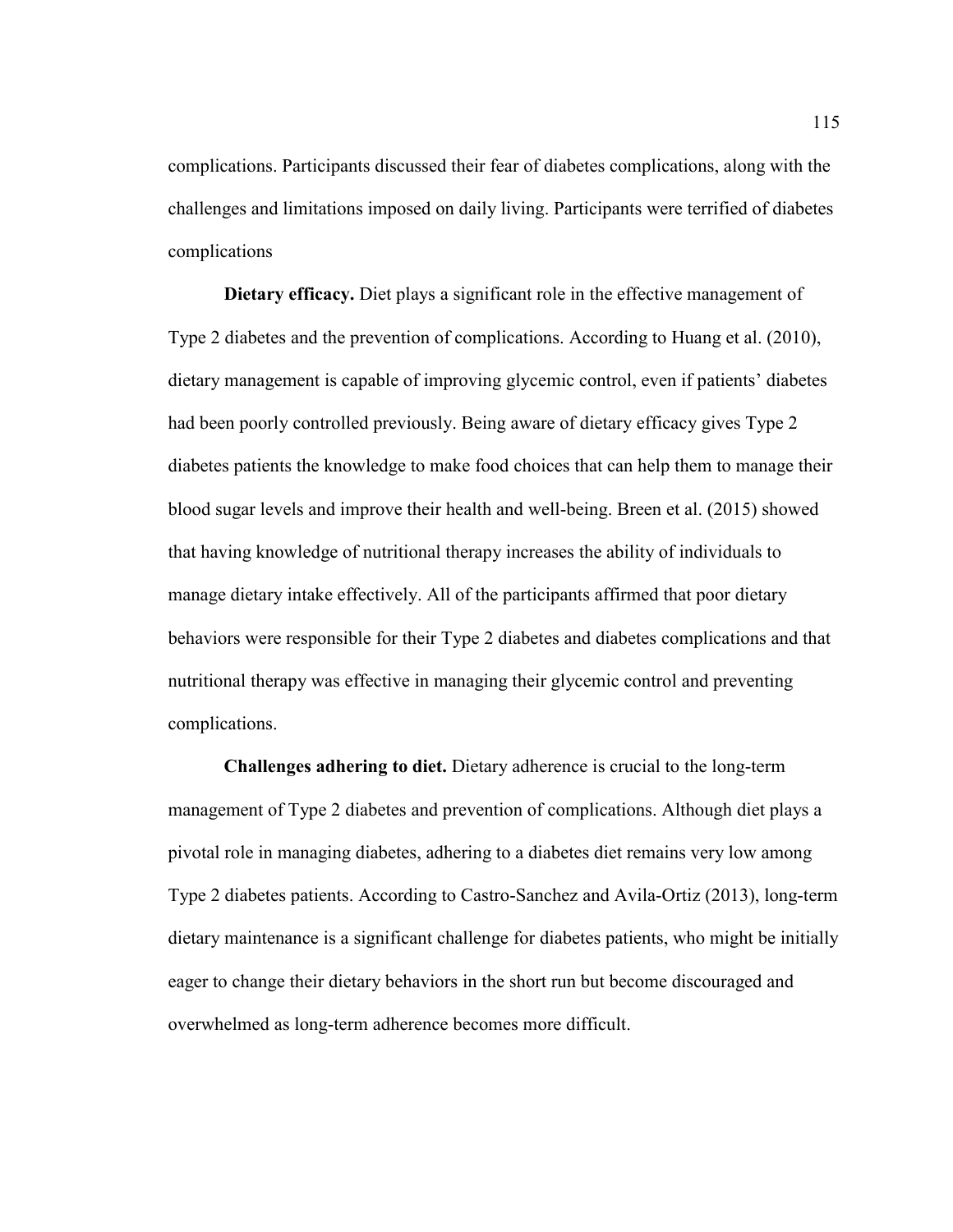complications. Participants discussed their fear of diabetes complications, along with the challenges and limitations imposed on daily living. Participants were terrified of diabetes complications

**Dietary efficacy.** Diet plays a significant role in the effective management of Type 2 diabetes and the prevention of complications. According to Huang et al. (2010), dietary management is capable of improving glycemic control, even if patients' diabetes had been poorly controlled previously. Being aware of dietary efficacy gives Type 2 diabetes patients the knowledge to make food choices that can help them to manage their blood sugar levels and improve their health and well-being. Breen et al. (2015) showed that having knowledge of nutritional therapy increases the ability of individuals to manage dietary intake effectively. All of the participants affirmed that poor dietary behaviors were responsible for their Type 2 diabetes and diabetes complications and that nutritional therapy was effective in managing their glycemic control and preventing complications.

**Challenges adhering to diet.** Dietary adherence is crucial to the long-term management of Type 2 diabetes and prevention of complications. Although diet plays a pivotal role in managing diabetes, adhering to a diabetes diet remains very low among Type 2 diabetes patients. According to Castro-Sanchez and Avila-Ortiz (2013), long-term dietary maintenance is a significant challenge for diabetes patients, who might be initially eager to change their dietary behaviors in the short run but become discouraged and overwhelmed as long-term adherence becomes more difficult.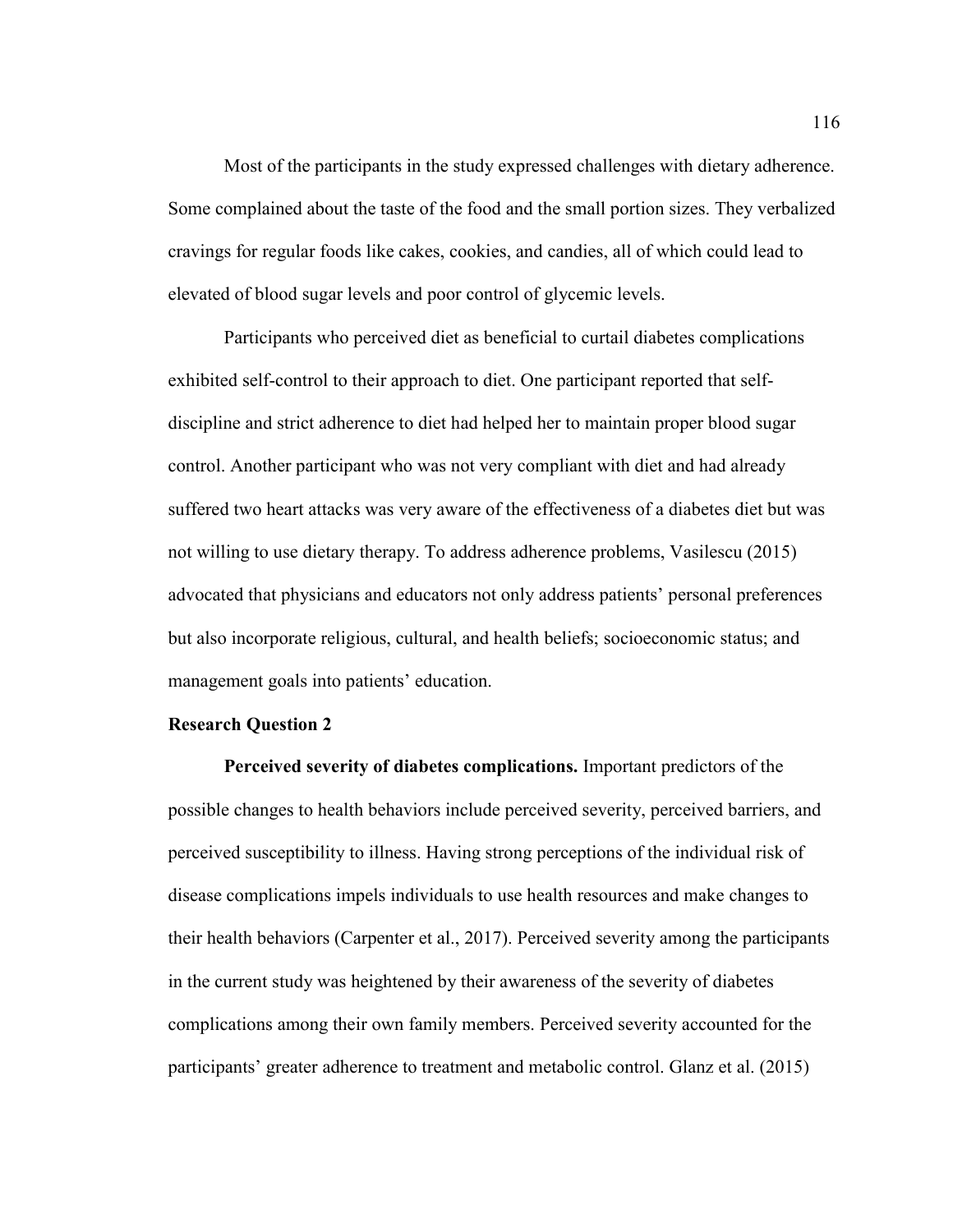Most of the participants in the study expressed challenges with dietary adherence. Some complained about the taste of the food and the small portion sizes. They verbalized cravings for regular foods like cakes, cookies, and candies, all of which could lead to elevated of blood sugar levels and poor control of glycemic levels.

Participants who perceived diet as beneficial to curtail diabetes complications exhibited self-control to their approach to diet. One participant reported that self-discipline and strict adherence to diet had helped her to maintain proper blood sugar control. Another participant who was not very compliant with diet and had already suffered two heart attacks was very aware of the effectiveness of a diabetes diet but was not willing to use dietary therapy. To address adherence problems, Vasilescu (2015) advocated that physicians and educators not only address patients' personal preferences but also incorporate religious, cultural, and health beliefs; socioeconomic status; and management goals into patients' education.

## Research Question 2

**Perceived severity of diabetes complications.** Important predictors of the possible changes to health behaviors include perceived severity, perceived barriers, and perceived susceptibility to illness. Having strong perceptions of the individual risk of disease complications impels individuals to use health resources and make changes to their health behaviors (Carpenter et al., 2017). Perceived severity among the participants in the current study was heightened by their awareness of the severity of diabetes complications among their own family members. Perceived severity accounted for the participants' greater adherence to treatment and metabolic control. Glanz et al. (2015)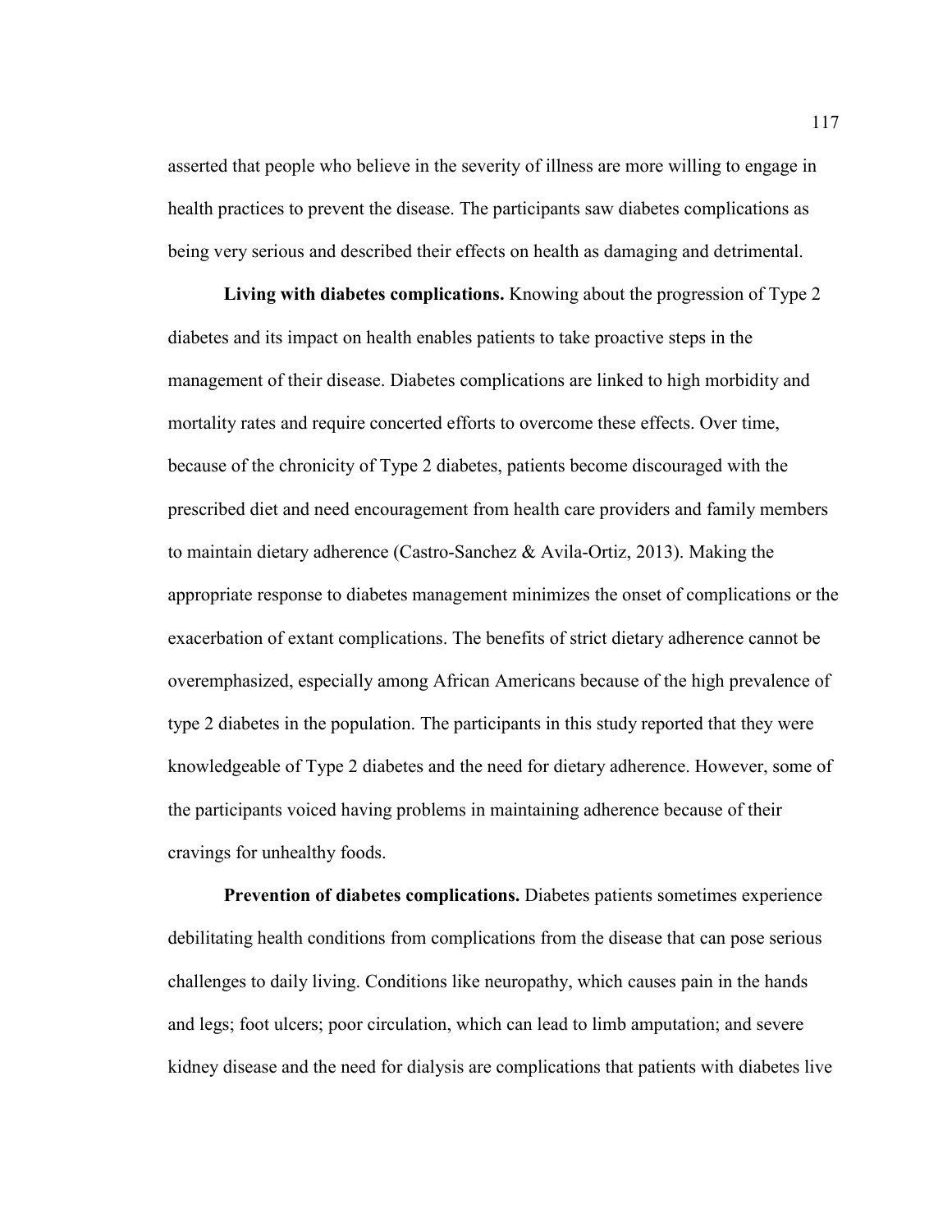asserted that people who believe in the severity of illness are more willing to engage in health practices to prevent the disease. The participants saw diabetes complications as being very serious and described their effects on health as damaging and detrimental.

**Living with diabetes complications.** Knowing about the progression of Type 2 diabetes and its impact on health enables patients to take proactive steps in the management of their disease. Diabetes complications are linked to high morbidity and mortality rates and require concerted efforts to overcome these effects. Over time, because of the chronicity of Type 2 diabetes, patients become discouraged with the prescribed diet and need encouragement from health care providers and family members to maintain dietary adherence (Castro-Sanchez & Avila-Ortiz, 2013). Making the appropriate response to diabetes management minimizes the onset of complications or the exacerbation of extant complications. The benefits of strict dietary adherence cannot be overemphasized, especially among African Americans because of the high prevalence of type 2 diabetes in the population. The participants in this study reported that they were knowledgeable of Type 2 diabetes and the need for dietary adherence. However, some of the participants voiced having problems in maintaining adherence because of their cravings for unhealthy foods.

**Prevention of diabetes complications.** Diabetes patients sometimes experience debilitating health conditions from complications from the disease that can pose serious challenges to daily living. Conditions like neuropathy, which causes pain in the hands and legs; foot ulcers; poor circulation, which can lead to limb amputation; and severe kidney disease and the need for dialysis are complications that patients with diabetes live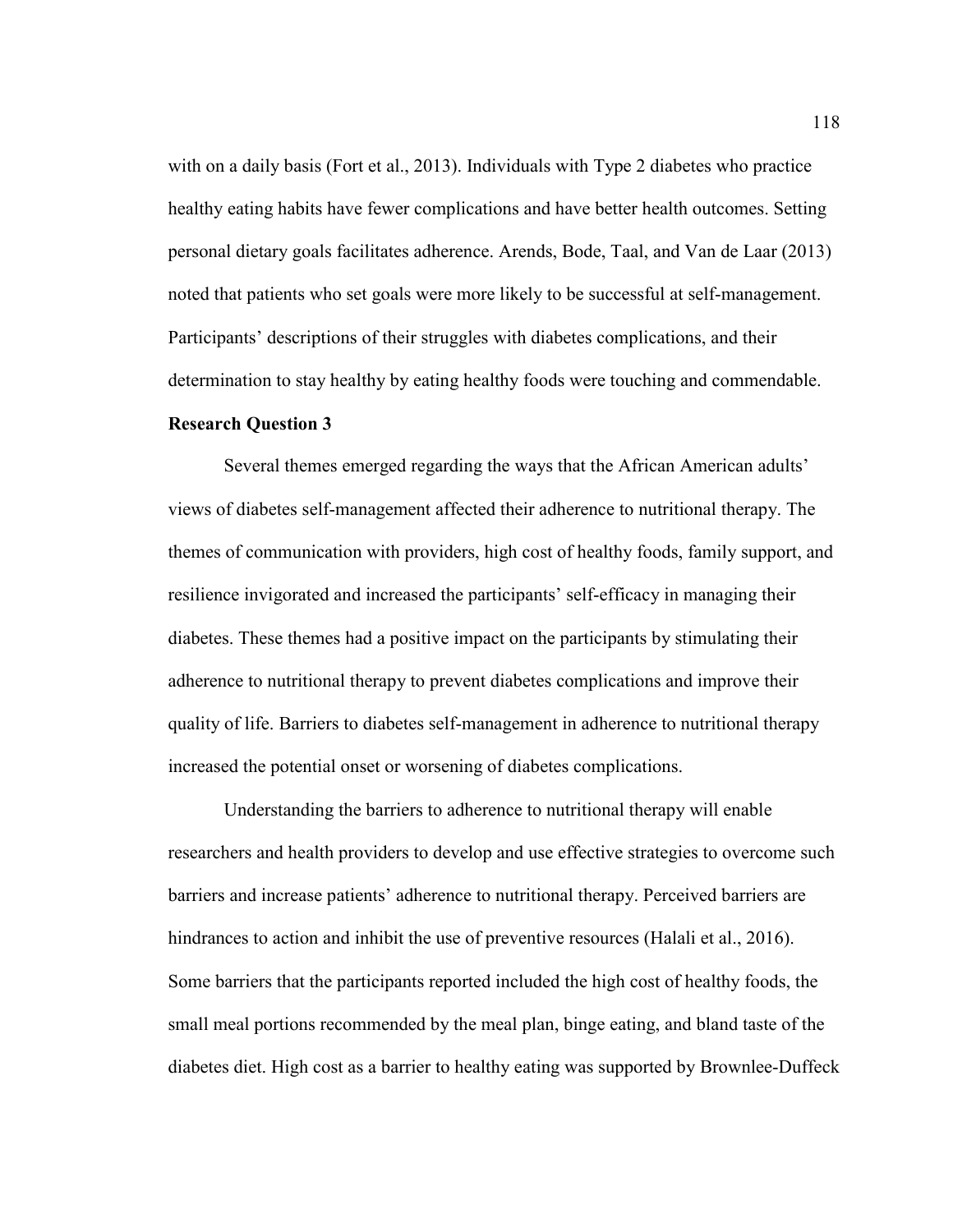with on a daily basis (Fort et al., 2013). Individuals with Type 2 diabetes who practice healthy eating habits have fewer complications and have better health outcomes. Setting personal dietary goals facilitates adherence. Arends, Bode, Taal, and Van de Laar (2013) noted that patients who set goals were more likely to be successful at self-management. Participants' descriptions of their struggles with diabetes complications, and their determination to stay healthy by eating healthy foods were touching and commendable.

### Research Question 3

Several themes emerged regarding the ways that the African American adults' views of diabetes self-management affected their adherence to nutritional therapy. The themes of communication with providers, high cost of healthy foods, family support, and resilience invigorated and increased the participants' self-efficacy in managing their diabetes. These themes had a positive impact on the participants by stimulating their adherence to nutritional therapy to prevent diabetes complications and improve their quality of life. Barriers to diabetes self-management in adherence to nutritional therapy increased the potential onset or worsening of diabetes complications.

Understanding the barriers to adherence to nutritional therapy will enable researchers and health providers to develop and use effective strategies to overcome such barriers and increase patients' adherence to nutritional therapy. Perceived barriers are hindrances to action and inhibit the use of preventive resources (Halali et al., 2016). Some barriers that the participants reported included the high cost of healthy foods, the small meal portions recommended by the meal plan, binge eating, and bland taste of the diabetes diet. High cost as a barrier to healthy eating was supported by Brownlee-Duffeck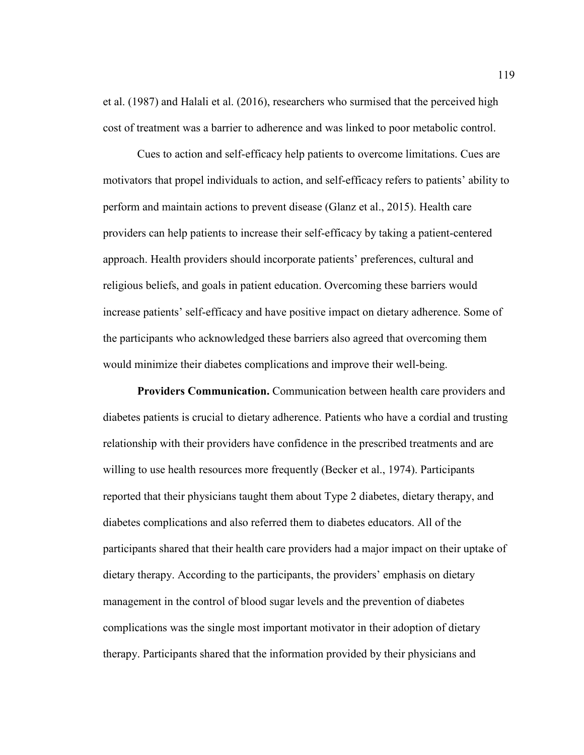et al. (1987) and Halali et al. (2016), researchers who surmised that the perceived high cost of treatment was a barrier to adherence and was linked to poor metabolic control.

Cues to action and self-efficacy help patients to overcome limitations. Cues are motivators that propel individuals to action, and self-efficacy refers to patients' ability to perform and maintain actions to prevent disease (Glanz et al., 2015). Health care providers can help patients to increase their self-efficacy by taking a patient-centered approach. Health providers should incorporate patients' preferences, cultural and religious beliefs, and goals in patient education. Overcoming these barriers would increase patients' self-efficacy and have positive impact on dietary adherence. Some of the participants who acknowledged these barriers also agreed that overcoming them would minimize their diabetes complications and improve their well-being.

**Providers Communication.** Communication between health care providers and diabetes patients is crucial to dietary adherence. Patients who have a cordial and trusting relationship with their providers have confidence in the prescribed treatments and are willing to use health resources more frequently (Becker et al., 1974). Participants reported that their physicians taught them about Type 2 diabetes, dietary therapy, and diabetes complications and also referred them to diabetes educators. All of the participants shared that their health care providers had a major impact on their uptake of dietary therapy. According to the participants, the providers' emphasis on dietary management in the control of blood sugar levels and the prevention of diabetes complications was the single most important motivator in their adoption of dietary therapy. Participants shared that the information provided by their physicians and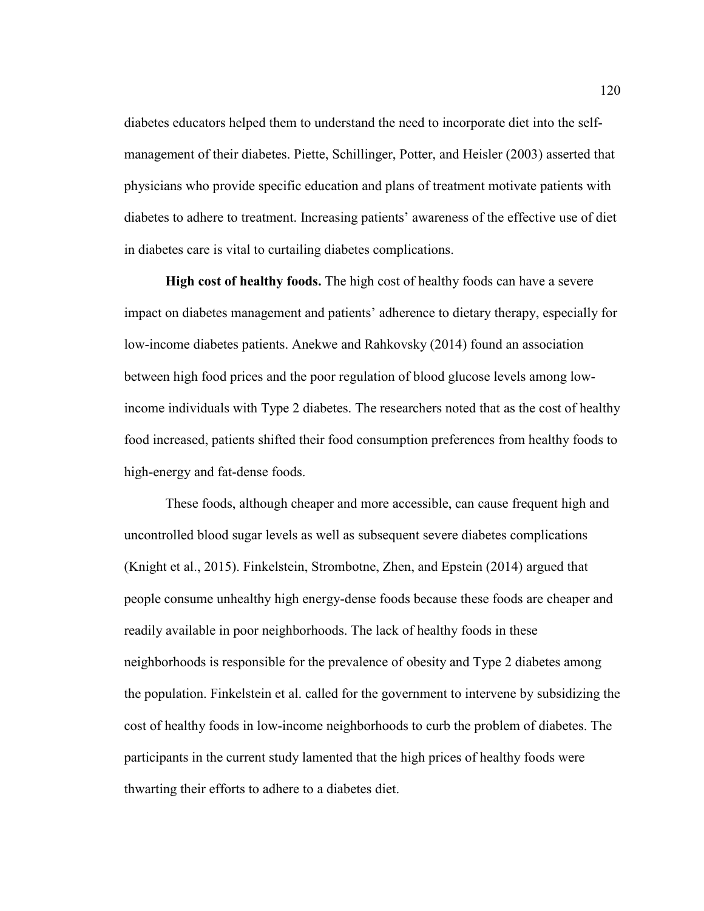diabetes educators helped them to understand the need to incorporate diet into the self-management of their diabetes. Piette, Schillinger, Potter, and Heisler (2003) asserted that physicians who provide specific education and plans of treatment motivate patients with diabetes to adhere to treatment. Increasing patients' awareness of the effective use of diet in diabetes care is vital to curtailing diabetes complications.

**High cost of healthy foods.** The high cost of healthy foods can have a severe impact on diabetes management and patients' adherence to dietary therapy, especially for low-income diabetes patients. Anekwe and Rahkovsky (2014) found an association between high food prices and the poor regulation of blood glucose levels among low-income individuals with Type 2 diabetes. The researchers noted that as the cost of healthy food increased, patients shifted their food consumption preferences from healthy foods to high-energy and fat-dense foods.

These foods, although cheaper and more accessible, can cause frequent high and uncontrolled blood sugar levels as well as subsequent severe diabetes complications (Knight et al., 2015). Finkelstein, Strombotne, Zhen, and Epstein (2014) argued that people consume unhealthy high energy-dense foods because these foods are cheaper and readily available in poor neighborhoods. The lack of healthy foods in these neighborhoods is responsible for the prevalence of obesity and Type 2 diabetes among the population. Finkelstein et al. called for the government to intervene by subsidizing the cost of healthy foods in low-income neighborhoods to curb the problem of diabetes. The participants in the current study lamented that the high prices of healthy foods were thwarting their efforts to adhere to a diabetes diet.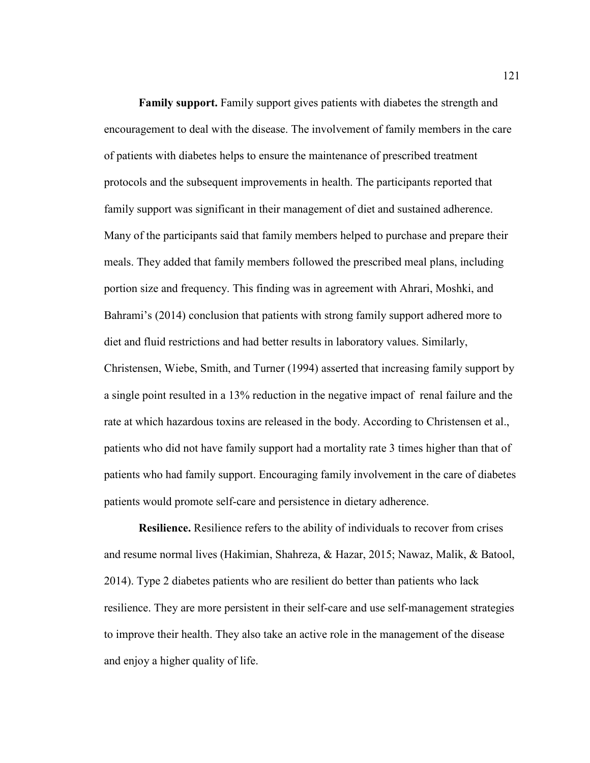**Family support.** Family support gives patients with diabetes the strength and encouragement to deal with the disease. The involvement of family members in the care of patients with diabetes helps to ensure the maintenance of prescribed treatment protocols and the subsequent improvements in health. The participants reported that family support was significant in their management of diet and sustained adherence. Many of the participants said that family members helped to purchase and prepare their meals. They added that family members followed the prescribed meal plans, including portion size and frequency. This finding was in agreement with Ahrari, Moshki, and Bahrami's (2014) conclusion that patients with strong family support adhered more to diet and fluid restrictions and had better results in laboratory values. Similarly, Christensen, Wiebe, Smith, and Turner (1994) asserted that increasing family support by a single point resulted in a 13% reduction in the negative impact of renal failure and the rate at which hazardous toxins are released in the body. According to Christensen et al., patients who did not have family support had a mortality rate 3 times higher than that of patients who had family support. Encouraging family involvement in the care of diabetes patients would promote self-care and persistence in dietary adherence.

**Resilience.** Resilience refers to the ability of individuals to recover from crises and resume normal lives (Hakimian, Shahreza, & Hazar, 2015; Nawaz, Malik, & Batool, 2014). Type 2 diabetes patients who are resilient do better than patients who lack resilience. They are more persistent in their self-care and use self-management strategies to improve their health. They also take an active role in the management of the disease and enjoy a higher quality of life.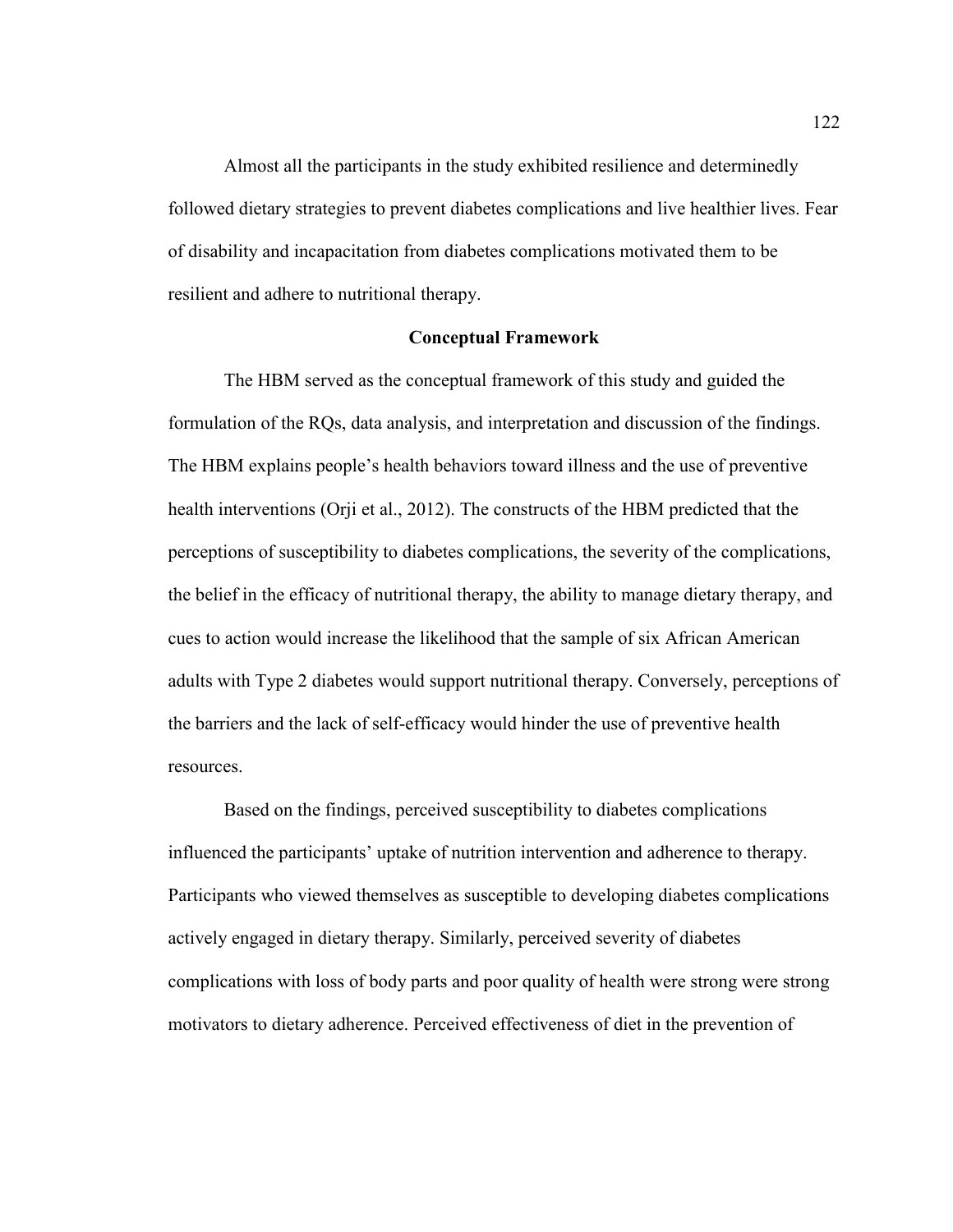Almost all the participants in the study exhibited resilience and determinedly followed dietary strategies to prevent diabetes complications and live healthier lives. Fear of disability and incapacitation from diabetes complications motivated them to be resilient and adhere to nutritional therapy.

## Conceptual Framework

The HBM served as the conceptual framework of this study and guided the formulation of the RQs, data analysis, and interpretation and discussion of the findings. The HBM explains people's health behaviors toward illness and the use of preventive health interventions (Orji et al., 2012). The constructs of the HBM predicted that the perceptions of susceptibility to diabetes complications, the severity of the complications, the belief in the efficacy of nutritional therapy, the ability to manage dietary therapy, and cues to action would increase the likelihood that the sample of six African American adults with Type 2 diabetes would support nutritional therapy. Conversely, perceptions of the barriers and the lack of self-efficacy would hinder the use of preventive health resources.

Based on the findings, perceived susceptibility to diabetes complications influenced the participants' uptake of nutrition intervention and adherence to therapy. Participants who viewed themselves as susceptible to developing diabetes complications actively engaged in dietary therapy. Similarly, perceived severity of diabetes complications with loss of body parts and poor quality of health were strong were strong motivators to dietary adherence. Perceived effectiveness of diet in the prevention of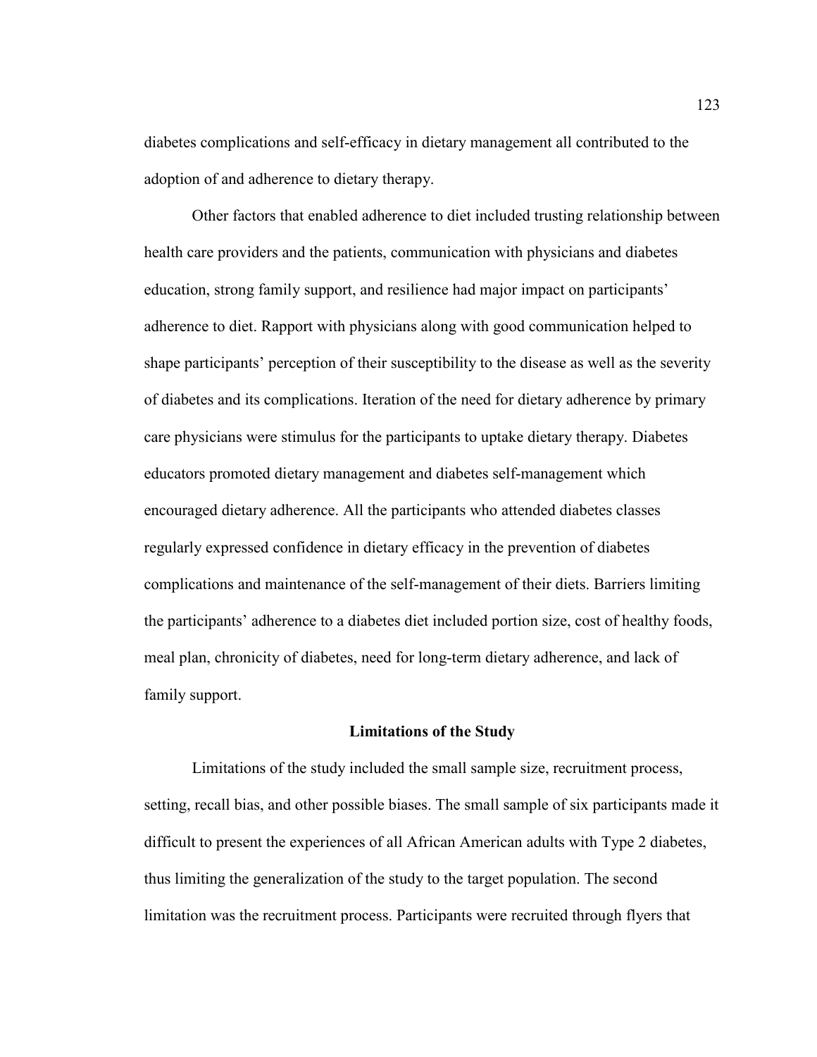diabetes complications and self-efficacy in dietary management all contributed to the adoption of and adherence to dietary therapy.

Other factors that enabled adherence to diet included trusting relationship between health care providers and the patients, communication with physicians and diabetes education, strong family support, and resilience had major impact on participants' adherence to diet. Rapport with physicians along with good communication helped to shape participants' perception of their susceptibility to the disease as well as the severity of diabetes and its complications. Iteration of the need for dietary adherence by primary care physicians were stimulus for the participants to uptake dietary therapy. Diabetes educators promoted dietary management and diabetes self-management which encouraged dietary adherence. All the participants who attended diabetes classes regularly expressed confidence in dietary efficacy in the prevention of diabetes complications and maintenance of the self-management of their diets. Barriers limiting the participants' adherence to a diabetes diet included portion size, cost of healthy foods, meal plan, chronicity of diabetes, need for long-term dietary adherence, and lack of family support.

## Limitations of the Study

Limitations of the study included the small sample size, recruitment process, setting, recall bias, and other possible biases. The small sample of six participants made it difficult to present the experiences of all African American adults with Type 2 diabetes, thus limiting the generalization of the study to the target population. The second limitation was the recruitment process. Participants were recruited through flyers that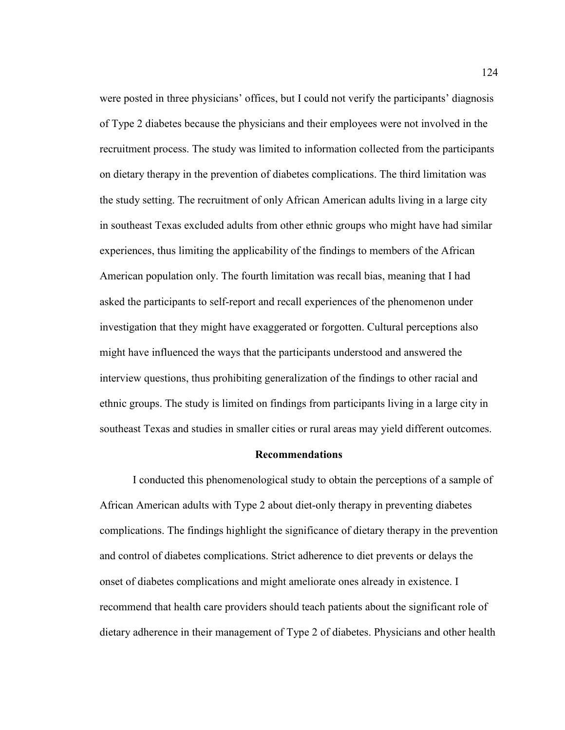were posted in three physicians' offices, but I could not verify the participants' diagnosis of Type 2 diabetes because the physicians and their employees were not involved in the recruitment process. The study was limited to information collected from the participants on dietary therapy in the prevention of diabetes complications. The third limitation was the study setting. The recruitment of only African American adults living in a large city in southeast Texas excluded adults from other ethnic groups who might have had similar experiences, thus limiting the applicability of the findings to members of the African American population only. The fourth limitation was recall bias, meaning that I had asked the participants to self-report and recall experiences of the phenomenon under investigation that they might have exaggerated or forgotten. Cultural perceptions also might have influenced the ways that the participants understood and answered the interview questions, thus prohibiting generalization of the findings to other racial and ethnic groups. The study is limited on findings from participants living in a large city in southeast Texas and studies in smaller cities or rural areas may yield different outcomes.

## Recommendations

I conducted this phenomenological study to obtain the perceptions of a sample of African American adults with Type 2 about diet-only therapy in preventing diabetes complications. The findings highlight the significance of dietary therapy in the prevention and control of diabetes complications. Strict adherence to diet prevents or delays the onset of diabetes complications and might ameliorate ones already in existence. I recommend that health care providers should teach patients about the significant role of dietary adherence in their management of Type 2 of diabetes. Physicians and other health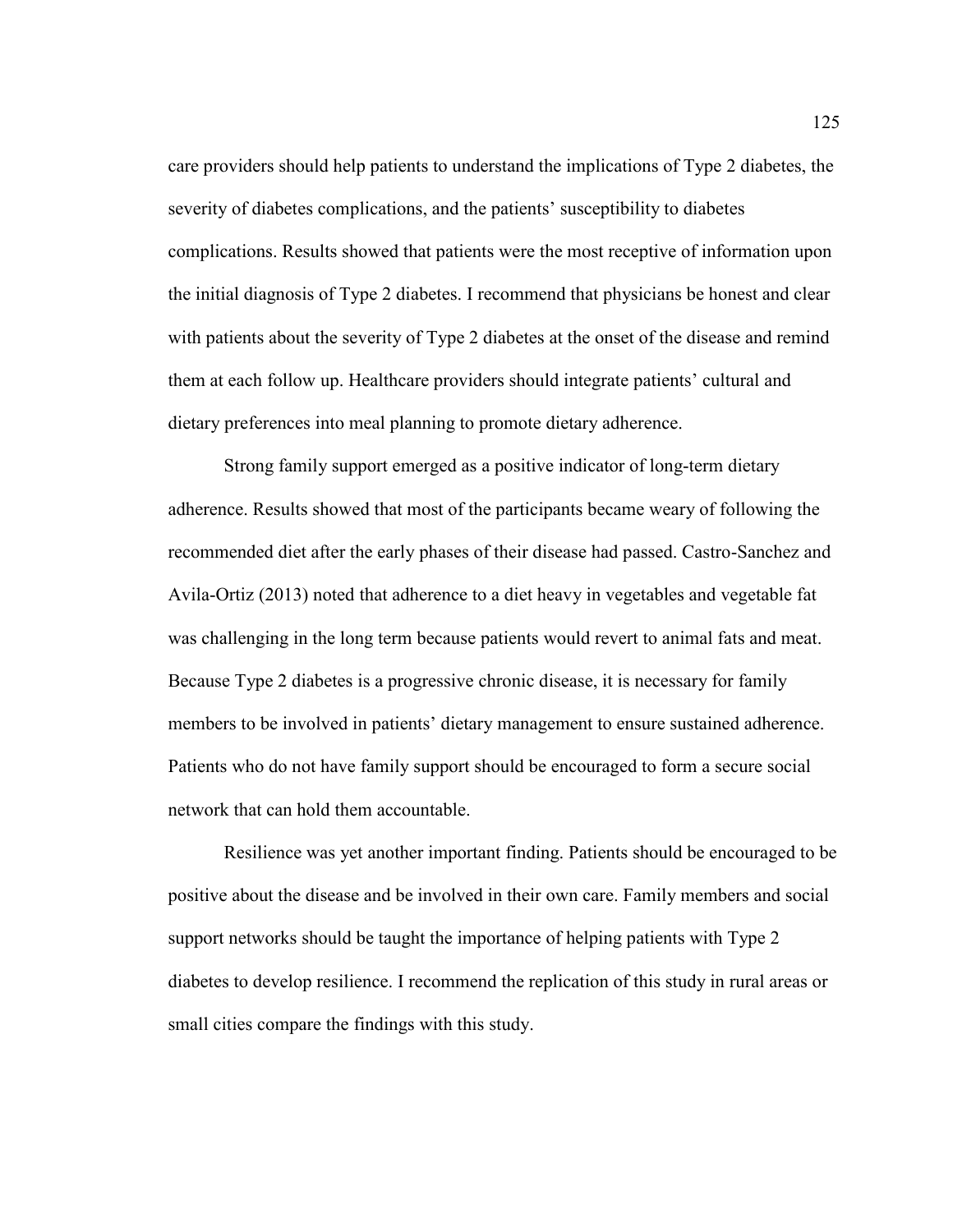care providers should help patients to understand the implications of Type 2 diabetes, the severity of diabetes complications, and the patients' susceptibility to diabetes complications. Results showed that patients were the most receptive of information upon the initial diagnosis of Type 2 diabetes. I recommend that physicians be honest and clear with patients about the severity of Type 2 diabetes at the onset of the disease and remind them at each follow up. Healthcare providers should integrate patients' cultural and dietary preferences into meal planning to promote dietary adherence.

Strong family support emerged as a positive indicator of long-term dietary adherence. Results showed that most of the participants became weary of following the recommended diet after the early phases of their disease had passed. Castro-Sanchez and Avila-Ortiz (2013) noted that adherence to a diet heavy in vegetables and vegetable fat was challenging in the long term because patients would revert to animal fats and meat. Because Type 2 diabetes is a progressive chronic disease, it is necessary for family members to be involved in patients' dietary management to ensure sustained adherence. Patients who do not have family support should be encouraged to form a secure social network that can hold them accountable.

Resilience was yet another important finding. Patients should be encouraged to be positive about the disease and be involved in their own care. Family members and social support networks should be taught the importance of helping patients with Type 2 diabetes to develop resilience. I recommend the replication of this study in rural areas or small cities compare the findings with this study.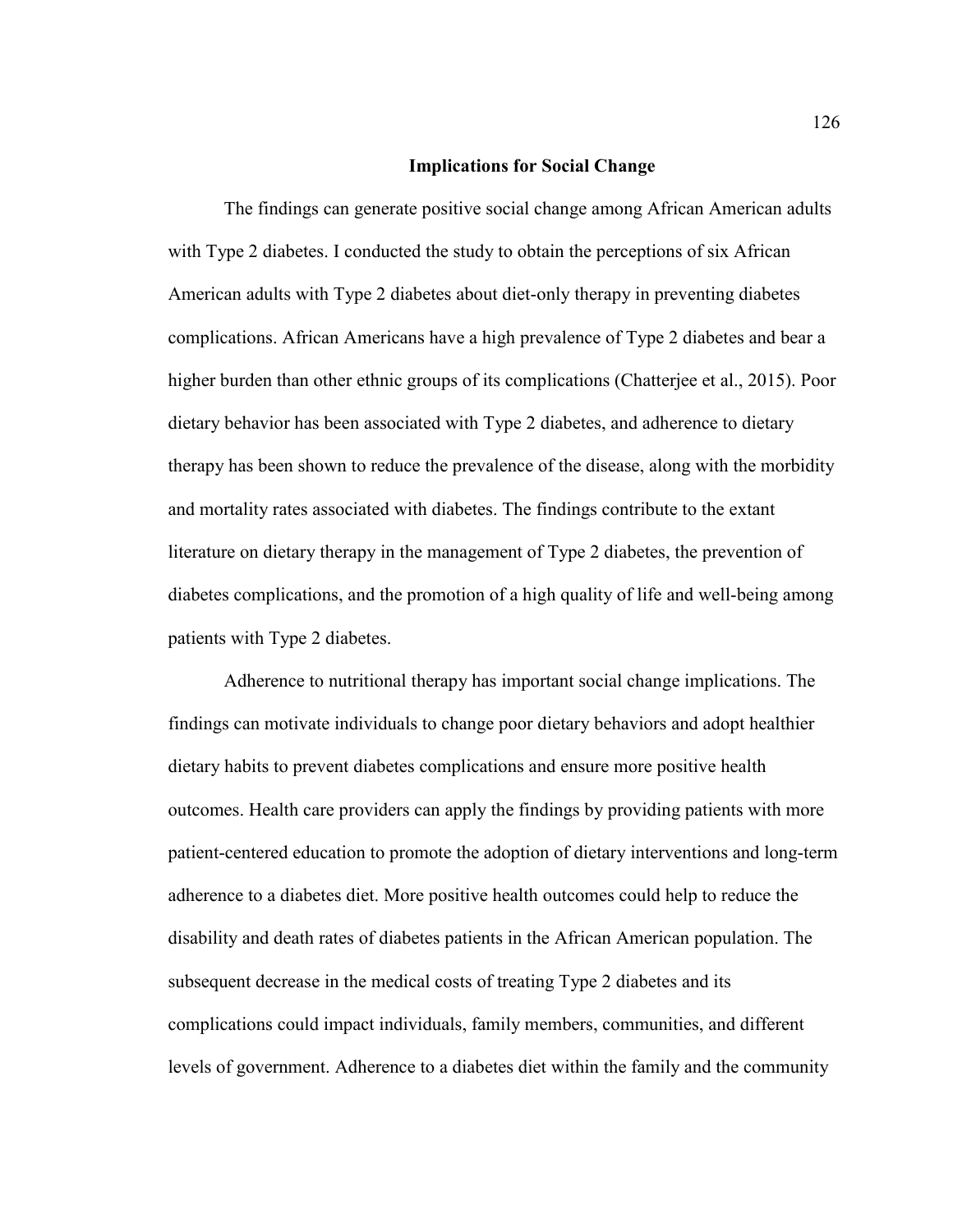## Implications for Social Change

The findings can generate positive social change among African American adults with Type 2 diabetes. I conducted the study to obtain the perceptions of six African American adults with Type 2 diabetes about diet-only therapy in preventing diabetes complications. African Americans have a high prevalence of Type 2 diabetes and bear a higher burden than other ethnic groups of its complications (Chatterjee et al., 2015). Poor dietary behavior has been associated with Type 2 diabetes, and adherence to dietary therapy has been shown to reduce the prevalence of the disease, along with the morbidity and mortality rates associated with diabetes. The findings contribute to the extant literature on dietary therapy in the management of Type 2 diabetes, the prevention of diabetes complications, and the promotion of a high quality of life and well-being among patients with Type 2 diabetes.

Adherence to nutritional therapy has important social change implications. The findings can motivate individuals to change poor dietary behaviors and adopt healthier dietary habits to prevent diabetes complications and ensure more positive health outcomes. Health care providers can apply the findings by providing patients with more patient-centered education to promote the adoption of dietary interventions and long-term adherence to a diabetes diet. More positive health outcomes could help to reduce the disability and death rates of diabetes patients in the African American population. The subsequent decrease in the medical costs of treating Type 2 diabetes and its complications could impact individuals, family members, communities, and different levels of government. Adherence to a diabetes diet within the family and the community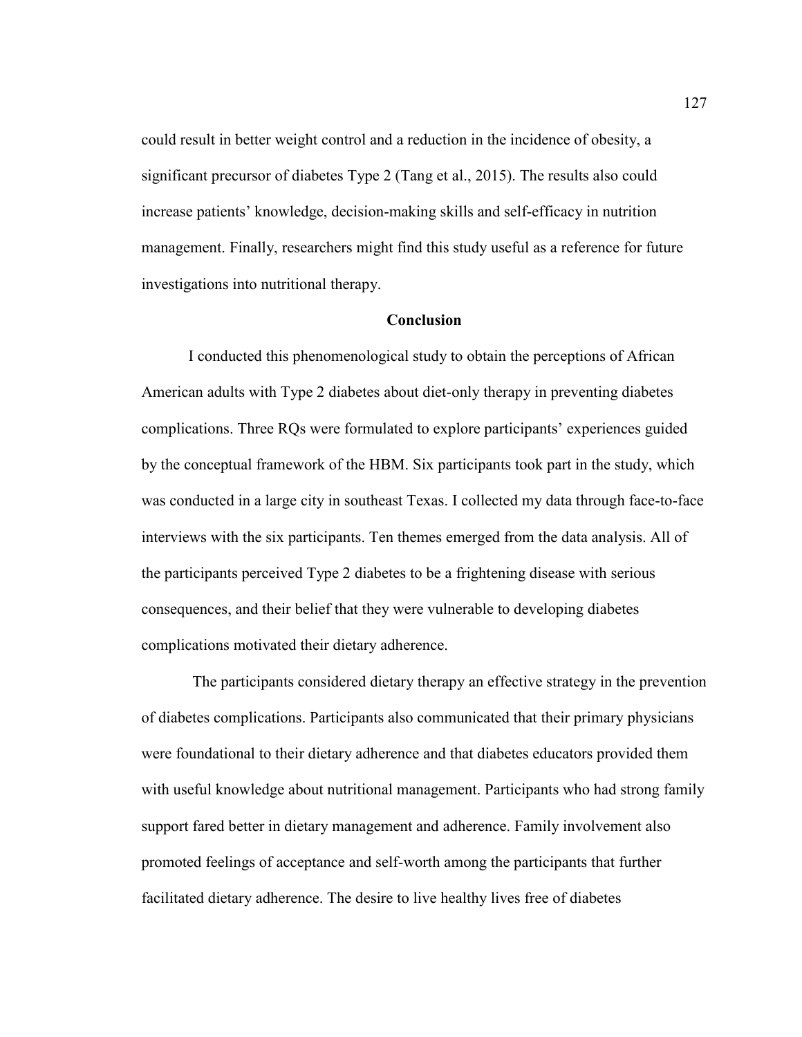could result in better weight control and a reduction in the incidence of obesity, a significant precursor of diabetes Type 2 (Tang et al., 2015). The results also could increase patients' knowledge, decision-making skills and self-efficacy in nutrition management. Finally, researchers might find this study useful as a reference for future investigations into nutritional therapy.

## Conclusion

I conducted this phenomenological study to obtain the perceptions of African American adults with Type 2 diabetes about diet-only therapy in preventing diabetes complications. Three RQs were formulated to explore participants' experiences guided by the conceptual framework of the HBM. Six participants took part in the study, which was conducted in a large city in southeast Texas. I collected my data through face-to-face interviews with the six participants. Ten themes emerged from the data analysis. All of the participants perceived Type 2 diabetes to be a frightening disease with serious consequences, and their belief that they were vulnerable to developing diabetes complications motivated their dietary adherence.

The participants considered dietary therapy an effective strategy in the prevention of diabetes complications. Participants also communicated that their primary physicians were foundational to their dietary adherence and that diabetes educators provided them with useful knowledge about nutritional management. Participants who had strong family support fared better in dietary management and adherence. Family involvement also promoted feelings of acceptance and self-worth among the participants that further facilitated dietary adherence. The desire to live healthy lives free of diabetes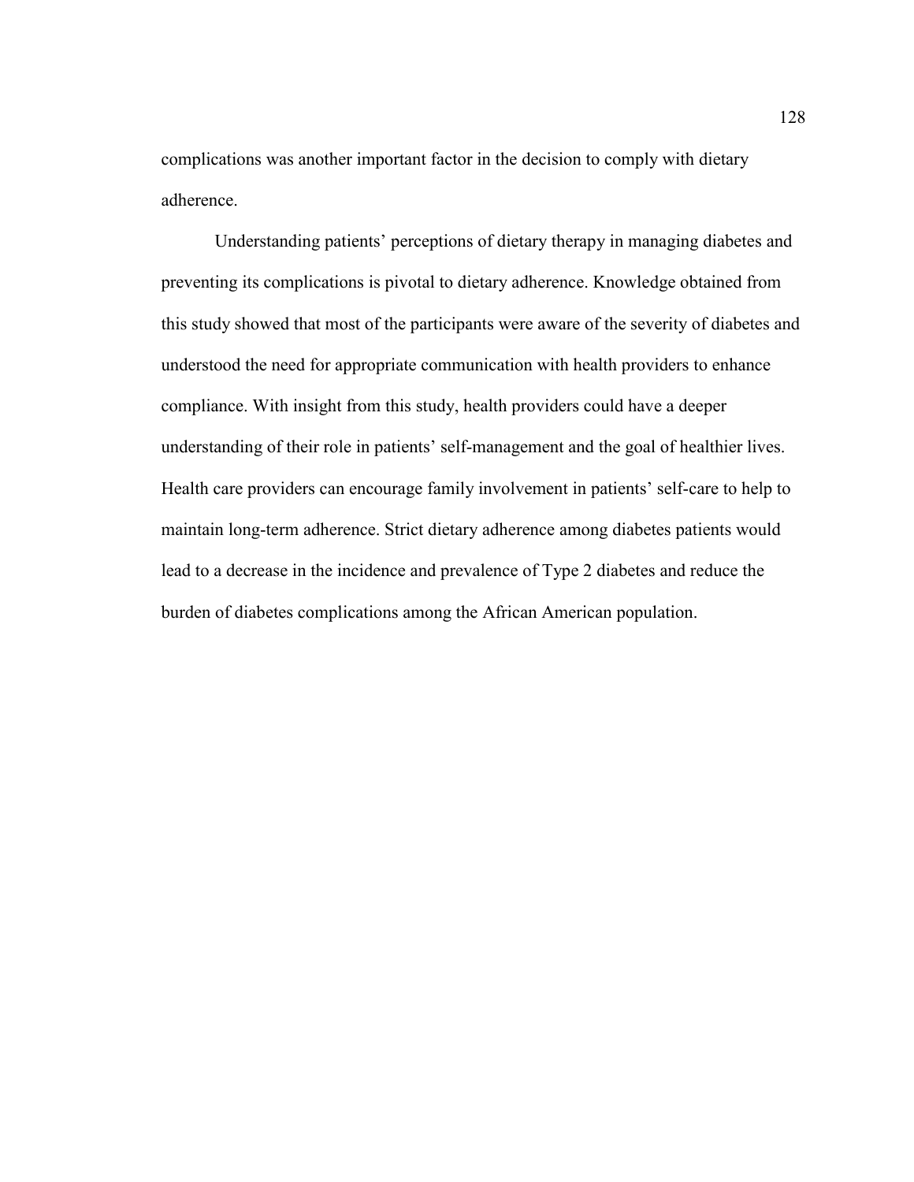complications was another important factor in the decision to comply with dietary adherence.

Understanding patients' perceptions of dietary therapy in managing diabetes and preventing its complications is pivotal to dietary adherence. Knowledge obtained from this study showed that most of the participants were aware of the severity of diabetes and understood the need for appropriate communication with health providers to enhance compliance. With insight from this study, health providers could have a deeper understanding of their role in patients' self-management and the goal of healthier lives. Health care providers can encourage family involvement in patients' self-care to help to maintain long-term adherence. Strict dietary adherence among diabetes patients would lead to a decrease in the incidence and prevalence of Type 2 diabetes and reduce the burden of diabetes complications among the African American population.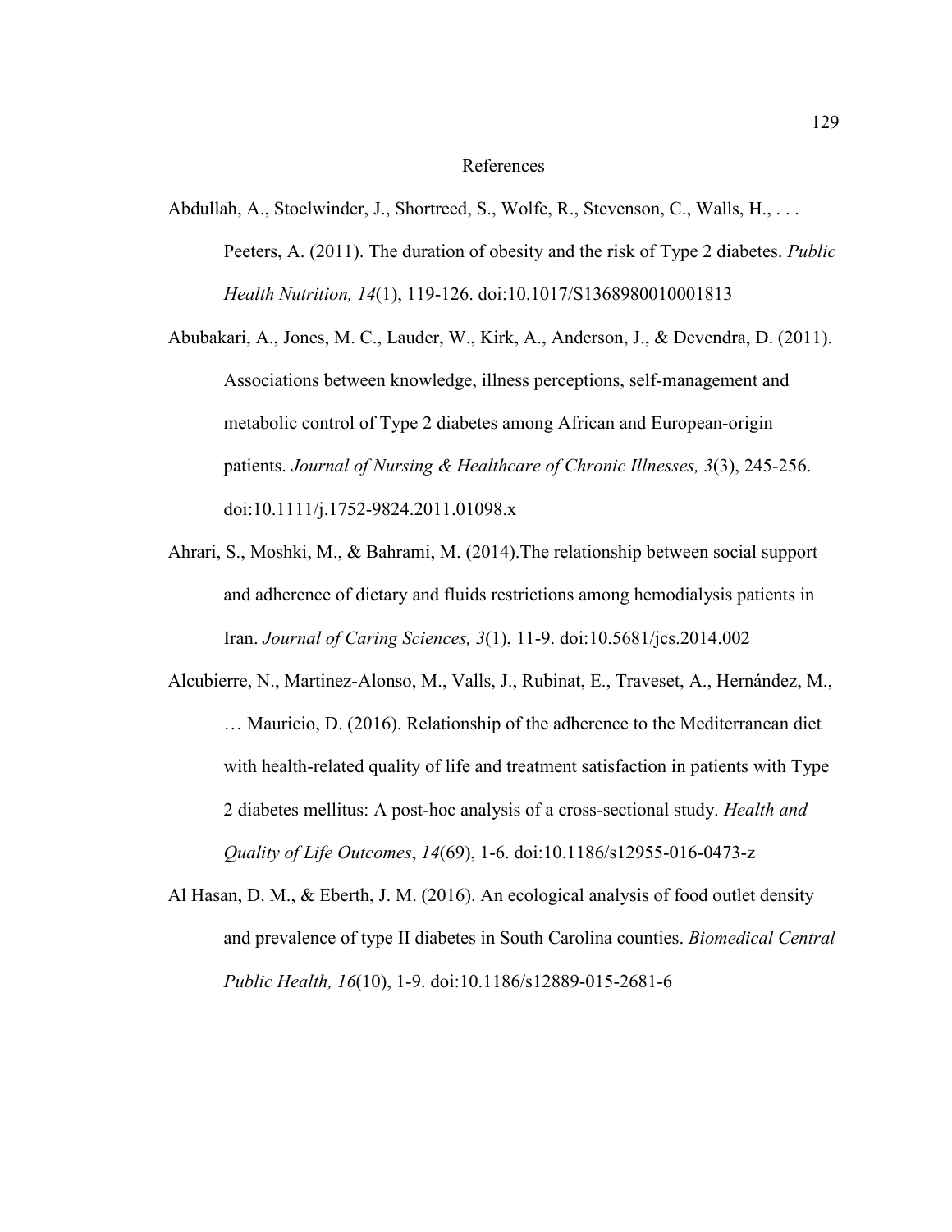# References

Abdullah, A., Stoelwinder, J., Shortreed, S., Wolfe, R., Stevenson, C., Walls, H., . . . Peeters, A. (2011). The duration of obesity and the risk of Type 2 diabetes. *Public Health Nutrition, 14*(1), 119-126. doi:10.1017/S1368980010001813

Abubakari, A., Jones, M. C., Lauder, W., Kirk, A., Anderson, J., & Devendra, D. (2011). Associations between knowledge, illness perceptions, self-management and metabolic control of Type 2 diabetes among African and European-origin patients. *Journal of Nursing & Healthcare of Chronic Illnesses, 3*(3), 245-256. doi:10.1111/j.1752-9824.2011.01098.x

Ahrari, S., Moshki, M., & Bahrami, M. (2014).The relationship between social support and adherence of dietary and fluids restrictions among hemodialysis patients in Iran. *Journal of Caring Sciences, 3*(1), 11-9. doi:10.5681/jcs.2014.002

Alcubierre, N., Martinez-Alonso, M., Valls, J., Rubinat, E., Traveset, A., Hernández, M., … Mauricio, D. (2016). Relationship of the adherence to the Mediterranean diet with health-related quality of life and treatment satisfaction in patients with Type 2 diabetes mellitus: A post-hoc analysis of a cross-sectional study. *Health and Quality of Life Outcomes*, *14*(69), 1-6. doi:10.1186/s12955-016-0473-z

Al Hasan, D. M., & Eberth, J. M. (2016). An ecological analysis of food outlet density and prevalence of type II diabetes in South Carolina counties. *Biomedical Central Public Health, 16*(10), 1-9. doi:10.1186/s12889-015-2681-6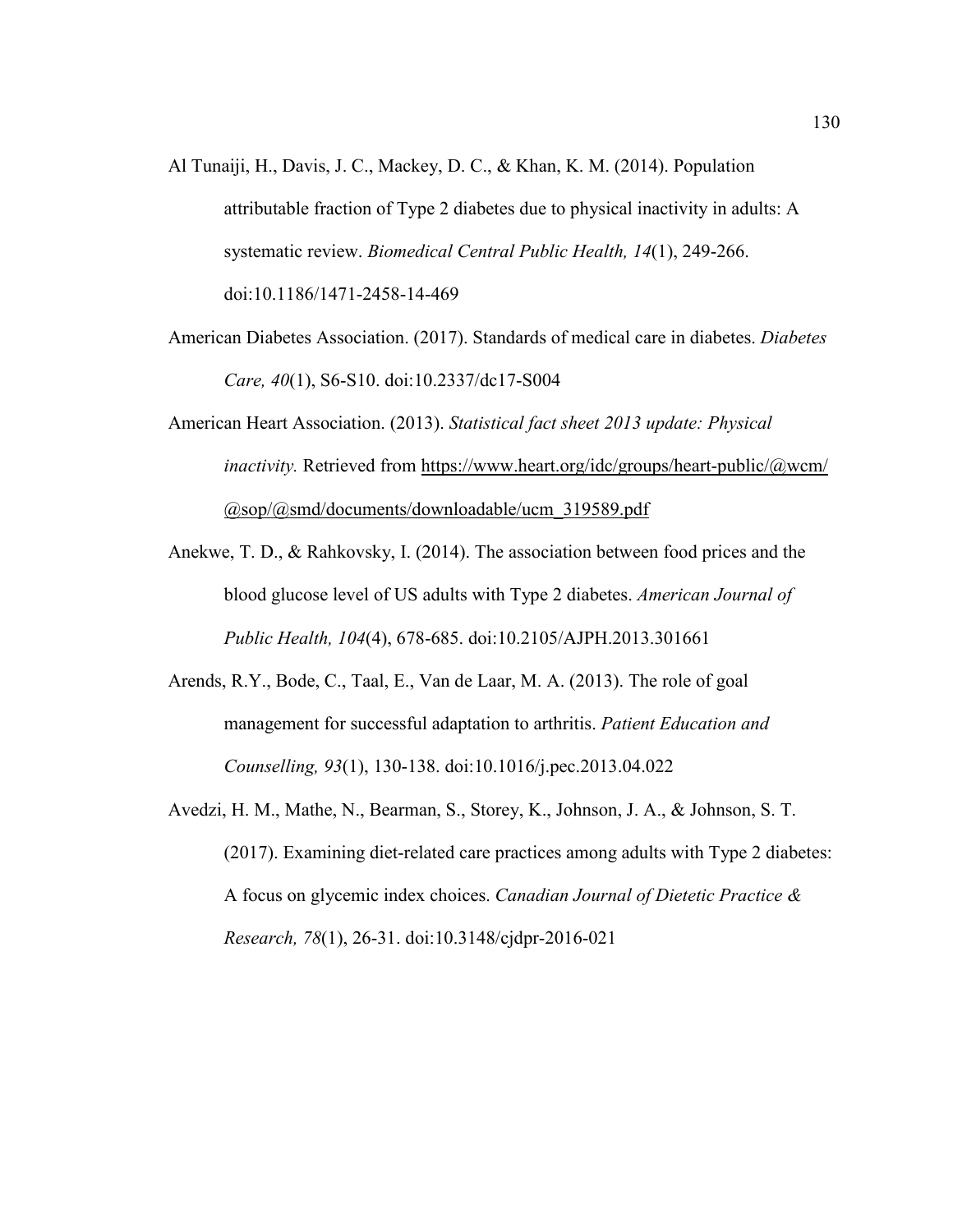Al Tunaiji, H., Davis, J. C., Mackey, D. C., & Khan, K. M. (2014). Population attributable fraction of Type 2 diabetes due to physical inactivity in adults: A systematic review. *Biomedical Central Public Health, 14*(1), 249-266. doi:10.1186/1471-2458-14-469

American Diabetes Association. (2017). Standards of medical care in diabetes. *Diabetes Care, 40*(1), S6-S10. doi:10.2337/dc17-S004

American Heart Association. (2013). *Statistical fact sheet 2013 update: Physical inactivity.* Retrieved from https://www.heart.org/idc/groups/heart-public/@wcm/@sop/@smd/documents/downloadable/ucm_319589.pdf

Anekwe, T. D., & Rahkovsky, I. (2014). The association between food prices and the blood glucose level of US adults with Type 2 diabetes. *American Journal of Public Health, 104*(4), 678-685. doi:10.2105/AJPH.2013.301661

Arends, R.Y., Bode, C., Taal, E., Van de Laar, M. A. (2013). The role of goal management for successful adaptation to arthritis. *Patient Education and Counselling, 93*(1), 130-138. doi:10.1016/j.pec.2013.04.022

Avedzi, H. M., Mathe, N., Bearman, S., Storey, K., Johnson, J. A., & Johnson, S. T. (2017). Examining diet-related care practices among adults with Type 2 diabetes: A focus on glycemic index choices. *Canadian Journal of Dietetic Practice & Research, 78*(1), 26-31. doi:10.3148/cjdpr-2016-021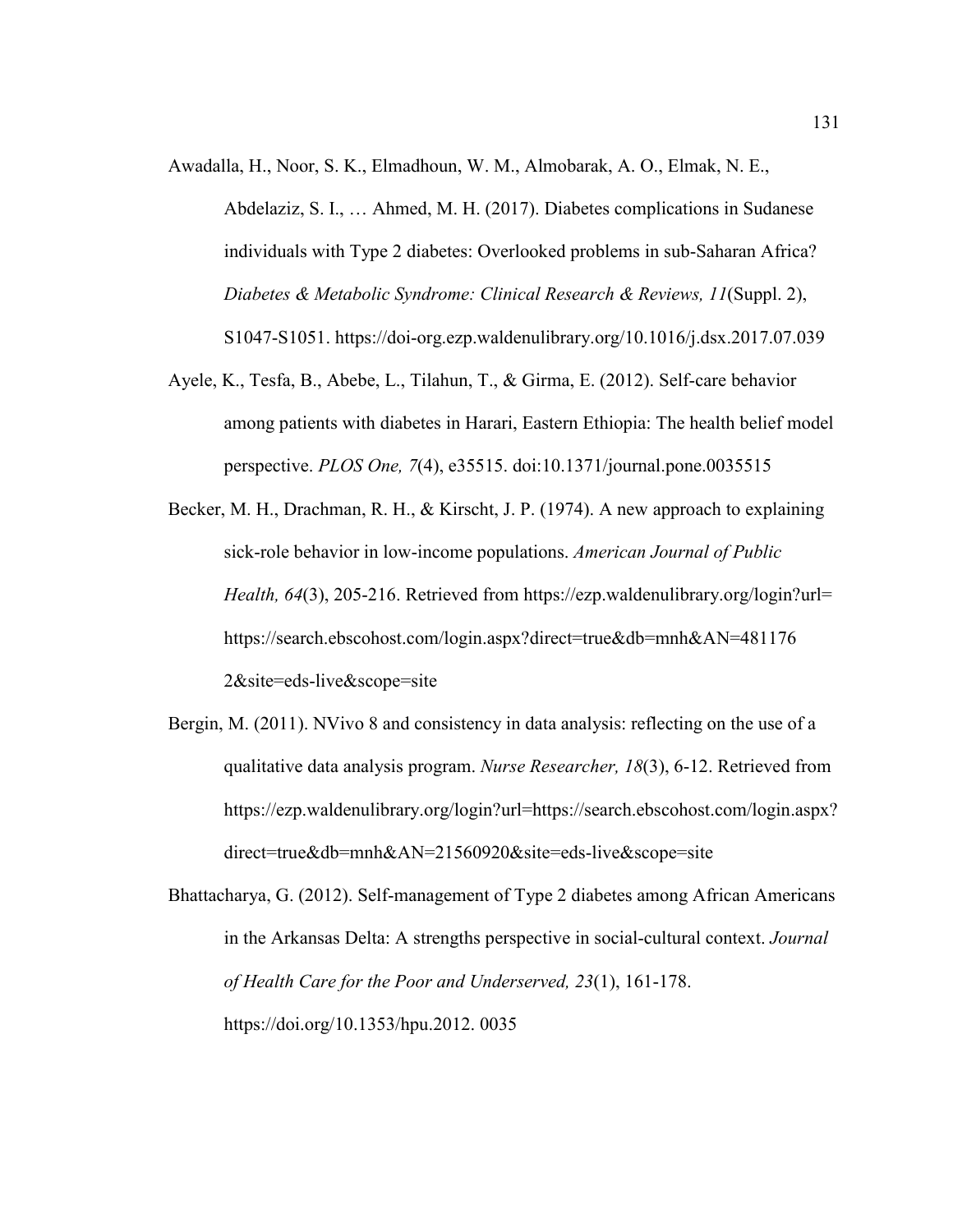Awadalla, H., Noor, S. K., Elmadhoun, W. M., Almobarak, A. O., Elmak, N. E., Abdelaziz, S. I., … Ahmed, M. H. (2017). Diabetes complications in Sudanese individuals with Type 2 diabetes: Overlooked problems in sub-Saharan Africa? *Diabetes & Metabolic Syndrome: Clinical Research & Reviews, 11*(Suppl. 2), S1047-S1051. https://doi-org.ezp.waldenulibrary.org/10.1016/j.dsx.2017.07.039

Ayele, K., Tesfa, B., Abebe, L., Tilahun, T., & Girma, E. (2012). Self-care behavior among patients with diabetes in Harari, Eastern Ethiopia: The health belief model perspective. *PLOS One, 7*(4), e35515. doi:10.1371/journal.pone.0035515

Becker, M. H., Drachman, R. H., & Kirscht, J. P. (1974). A new approach to explaining sick-role behavior in low-income populations. *American Journal of Public Health, 64*(3), 205-216. Retrieved from https://ezp.waldenulibrary.org/login?url= https://search.ebscohost.com/login.aspx?direct=true&db=mnh&AN=481176 2&site=eds-live&scope=site

Bergin, M. (2011). NVivo 8 and consistency in data analysis: reflecting on the use of a qualitative data analysis program. *Nurse Researcher, 18*(3), 6-12. Retrieved from https://ezp.waldenulibrary.org/login?url=https://search.ebscohost.com/login.aspx?direct=true&db=mnh&AN=21560920&site=eds-live&scope=site

Bhattacharya, G. (2012). Self-management of Type 2 diabetes among African Americans in the Arkansas Delta: A strengths perspective in social-cultural context. *Journal of Health Care for the Poor and Underserved, 23*(1), 161-178. https://doi.org/10.1353/hpu.2012. 0035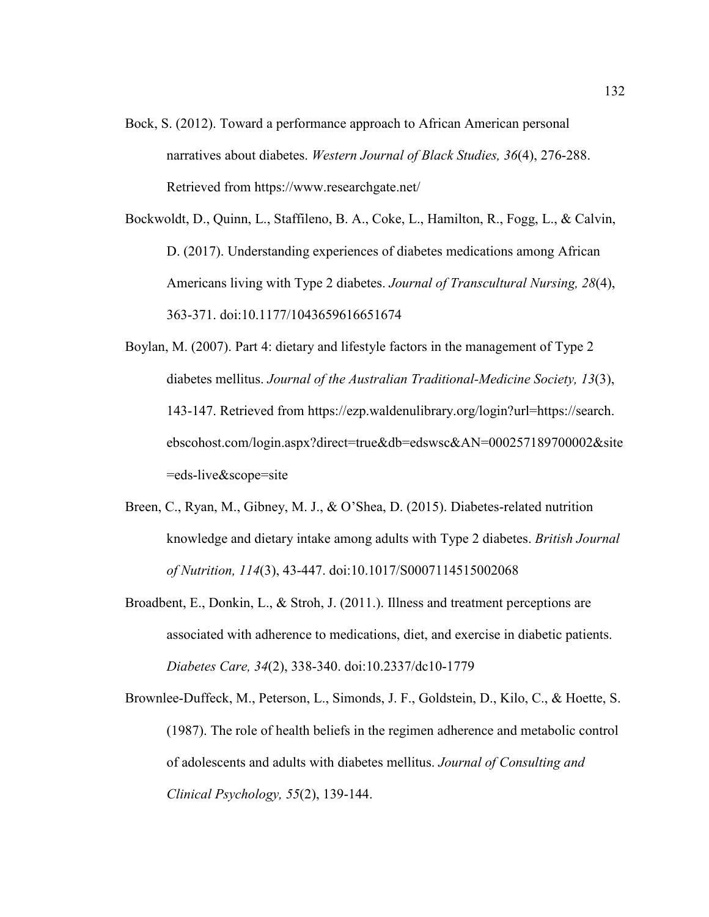Bock, S. (2012). Toward a performance approach to African American personal narratives about diabetes. *Western Journal of Black Studies, 36*(4), 276-288. Retrieved from https://www.researchgate.net/

Bockwoldt, D., Quinn, L., Staffileno, B. A., Coke, L., Hamilton, R., Fogg, L., & Calvin, D. (2017). Understanding experiences of diabetes medications among African Americans living with Type 2 diabetes. *Journal of Transcultural Nursing, 28*(4), 363-371. doi:10.1177/1043659616651674

Boylan, M. (2007). Part 4: dietary and lifestyle factors in the management of Type 2 diabetes mellitus. *Journal of the Australian Traditional-Medicine Society, 13*(3), 143-147. Retrieved from https://ezp.waldenulibrary.org/login?url=https://search.ebscohost.com/login.aspx?direct=true&db=edswsc&AN=000257189700002&site=eds-live&scope=site

Breen, C., Ryan, M., Gibney, M. J., & O'Shea, D. (2015). Diabetes-related nutrition knowledge and dietary intake among adults with Type 2 diabetes. *British Journal of Nutrition, 114*(3), 43-447. doi:10.1017/S0007114515002068

Broadbent, E., Donkin, L., & Stroh, J. (2011.). Illness and treatment perceptions are associated with adherence to medications, diet, and exercise in diabetic patients. *Diabetes Care, 34*(2), 338-340. doi:10.2337/dc10-1779

Brownlee-Duffeck, M., Peterson, L., Simonds, J. F., Goldstein, D., Kilo, C., & Hoette, S. (1987). The role of health beliefs in the regimen adherence and metabolic control of adolescents and adults with diabetes mellitus. *Journal of Consulting and Clinical Psychology, 55*(2), 139-144.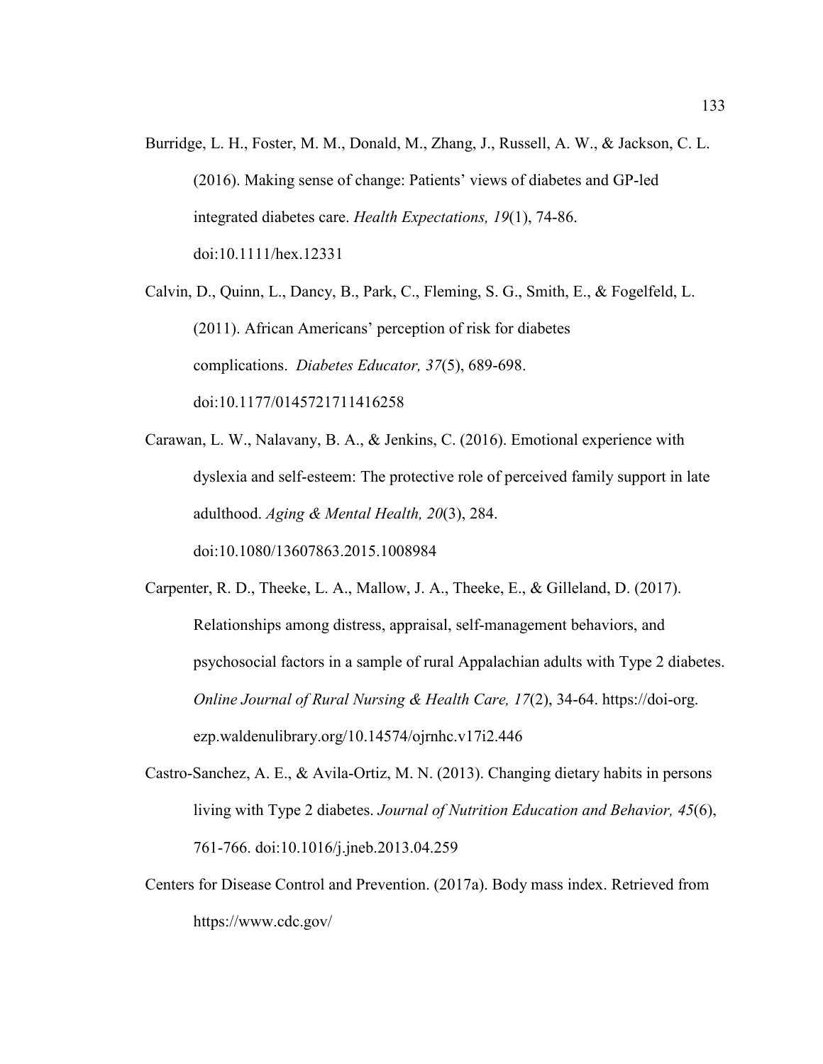Burridge, L. H., Foster, M. M., Donald, M., Zhang, J., Russell, A. W., & Jackson, C. L. (2016). Making sense of change: Patients' views of diabetes and GP-led integrated diabetes care. *Health Expectations, 19*(1), 74-86. doi:10.1111/hex.12331

Calvin, D., Quinn, L., Dancy, B., Park, C., Fleming, S. G., Smith, E., & Fogelfeld, L. (2011). African Americans' perception of risk for diabetes complications. *Diabetes Educator, 37*(5), 689-698. doi:10.1177/0145721711416258

Carawan, L. W., Nalavany, B. A., & Jenkins, C. (2016). Emotional experience with dyslexia and self-esteem: The protective role of perceived family support in late adulthood. *Aging & Mental Health, 20*(3), 284. doi:10.1080/13607863.2015.1008984

Carpenter, R. D., Theeke, L. A., Mallow, J. A., Theeke, E., & Gilleland, D. (2017). Relationships among distress, appraisal, self-management behaviors, and psychosocial factors in a sample of rural Appalachian adults with Type 2 diabetes. *Online Journal of Rural Nursing & Health Care, 17*(2), 34-64. https://doi-org.ezp.waldenulibrary.org/10.14574/ojrnhc.v17i2.446

Castro-Sanchez, A. E., & Avila-Ortiz, M. N. (2013). Changing dietary habits in persons living with Type 2 diabetes. *Journal of Nutrition Education and Behavior, 45*(6), 761-766. doi:10.1016/j.jneb.2013.04.259

Centers for Disease Control and Prevention. (2017a). Body mass index. Retrieved from https://www.cdc.gov/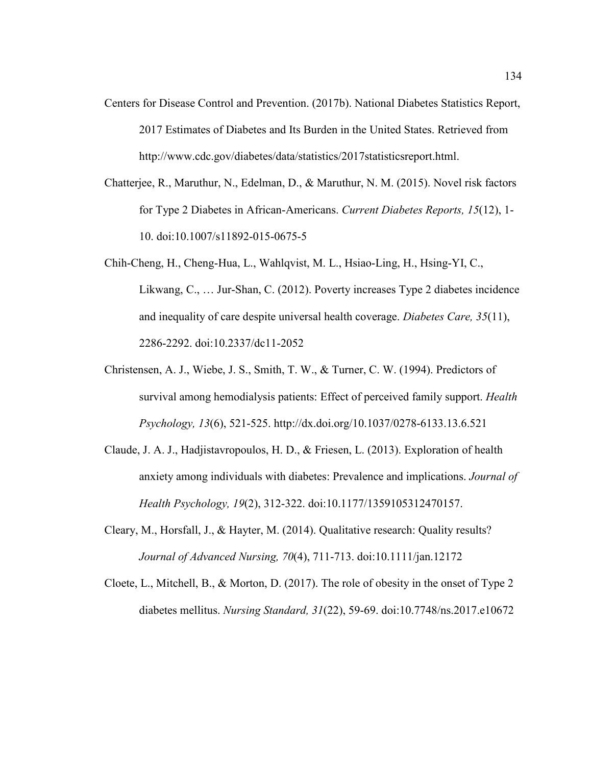Centers for Disease Control and Prevention. (2017b). National Diabetes Statistics Report, 2017 Estimates of Diabetes and Its Burden in the United States. Retrieved from http://www.cdc.gov/diabetes/data/statistics/2017statisticsreport.html.

Chatterjee, R., Maruthur, N., Edelman, D., & Maruthur, N. M. (2015). Novel risk factors for Type 2 Diabetes in African-Americans. *Current Diabetes Reports, 15*(12), 1-10. doi:10.1007/s11892-015-0675-5

Chih-Cheng, H., Cheng-Hua, L., Wahlqvist, M. L., Hsiao-Ling, H., Hsing-YI, C., Likwang, C., … Jur-Shan, C. (2012). Poverty increases Type 2 diabetes incidence and inequality of care despite universal health coverage. *Diabetes Care, 35*(11), 2286-2292. doi:10.2337/dc11-2052

Christensen, A. J., Wiebe, J. S., Smith, T. W., & Turner, C. W. (1994). Predictors of survival among hemodialysis patients: Effect of perceived family support. *Health Psychology, 13*(6), 521-525. http://dx.doi.org/10.1037/0278-6133.13.6.521

Claude, J. A. J., Hadjistavropoulos, H. D., & Friesen, L. (2013). Exploration of health anxiety among individuals with diabetes: Prevalence and implications. *Journal of Health Psychology, 19*(2), 312-322. doi:10.1177/1359105312470157.

Cleary, M., Horsfall, J., & Hayter, M. (2014). Qualitative research: Quality results? *Journal of Advanced Nursing, 70*(4), 711-713. doi:10.1111/jan.12172

Cloete, L., Mitchell, B., & Morton, D. (2017). The role of obesity in the onset of Type 2 diabetes mellitus. *Nursing Standard, 31*(22), 59-69. doi:10.7748/ns.2017.e10672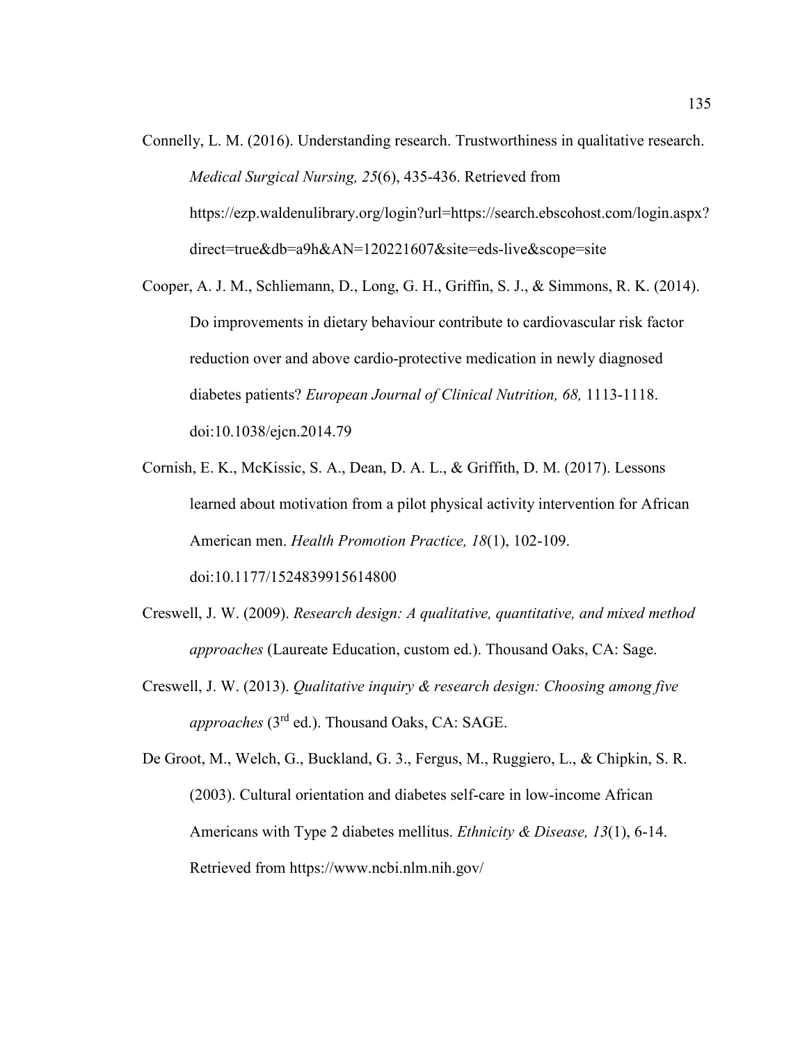Connelly, L. M. (2016). Understanding research. Trustworthiness in qualitative research. *Medical Surgical Nursing, 25*(6), 435-436. Retrieved from https://ezp.waldenulibrary.org/login?url=https://search.ebscohost.com/login.aspx?direct=true&db=a9h&AN=120221607&site=eds-live&scope=site

Cooper, A. J. M., Schliemann, D., Long, G. H., Griffin, S. J., & Simmons, R. K. (2014). Do improvements in dietary behaviour contribute to cardiovascular risk factor reduction over and above cardio-protective medication in newly diagnosed diabetes patients? *European Journal of Clinical Nutrition, 68,* 1113-1118. doi:10.1038/ejcn.2014.79

Cornish, E. K., McKissic, S. A., Dean, D. A. L., & Griffith, D. M. (2017). Lessons learned about motivation from a pilot physical activity intervention for African American men. *Health Promotion Practice, 18*(1), 102-109. doi:10.1177/1524839915614800

Creswell, J. W. (2009). *Research design: A qualitative, quantitative, and mixed method approaches* (Laureate Education, custom ed.). Thousand Oaks, CA: Sage.

Creswell, J. W. (2013). *Qualitative inquiry & research design: Choosing among five approaches* (3rd ed.). Thousand Oaks, CA: SAGE.

De Groot, M., Welch, G., Buckland, G. 3., Fergus, M., Ruggiero, L., & Chipkin, S. R. (2003). Cultural orientation and diabetes self-care in low-income African Americans with Type 2 diabetes mellitus. *Ethnicity & Disease, 13*(1), 6-14. Retrieved from https://www.ncbi.nlm.nih.gov/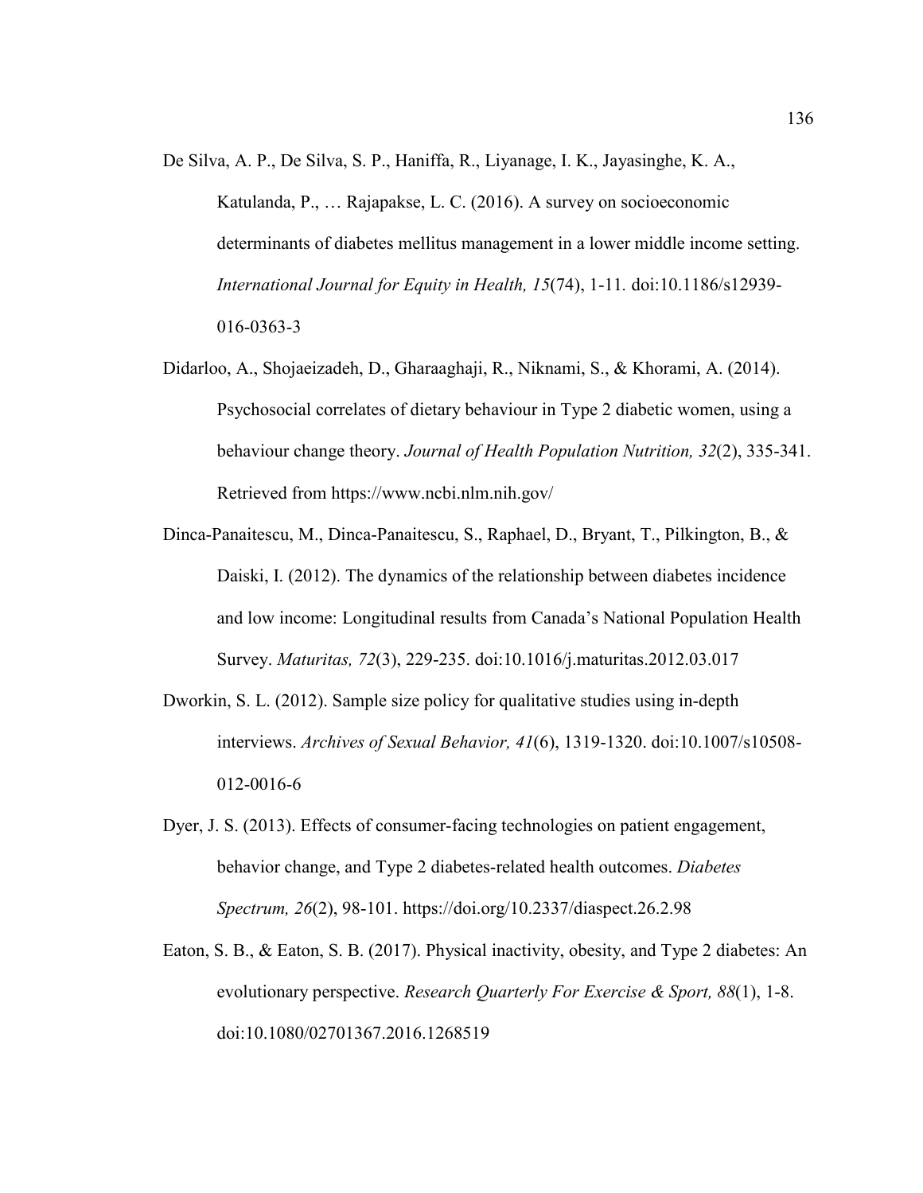De Silva, A. P., De Silva, S. P., Haniffa, R., Liyanage, I. K., Jayasinghe, K. A., Katulanda, P., … Rajapakse, L. C. (2016). A survey on socioeconomic determinants of diabetes mellitus management in a lower middle income setting. *International Journal for Equity in Health, 15*(74), 1-11. doi:10.1186/s12939-016-0363-3

Didarloo, A., Shojaeizadeh, D., Gharaaghaji, R., Niknami, S., & Khorami, A. (2014). Psychosocial correlates of dietary behaviour in Type 2 diabetic women, using a behaviour change theory. *Journal of Health Population Nutrition, 32*(2), 335-341. Retrieved from https://www.ncbi.nlm.nih.gov/

Dinca-Panaitescu, M., Dinca-Panaitescu, S., Raphael, D., Bryant, T., Pilkington, B., & Daiski, I. (2012). The dynamics of the relationship between diabetes incidence and low income: Longitudinal results from Canada's National Population Health Survey. *Maturitas, 72*(3), 229-235. doi:10.1016/j.maturitas.2012.03.017

Dworkin, S. L. (2012). Sample size policy for qualitative studies using in-depth interviews. *Archives of Sexual Behavior, 41*(6), 1319-1320. doi:10.1007/s10508-012-0016-6

Dyer, J. S. (2013). Effects of consumer-facing technologies on patient engagement, behavior change, and Type 2 diabetes-related health outcomes. *Diabetes Spectrum, 26*(2), 98-101. https://doi.org/10.2337/diaspect.26.2.98

Eaton, S. B., & Eaton, S. B. (2017). Physical inactivity, obesity, and Type 2 diabetes: An evolutionary perspective. *Research Quarterly For Exercise & Sport, 88*(1), 1-8. doi:10.1080/02701367.2016.1268519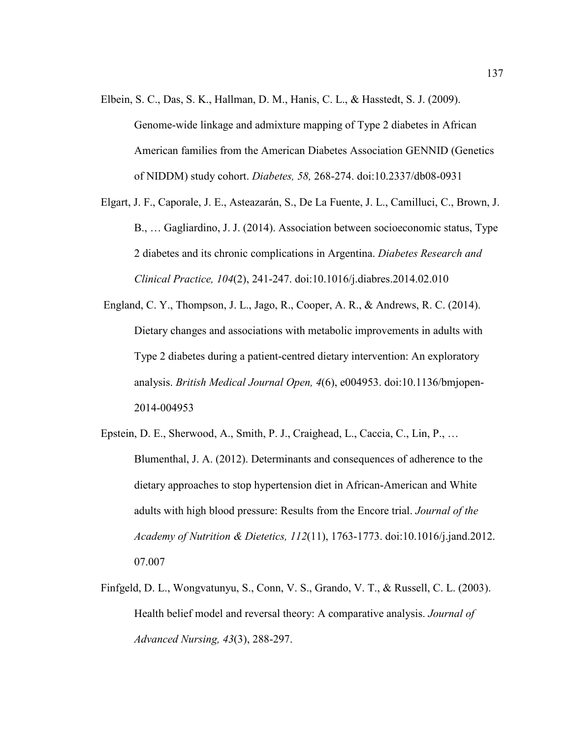Elbein, S. C., Das, S. K., Hallman, D. M., Hanis, C. L., & Hasstedt, S. J. (2009). Genome-wide linkage and admixture mapping of Type 2 diabetes in African American families from the American Diabetes Association GENNID (Genetics of NIDDM) study cohort. *Diabetes, 58,* 268-274. doi:10.2337/db08-0931

Elgart, J. F., Caporale, J. E., Asteazarán, S., De La Fuente, J. L., Camilluci, C., Brown, J. B., … Gagliardino, J. J. (2014). Association between socioeconomic status, Type 2 diabetes and its chronic complications in Argentina. *Diabetes Research and Clinical Practice, 104*(2), 241-247. doi:10.1016/j.diabres.2014.02.010

England, C. Y., Thompson, J. L., Jago, R., Cooper, A. R., & Andrews, R. C. (2014). Dietary changes and associations with metabolic improvements in adults with Type 2 diabetes during a patient-centred dietary intervention: An exploratory analysis. *British Medical Journal Open, 4*(6), e004953. doi:10.1136/bmjopen-2014-004953

Epstein, D. E., Sherwood, A., Smith, P. J., Craighead, L., Caccia, C., Lin, P., … Blumenthal, J. A. (2012). Determinants and consequences of adherence to the dietary approaches to stop hypertension diet in African-American and White adults with high blood pressure: Results from the Encore trial. *Journal of the Academy of Nutrition & Dietetics, 112*(11), 1763-1773. doi:10.1016/j.jand.2012.07.007

Finfgeld, D. L., Wongvatunyu, S., Conn, V. S., Grando, V. T., & Russell, C. L. (2003). Health belief model and reversal theory: A comparative analysis. *Journal of Advanced Nursing, 43*(3), 288-297.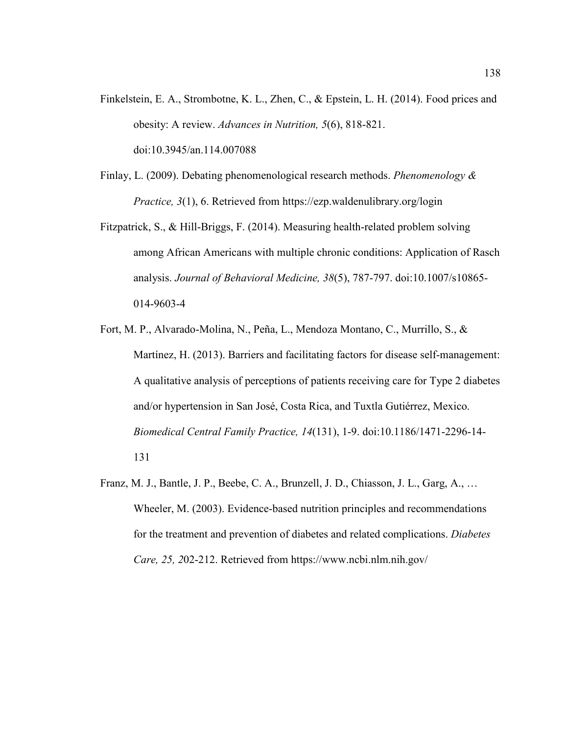Finkelstein, E. A., Strombotne, K. L., Zhen, C., & Epstein, L. H. (2014). Food prices and obesity: A review. *Advances in Nutrition, 5*(6), 818-821. doi:10.3945/an.114.007088

Finlay, L. (2009). Debating phenomenological research methods. *Phenomenology & Practice, 3*(1), 6. Retrieved from https://ezp.waldenulibrary.org/login

Fitzpatrick, S., & Hill-Briggs, F. (2014). Measuring health-related problem solving among African Americans with multiple chronic conditions: Application of Rasch analysis. *Journal of Behavioral Medicine, 38*(5), 787-797. doi:10.1007/s10865-014-9603-4

Fort, M. P., Alvarado-Molina, N., Peña, L., Mendoza Montano, C., Murrillo, S., & Martínez, H. (2013). Barriers and facilitating factors for disease self-management: A qualitative analysis of perceptions of patients receiving care for Type 2 diabetes and/or hypertension in San José, Costa Rica, and Tuxtla Gutiérrez, Mexico. *Biomedical Central Family Practice, 14*(131), 1-9. doi:10.1186/1471-2296-14-131

Franz, M. J., Bantle, J. P., Beebe, C. A., Brunzell, J. D., Chiasson, J. L., Garg, A., … Wheeler, M. (2003). Evidence-based nutrition principles and recommendations for the treatment and prevention of diabetes and related complications. *Diabetes Care, 25, 2*02-212. Retrieved from https://www.ncbi.nlm.nih.gov/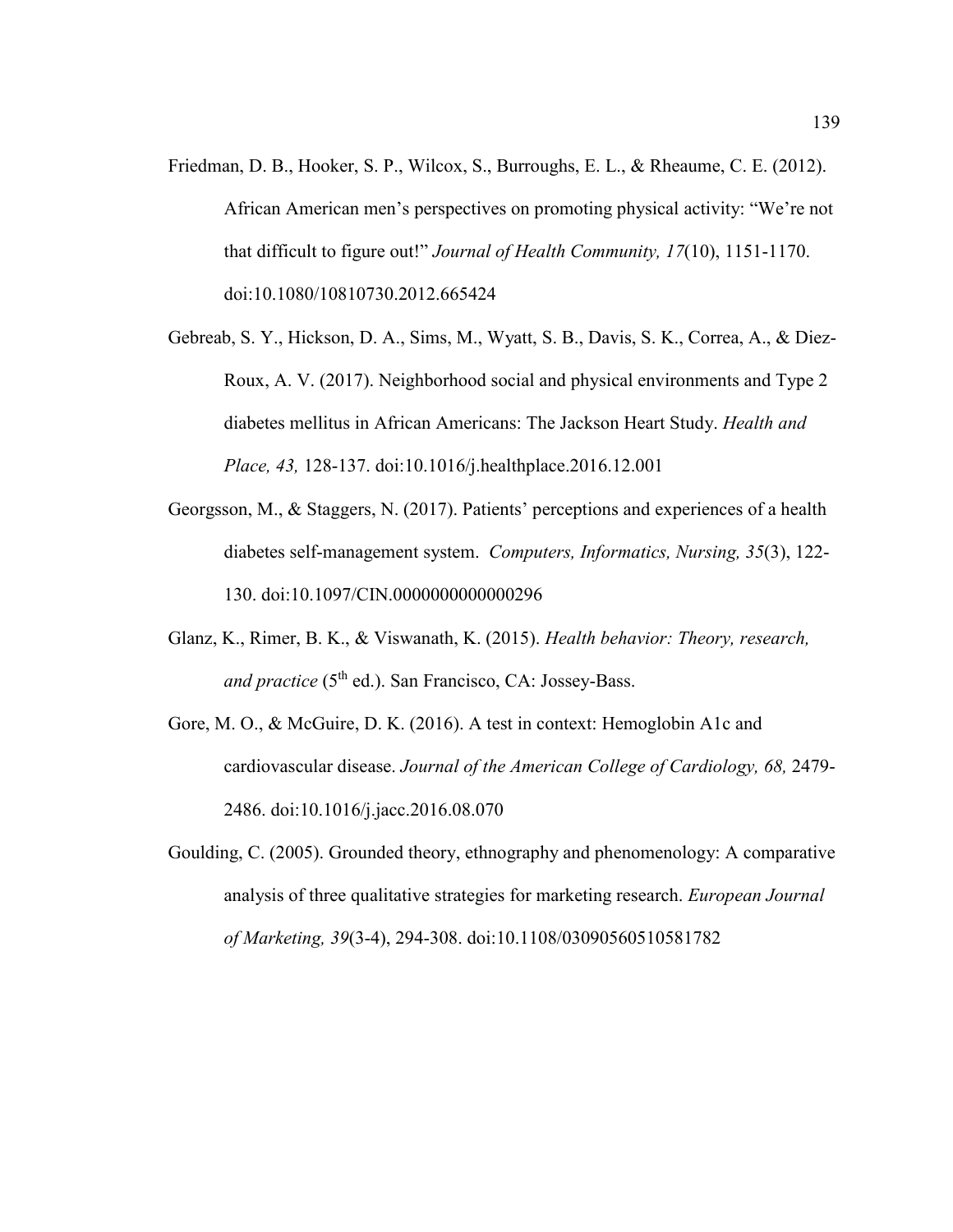Friedman, D. B., Hooker, S. P., Wilcox, S., Burroughs, E. L., & Rheaume, C. E. (2012). African American men's perspectives on promoting physical activity: "We're not that difficult to figure out!" *Journal of Health Community, 17*(10), 1151-1170. doi:10.1080/10810730.2012.665424

Gebreab, S. Y., Hickson, D. A., Sims, M., Wyatt, S. B., Davis, S. K., Correa, A., & Diez-Roux, A. V. (2017). Neighborhood social and physical environments and Type 2 diabetes mellitus in African Americans: The Jackson Heart Study. *Health and Place, 43,* 128-137. doi:10.1016/j.healthplace.2016.12.001

Georgsson, M., & Staggers, N. (2017). Patients' perceptions and experiences of a health diabetes self-management system. *Computers, Informatics, Nursing, 35*(3), 122-130. doi:10.1097/CIN.0000000000000296

Glanz, K., Rimer, B. K., & Viswanath, K. (2015). *Health behavior: Theory, research, and practice* (5th ed.). San Francisco, CA: Jossey-Bass.

Gore, M. O., & McGuire, D. K. (2016). A test in context: Hemoglobin A1c and cardiovascular disease. *Journal of the American College of Cardiology, 68,* 2479-2486. doi:10.1016/j.jacc.2016.08.070

Goulding, C. (2005). Grounded theory, ethnography and phenomenology: A comparative analysis of three qualitative strategies for marketing research. *European Journal of Marketing, 39*(3-4), 294-308. doi:10.1108/03090560510581782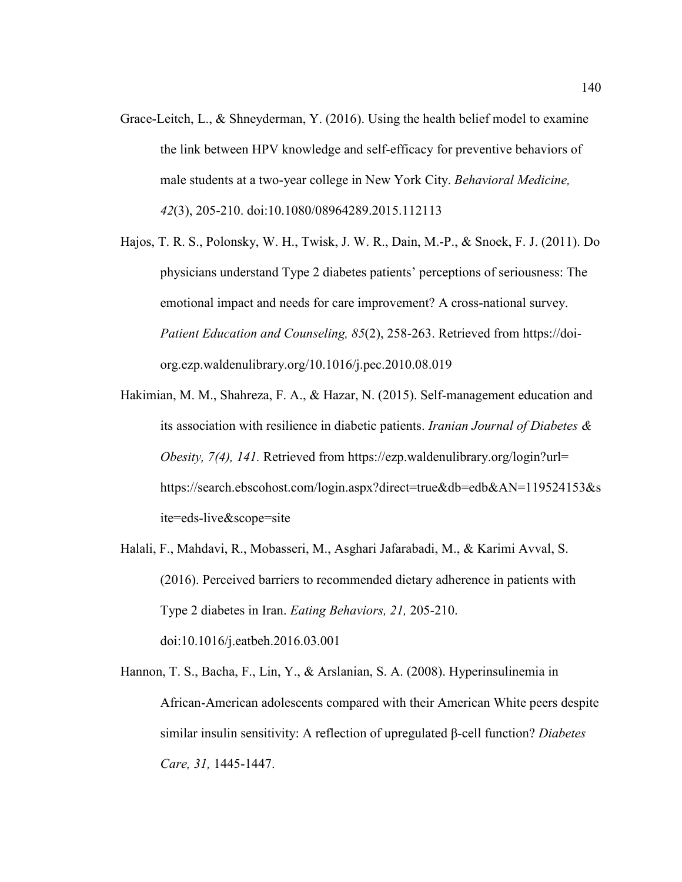Grace-Leitch, L., & Shneyderman, Y. (2016). Using the health belief model to examine the link between HPV knowledge and self-efficacy for preventive behaviors of male students at a two-year college in New York City. *Behavioral Medicine, 42*(3), 205-210. doi:10.1080/08964289.2015.112113

Hajos, T. R. S., Polonsky, W. H., Twisk, J. W. R., Dain, M.-P., & Snoek, F. J. (2011). Do physicians understand Type 2 diabetes patients' perceptions of seriousness: The emotional impact and needs for care improvement? A cross-national survey. *Patient Education and Counseling, 85*(2), 258-263. Retrieved from https://doi-org.ezp.waldenulibrary.org/10.1016/j.pec.2010.08.019

Hakimian, M. M., Shahreza, F. A., & Hazar, N. (2015). Self-management education and its association with resilience in diabetic patients. *Iranian Journal of Diabetes & Obesity, 7(4), 141.* Retrieved from https://ezp.waldenulibrary.org/login?url= https://search.ebscohost.com/login.aspx?direct=true&db=edb&AN=119524153&site=eds-live&scope=site

Halali, F., Mahdavi, R., Mobasseri, M., Asghari Jafarabadi, M., & Karimi Avval, S. (2016). Perceived barriers to recommended dietary adherence in patients with Type 2 diabetes in Iran. *Eating Behaviors, 21,* 205-210. doi:10.1016/j.eatbeh.2016.03.001

Hannon, T. S., Bacha, F., Lin, Y., & Arslanian, S. A. (2008). Hyperinsulinemia in African-American adolescents compared with their American White peers despite similar insulin sensitivity: A reflection of upregulated β-cell function? *Diabetes Care, 31,* 1445-1447.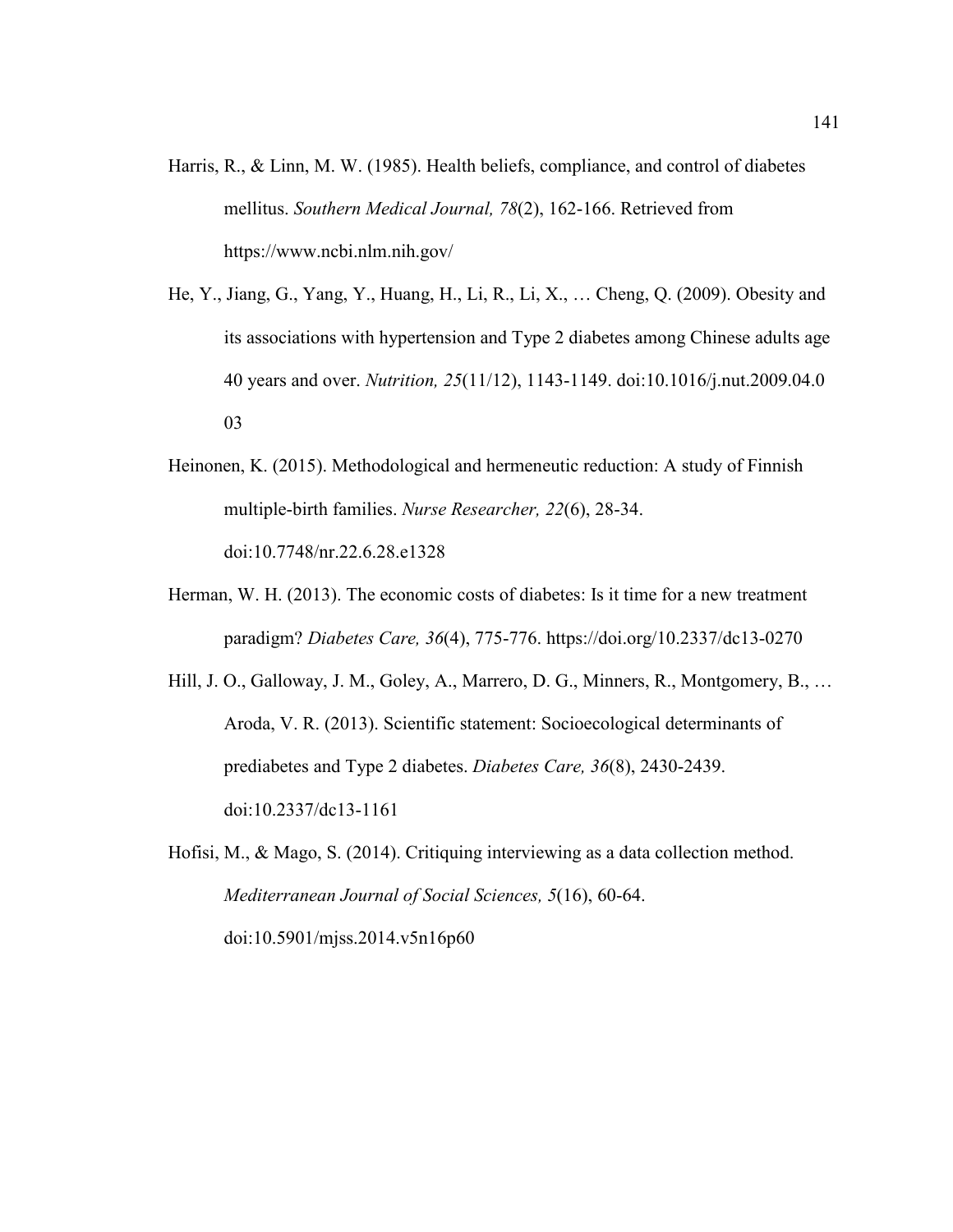Harris, R., & Linn, M. W. (1985). Health beliefs, compliance, and control of diabetes mellitus. *Southern Medical Journal, 78*(2), 162-166. Retrieved from https://www.ncbi.nlm.nih.gov/

He, Y., Jiang, G., Yang, Y., Huang, H., Li, R., Li, X., … Cheng, Q. (2009). Obesity and its associations with hypertension and Type 2 diabetes among Chinese adults age 40 years and over. *Nutrition, 25*(11/12), 1143-1149. doi:10.1016/j.nut.2009.04.003

Heinonen, K. (2015). Methodological and hermeneutic reduction: A study of Finnish multiple-birth families. *Nurse Researcher, 22*(6), 28-34. doi:10.7748/nr.22.6.28.e1328

Herman, W. H. (2013). The economic costs of diabetes: Is it time for a new treatment paradigm? *Diabetes Care, 36*(4), 775-776. https://doi.org/10.2337/dc13-0270

Hill, J. O., Galloway, J. M., Goley, A., Marrero, D. G., Minners, R., Montgomery, B., … Aroda, V. R. (2013). Scientific statement: Socioecological determinants of prediabetes and Type 2 diabetes. *Diabetes Care, 36*(8), 2430-2439. doi:10.2337/dc13-1161

Hofisi, M., & Mago, S. (2014). Critiquing interviewing as a data collection method. *Mediterranean Journal of Social Sciences, 5*(16), 60-64. doi:10.5901/mjss.2014.v5n16p60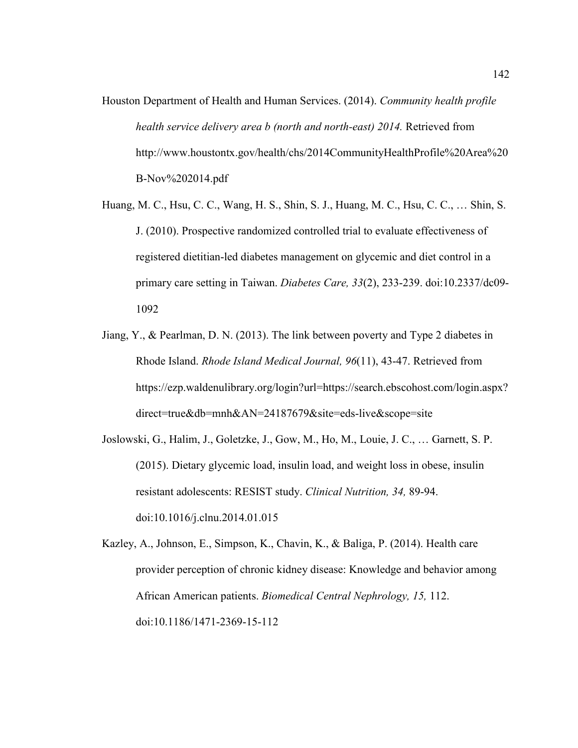Houston Department of Health and Human Services. (2014). *Community health profile health service delivery area b (north and north-east) 2014.* Retrieved from http://www.houstontx.gov/health/chs/2014CommunityHealthProfile%20Area%20B-Nov%202014.pdf

Huang, M. C., Hsu, C. C., Wang, H. S., Shin, S. J., Huang, M. C., Hsu, C. C., … Shin, S. J. (2010). Prospective randomized controlled trial to evaluate effectiveness of registered dietitian-led diabetes management on glycemic and diet control in a primary care setting in Taiwan. *Diabetes Care, 33*(2), 233-239. doi:10.2337/dc09-1092

Jiang, Y., & Pearlman, D. N. (2013). The link between poverty and Type 2 diabetes in Rhode Island. *Rhode Island Medical Journal, 96*(11), 43-47. Retrieved from https://ezp.waldenulibrary.org/login?url=https://search.ebscohost.com/login.aspx?direct=true&db=mnh&AN=24187679&site=eds-live&scope=site

Joslowski, G., Halim, J., Goletzke, J., Gow, M., Ho, M., Louie, J. C., … Garnett, S. P. (2015). Dietary glycemic load, insulin load, and weight loss in obese, insulin resistant adolescents: RESIST study. *Clinical Nutrition, 34,* 89-94. doi:10.1016/j.clnu.2014.01.015

Kazley, A., Johnson, E., Simpson, K., Chavin, K., & Baliga, P. (2014). Health care provider perception of chronic kidney disease: Knowledge and behavior among African American patients. *Biomedical Central Nephrology, 15,* 112. doi:10.1186/1471-2369-15-112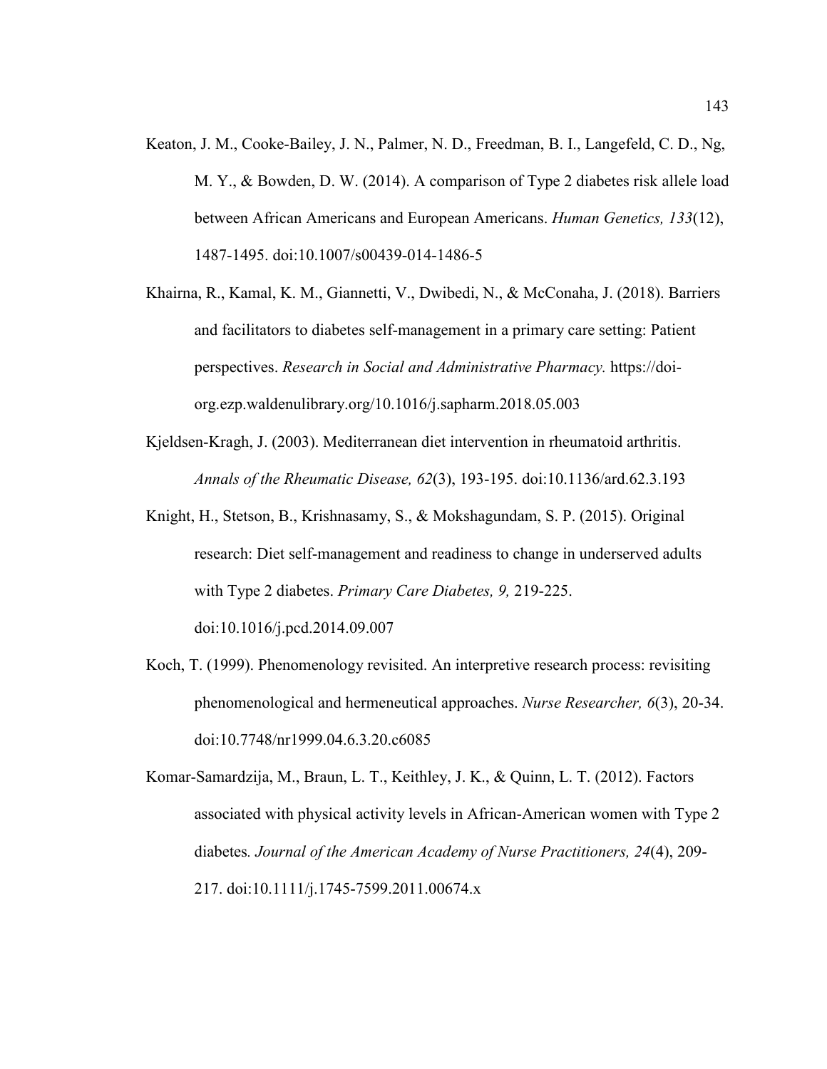Keaton, J. M., Cooke-Bailey, J. N., Palmer, N. D., Freedman, B. I., Langefeld, C. D., Ng, M. Y., & Bowden, D. W. (2014). A comparison of Type 2 diabetes risk allele load between African Americans and European Americans. *Human Genetics, 133*(12), 1487-1495. doi:10.1007/s00439-014-1486-5

Khairna, R., Kamal, K. M., Giannetti, V., Dwibedi, N., & McConaha, J. (2018). Barriers and facilitators to diabetes self-management in a primary care setting: Patient perspectives. *Research in Social and Administrative Pharmacy.* https://doi-org.ezp.waldenulibrary.org/10.1016/j.sapharm.2018.05.003

Kjeldsen-Kragh, J. (2003). Mediterranean diet intervention in rheumatoid arthritis. *Annals of the Rheumatic Disease, 62*(3), 193-195. doi:10.1136/ard.62.3.193

Knight, H., Stetson, B., Krishnasamy, S., & Mokshagundam, S. P. (2015). Original research: Diet self-management and readiness to change in underserved adults with Type 2 diabetes. *Primary Care Diabetes, 9,* 219-225. doi:10.1016/j.pcd.2014.09.007

Koch, T. (1999). Phenomenology revisited. An interpretive research process: revisiting phenomenological and hermeneutical approaches. *Nurse Researcher, 6*(3), 20-34. doi:10.7748/nr1999.04.6.3.20.c6085

Komar-Samardzija, M., Braun, L. T., Keithley, J. K., & Quinn, L. T. (2012). Factors associated with physical activity levels in African-American women with Type 2 diabetes*. Journal of the American Academy of Nurse Practitioners, 24*(4), 209-217. doi:10.1111/j.1745-7599.2011.00674.x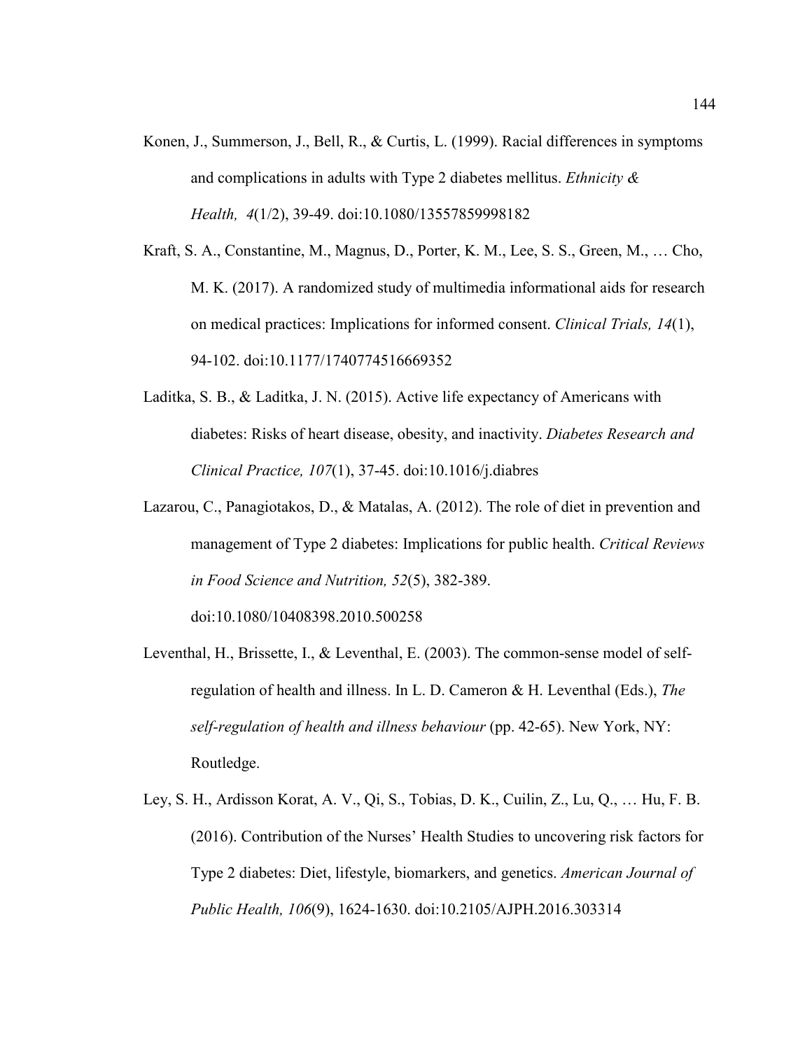Konen, J., Summerson, J., Bell, R., & Curtis, L. (1999). Racial differences in symptoms and complications in adults with Type 2 diabetes mellitus. *Ethnicity & Health, 4*(1/2), 39-49. doi:10.1080/13557859998182

Kraft, S. A., Constantine, M., Magnus, D., Porter, K. M., Lee, S. S., Green, M., … Cho, M. K. (2017). A randomized study of multimedia informational aids for research on medical practices: Implications for informed consent. *Clinical Trials, 14*(1), 94-102. doi:10.1177/1740774516669352

Laditka, S. B., & Laditka, J. N. (2015). Active life expectancy of Americans with diabetes: Risks of heart disease, obesity, and inactivity. *Diabetes Research and Clinical Practice, 107*(1), 37-45. doi:10.1016/j.diabres

Lazarou, C., Panagiotakos, D., & Matalas, A. (2012). The role of diet in prevention and management of Type 2 diabetes: Implications for public health. *Critical Reviews in Food Science and Nutrition, 52*(5), 382-389. doi:10.1080/10408398.2010.500258

Leventhal, H., Brissette, I., & Leventhal, E. (2003). The common-sense model of self-regulation of health and illness. In L. D. Cameron & H. Leventhal (Eds.), *The self-regulation of health and illness behaviour* (pp. 42-65). New York, NY: Routledge.

Ley, S. H., Ardisson Korat, A. V., Qi, S., Tobias, D. K., Cuilin, Z., Lu, Q., … Hu, F. B. (2016). Contribution of the Nurses' Health Studies to uncovering risk factors for Type 2 diabetes: Diet, lifestyle, biomarkers, and genetics. *American Journal of Public Health, 106*(9), 1624-1630. doi:10.2105/AJPH.2016.303314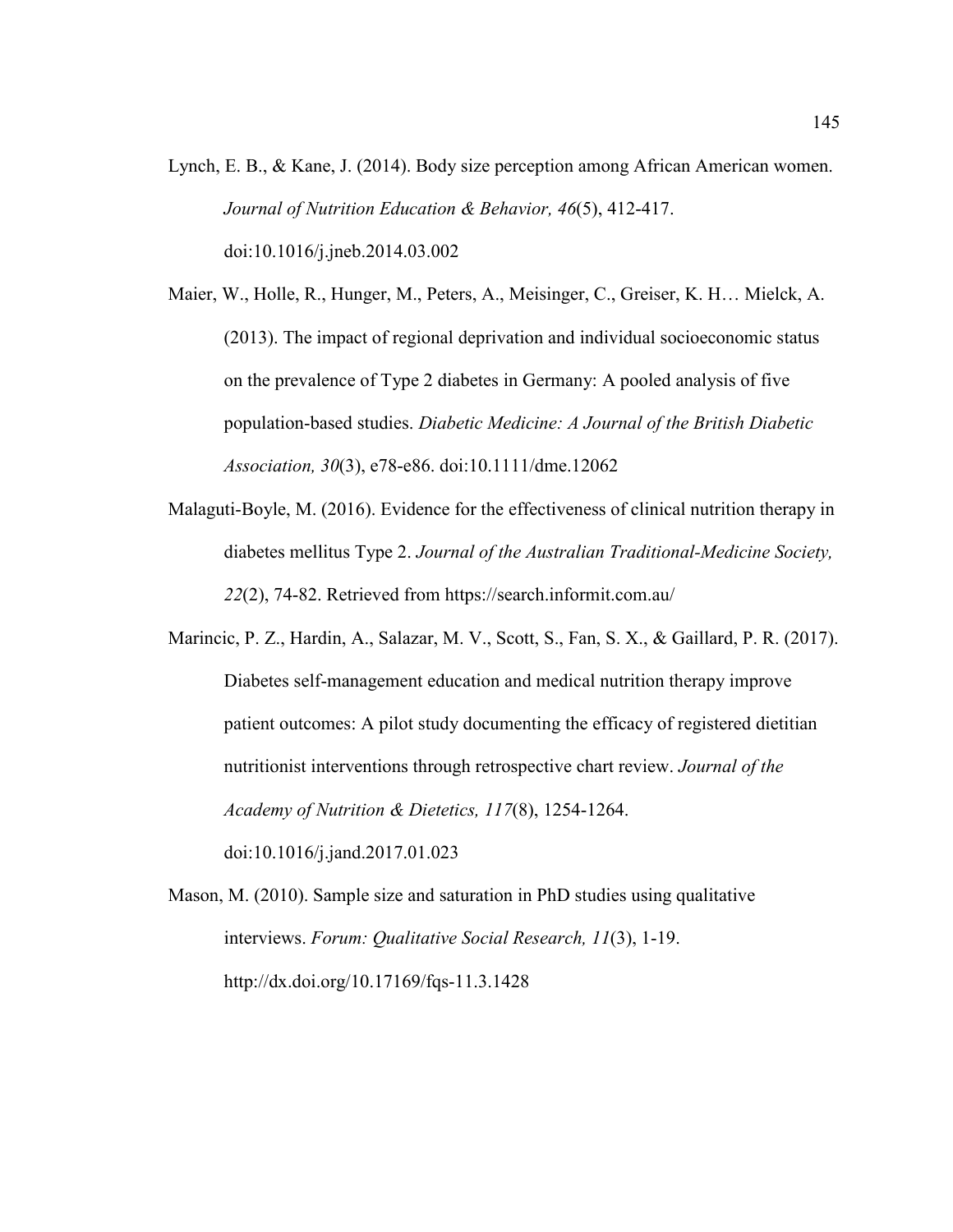Lynch, E. B., & Kane, J. (2014). Body size perception among African American women. *Journal of Nutrition Education & Behavior, 46*(5), 412-417. doi:10.1016/j.jneb.2014.03.002

Maier, W., Holle, R., Hunger, M., Peters, A., Meisinger, C., Greiser, K. H… Mielck, A. (2013). The impact of regional deprivation and individual socioeconomic status on the prevalence of Type 2 diabetes in Germany: A pooled analysis of five population-based studies. *Diabetic Medicine: A Journal of the British Diabetic Association, 30*(3), e78-e86. doi:10.1111/dme.12062

Malaguti-Boyle, M. (2016). Evidence for the effectiveness of clinical nutrition therapy in diabetes mellitus Type 2. *Journal of the Australian Traditional-Medicine Society, 22*(2), 74-82. Retrieved from https://search.informit.com.au/

Marincic, P. Z., Hardin, A., Salazar, M. V., Scott, S., Fan, S. X., & Gaillard, P. R. (2017). Diabetes self-management education and medical nutrition therapy improve patient outcomes: A pilot study documenting the efficacy of registered dietitian nutritionist interventions through retrospective chart review. *Journal of the Academy of Nutrition & Dietetics, 117*(8), 1254-1264. doi:10.1016/j.jand.2017.01.023

Mason, M. (2010). Sample size and saturation in PhD studies using qualitative interviews. *Forum: Qualitative Social Research, 11*(3), 1-19. http://dx.doi.org/10.17169/fqs-11.3.1428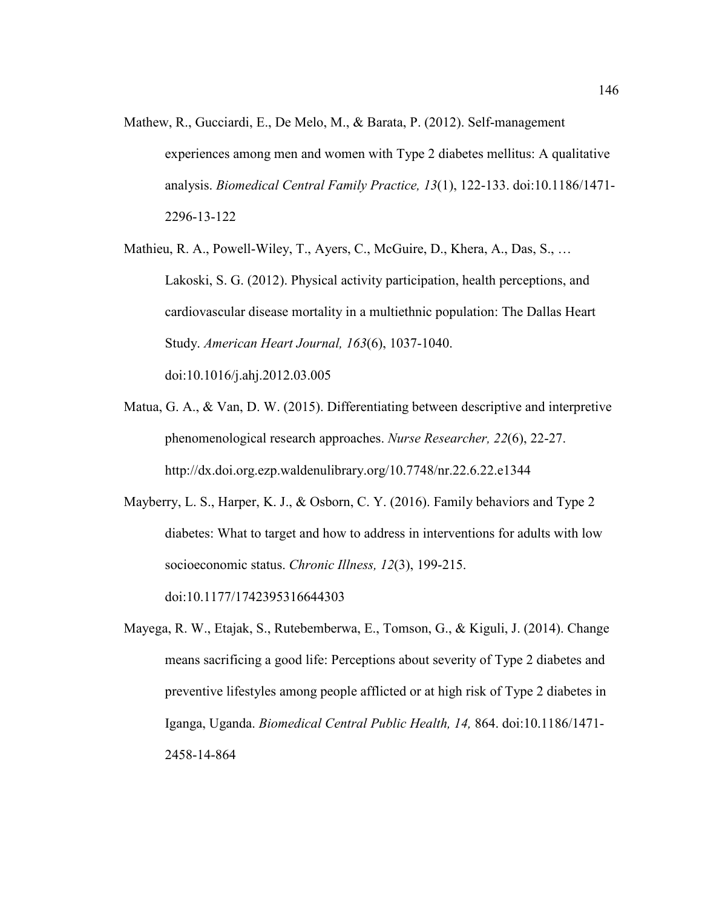Mathew, R., Gucciardi, E., De Melo, M., & Barata, P. (2012). Self-management experiences among men and women with Type 2 diabetes mellitus: A qualitative analysis. *Biomedical Central Family Practice, 13*(1), 122-133. doi:10.1186/1471-2296-13-122

Mathieu, R. A., Powell-Wiley, T., Ayers, C., McGuire, D., Khera, A., Das, S., … Lakoski, S. G. (2012). Physical activity participation, health perceptions, and cardiovascular disease mortality in a multiethnic population: The Dallas Heart Study. *American Heart Journal, 163*(6), 1037-1040. doi:10.1016/j.ahj.2012.03.005

Matua, G. A., & Van, D. W. (2015). Differentiating between descriptive and interpretive phenomenological research approaches. *Nurse Researcher, 22*(6), 22-27. http://dx.doi.org.ezp.waldenulibrary.org/10.7748/nr.22.6.22.e1344

Mayberry, L. S., Harper, K. J., & Osborn, C. Y. (2016). Family behaviors and Type 2 diabetes: What to target and how to address in interventions for adults with low socioeconomic status. *Chronic Illness, 12*(3), 199-215. doi:10.1177/1742395316644303

Mayega, R. W., Etajak, S., Rutebemberwa, E., Tomson, G., & Kiguli, J. (2014). Change means sacrificing a good life: Perceptions about severity of Type 2 diabetes and preventive lifestyles among people afflicted or at high risk of Type 2 diabetes in Iganga, Uganda. *Biomedical Central Public Health, 14,* 864. doi:10.1186/1471-2458-14-864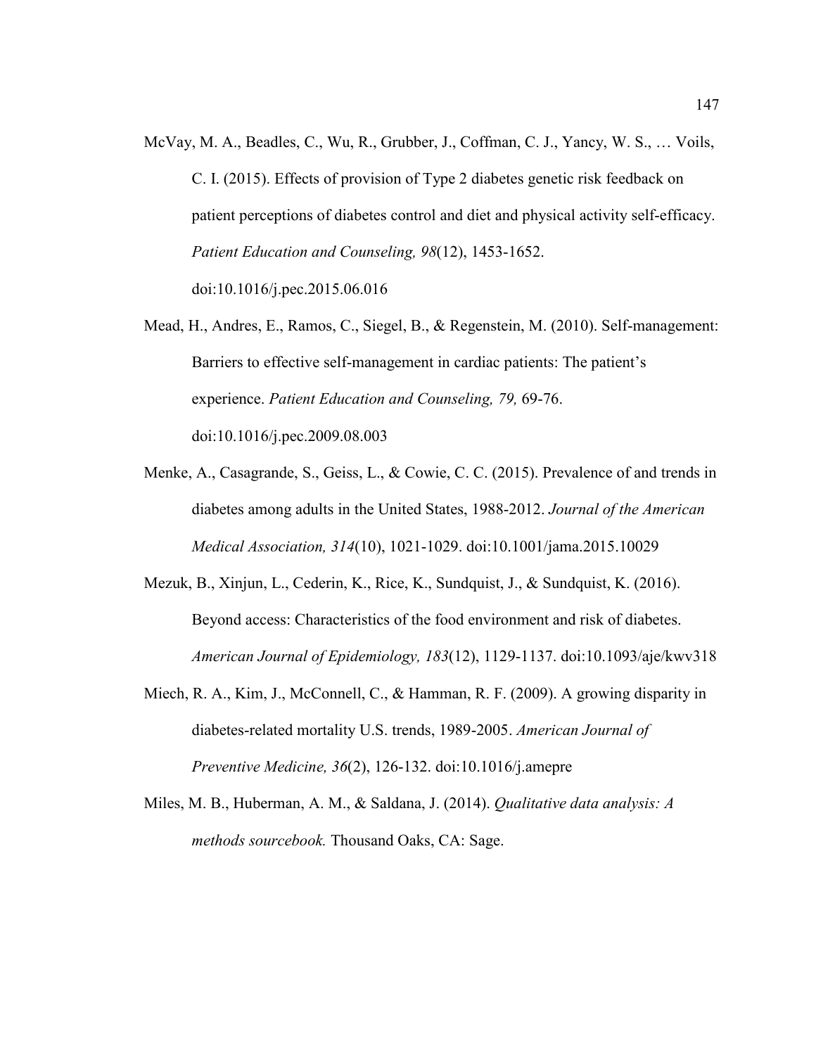McVay, M. A., Beadles, C., Wu, R., Grubber, J., Coffman, C. J., Yancy, W. S., … Voils, C. I. (2015). Effects of provision of Type 2 diabetes genetic risk feedback on patient perceptions of diabetes control and diet and physical activity self-efficacy. *Patient Education and Counseling, 98*(12), 1453-1652. doi:10.1016/j.pec.2015.06.016

Mead, H., Andres, E., Ramos, C., Siegel, B., & Regenstein, M. (2010). Self-management: Barriers to effective self-management in cardiac patients: The patient's experience. *Patient Education and Counseling, 79,* 69-76. doi:10.1016/j.pec.2009.08.003

Menke, A., Casagrande, S., Geiss, L., & Cowie, C. C. (2015). Prevalence of and trends in diabetes among adults in the United States, 1988-2012. *Journal of the American Medical Association, 314*(10), 1021-1029. doi:10.1001/jama.2015.10029

Mezuk, B., Xinjun, L., Cederin, K., Rice, K., Sundquist, J., & Sundquist, K. (2016). Beyond access: Characteristics of the food environment and risk of diabetes. *American Journal of Epidemiology, 183*(12), 1129-1137. doi:10.1093/aje/kwv318

Miech, R. A., Kim, J., McConnell, C., & Hamman, R. F. (2009). A growing disparity in diabetes-related mortality U.S. trends, 1989-2005. *American Journal of Preventive Medicine, 36*(2), 126-132. doi:10.1016/j.amepre

Miles, M. B., Huberman, A. M., & Saldana, J. (2014). *Qualitative data analysis: A methods sourcebook.* Thousand Oaks, CA: Sage.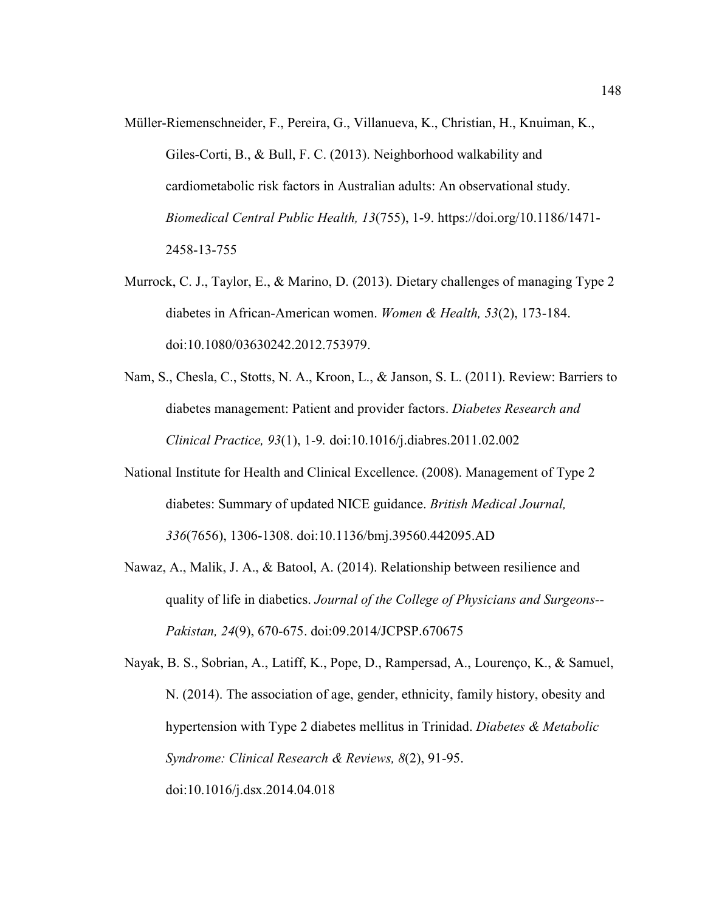Müller-Riemenschneider, F., Pereira, G., Villanueva, K., Christian, H., Knuiman, K., Giles-Corti, B., & Bull, F. C. (2013). Neighborhood walkability and cardiometabolic risk factors in Australian adults: An observational study. *Biomedical Central Public Health, 13*(755), 1-9. https://doi.org/10.1186/1471-2458-13-755

Murrock, C. J., Taylor, E., & Marino, D. (2013). Dietary challenges of managing Type 2 diabetes in African-American women. *Women & Health, 53*(2), 173-184. doi:10.1080/03630242.2012.753979.

Nam, S., Chesla, C., Stotts, N. A., Kroon, L., & Janson, S. L. (2011). Review: Barriers to diabetes management: Patient and provider factors. *Diabetes Research and Clinical Practice, 93*(1), 1-9*.* doi:10.1016/j.diabres.2011.02.002

National Institute for Health and Clinical Excellence. (2008). Management of Type 2 diabetes: Summary of updated NICE guidance. *British Medical Journal, 336*(7656), 1306-1308. doi:10.1136/bmj.39560.442095.AD

Nawaz, A., Malik, J. A., & Batool, A. (2014). Relationship between resilience and quality of life in diabetics. *Journal of the College of Physicians and Surgeons--Pakistan, 24*(9), 670-675. doi:09.2014/JCPSP.670675

Nayak, B. S., Sobrian, A., Latiff, K., Pope, D., Rampersad, A., Lourenço, K., & Samuel, N. (2014). The association of age, gender, ethnicity, family history, obesity and hypertension with Type 2 diabetes mellitus in Trinidad. *Diabetes & Metabolic Syndrome: Clinical Research & Reviews, 8*(2), 91-95. doi:10.1016/j.dsx.2014.04.018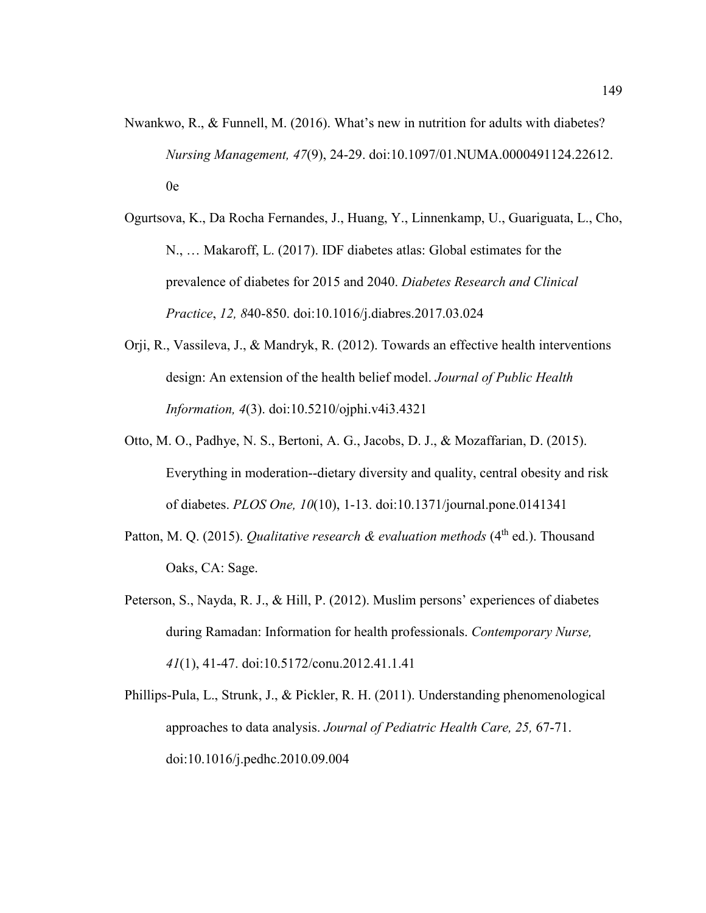Nwankwo, R., & Funnell, M. (2016). What's new in nutrition for adults with diabetes? *Nursing Management, 47*(9), 24-29. doi:10.1097/01.NUMA.0000491124.22612.0e

Ogurtsova, K., Da Rocha Fernandes, J., Huang, Y., Linnenkamp, U., Guariguata, L., Cho, N., … Makaroff, L. (2017). IDF diabetes atlas: Global estimates for the prevalence of diabetes for 2015 and 2040. *Diabetes Research and Clinical Practice*, *12, 8*40-850. doi:10.1016/j.diabres.2017.03.024

Orji, R., Vassileva, J., & Mandryk, R. (2012). Towards an effective health interventions design: An extension of the health belief model. *Journal of Public Health Information, 4*(3). doi:10.5210/ojphi.v4i3.4321

Otto, M. O., Padhye, N. S., Bertoni, A. G., Jacobs, D. J., & Mozaffarian, D. (2015). Everything in moderation--dietary diversity and quality, central obesity and risk of diabetes. *PLOS One, 10*(10), 1-13. doi:10.1371/journal.pone.0141341

Patton, M. Q. (2015). *Qualitative research & evaluation methods* (4th ed.). Thousand Oaks, CA: Sage.

Peterson, S., Nayda, R. J., & Hill, P. (2012). Muslim persons' experiences of diabetes during Ramadan: Information for health professionals. *Contemporary Nurse, 41*(1), 41-47. doi:10.5172/conu.2012.41.1.41

Phillips-Pula, L., Strunk, J., & Pickler, R. H. (2011). Understanding phenomenological approaches to data analysis. *Journal of Pediatric Health Care, 25,* 67-71. doi:10.1016/j.pedhc.2010.09.004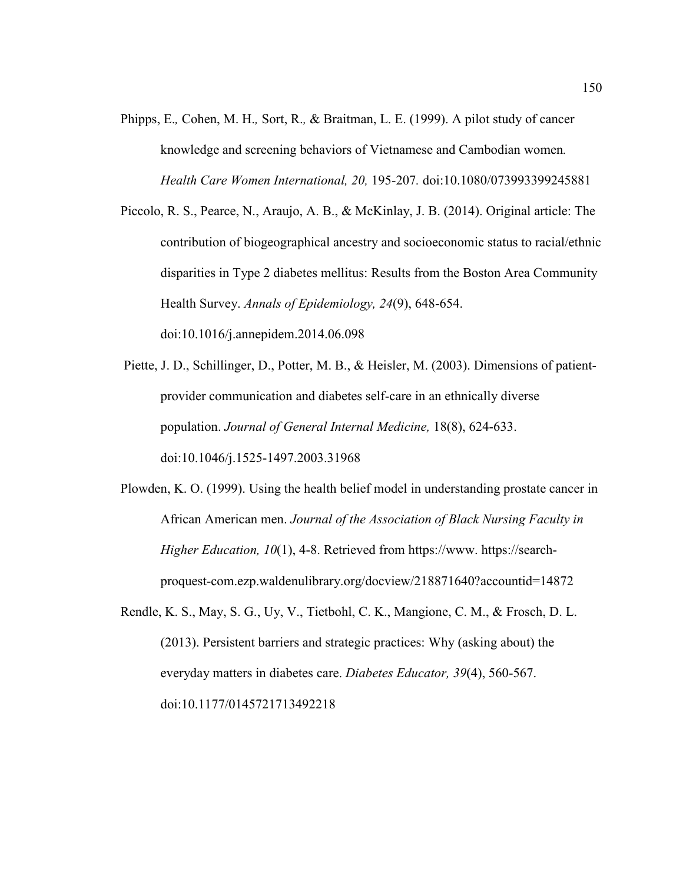Phipps, E., Cohen, M. H., Sort, R., & Braitman, L. E. (1999). A pilot study of cancer knowledge and screening behaviors of Vietnamese and Cambodian women. *Health Care Women International, 20,* 195-207. doi:10.1080/073993399245881

Piccolo, R. S., Pearce, N., Araujo, A. B., & McKinlay, J. B. (2014). Original article: The contribution of biogeographical ancestry and socioeconomic status to racial/ethnic disparities in Type 2 diabetes mellitus: Results from the Boston Area Community Health Survey. *Annals of Epidemiology, 24*(9), 648-654. doi:10.1016/j.annepidem.2014.06.098

Piette, J. D., Schillinger, D., Potter, M. B., & Heisler, M. (2003). Dimensions of patient-provider communication and diabetes self-care in an ethnically diverse population. *Journal of General Internal Medicine,* 18(8), 624-633. doi:10.1046/j.1525-1497.2003.31968

Plowden, K. O. (1999). Using the health belief model in understanding prostate cancer in African American men. *Journal of the Association of Black Nursing Faculty in Higher Education, 10*(1), 4-8. Retrieved from https://www. https://search-proquest-com.ezp.waldenulibrary.org/docview/218871640?accountid=14872

Rendle, K. S., May, S. G., Uy, V., Tietbohl, C. K., Mangione, C. M., & Frosch, D. L. (2013). Persistent barriers and strategic practices: Why (asking about) the everyday matters in diabetes care. *Diabetes Educator, 39*(4), 560-567. doi:10.1177/0145721713492218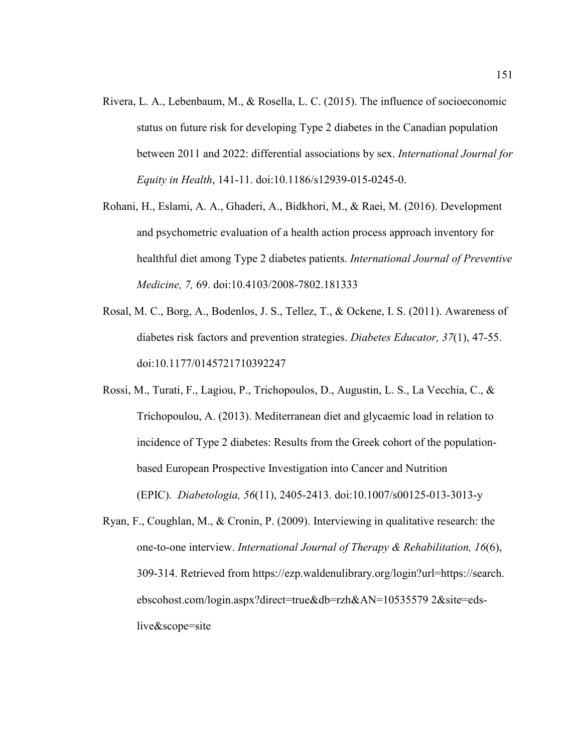Rivera, L. A., Lebenbaum, M., & Rosella, L. C. (2015). The influence of socioeconomic status on future risk for developing Type 2 diabetes in the Canadian population between 2011 and 2022: differential associations by sex. *International Journal for Equity in Health*, 141-11. doi:10.1186/s12939-015-0245-0.

Rohani, H., Eslami, A. A., Ghaderi, A., Bidkhori, M., & Raei, M. (2016). Development and psychometric evaluation of a health action process approach inventory for healthful diet among Type 2 diabetes patients. *International Journal of Preventive Medicine, 7,* 69. doi:10.4103/2008-7802.181333

Rosal, M. C., Borg, A., Bodenlos, J. S., Tellez, T., & Ockene, I. S. (2011). Awareness of diabetes risk factors and prevention strategies. *Diabetes Educator, 37*(1), 47-55. doi:10.1177/0145721710392247

Rossi, M., Turati, F., Lagiou, P., Trichopoulos, D., Augustin, L. S., La Vecchia, C., & Trichopoulou, A. (2013). Mediterranean diet and glycaemic load in relation to incidence of Type 2 diabetes: Results from the Greek cohort of the population-based European Prospective Investigation into Cancer and Nutrition (EPIC). *Diabetologia, 56*(11), 2405-2413. doi:10.1007/s00125-013-3013-y

Ryan, F., Coughlan, M., & Cronin, P. (2009). Interviewing in qualitative research: the one-to-one interview. *International Journal of Therapy & Rehabilitation, 16*(6), 309-314. Retrieved from https://ezp.waldenulibrary.org/login?url=https://search.ebscohost.com/login.aspx?direct=true&db=rzh&AN=10535579 2&site=eds-live&scope=site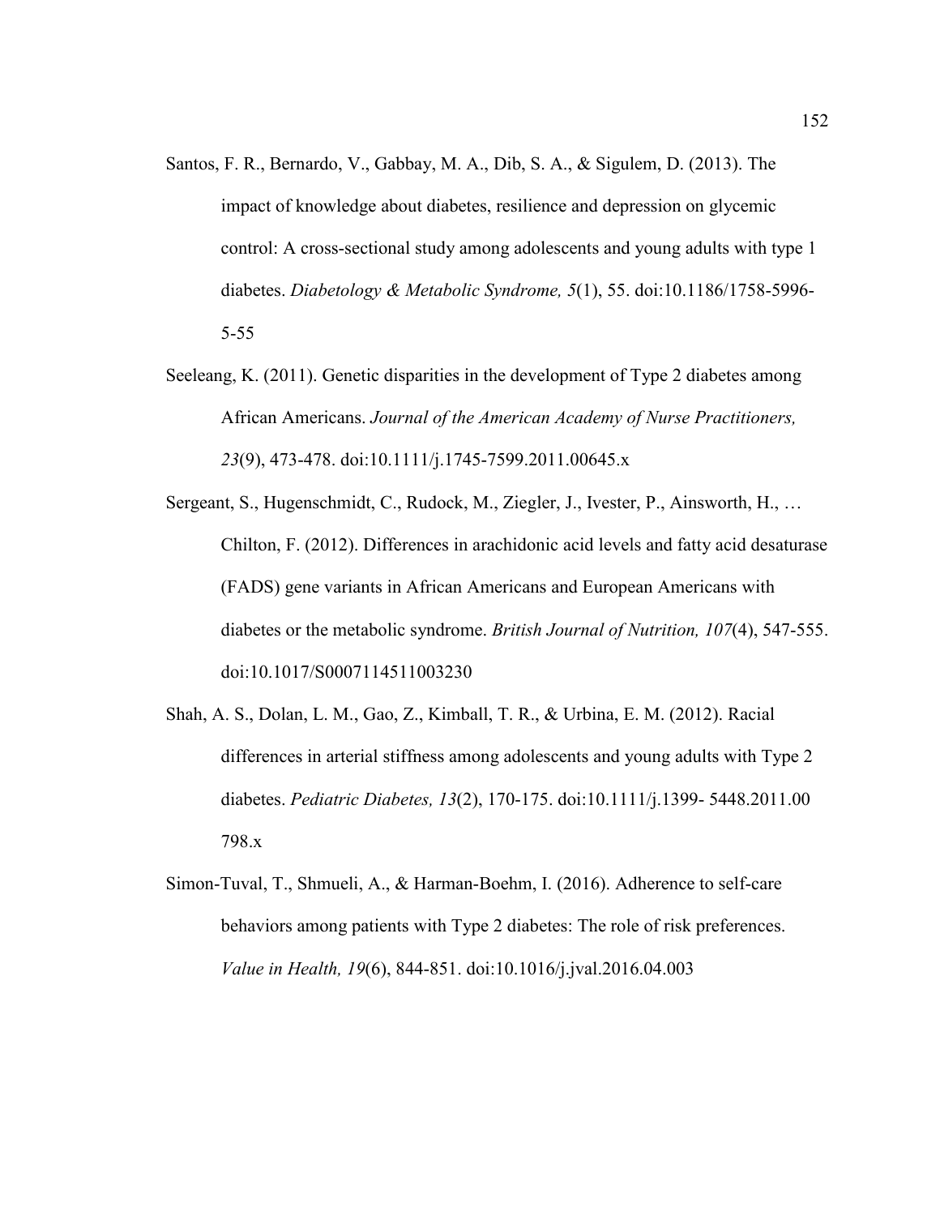Santos, F. R., Bernardo, V., Gabbay, M. A., Dib, S. A., & Sigulem, D. (2013). The impact of knowledge about diabetes, resilience and depression on glycemic control: A cross-sectional study among adolescents and young adults with type 1 diabetes. *Diabetology & Metabolic Syndrome, 5*(1), 55. doi:10.1186/1758-5996-5-55

Seeleang, K. (2011). Genetic disparities in the development of Type 2 diabetes among African Americans. *Journal of the American Academy of Nurse Practitioners, 23*(9), 473-478. doi:10.1111/j.1745-7599.2011.00645.x

Sergeant, S., Hugenschmidt, C., Rudock, M., Ziegler, J., Ivester, P., Ainsworth, H., … Chilton, F. (2012). Differences in arachidonic acid levels and fatty acid desaturase (FADS) gene variants in African Americans and European Americans with diabetes or the metabolic syndrome. *British Journal of Nutrition, 107*(4), 547-555. doi:10.1017/S0007114511003230

Shah, A. S., Dolan, L. M., Gao, Z., Kimball, T. R., & Urbina, E. M. (2012). Racial differences in arterial stiffness among adolescents and young adults with Type 2 diabetes. *Pediatric Diabetes, 13*(2), 170-175. doi:10.1111/j.1399- 5448.2011.00 798.x

Simon-Tuval, T., Shmueli, A., & Harman-Boehm, I. (2016). Adherence to self-care behaviors among patients with Type 2 diabetes: The role of risk preferences. *Value in Health, 19*(6), 844-851. doi:10.1016/j.jval.2016.04.003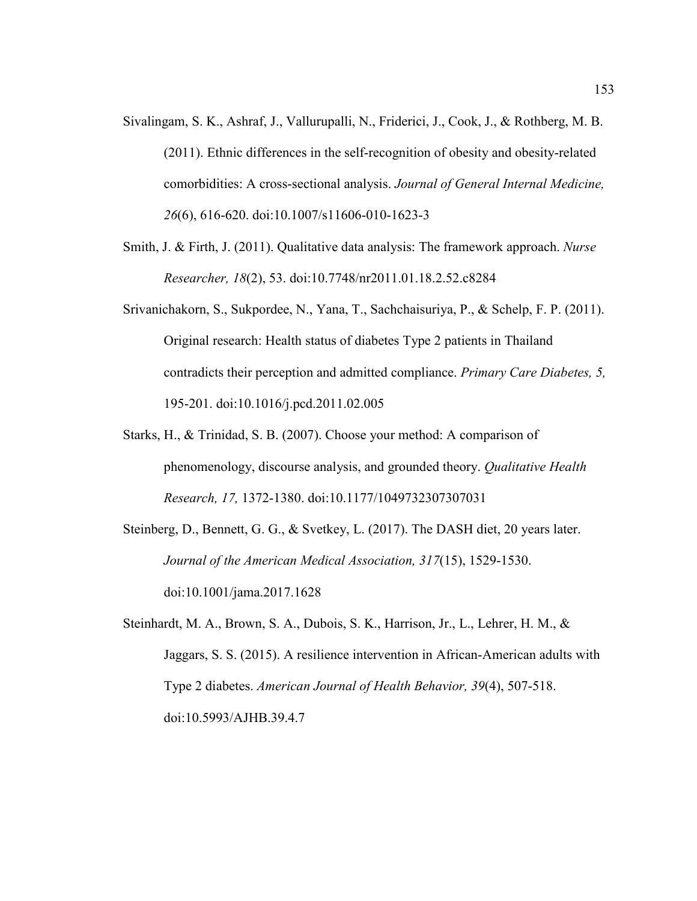Sivalingam, S. K., Ashraf, J., Vallurupalli, N., Friderici, J., Cook, J., & Rothberg, M. B. (2011). Ethnic differences in the self-recognition of obesity and obesity-related comorbidities: A cross-sectional analysis. *Journal of General Internal Medicine, 26*(6), 616-620. doi:10.1007/s11606-010-1623-3

Smith, J. & Firth, J. (2011). Qualitative data analysis: The framework approach. *Nurse Researcher, 18*(2), 53. doi:10.7748/nr2011.01.18.2.52.c8284

Srivanichakorn, S., Sukpordee, N., Yana, T., Sachchaisuriya, P., & Schelp, F. P. (2011). Original research: Health status of diabetes Type 2 patients in Thailand contradicts their perception and admitted compliance. *Primary Care Diabetes, 5,* 195-201. doi:10.1016/j.pcd.2011.02.005

Starks, H., & Trinidad, S. B. (2007). Choose your method: A comparison of phenomenology, discourse analysis, and grounded theory. *Qualitative Health Research, 17,* 1372-1380. doi:10.1177/1049732307307031

Steinberg, D., Bennett, G. G., & Svetkey, L. (2017). The DASH diet, 20 years later. *Journal of the American Medical Association, 317*(15), 1529-1530. doi:10.1001/jama.2017.1628

Steinhardt, M. A., Brown, S. A., Dubois, S. K., Harrison, Jr., L., Lehrer, H. M., & Jaggars, S. S. (2015). A resilience intervention in African-American adults with Type 2 diabetes. *American Journal of Health Behavior, 39*(4), 507-518. doi:10.5993/AJHB.39.4.7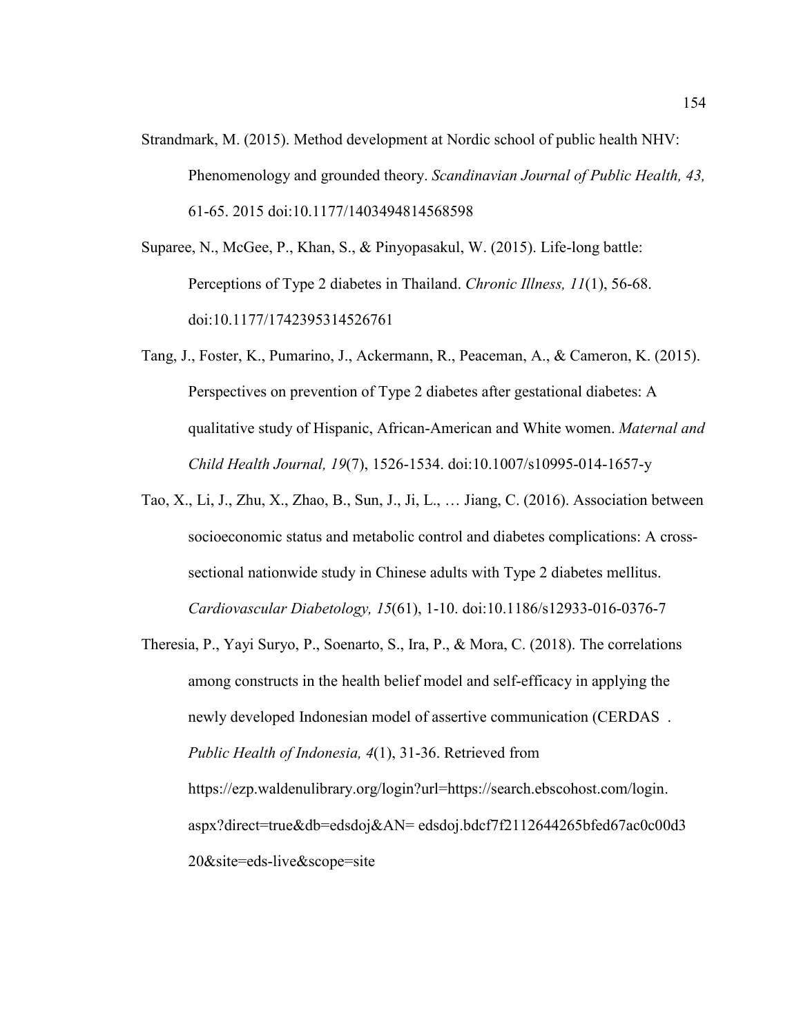Strandmark, M. (2015). Method development at Nordic school of public health NHV: Phenomenology and grounded theory. *Scandinavian Journal of Public Health, 43,* 61-65. 2015 doi:10.1177/1403494814568598

Suparee, N., McGee, P., Khan, S., & Pinyopasakul, W. (2015). Life-long battle: Perceptions of Type 2 diabetes in Thailand. *Chronic Illness, 11*(1), 56-68. doi:10.1177/1742395314526761

Tang, J., Foster, K., Pumarino, J., Ackermann, R., Peaceman, A., & Cameron, K. (2015). Perspectives on prevention of Type 2 diabetes after gestational diabetes: A qualitative study of Hispanic, African-American and White women. *Maternal and Child Health Journal, 19*(7), 1526-1534. doi:10.1007/s10995-014-1657-y

Tao, X., Li, J., Zhu, X., Zhao, B., Sun, J., Ji, L., … Jiang, C. (2016). Association between socioeconomic status and metabolic control and diabetes complications: A cross-sectional nationwide study in Chinese adults with Type 2 diabetes mellitus. *Cardiovascular Diabetology, 15*(61), 1-10. doi:10.1186/s12933-016-0376-7

Theresia, P., Yayi Suryo, P., Soenarto, S., Ira, P., & Mora, C. (2018). The correlations among constructs in the health belief model and self-efficacy in applying the newly developed Indonesian model of assertive communication (CERDAS . *Public Health of Indonesia, 4*(1), 31-36. Retrieved from https://ezp.waldenulibrary.org/login?url=https://search.ebscohost.com/login.aspx?direct=true&db=edsdoj&AN= edsdoj.bdcf7f2112644265bfed67ac0c00d320&site=eds-live&scope=site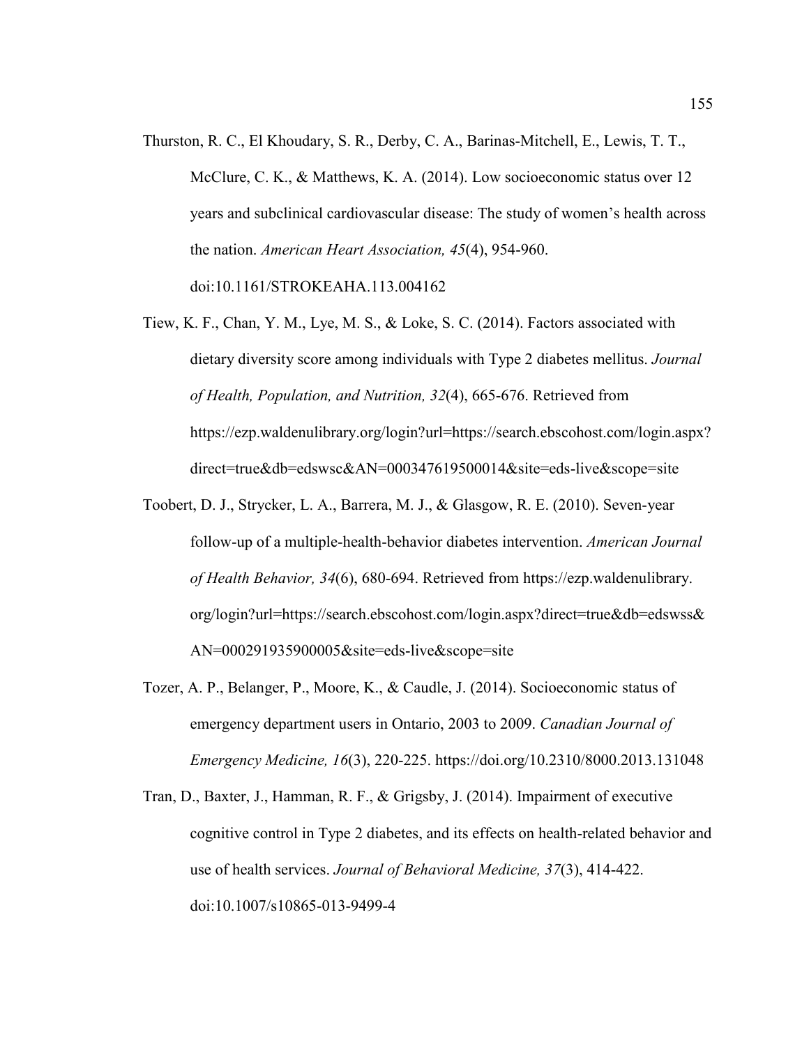Thurston, R. C., El Khoudary, S. R., Derby, C. A., Barinas-Mitchell, E., Lewis, T. T., McClure, C. K., & Matthews, K. A. (2014). Low socioeconomic status over 12 years and subclinical cardiovascular disease: The study of women's health across the nation. *American Heart Association, 45*(4), 954-960. doi:10.1161/STROKEAHA.113.004162

Tiew, K. F., Chan, Y. M., Lye, M. S., & Loke, S. C. (2014). Factors associated with dietary diversity score among individuals with Type 2 diabetes mellitus. *Journal of Health, Population, and Nutrition, 32*(4), 665-676. Retrieved from https://ezp.waldenulibrary.org/login?url=https://search.ebscohost.com/login.aspx?direct=true&db=edswsc&AN=000347619500014&site=eds-live&scope=site

Toobert, D. J., Strycker, L. A., Barrera, M. J., & Glasgow, R. E. (2010). Seven-year follow-up of a multiple-health-behavior diabetes intervention. *American Journal of Health Behavior, 34*(6), 680-694. Retrieved from https://ezp.waldenulibrary.org/login?url=https://search.ebscohost.com/login.aspx?direct=true&db=edswss&AN=000291935900005&site=eds-live&scope=site

Tozer, A. P., Belanger, P., Moore, K., & Caudle, J. (2014). Socioeconomic status of emergency department users in Ontario, 2003 to 2009. *Canadian Journal of Emergency Medicine, 16*(3), 220-225. https://doi.org/10.2310/8000.2013.131048

Tran, D., Baxter, J., Hamman, R. F., & Grigsby, J. (2014). Impairment of executive cognitive control in Type 2 diabetes, and its effects on health-related behavior and use of health services. *Journal of Behavioral Medicine, 37*(3), 414-422. doi:10.1007/s10865-013-9499-4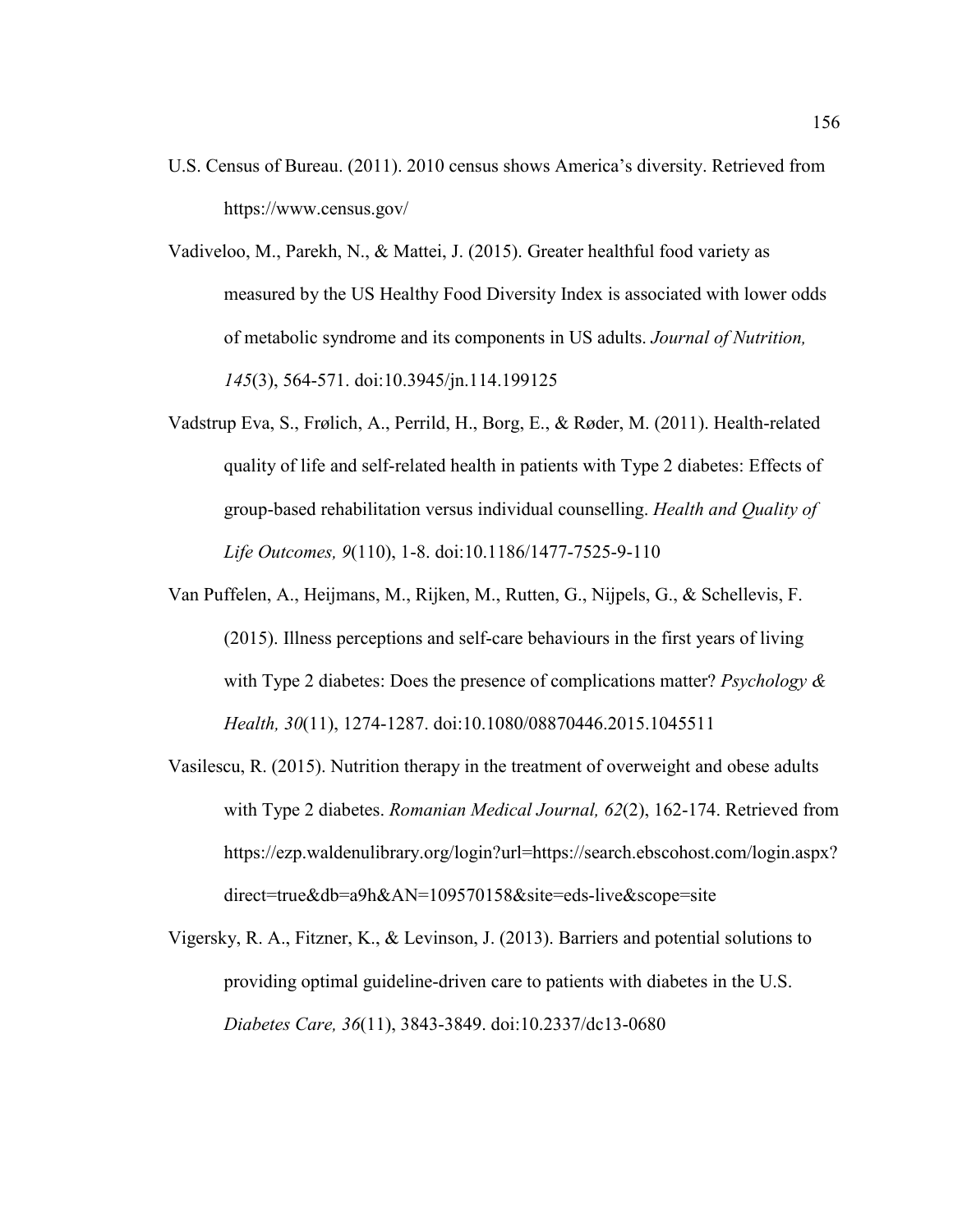U.S. Census of Bureau. (2011). 2010 census shows America's diversity. Retrieved from https://www.census.gov/

Vadiveloo, M., Parekh, N., & Mattei, J. (2015). Greater healthful food variety as measured by the US Healthy Food Diversity Index is associated with lower odds of metabolic syndrome and its components in US adults. *Journal of Nutrition, 145*(3), 564-571. doi:10.3945/jn.114.199125

Vadstrup Eva, S., Frølich, A., Perrild, H., Borg, E., & Røder, M. (2011). Health-related quality of life and self-related health in patients with Type 2 diabetes: Effects of group-based rehabilitation versus individual counselling. *Health and Quality of Life Outcomes, 9*(110), 1-8. doi:10.1186/1477-7525-9-110

Van Puffelen, A., Heijmans, M., Rijken, M., Rutten, G., Nijpels, G., & Schellevis, F. (2015). Illness perceptions and self-care behaviours in the first years of living with Type 2 diabetes: Does the presence of complications matter? *Psychology & Health, 30*(11), 1274-1287. doi:10.1080/08870446.2015.1045511

Vasilescu, R. (2015). Nutrition therapy in the treatment of overweight and obese adults with Type 2 diabetes. *Romanian Medical Journal, 62*(2), 162-174. Retrieved from https://ezp.waldenulibrary.org/login?url=https://search.ebscohost.com/login.aspx?direct=true&db=a9h&AN=109570158&site=eds-live&scope=site

Vigersky, R. A., Fitzner, K., & Levinson, J. (2013). Barriers and potential solutions to providing optimal guideline-driven care to patients with diabetes in the U.S. *Diabetes Care, 36*(11), 3843-3849. doi:10.2337/dc13-0680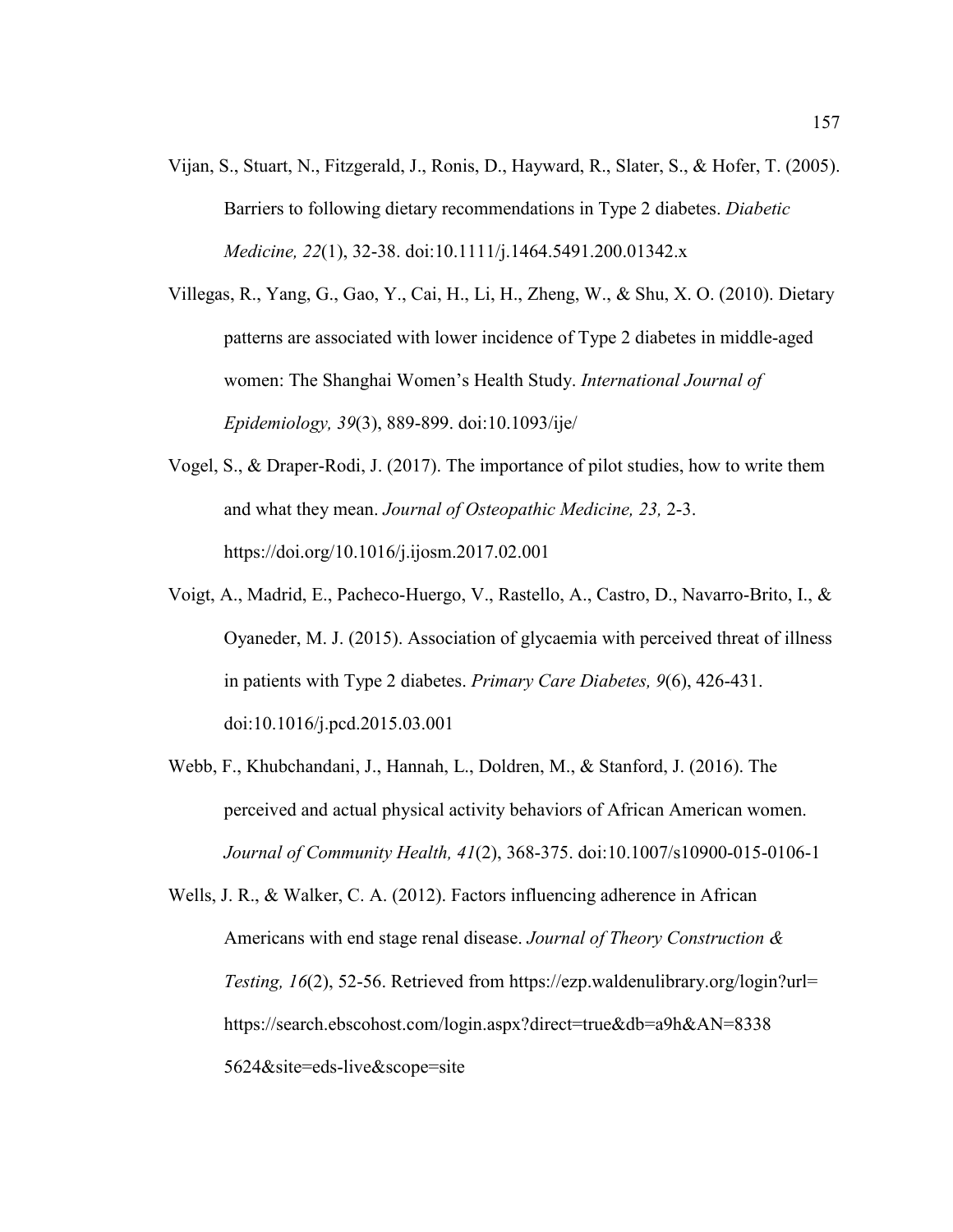Vijan, S., Stuart, N., Fitzgerald, J., Ronis, D., Hayward, R., Slater, S., & Hofer, T. (2005). Barriers to following dietary recommendations in Type 2 diabetes. *Diabetic Medicine, 22*(1), 32-38. doi:10.1111/j.1464.5491.200.01342.x

Villegas, R., Yang, G., Gao, Y., Cai, H., Li, H., Zheng, W., & Shu, X. O. (2010). Dietary patterns are associated with lower incidence of Type 2 diabetes in middle-aged women: The Shanghai Women's Health Study. *International Journal of Epidemiology, 39*(3), 889-899. doi:10.1093/ije/

Vogel, S., & Draper-Rodi, J. (2017). The importance of pilot studies, how to write them and what they mean. *Journal of Osteopathic Medicine, 23,* 2-3. https://doi.org/10.1016/j.ijosm.2017.02.001

Voigt, A., Madrid, E., Pacheco-Huergo, V., Rastello, A., Castro, D., Navarro-Brito, I., & Oyaneder, M. J. (2015). Association of glycaemia with perceived threat of illness in patients with Type 2 diabetes. *Primary Care Diabetes, 9*(6), 426-431. doi:10.1016/j.pcd.2015.03.001

Webb, F., Khubchandani, J., Hannah, L., Doldren, M., & Stanford, J. (2016). The perceived and actual physical activity behaviors of African American women. *Journal of Community Health, 41*(2), 368-375. doi:10.1007/s10900-015-0106-1

Wells, J. R., & Walker, C. A. (2012). Factors influencing adherence in African Americans with end stage renal disease. *Journal of Theory Construction & Testing, 16*(2), 52-56. Retrieved from https://ezp.waldenulibrary.org/login?url= https://search.ebscohost.com/login.aspx?direct=true&db=a9h&AN=8338 5624&site=eds-live&scope=site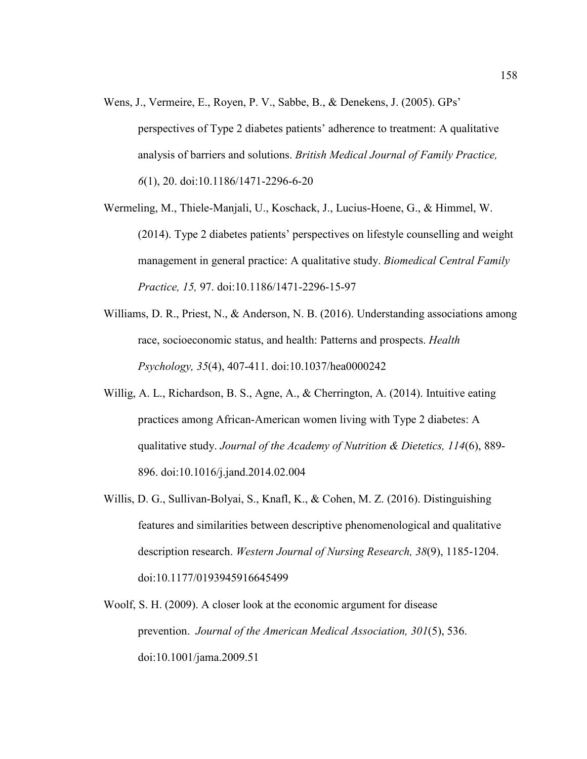Wens, J., Vermeire, E., Royen, P. V., Sabbe, B., & Denekens, J. (2005). GPs' perspectives of Type 2 diabetes patients' adherence to treatment: A qualitative analysis of barriers and solutions. *British Medical Journal of Family Practice, 6*(1), 20. doi:10.1186/1471-2296-6-20

Wermeling, M., Thiele-Manjali, U., Koschack, J., Lucius-Hoene, G., & Himmel, W. (2014). Type 2 diabetes patients' perspectives on lifestyle counselling and weight management in general practice: A qualitative study. *Biomedical Central Family Practice, 15,* 97. doi:10.1186/1471-2296-15-97

Williams, D. R., Priest, N., & Anderson, N. B. (2016). Understanding associations among race, socioeconomic status, and health: Patterns and prospects. *Health Psychology, 35*(4), 407-411. doi:10.1037/hea0000242

Willig, A. L., Richardson, B. S., Agne, A., & Cherrington, A. (2014). Intuitive eating practices among African-American women living with Type 2 diabetes: A qualitative study. *Journal of the Academy of Nutrition & Dietetics, 114*(6), 889-896. doi:10.1016/j.jand.2014.02.004

Willis, D. G., Sullivan-Bolyai, S., Knafl, K., & Cohen, M. Z. (2016). Distinguishing features and similarities between descriptive phenomenological and qualitative description research. *Western Journal of Nursing Research, 38*(9), 1185-1204. doi:10.1177/0193945916645499

Woolf, S. H. (2009). A closer look at the economic argument for disease prevention. *Journal of the American Medical Association, 301*(5), 536. doi:10.1001/jama.2009.51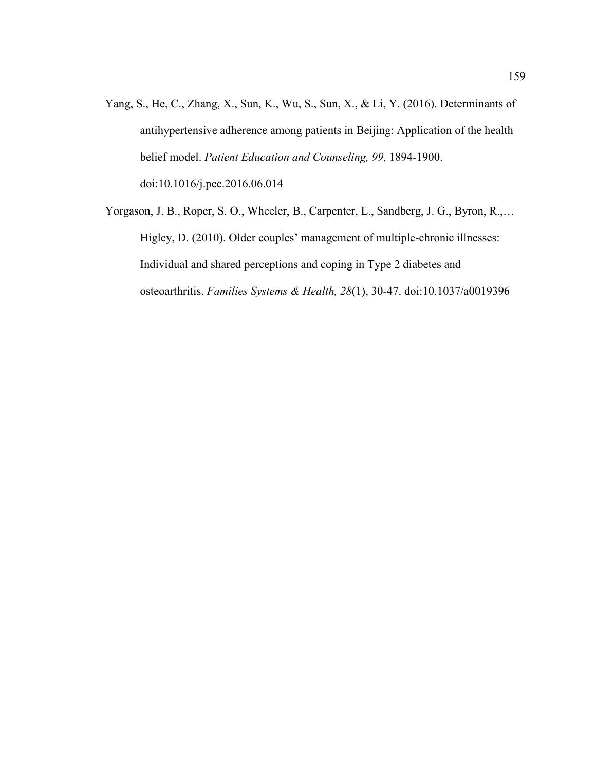Yang, S., He, C., Zhang, X., Sun, K., Wu, S., Sun, X., & Li, Y. (2016). Determinants of antihypertensive adherence among patients in Beijing: Application of the health belief model. *Patient Education and Counseling, 99,* 1894-1900. doi:10.1016/j.pec.2016.06.014

Yorgason, J. B., Roper, S. O., Wheeler, B., Carpenter, L., Sandberg, J. G., Byron, R.,… Higley, D. (2010). Older couples' management of multiple-chronic illnesses: Individual and shared perceptions and coping in Type 2 diabetes and osteoarthritis. *Families Systems & Health, 28*(1), 30-47. doi:10.1037/a0019396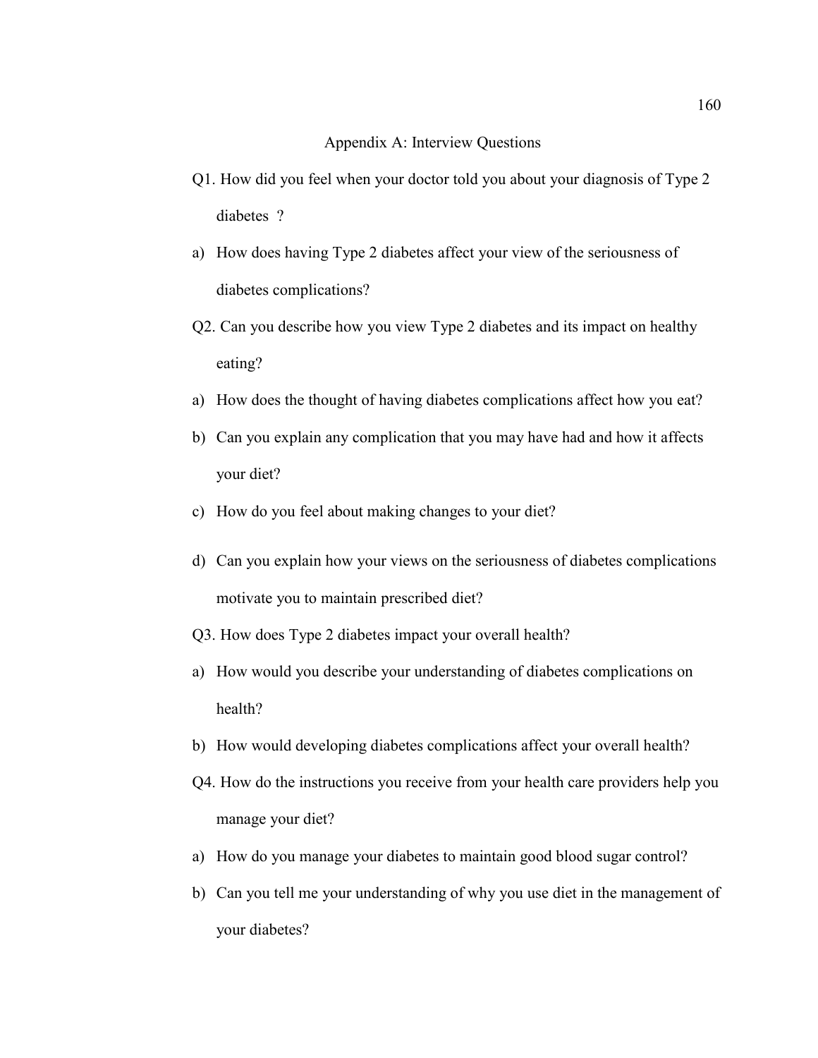# Appendix A: Interview Questions

Q1. How did you feel when your doctor told you about your diagnosis of Type 2 diabetes ?

a) How does having Type 2 diabetes affect your view of the seriousness of diabetes complications?

Q2. Can you describe how you view Type 2 diabetes and its impact on healthy eating?

a) How does the thought of having diabetes complications affect how you eat?

b) Can you explain any complication that you may have had and how it affects your diet?

c) How do you feel about making changes to your diet?

d) Can you explain how your views on the seriousness of diabetes complications motivate you to maintain prescribed diet?

Q3. How does Type 2 diabetes impact your overall health?

a) How would you describe your understanding of diabetes complications on health?

b) How would developing diabetes complications affect your overall health?

Q4. How do the instructions you receive from your health care providers help you manage your diet?

a) How do you manage your diabetes to maintain good blood sugar control?

b) Can you tell me your understanding of why you use diet in the management of your diabetes?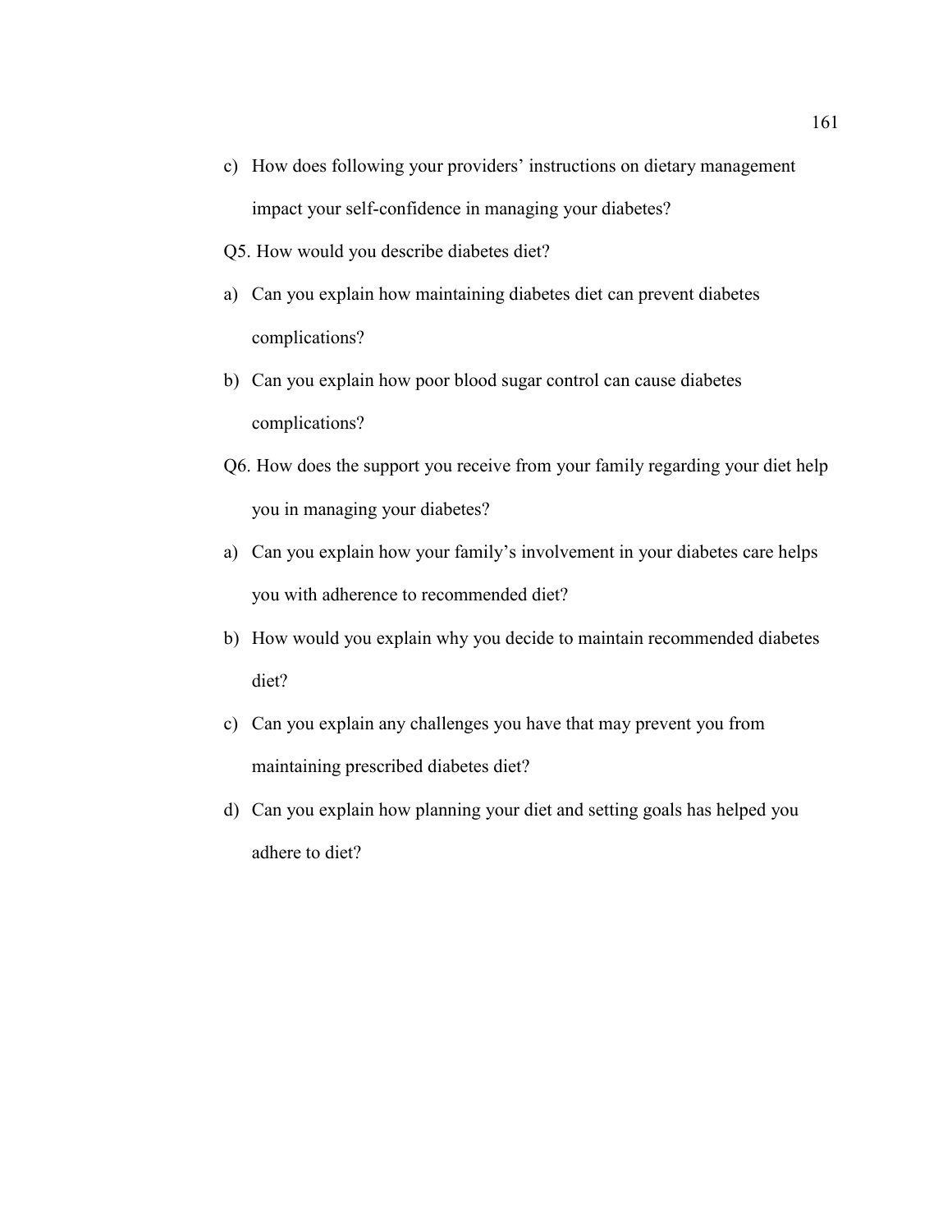c) How does following your providers' instructions on dietary management impact your self-confidence in managing your diabetes?

Q5. How would you describe diabetes diet?

a) Can you explain how maintaining diabetes diet can prevent diabetes complications?

b) Can you explain how poor blood sugar control can cause diabetes complications?

Q6. How does the support you receive from your family regarding your diet help you in managing your diabetes?

a) Can you explain how your family's involvement in your diabetes care helps you with adherence to recommended diet?

b) How would you explain why you decide to maintain recommended diabetes diet?

c) Can you explain any challenges you have that may prevent you from maintaining prescribed diabetes diet?

d) Can you explain how planning your diet and setting goals has helped you adhere to diet?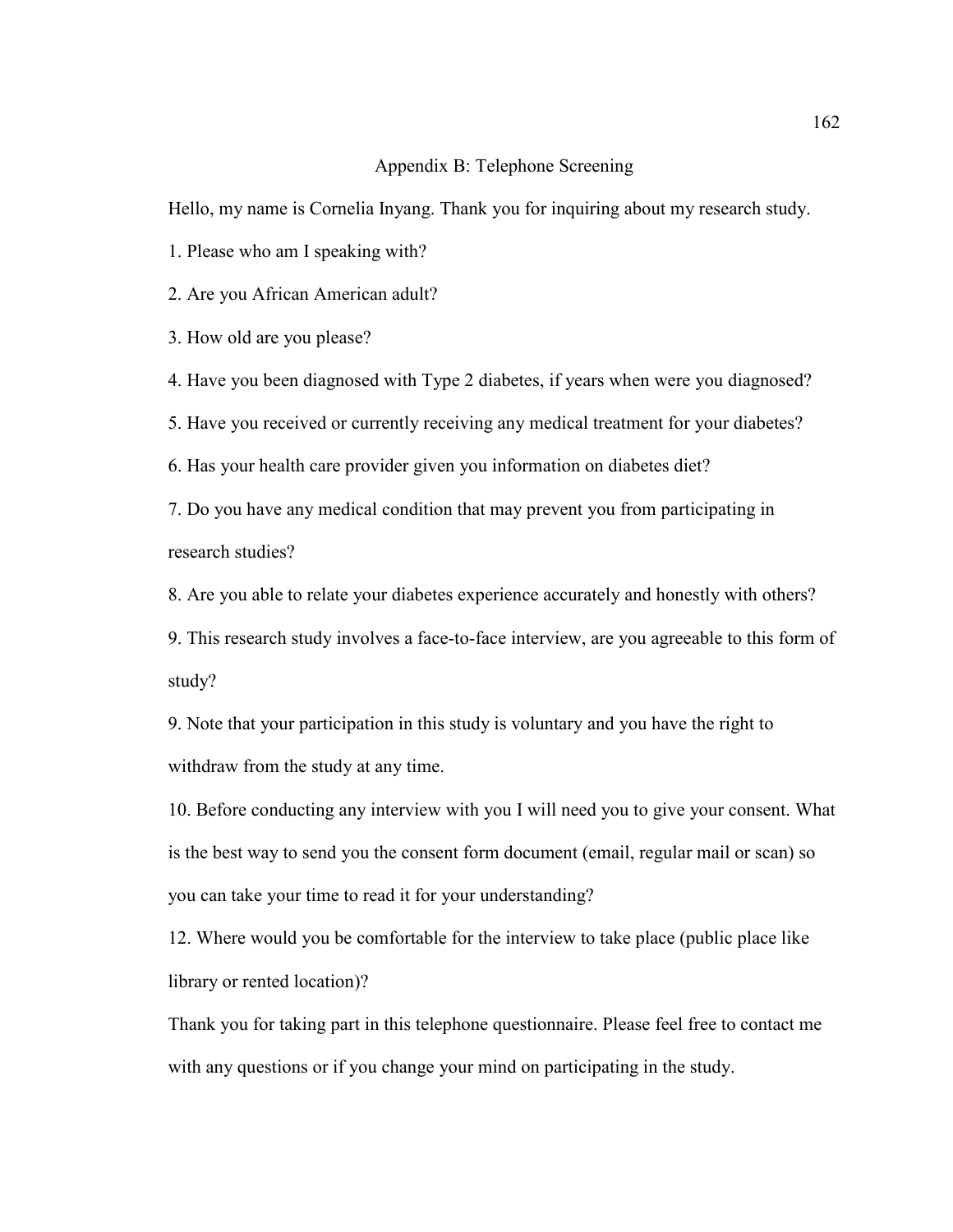# Appendix B: Telephone Screening

Hello, my name is Cornelia Inyang. Thank you for inquiring about my research study.

1. Please who am I speaking with?

2. Are you African American adult?

3. How old are you please?

4. Have you been diagnosed with Type 2 diabetes, if years when were you diagnosed?

5. Have you received or currently receiving any medical treatment for your diabetes?

6. Has your health care provider given you information on diabetes diet?

7. Do you have any medical condition that may prevent you from participating in research studies?

8. Are you able to relate your diabetes experience accurately and honestly with others?

9. This research study involves a face-to-face interview, are you agreeable to this form of study?

9. Note that your participation in this study is voluntary and you have the right to withdraw from the study at any time.

10. Before conducting any interview with you I will need you to give your consent. What is the best way to send you the consent form document (email, regular mail or scan) so you can take your time to read it for your understanding?

12. Where would you be comfortable for the interview to take place (public place like library or rented location)?

Thank you for taking part in this telephone questionnaire. Please feel free to contact me with any questions or if you change your mind on participating in the study.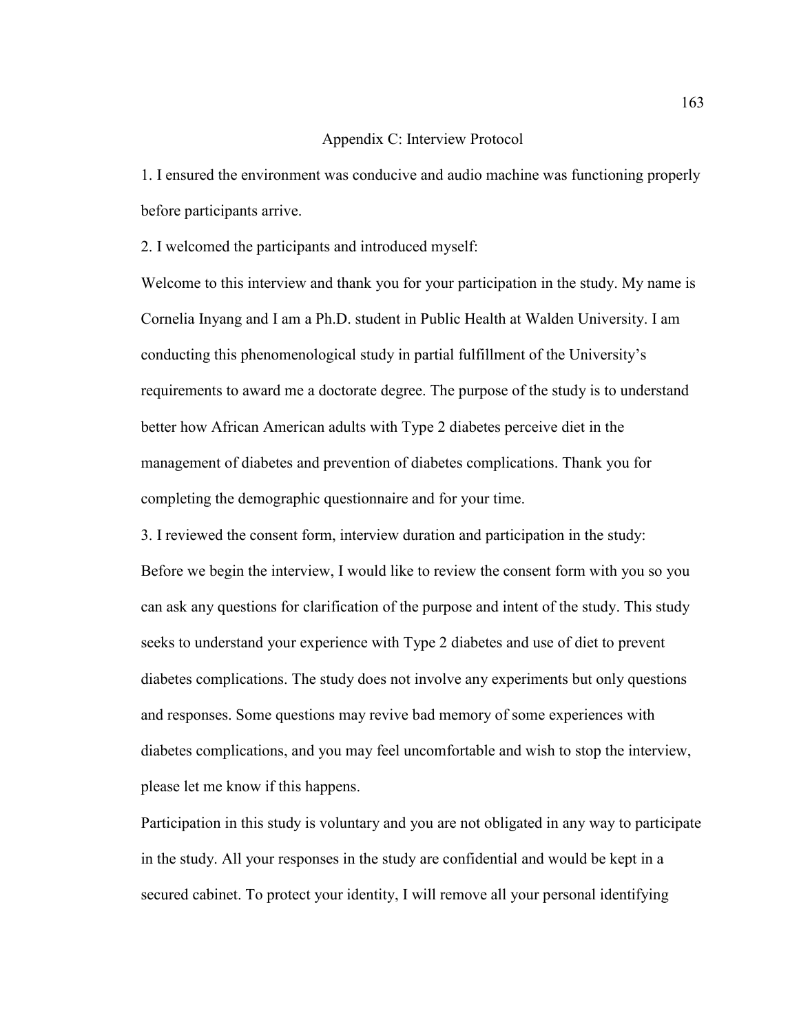# Appendix C: Interview Protocol

1. I ensured the environment was conducive and audio machine was functioning properly before participants arrive.

2. I welcomed the participants and introduced myself:

Welcome to this interview and thank you for your participation in the study. My name is Cornelia Inyang and I am a Ph.D. student in Public Health at Walden University. I am conducting this phenomenological study in partial fulfillment of the University's requirements to award me a doctorate degree. The purpose of the study is to understand better how African American adults with Type 2 diabetes perceive diet in the management of diabetes and prevention of diabetes complications. Thank you for completing the demographic questionnaire and for your time.

3. I reviewed the consent form, interview duration and participation in the study:

Before we begin the interview, I would like to review the consent form with you so you can ask any questions for clarification of the purpose and intent of the study. This study seeks to understand your experience with Type 2 diabetes and use of diet to prevent diabetes complications. The study does not involve any experiments but only questions and responses. Some questions may revive bad memory of some experiences with diabetes complications, and you may feel uncomfortable and wish to stop the interview, please let me know if this happens.

Participation in this study is voluntary and you are not obligated in any way to participate in the study. All your responses in the study are confidential and would be kept in a secured cabinet. To protect your identity, I will remove all your personal identifying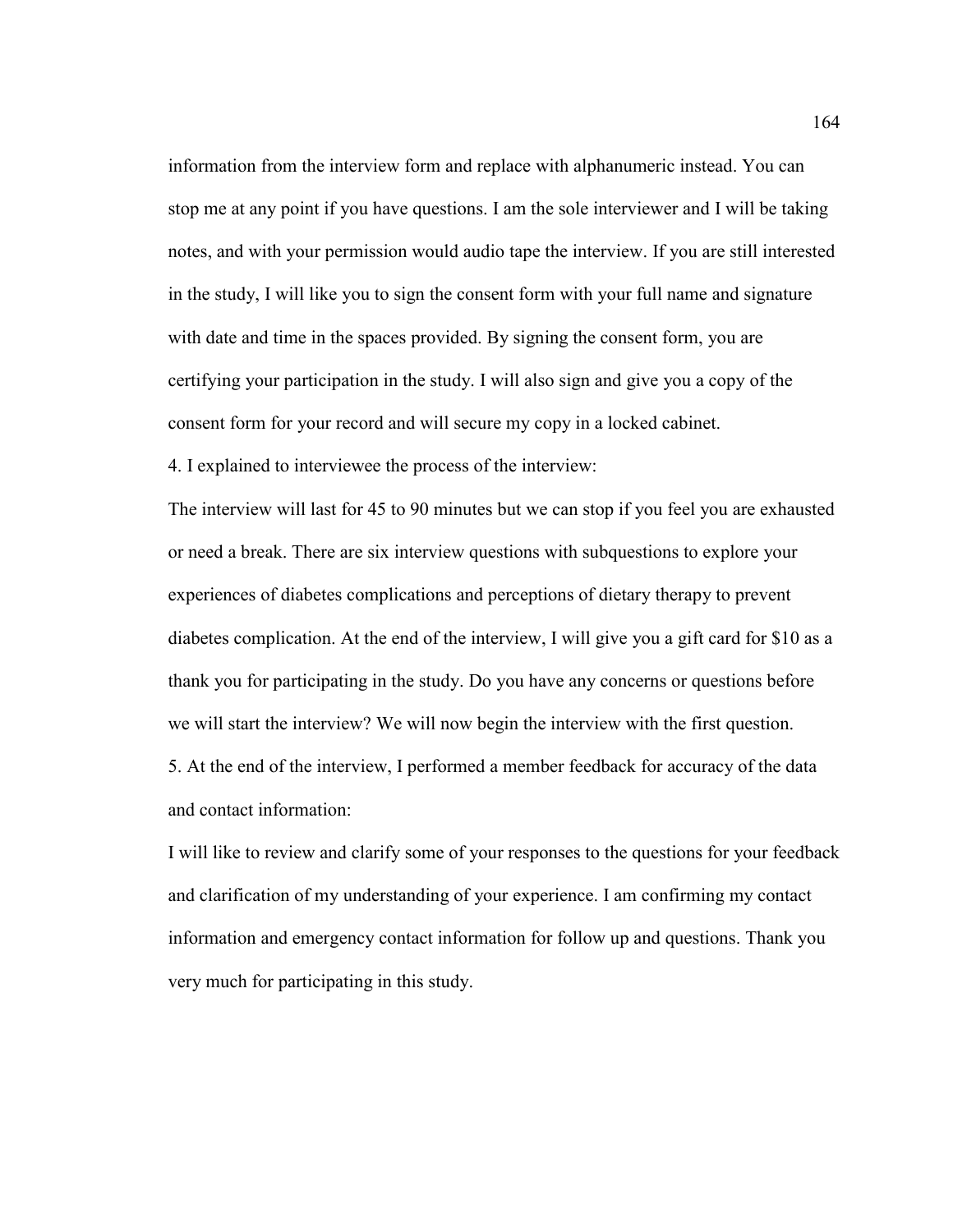information from the interview form and replace with alphanumeric instead. You can stop me at any point if you have questions. I am the sole interviewer and I will be taking notes, and with your permission would audio tape the interview. If you are still interested in the study, I will like you to sign the consent form with your full name and signature with date and time in the spaces provided. By signing the consent form, you are certifying your participation in the study. I will also sign and give you a copy of the consent form for your record and will secure my copy in a locked cabinet.

4. I explained to interviewee the process of the interview:

The interview will last for 45 to 90 minutes but we can stop if you feel you are exhausted or need a break. There are six interview questions with subquestions to explore your experiences of diabetes complications and perceptions of dietary therapy to prevent diabetes complication. At the end of the interview, I will give you a gift card for $10 as a thank you for participating in the study. Do you have any concerns or questions before we will start the interview? We will now begin the interview with the first question.

5. At the end of the interview, I performed a member feedback for accuracy of the data and contact information:

I will like to review and clarify some of your responses to the questions for your feedback and clarification of my understanding of your experience. I am confirming my contact information and emergency contact information for follow up and questions. Thank you very much for participating in this study.